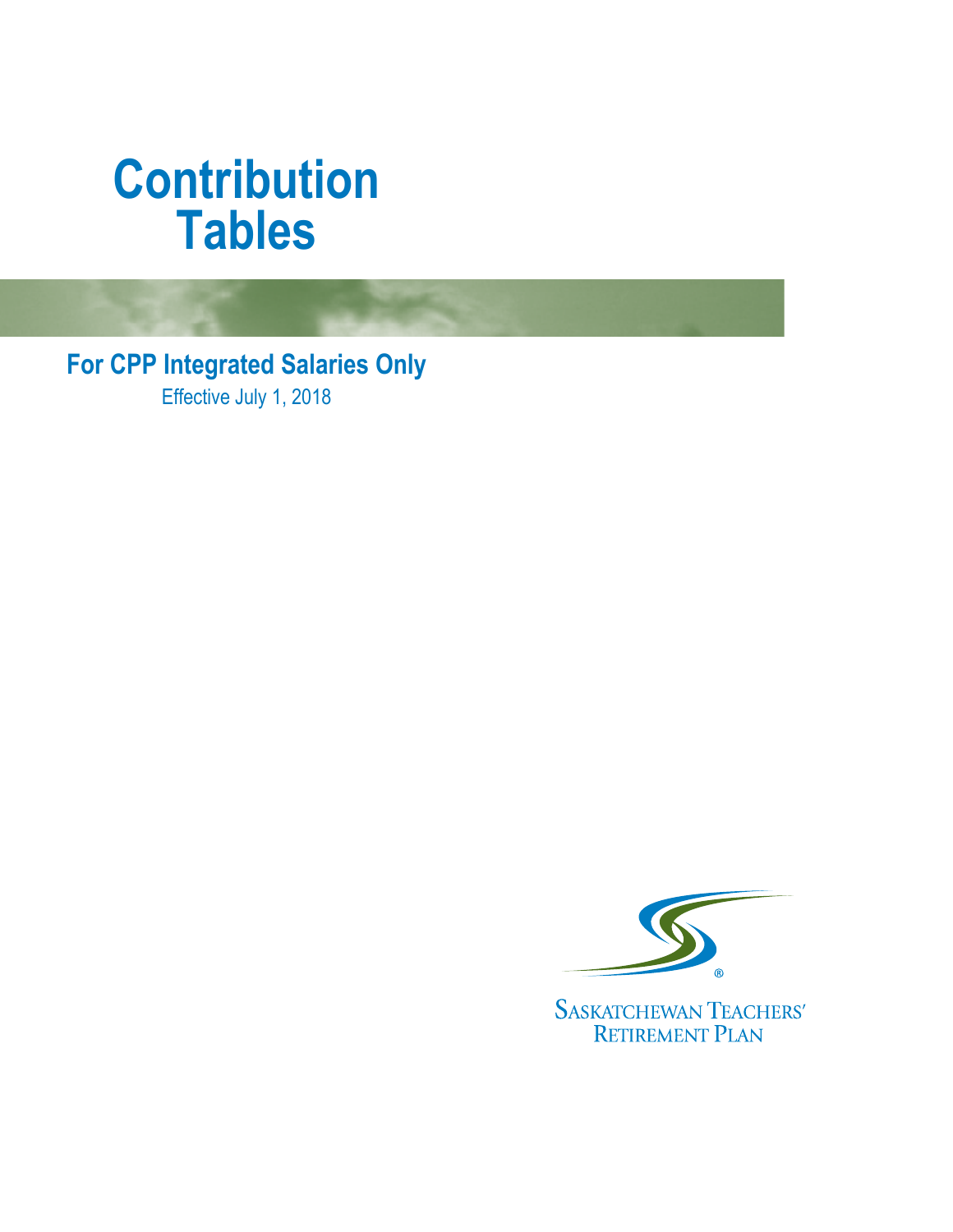# Contribution Tables

## For CPP Integrated Salaries Only

Effective July 1, 2018

Saskatchewan Teachers' Retirement Plan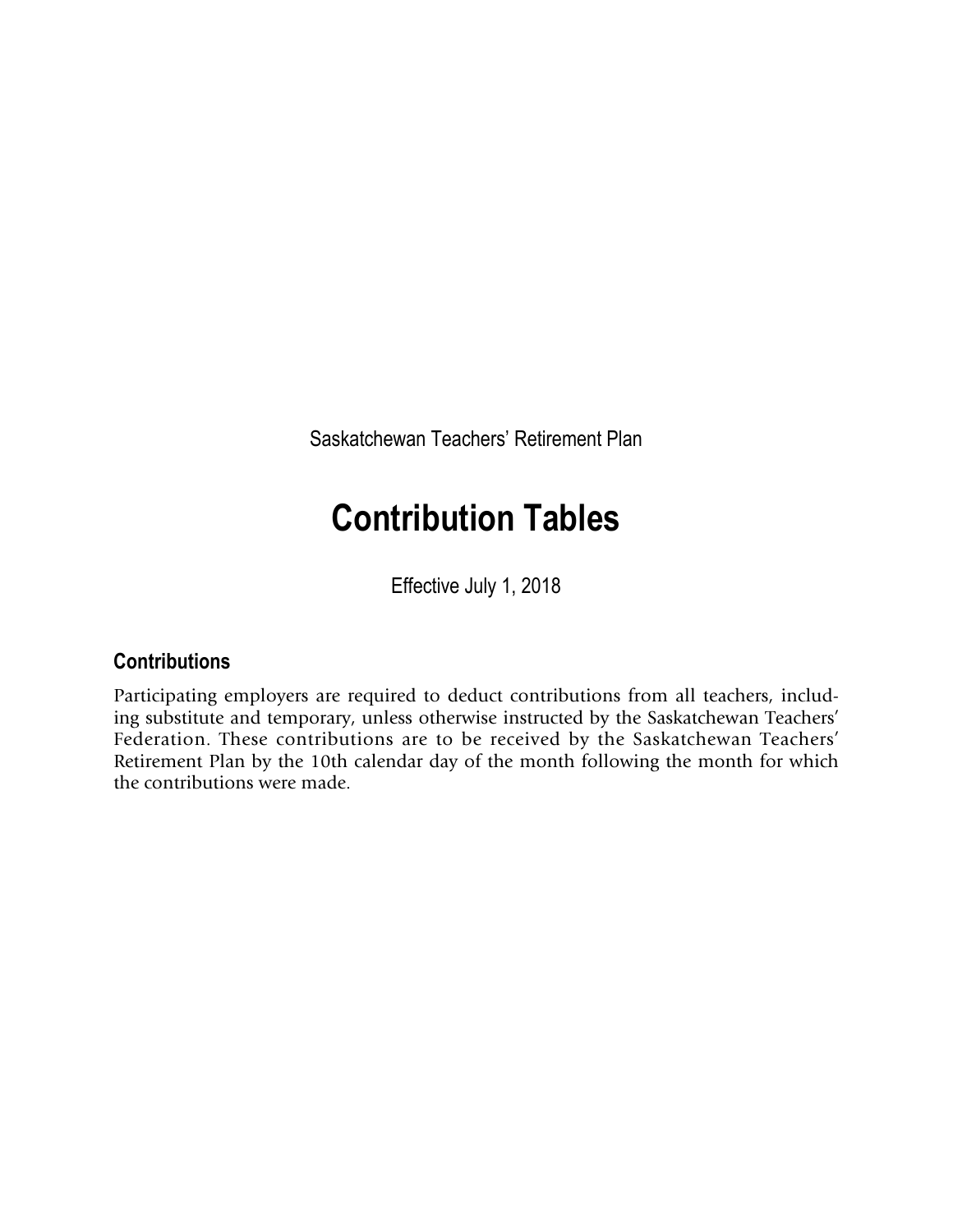Saskatchewan Teachers' Retirement Plan

# Contribution Tables

Effective July 1, 2018

## Contributions

Participating employers are required to deduct contributions from all teachers, including substitute and temporary, unless otherwise instructed by the Saskatchewan Teachers' Federation. These contributions are to be received by the Saskatchewan Teachers' Retirement Plan by the 10th calendar day of the month following the month for which the contributions were made.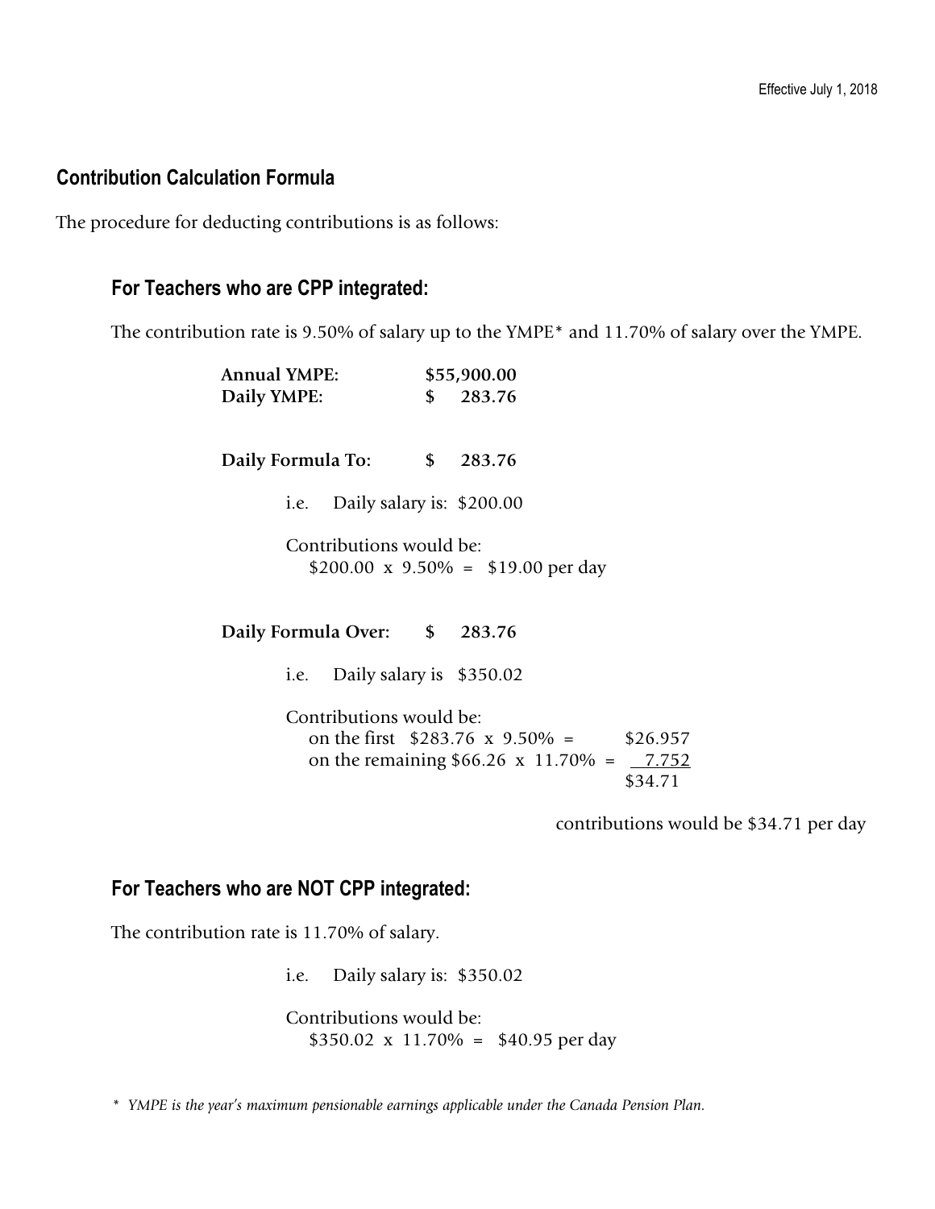Effective July 1, 2018

## Contribution Calculation Formula

The procedure for deducting contributions is as follows:

### For Teachers who are CPP integrated:

The contribution rate is 9.50% of salary up to the YMPE* and 11.70% of salary over the YMPE.

**Annual YMPE:** **$55,900.00**
**Daily YMPE:** **$ 283.76**

**Daily Formula To:** **$ 283.76**

i.e. Daily salary is: $200.00

Contributions would be:
$200.00 x 9.50% = $19.00 per day

**Daily Formula Over:** **$ 283.76**

i.e. Daily salary is $350.02

Contributions would be:
on the first $283.76 x 9.50% = $26.957
on the remaining $66.26 x 11.70% = 7.752
$34.71

contributions would be $34.71 per day

### For Teachers who are NOT CPP integrated:

The contribution rate is 11.70% of salary.

i.e. Daily salary is: $350.02

Contributions would be:
$350.02 x 11.70% = $40.95 per day

*\* YMPE is the year's maximum pensionable earnings applicable under the Canada Pension Plan.*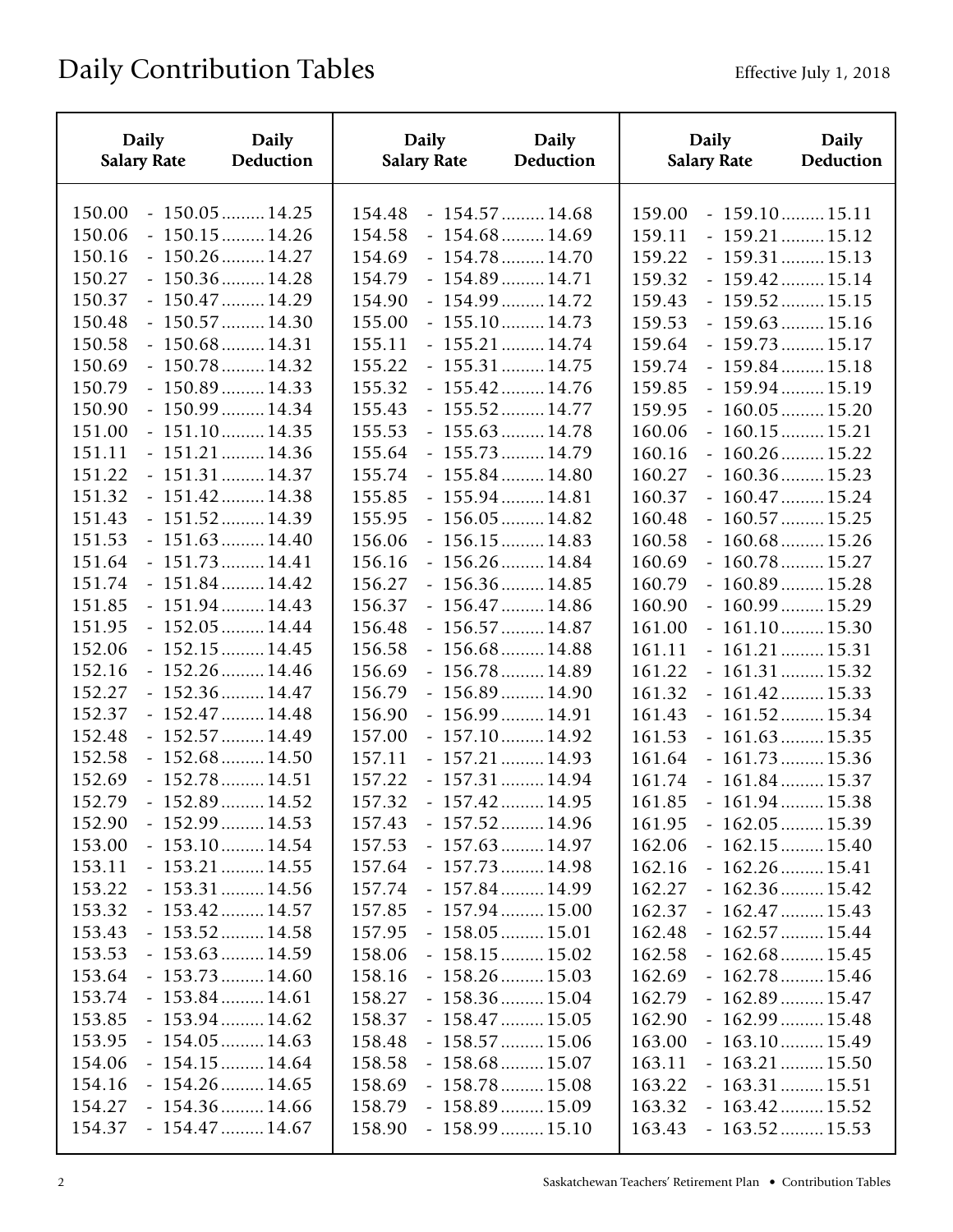# Daily Contribution Tables

Effective July 1, 2018

| Daily Salary Rate | Daily Deduction |
|---|---|
| 150.00 - 150.05 | 14.25 |
| 150.06 - 150.15 | 14.26 |
| 150.16 - 150.26 | 14.27 |
| 150.27 - 150.36 | 14.28 |
| 150.37 - 150.47 | 14.29 |
| 150.48 - 150.57 | 14.30 |
| 150.58 - 150.68 | 14.31 |
| 150.69 - 150.78 | 14.32 |
| 150.79 - 150.89 | 14.33 |
| 150.90 - 150.99 | 14.34 |
| 151.00 - 151.10 | 14.35 |
| 151.11 - 151.21 | 14.36 |
| 151.22 - 151.31 | 14.37 |
| 151.32 - 151.42 | 14.38 |
| 151.43 - 151.52 | 14.39 |
| 151.53 - 151.63 | 14.40 |
| 151.64 - 151.73 | 14.41 |
| 151.74 - 151.84 | 14.42 |
| 151.85 - 151.94 | 14.43 |
| 151.95 - 152.05 | 14.44 |
| 152.06 - 152.15 | 14.45 |
| 152.16 - 152.26 | 14.46 |
| 152.27 - 152.36 | 14.47 |
| 152.37 - 152.47 | 14.48 |
| 152.48 - 152.57 | 14.49 |
| 152.58 - 152.68 | 14.50 |
| 152.69 - 152.78 | 14.51 |
| 152.79 - 152.89 | 14.52 |
| 152.90 - 152.99 | 14.53 |
| 153.00 - 153.10 | 14.54 |
| 153.11 - 153.21 | 14.55 |
| 153.22 - 153.31 | 14.56 |
| 153.32 - 153.42 | 14.57 |
| 153.43 - 153.52 | 14.58 |
| 153.53 - 153.63 | 14.59 |
| 153.64 - 153.73 | 14.60 |
| 153.74 - 153.84 | 14.61 |
| 153.85 - 153.94 | 14.62 |
| 153.95 - 154.05 | 14.63 |
| 154.06 - 154.15 | 14.64 |
| 154.16 - 154.26 | 14.65 |
| 154.27 - 154.36 | 14.66 |
| 154.37 - 154.47 | 14.67 |
| 154.48 - 154.57 | 14.68 |
| 154.58 - 154.68 | 14.69 |
| 154.69 - 154.78 | 14.70 |
| 154.79 - 154.89 | 14.71 |
| 154.90 - 154.99 | 14.72 |
| 155.00 - 155.10 | 14.73 |
| 155.11 - 155.21 | 14.74 |
| 155.22 - 155.31 | 14.75 |
| 155.32 - 155.42 | 14.76 |
| 155.43 - 155.52 | 14.77 |
| 155.53 - 155.63 | 14.78 |
| 155.64 - 155.73 | 14.79 |
| 155.74 - 155.84 | 14.80 |
| 155.85 - 155.94 | 14.81 |
| 155.95 - 156.05 | 14.82 |
| 156.06 - 156.15 | 14.83 |
| 156.16 - 156.26 | 14.84 |
| 156.27 - 156.36 | 14.85 |
| 156.37 - 156.47 | 14.86 |
| 156.48 - 156.57 | 14.87 |
| 156.58 - 156.68 | 14.88 |
| 156.69 - 156.78 | 14.89 |
| 156.79 - 156.89 | 14.90 |
| 156.90 - 156.99 | 14.91 |
| 157.00 - 157.10 | 14.92 |
| 157.11 - 157.21 | 14.93 |
| 157.22 - 157.31 | 14.94 |
| 157.32 - 157.42 | 14.95 |
| 157.43 - 157.52 | 14.96 |
| 157.53 - 157.63 | 14.97 |
| 157.64 - 157.73 | 14.98 |
| 157.74 - 157.84 | 14.99 |
| 157.85 - 157.94 | 15.00 |
| 157.95 - 158.05 | 15.01 |
| 158.06 - 158.15 | 15.02 |
| 158.16 - 158.26 | 15.03 |
| 158.27 - 158.36 | 15.04 |
| 158.37 - 158.47 | 15.05 |
| 158.48 - 158.57 | 15.06 |
| 158.58 - 158.68 | 15.07 |
| 158.69 - 158.78 | 15.08 |
| 158.79 - 158.89 | 15.09 |
| 158.90 - 158.99 | 15.10 |
| 159.00 - 159.10 | 15.11 |
| 159.11 - 159.21 | 15.12 |
| 159.22 - 159.31 | 15.13 |
| 159.32 - 159.42 | 15.14 |
| 159.43 - 159.52 | 15.15 |
| 159.53 - 159.63 | 15.16 |
| 159.64 - 159.73 | 15.17 |
| 159.74 - 159.84 | 15.18 |
| 159.85 - 159.94 | 15.19 |
| 159.95 - 160.05 | 15.20 |
| 160.06 - 160.15 | 15.21 |
| 160.16 - 160.26 | 15.22 |
| 160.27 - 160.36 | 15.23 |
| 160.37 - 160.47 | 15.24 |
| 160.48 - 160.57 | 15.25 |
| 160.58 - 160.68 | 15.26 |
| 160.69 - 160.78 | 15.27 |
| 160.79 - 160.89 | 15.28 |
| 160.90 - 160.99 | 15.29 |
| 161.00 - 161.10 | 15.30 |
| 161.11 - 161.21 | 15.31 |
| 161.22 - 161.31 | 15.32 |
| 161.32 - 161.42 | 15.33 |
| 161.43 - 161.52 | 15.34 |
| 161.53 - 161.63 | 15.35 |
| 161.64 - 161.73 | 15.36 |
| 161.74 - 161.84 | 15.37 |
| 161.85 - 161.94 | 15.38 |
| 161.95 - 162.05 | 15.39 |
| 162.06 - 162.15 | 15.40 |
| 162.16 - 162.26 | 15.41 |
| 162.27 - 162.36 | 15.42 |
| 162.37 - 162.47 | 15.43 |
| 162.48 - 162.57 | 15.44 |
| 162.58 - 162.68 | 15.45 |
| 162.69 - 162.78 | 15.46 |
| 162.79 - 162.89 | 15.47 |
| 162.90 - 162.99 | 15.48 |
| 163.00 - 163.10 | 15.49 |
| 163.11 - 163.21 | 15.50 |
| 163.22 - 163.31 | 15.51 |
| 163.32 - 163.42 | 15.52 |
| 163.43 - 163.52 | 15.53 |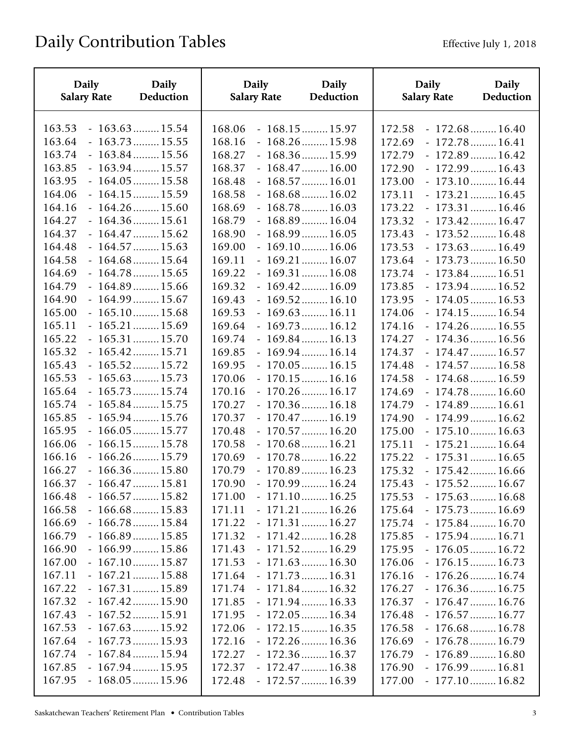# Daily Contribution Tables

Effective July 1, 2018

| Daily Salary Rate | Daily Deduction | Daily Salary Rate | Daily Deduction | Daily Salary Rate | Daily Deduction |
|---|---|---|---|---|---|
| 163.53 - 163.63 | 15.54 | 168.06 - 168.15 | 15.97 | 172.58 - 172.68 | 16.40 |
| 163.64 - 163.73 | 15.55 | 168.16 - 168.26 | 15.98 | 172.69 - 172.78 | 16.41 |
| 163.74 - 163.84 | 15.56 | 168.27 - 168.36 | 15.99 | 172.79 - 172.89 | 16.42 |
| 163.85 - 163.94 | 15.57 | 168.37 - 168.47 | 16.00 | 172.90 - 172.99 | 16.43 |
| 163.95 - 164.05 | 15.58 | 168.48 - 168.57 | 16.01 | 173.00 - 173.10 | 16.44 |
| 164.06 - 164.15 | 15.59 | 168.58 - 168.68 | 16.02 | 173.11 - 173.21 | 16.45 |
| 164.16 - 164.26 | 15.60 | 168.69 - 168.78 | 16.03 | 173.22 - 173.31 | 16.46 |
| 164.27 - 164.36 | 15.61 | 168.79 - 168.89 | 16.04 | 173.32 - 173.42 | 16.47 |
| 164.37 - 164.47 | 15.62 | 168.90 - 168.99 | 16.05 | 173.43 - 173.52 | 16.48 |
| 164.48 - 164.57 | 15.63 | 169.00 - 169.10 | 16.06 | 173.53 - 173.63 | 16.49 |
| 164.58 - 164.68 | 15.64 | 169.11 - 169.21 | 16.07 | 173.64 - 173.73 | 16.50 |
| 164.69 - 164.78 | 15.65 | 169.22 - 169.31 | 16.08 | 173.74 - 173.84 | 16.51 |
| 164.79 - 164.89 | 15.66 | 169.32 - 169.42 | 16.09 | 173.85 - 173.94 | 16.52 |
| 164.90 - 164.99 | 15.67 | 169.43 - 169.52 | 16.10 | 173.95 - 174.05 | 16.53 |
| 165.00 - 165.10 | 15.68 | 169.53 - 169.63 | 16.11 | 174.06 - 174.15 | 16.54 |
| 165.11 - 165.21 | 15.69 | 169.64 - 169.73 | 16.12 | 174.16 - 174.26 | 16.55 |
| 165.22 - 165.31 | 15.70 | 169.74 - 169.84 | 16.13 | 174.27 - 174.36 | 16.56 |
| 165.32 - 165.42 | 15.71 | 169.85 - 169.94 | 16.14 | 174.37 - 174.47 | 16.57 |
| 165.43 - 165.52 | 15.72 | 169.95 - 170.05 | 16.15 | 174.48 - 174.57 | 16.58 |
| 165.53 - 165.63 | 15.73 | 170.06 - 170.15 | 16.16 | 174.58 - 174.68 | 16.59 |
| 165.64 - 165.73 | 15.74 | 170.16 - 170.26 | 16.17 | 174.69 - 174.78 | 16.60 |
| 165.74 - 165.84 | 15.75 | 170.27 - 170.36 | 16.18 | 174.79 - 174.89 | 16.61 |
| 165.85 - 165.94 | 15.76 | 170.37 - 170.47 | 16.19 | 174.90 - 174.99 | 16.62 |
| 165.95 - 166.05 | 15.77 | 170.48 - 170.57 | 16.20 | 175.00 - 175.10 | 16.63 |
| 166.06 - 166.15 | 15.78 | 170.58 - 170.68 | 16.21 | 175.11 - 175.21 | 16.64 |
| 166.16 - 166.26 | 15.79 | 170.69 - 170.78 | 16.22 | 175.22 - 175.31 | 16.65 |
| 166.27 - 166.36 | 15.80 | 170.79 - 170.89 | 16.23 | 175.32 - 175.42 | 16.66 |
| 166.37 - 166.47 | 15.81 | 170.90 - 170.99 | 16.24 | 175.43 - 175.52 | 16.67 |
| 166.48 - 166.57 | 15.82 | 171.00 - 171.10 | 16.25 | 175.53 - 175.63 | 16.68 |
| 166.58 - 166.68 | 15.83 | 171.11 - 171.21 | 16.26 | 175.64 - 175.73 | 16.69 |
| 166.69 - 166.78 | 15.84 | 171.22 - 171.31 | 16.27 | 175.74 - 175.84 | 16.70 |
| 166.79 - 166.89 | 15.85 | 171.32 - 171.42 | 16.28 | 175.85 - 175.94 | 16.71 |
| 166.90 - 166.99 | 15.86 | 171.43 - 171.52 | 16.29 | 175.95 - 176.05 | 16.72 |
| 167.00 - 167.10 | 15.87 | 171.53 - 171.63 | 16.30 | 176.06 - 176.15 | 16.73 |
| 167.11 - 167.21 | 15.88 | 171.64 - 171.73 | 16.31 | 176.16 - 176.26 | 16.74 |
| 167.22 - 167.31 | 15.89 | 171.74 - 171.84 | 16.32 | 176.27 - 176.36 | 16.75 |
| 167.32 - 167.42 | 15.90 | 171.85 - 171.94 | 16.33 | 176.37 - 176.47 | 16.76 |
| 167.43 - 167.52 | 15.91 | 171.95 - 172.05 | 16.34 | 176.48 - 176.57 | 16.77 |
| 167.53 - 167.63 | 15.92 | 172.06 - 172.15 | 16.35 | 176.58 - 176.68 | 16.78 |
| 167.64 - 167.73 | 15.93 | 172.16 - 172.26 | 16.36 | 176.69 - 176.78 | 16.79 |
| 167.74 - 167.84 | 15.94 | 172.27 - 172.36 | 16.37 | 176.79 - 176.89 | 16.80 |
| 167.85 - 167.94 | 15.95 | 172.37 - 172.47 | 16.38 | 176.90 - 176.99 | 16.81 |
| 167.95 - 168.05 | 15.96 | 172.48 - 172.57 | 16.39 | 177.00 - 177.10 | 16.82 |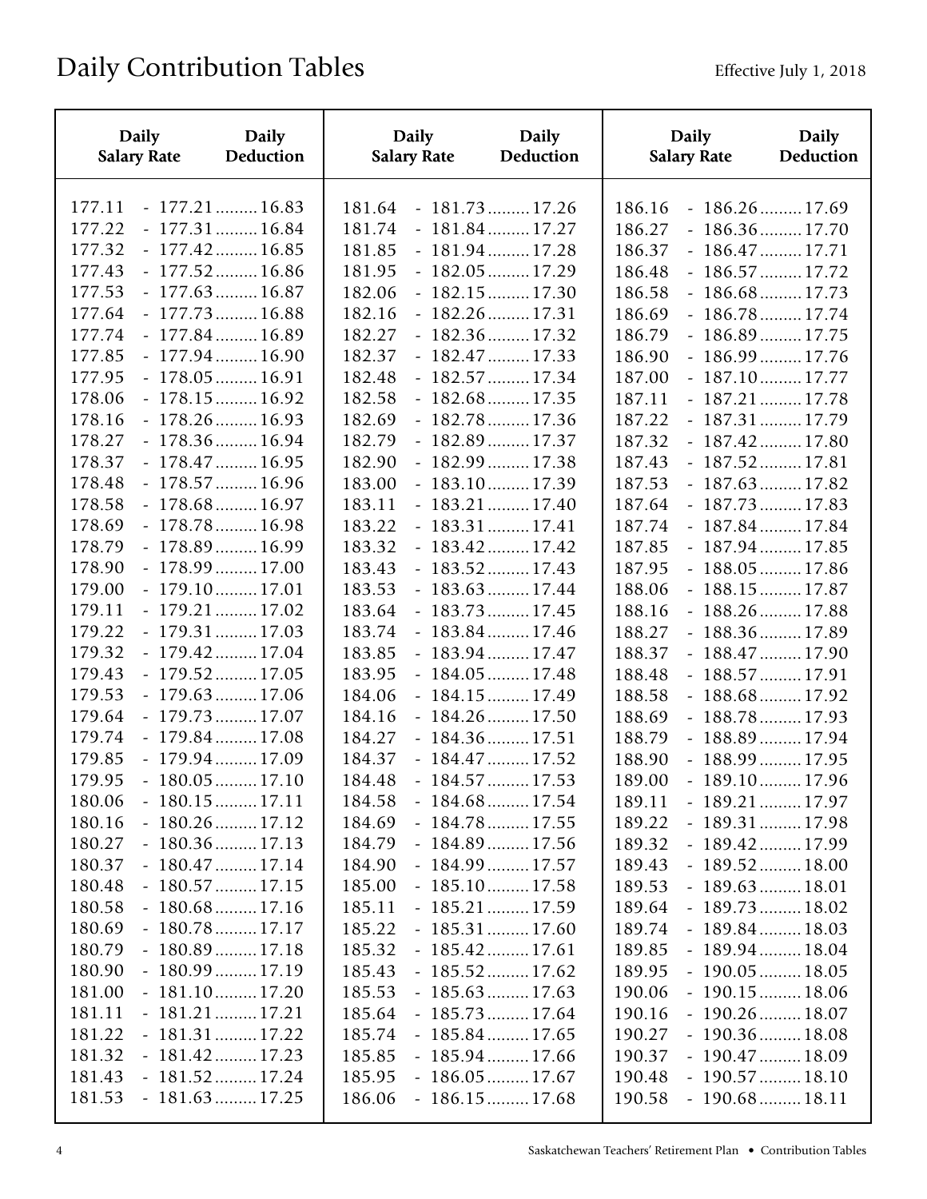# Daily Contribution Tables

Effective July 1, 2018

| Daily Salary Rate | Daily Deduction |
|---|---|
| 177.11 - 177.21 | 16.83 |
| 177.22 - 177.31 | 16.84 |
| 177.32 - 177.42 | 16.85 |
| 177.43 - 177.52 | 16.86 |
| 177.53 - 177.63 | 16.87 |
| 177.64 - 177.73 | 16.88 |
| 177.74 - 177.84 | 16.89 |
| 177.85 - 177.94 | 16.90 |
| 177.95 - 178.05 | 16.91 |
| 178.06 - 178.15 | 16.92 |
| 178.16 - 178.26 | 16.93 |
| 178.27 - 178.36 | 16.94 |
| 178.37 - 178.47 | 16.95 |
| 178.48 - 178.57 | 16.96 |
| 178.58 - 178.68 | 16.97 |
| 178.69 - 178.78 | 16.98 |
| 178.79 - 178.89 | 16.99 |
| 178.90 - 178.99 | 17.00 |
| 179.00 - 179.10 | 17.01 |
| 179.11 - 179.21 | 17.02 |
| 179.22 - 179.31 | 17.03 |
| 179.32 - 179.42 | 17.04 |
| 179.43 - 179.52 | 17.05 |
| 179.53 - 179.63 | 17.06 |
| 179.64 - 179.73 | 17.07 |
| 179.74 - 179.84 | 17.08 |
| 179.85 - 179.94 | 17.09 |
| 179.95 - 180.05 | 17.10 |
| 180.06 - 180.15 | 17.11 |
| 180.16 - 180.26 | 17.12 |
| 180.27 - 180.36 | 17.13 |
| 180.37 - 180.47 | 17.14 |
| 180.48 - 180.57 | 17.15 |
| 180.58 - 180.68 | 17.16 |
| 180.69 - 180.78 | 17.17 |
| 180.79 - 180.89 | 17.18 |
| 180.90 - 180.99 | 17.19 |
| 181.00 - 181.10 | 17.20 |
| 181.11 - 181.21 | 17.21 |
| 181.22 - 181.31 | 17.22 |
| 181.32 - 181.42 | 17.23 |
| 181.43 - 181.52 | 17.24 |
| 181.53 - 181.63 | 17.25 |
| 181.64 - 181.73 | 17.26 |
| 181.74 - 181.84 | 17.27 |
| 181.85 - 181.94 | 17.28 |
| 181.95 - 182.05 | 17.29 |
| 182.06 - 182.15 | 17.30 |
| 182.16 - 182.26 | 17.31 |
| 182.27 - 182.36 | 17.32 |
| 182.37 - 182.47 | 17.33 |
| 182.48 - 182.57 | 17.34 |
| 182.58 - 182.68 | 17.35 |
| 182.69 - 182.78 | 17.36 |
| 182.79 - 182.89 | 17.37 |
| 182.90 - 182.99 | 17.38 |
| 183.00 - 183.10 | 17.39 |
| 183.11 - 183.21 | 17.40 |
| 183.22 - 183.31 | 17.41 |
| 183.32 - 183.42 | 17.42 |
| 183.43 - 183.52 | 17.43 |
| 183.53 - 183.63 | 17.44 |
| 183.64 - 183.73 | 17.45 |
| 183.74 - 183.84 | 17.46 |
| 183.85 - 183.94 | 17.47 |
| 183.95 - 184.05 | 17.48 |
| 184.06 - 184.15 | 17.49 |
| 184.16 - 184.26 | 17.50 |
| 184.27 - 184.36 | 17.51 |
| 184.37 - 184.47 | 17.52 |
| 184.48 - 184.57 | 17.53 |
| 184.58 - 184.68 | 17.54 |
| 184.69 - 184.78 | 17.55 |
| 184.79 - 184.89 | 17.56 |
| 184.90 - 184.99 | 17.57 |
| 185.00 - 185.10 | 17.58 |
| 185.11 - 185.21 | 17.59 |
| 185.22 - 185.31 | 17.60 |
| 185.32 - 185.42 | 17.61 |
| 185.43 - 185.52 | 17.62 |
| 185.53 - 185.63 | 17.63 |
| 185.64 - 185.73 | 17.64 |
| 185.74 - 185.84 | 17.65 |
| 185.85 - 185.94 | 17.66 |
| 185.95 - 186.05 | 17.67 |
| 186.06 - 186.15 | 17.68 |
| 186.16 - 186.26 | 17.69 |
| 186.27 - 186.36 | 17.70 |
| 186.37 - 186.47 | 17.71 |
| 186.48 - 186.57 | 17.72 |
| 186.58 - 186.68 | 17.73 |
| 186.69 - 186.78 | 17.74 |
| 186.79 - 186.89 | 17.75 |
| 186.90 - 186.99 | 17.76 |
| 187.00 - 187.10 | 17.77 |
| 187.11 - 187.21 | 17.78 |
| 187.22 - 187.31 | 17.79 |
| 187.32 - 187.42 | 17.80 |
| 187.43 - 187.52 | 17.81 |
| 187.53 - 187.63 | 17.82 |
| 187.64 - 187.73 | 17.83 |
| 187.74 - 187.84 | 17.84 |
| 187.85 - 187.94 | 17.85 |
| 187.95 - 188.05 | 17.86 |
| 188.06 - 188.15 | 17.87 |
| 188.16 - 188.26 | 17.88 |
| 188.27 - 188.36 | 17.89 |
| 188.37 - 188.47 | 17.90 |
| 188.48 - 188.57 | 17.91 |
| 188.58 - 188.68 | 17.92 |
| 188.69 - 188.78 | 17.93 |
| 188.79 - 188.89 | 17.94 |
| 188.90 - 188.99 | 17.95 |
| 189.00 - 189.10 | 17.96 |
| 189.11 - 189.21 | 17.97 |
| 189.22 - 189.31 | 17.98 |
| 189.32 - 189.42 | 17.99 |
| 189.43 - 189.52 | 18.00 |
| 189.53 - 189.63 | 18.01 |
| 189.64 - 189.73 | 18.02 |
| 189.74 - 189.84 | 18.03 |
| 189.85 - 189.94 | 18.04 |
| 189.95 - 190.05 | 18.05 |
| 190.06 - 190.15 | 18.06 |
| 190.16 - 190.26 | 18.07 |
| 190.27 - 190.36 | 18.08 |
| 190.37 - 190.47 | 18.09 |
| 190.48 - 190.57 | 18.10 |
| 190.58 - 190.68 | 18.11 |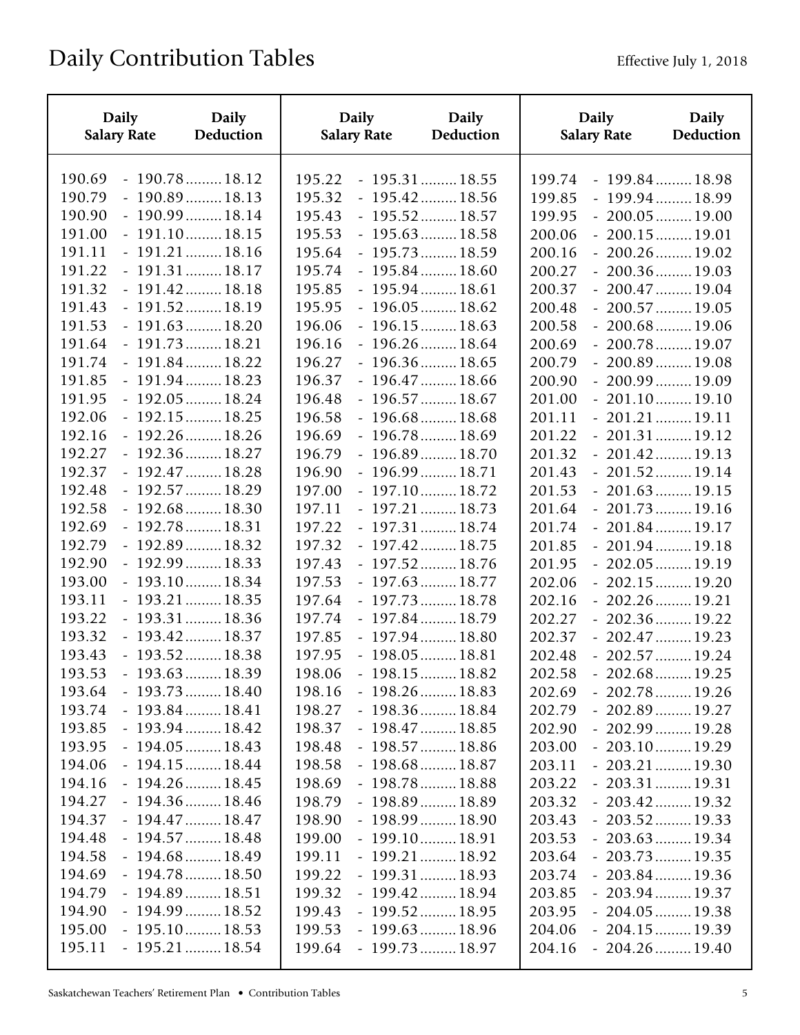# Daily Contribution Tables

Effective July 1, 2018

| Daily Salary Rate | Daily Deduction | Daily Salary Rate | Daily Deduction | Daily Salary Rate | Daily Deduction |
|---|---|---|---|---|---|
| 190.69 - 190.78 | 18.12 | 195.22 - 195.31 | 18.55 | 199.74 - 199.84 | 18.98 |
| 190.79 - 190.89 | 18.13 | 195.32 - 195.42 | 18.56 | 199.85 - 199.94 | 18.99 |
| 190.90 - 190.99 | 18.14 | 195.43 - 195.52 | 18.57 | 199.95 - 200.05 | 19.00 |
| 191.00 - 191.10 | 18.15 | 195.53 - 195.63 | 18.58 | 200.06 - 200.15 | 19.01 |
| 191.11 - 191.21 | 18.16 | 195.64 - 195.73 | 18.59 | 200.16 - 200.26 | 19.02 |
| 191.22 - 191.31 | 18.17 | 195.74 - 195.84 | 18.60 | 200.27 - 200.36 | 19.03 |
| 191.32 - 191.42 | 18.18 | 195.85 - 195.94 | 18.61 | 200.37 - 200.47 | 19.04 |
| 191.43 - 191.52 | 18.19 | 195.95 - 196.05 | 18.62 | 200.48 - 200.57 | 19.05 |
| 191.53 - 191.63 | 18.20 | 196.06 - 196.15 | 18.63 | 200.58 - 200.68 | 19.06 |
| 191.64 - 191.73 | 18.21 | 196.16 - 196.26 | 18.64 | 200.69 - 200.78 | 19.07 |
| 191.74 - 191.84 | 18.22 | 196.27 - 196.36 | 18.65 | 200.79 - 200.89 | 19.08 |
| 191.85 - 191.94 | 18.23 | 196.37 - 196.47 | 18.66 | 200.90 - 200.99 | 19.09 |
| 191.95 - 192.05 | 18.24 | 196.48 - 196.57 | 18.67 | 201.00 - 201.10 | 19.10 |
| 192.06 - 192.15 | 18.25 | 196.58 - 196.68 | 18.68 | 201.11 - 201.21 | 19.11 |
| 192.16 - 192.26 | 18.26 | 196.69 - 196.78 | 18.69 | 201.22 - 201.31 | 19.12 |
| 192.27 - 192.36 | 18.27 | 196.79 - 196.89 | 18.70 | 201.32 - 201.42 | 19.13 |
| 192.37 - 192.47 | 18.28 | 196.90 - 196.99 | 18.71 | 201.43 - 201.52 | 19.14 |
| 192.48 - 192.57 | 18.29 | 197.00 - 197.10 | 18.72 | 201.53 - 201.63 | 19.15 |
| 192.58 - 192.68 | 18.30 | 197.11 - 197.21 | 18.73 | 201.64 - 201.73 | 19.16 |
| 192.69 - 192.78 | 18.31 | 197.22 - 197.31 | 18.74 | 201.74 - 201.84 | 19.17 |
| 192.79 - 192.89 | 18.32 | 197.32 - 197.42 | 18.75 | 201.85 - 201.94 | 19.18 |
| 192.90 - 192.99 | 18.33 | 197.43 - 197.52 | 18.76 | 201.95 - 202.05 | 19.19 |
| 193.00 - 193.10 | 18.34 | 197.53 - 197.63 | 18.77 | 202.06 - 202.15 | 19.20 |
| 193.11 - 193.21 | 18.35 | 197.64 - 197.73 | 18.78 | 202.16 - 202.26 | 19.21 |
| 193.22 - 193.31 | 18.36 | 197.74 - 197.84 | 18.79 | 202.27 - 202.36 | 19.22 |
| 193.32 - 193.42 | 18.37 | 197.85 - 197.94 | 18.80 | 202.37 - 202.47 | 19.23 |
| 193.43 - 193.52 | 18.38 | 197.95 - 198.05 | 18.81 | 202.48 - 202.57 | 19.24 |
| 193.53 - 193.63 | 18.39 | 198.06 - 198.15 | 18.82 | 202.58 - 202.68 | 19.25 |
| 193.64 - 193.73 | 18.40 | 198.16 - 198.26 | 18.83 | 202.69 - 202.78 | 19.26 |
| 193.74 - 193.84 | 18.41 | 198.27 - 198.36 | 18.84 | 202.79 - 202.89 | 19.27 |
| 193.85 - 193.94 | 18.42 | 198.37 - 198.47 | 18.85 | 202.90 - 202.99 | 19.28 |
| 193.95 - 194.05 | 18.43 | 198.48 - 198.57 | 18.86 | 203.00 - 203.10 | 19.29 |
| 194.06 - 194.15 | 18.44 | 198.58 - 198.68 | 18.87 | 203.11 - 203.21 | 19.30 |
| 194.16 - 194.26 | 18.45 | 198.69 - 198.78 | 18.88 | 203.22 - 203.31 | 19.31 |
| 194.27 - 194.36 | 18.46 | 198.79 - 198.89 | 18.89 | 203.32 - 203.42 | 19.32 |
| 194.37 - 194.47 | 18.47 | 198.90 - 198.99 | 18.90 | 203.43 - 203.52 | 19.33 |
| 194.48 - 194.57 | 18.48 | 199.00 - 199.10 | 18.91 | 203.53 - 203.63 | 19.34 |
| 194.58 - 194.68 | 18.49 | 199.11 - 199.21 | 18.92 | 203.64 - 203.73 | 19.35 |
| 194.69 - 194.78 | 18.50 | 199.22 - 199.31 | 18.93 | 203.74 - 203.84 | 19.36 |
| 194.79 - 194.89 | 18.51 | 199.32 - 199.42 | 18.94 | 203.85 - 203.94 | 19.37 |
| 194.90 - 194.99 | 18.52 | 199.43 - 199.52 | 18.95 | 203.95 - 204.05 | 19.38 |
| 195.00 - 195.10 | 18.53 | 199.53 - 199.63 | 18.96 | 204.06 - 204.15 | 19.39 |
| 195.11 - 195.21 | 18.54 | 199.64 - 199.73 | 18.97 | 204.16 - 204.26 | 19.40 |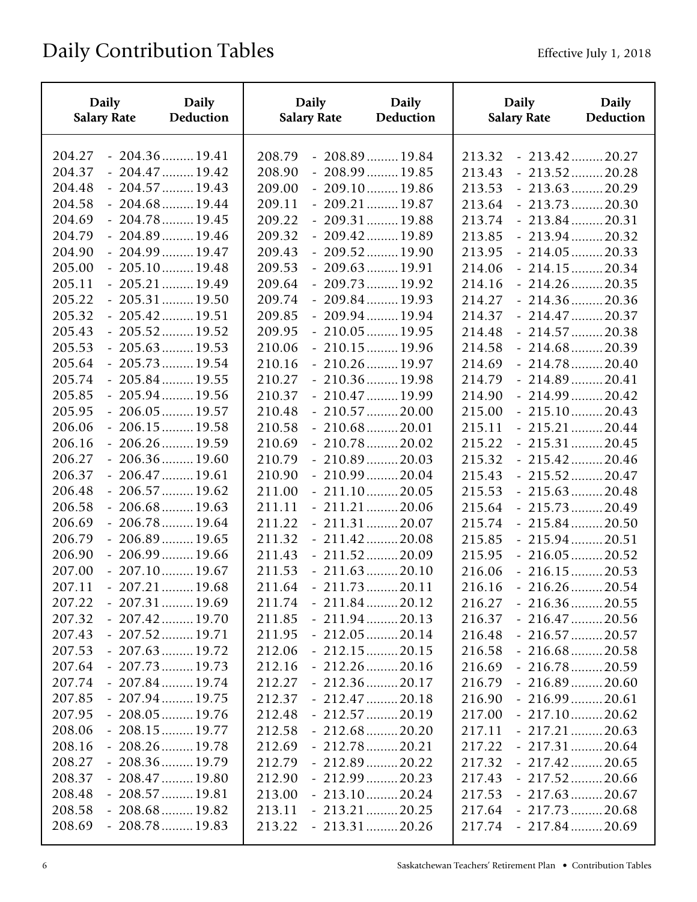# Daily Contribution Tables

Effective July 1, 2018

| Daily Salary Rate | Daily Deduction |
|---|---|
| 204.27 - 204.36 | 19.41 |
| 204.37 - 204.47 | 19.42 |
| 204.48 - 204.57 | 19.43 |
| 204.58 - 204.68 | 19.44 |
| 204.69 - 204.78 | 19.45 |
| 204.79 - 204.89 | 19.46 |
| 204.90 - 204.99 | 19.47 |
| 205.00 - 205.10 | 19.48 |
| 205.11 - 205.21 | 19.49 |
| 205.22 - 205.31 | 19.50 |
| 205.32 - 205.42 | 19.51 |
| 205.43 - 205.52 | 19.52 |
| 205.53 - 205.63 | 19.53 |
| 205.64 - 205.73 | 19.54 |
| 205.74 - 205.84 | 19.55 |
| 205.85 - 205.94 | 19.56 |
| 205.95 - 206.05 | 19.57 |
| 206.06 - 206.15 | 19.58 |
| 206.16 - 206.26 | 19.59 |
| 206.27 - 206.36 | 19.60 |
| 206.37 - 206.47 | 19.61 |
| 206.48 - 206.57 | 19.62 |
| 206.58 - 206.68 | 19.63 |
| 206.69 - 206.78 | 19.64 |
| 206.79 - 206.89 | 19.65 |
| 206.90 - 206.99 | 19.66 |
| 207.00 - 207.10 | 19.67 |
| 207.11 - 207.21 | 19.68 |
| 207.22 - 207.31 | 19.69 |
| 207.32 - 207.42 | 19.70 |
| 207.43 - 207.52 | 19.71 |
| 207.53 - 207.63 | 19.72 |
| 207.64 - 207.73 | 19.73 |
| 207.74 - 207.84 | 19.74 |
| 207.85 - 207.94 | 19.75 |
| 207.95 - 208.05 | 19.76 |
| 208.06 - 208.15 | 19.77 |
| 208.16 - 208.26 | 19.78 |
| 208.27 - 208.36 | 19.79 |
| 208.37 - 208.47 | 19.80 |
| 208.48 - 208.57 | 19.81 |
| 208.58 - 208.68 | 19.82 |
| 208.69 - 208.78 | 19.83 |
| 208.79 - 208.89 | 19.84 |
| 208.90 - 208.99 | 19.85 |
| 209.00 - 209.10 | 19.86 |
| 209.11 - 209.21 | 19.87 |
| 209.22 - 209.31 | 19.88 |
| 209.32 - 209.42 | 19.89 |
| 209.43 - 209.52 | 19.90 |
| 209.53 - 209.63 | 19.91 |
| 209.64 - 209.73 | 19.92 |
| 209.74 - 209.84 | 19.93 |
| 209.85 - 209.94 | 19.94 |
| 209.95 - 210.05 | 19.95 |
| 210.06 - 210.15 | 19.96 |
| 210.16 - 210.26 | 19.97 |
| 210.27 - 210.36 | 19.98 |
| 210.37 - 210.47 | 19.99 |
| 210.48 - 210.57 | 20.00 |
| 210.58 - 210.68 | 20.01 |
| 210.69 - 210.78 | 20.02 |
| 210.79 - 210.89 | 20.03 |
| 210.90 - 210.99 | 20.04 |
| 211.00 - 211.10 | 20.05 |
| 211.11 - 211.21 | 20.06 |
| 211.22 - 211.31 | 20.07 |
| 211.32 - 211.42 | 20.08 |
| 211.43 - 211.52 | 20.09 |
| 211.53 - 211.63 | 20.10 |
| 211.64 - 211.73 | 20.11 |
| 211.74 - 211.84 | 20.12 |
| 211.85 - 211.94 | 20.13 |
| 211.95 - 212.05 | 20.14 |
| 212.06 - 212.15 | 20.15 |
| 212.16 - 212.26 | 20.16 |
| 212.27 - 212.36 | 20.17 |
| 212.37 - 212.47 | 20.18 |
| 212.48 - 212.57 | 20.19 |
| 212.58 - 212.68 | 20.20 |
| 212.69 - 212.78 | 20.21 |
| 212.79 - 212.89 | 20.22 |
| 212.90 - 212.99 | 20.23 |
| 213.00 - 213.10 | 20.24 |
| 213.11 - 213.21 | 20.25 |
| 213.22 - 213.31 | 20.26 |
| 213.32 - 213.42 | 20.27 |
| 213.43 - 213.52 | 20.28 |
| 213.53 - 213.63 | 20.29 |
| 213.64 - 213.73 | 20.30 |
| 213.74 - 213.84 | 20.31 |
| 213.85 - 213.94 | 20.32 |
| 213.95 - 214.05 | 20.33 |
| 214.06 - 214.15 | 20.34 |
| 214.16 - 214.26 | 20.35 |
| 214.27 - 214.36 | 20.36 |
| 214.37 - 214.47 | 20.37 |
| 214.48 - 214.57 | 20.38 |
| 214.58 - 214.68 | 20.39 |
| 214.69 - 214.78 | 20.40 |
| 214.79 - 214.89 | 20.41 |
| 214.90 - 214.99 | 20.42 |
| 215.00 - 215.10 | 20.43 |
| 215.11 - 215.21 | 20.44 |
| 215.22 - 215.31 | 20.45 |
| 215.32 - 215.42 | 20.46 |
| 215.43 - 215.52 | 20.47 |
| 215.53 - 215.63 | 20.48 |
| 215.64 - 215.73 | 20.49 |
| 215.74 - 215.84 | 20.50 |
| 215.85 - 215.94 | 20.51 |
| 215.95 - 216.05 | 20.52 |
| 216.06 - 216.15 | 20.53 |
| 216.16 - 216.26 | 20.54 |
| 216.27 - 216.36 | 20.55 |
| 216.37 - 216.47 | 20.56 |
| 216.48 - 216.57 | 20.57 |
| 216.58 - 216.68 | 20.58 |
| 216.69 - 216.78 | 20.59 |
| 216.79 - 216.89 | 20.60 |
| 216.90 - 216.99 | 20.61 |
| 217.00 - 217.10 | 20.62 |
| 217.11 - 217.21 | 20.63 |
| 217.22 - 217.31 | 20.64 |
| 217.32 - 217.42 | 20.65 |
| 217.43 - 217.52 | 20.66 |
| 217.53 - 217.63 | 20.67 |
| 217.64 - 217.73 | 20.68 |
| 217.74 - 217.84 | 20.69 |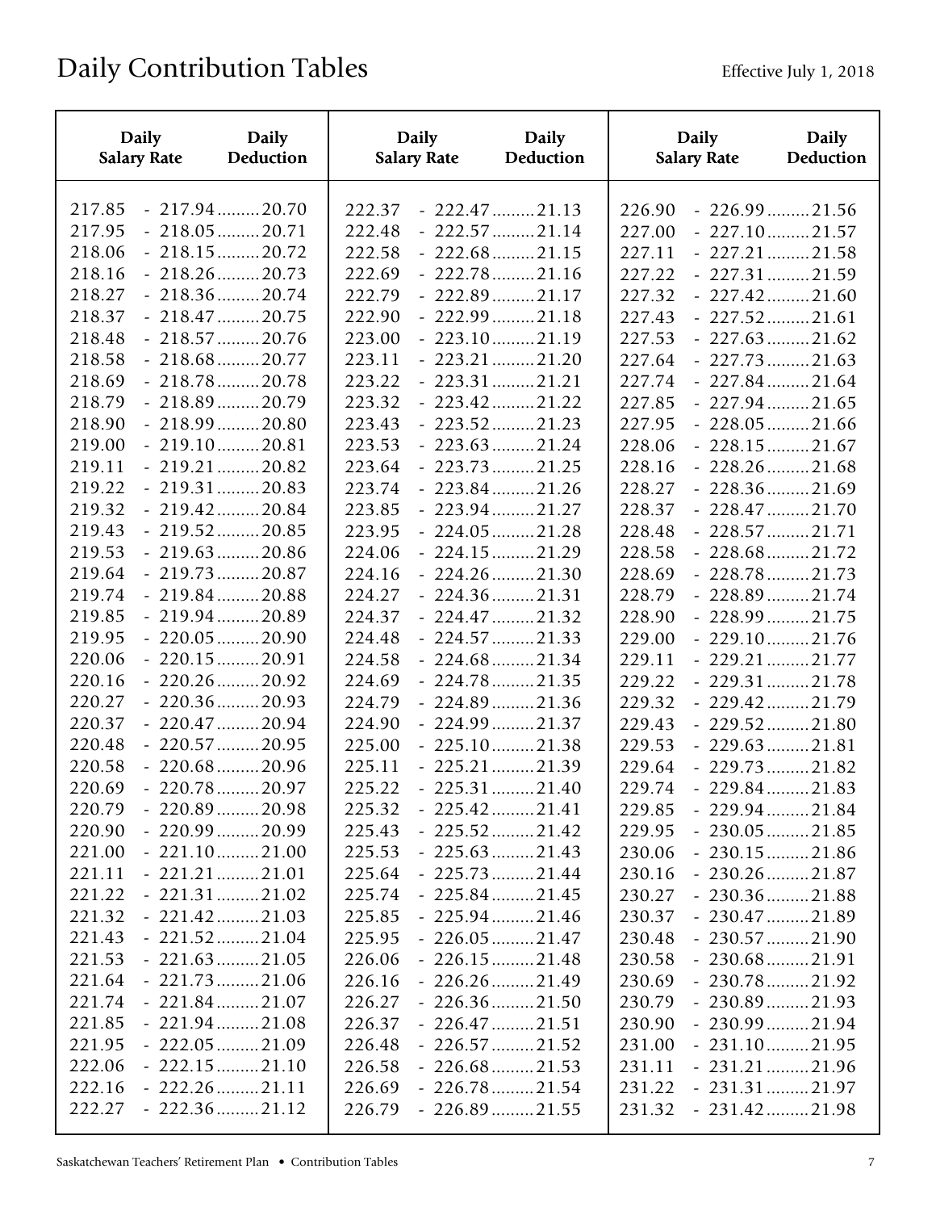# Daily Contribution Tables

Effective July 1, 2018

| Daily Salary Rate | Daily Deduction |
|---|---|
| 217.85 - 217.94 | 20.70 |
| 217.95 - 218.05 | 20.71 |
| 218.06 - 218.15 | 20.72 |
| 218.16 - 218.26 | 20.73 |
| 218.27 - 218.36 | 20.74 |
| 218.37 - 218.47 | 20.75 |
| 218.48 - 218.57 | 20.76 |
| 218.58 - 218.68 | 20.77 |
| 218.69 - 218.78 | 20.78 |
| 218.79 - 218.89 | 20.79 |
| 218.90 - 218.99 | 20.80 |
| 219.00 - 219.10 | 20.81 |
| 219.11 - 219.21 | 20.82 |
| 219.22 - 219.31 | 20.83 |
| 219.32 - 219.42 | 20.84 |
| 219.43 - 219.52 | 20.85 |
| 219.53 - 219.63 | 20.86 |
| 219.64 - 219.73 | 20.87 |
| 219.74 - 219.84 | 20.88 |
| 219.85 - 219.94 | 20.89 |
| 219.95 - 220.05 | 20.90 |
| 220.06 - 220.15 | 20.91 |
| 220.16 - 220.26 | 20.92 |
| 220.27 - 220.36 | 20.93 |
| 220.37 - 220.47 | 20.94 |
| 220.48 - 220.57 | 20.95 |
| 220.58 - 220.68 | 20.96 |
| 220.69 - 220.78 | 20.97 |
| 220.79 - 220.89 | 20.98 |
| 220.90 - 220.99 | 20.99 |
| 221.00 - 221.10 | 21.00 |
| 221.11 - 221.21 | 21.01 |
| 221.22 - 221.31 | 21.02 |
| 221.32 - 221.42 | 21.03 |
| 221.43 - 221.52 | 21.04 |
| 221.53 - 221.63 | 21.05 |
| 221.64 - 221.73 | 21.06 |
| 221.74 - 221.84 | 21.07 |
| 221.85 - 221.94 | 21.08 |
| 221.95 - 222.05 | 21.09 |
| 222.06 - 222.15 | 21.10 |
| 222.16 - 222.26 | 21.11 |
| 222.27 - 222.36 | 21.12 |
| 222.37 - 222.47 | 21.13 |
| 222.48 - 222.57 | 21.14 |
| 222.58 - 222.68 | 21.15 |
| 222.69 - 222.78 | 21.16 |
| 222.79 - 222.89 | 21.17 |
| 222.90 - 222.99 | 21.18 |
| 223.00 - 223.10 | 21.19 |
| 223.11 - 223.21 | 21.20 |
| 223.22 - 223.31 | 21.21 |
| 223.32 - 223.42 | 21.22 |
| 223.43 - 223.52 | 21.23 |
| 223.53 - 223.63 | 21.24 |
| 223.64 - 223.73 | 21.25 |
| 223.74 - 223.84 | 21.26 |
| 223.85 - 223.94 | 21.27 |
| 223.95 - 224.05 | 21.28 |
| 224.06 - 224.15 | 21.29 |
| 224.16 - 224.26 | 21.30 |
| 224.27 - 224.36 | 21.31 |
| 224.37 - 224.47 | 21.32 |
| 224.48 - 224.57 | 21.33 |
| 224.58 - 224.68 | 21.34 |
| 224.69 - 224.78 | 21.35 |
| 224.79 - 224.89 | 21.36 |
| 224.90 - 224.99 | 21.37 |
| 225.00 - 225.10 | 21.38 |
| 225.11 - 225.21 | 21.39 |
| 225.22 - 225.31 | 21.40 |
| 225.32 - 225.42 | 21.41 |
| 225.43 - 225.52 | 21.42 |
| 225.53 - 225.63 | 21.43 |
| 225.64 - 225.73 | 21.44 |
| 225.74 - 225.84 | 21.45 |
| 225.85 - 225.94 | 21.46 |
| 225.95 - 226.05 | 21.47 |
| 226.06 - 226.15 | 21.48 |
| 226.16 - 226.26 | 21.49 |
| 226.27 - 226.36 | 21.50 |
| 226.37 - 226.47 | 21.51 |
| 226.48 - 226.57 | 21.52 |
| 226.58 - 226.68 | 21.53 |
| 226.69 - 226.78 | 21.54 |
| 226.79 - 226.89 | 21.55 |
| 226.90 - 226.99 | 21.56 |
| 227.00 - 227.10 | 21.57 |
| 227.11 - 227.21 | 21.58 |
| 227.22 - 227.31 | 21.59 |
| 227.32 - 227.42 | 21.60 |
| 227.43 - 227.52 | 21.61 |
| 227.53 - 227.63 | 21.62 |
| 227.64 - 227.73 | 21.63 |
| 227.74 - 227.84 | 21.64 |
| 227.85 - 227.94 | 21.65 |
| 227.95 - 228.05 | 21.66 |
| 228.06 - 228.15 | 21.67 |
| 228.16 - 228.26 | 21.68 |
| 228.27 - 228.36 | 21.69 |
| 228.37 - 228.47 | 21.70 |
| 228.48 - 228.57 | 21.71 |
| 228.58 - 228.68 | 21.72 |
| 228.69 - 228.78 | 21.73 |
| 228.79 - 228.89 | 21.74 |
| 228.90 - 228.99 | 21.75 |
| 229.00 - 229.10 | 21.76 |
| 229.11 - 229.21 | 21.77 |
| 229.22 - 229.31 | 21.78 |
| 229.32 - 229.42 | 21.79 |
| 229.43 - 229.52 | 21.80 |
| 229.53 - 229.63 | 21.81 |
| 229.64 - 229.73 | 21.82 |
| 229.74 - 229.84 | 21.83 |
| 229.85 - 229.94 | 21.84 |
| 229.95 - 230.05 | 21.85 |
| 230.06 - 230.15 | 21.86 |
| 230.16 - 230.26 | 21.87 |
| 230.27 - 230.36 | 21.88 |
| 230.37 - 230.47 | 21.89 |
| 230.48 - 230.57 | 21.90 |
| 230.58 - 230.68 | 21.91 |
| 230.69 - 230.78 | 21.92 |
| 230.79 - 230.89 | 21.93 |
| 230.90 - 230.99 | 21.94 |
| 231.00 - 231.10 | 21.95 |
| 231.11 - 231.21 | 21.96 |
| 231.22 - 231.31 | 21.97 |
| 231.32 - 231.42 | 21.98 |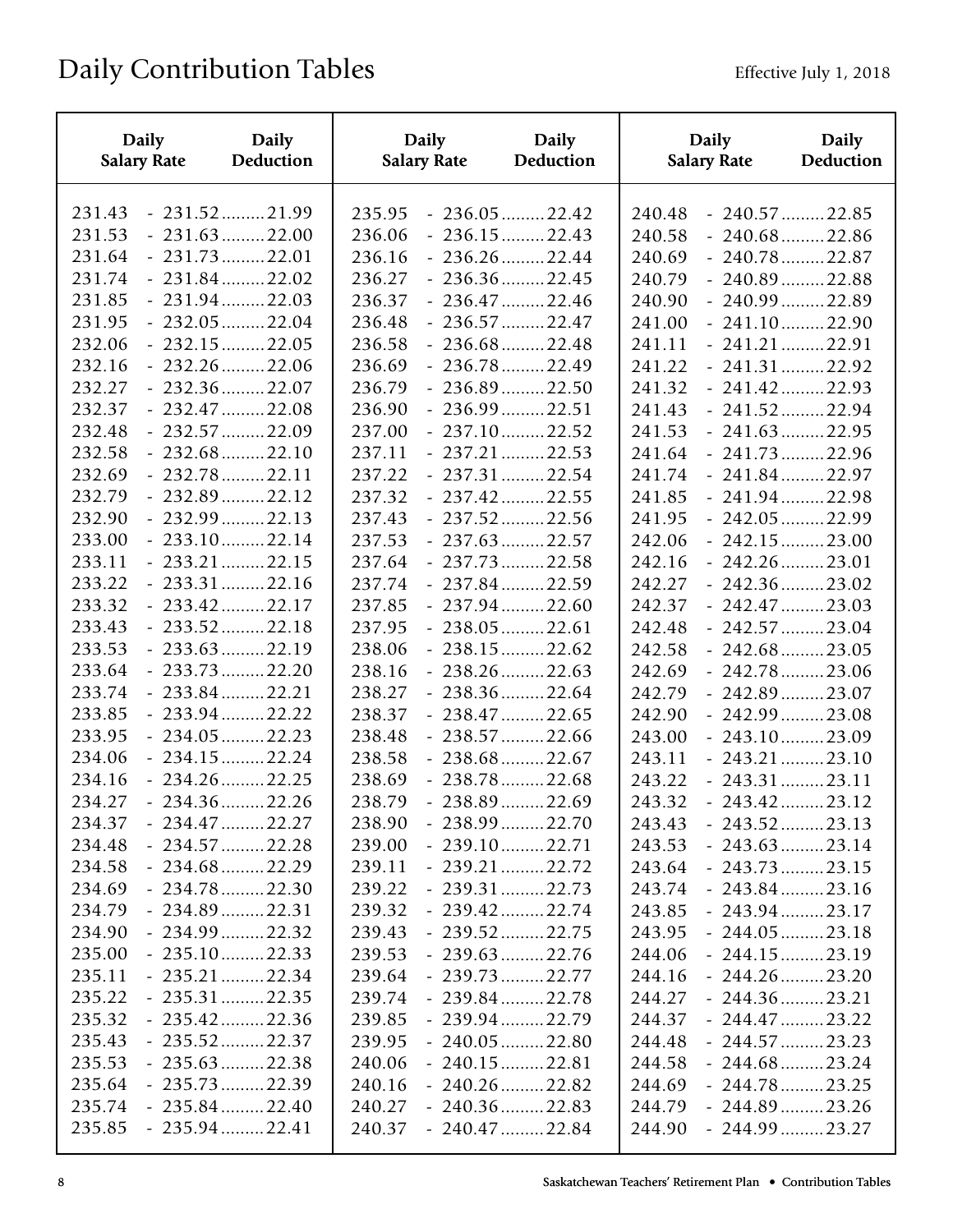# Daily Contribution Tables

Effective July 1, 2018

| Daily Salary Rate | Daily Deduction | Daily Salary Rate | Daily Deduction | Daily Salary Rate | Daily Deduction |
|---|---|---|---|---|---|
| 231.43 - 231.52 | 21.99 | 235.95 - 236.05 | 22.42 | 240.48 - 240.57 | 22.85 |
| 231.53 - 231.63 | 22.00 | 236.06 - 236.15 | 22.43 | 240.58 - 240.68 | 22.86 |
| 231.64 - 231.73 | 22.01 | 236.16 - 236.26 | 22.44 | 240.69 - 240.78 | 22.87 |
| 231.74 - 231.84 | 22.02 | 236.27 - 236.36 | 22.45 | 240.79 - 240.89 | 22.88 |
| 231.85 - 231.94 | 22.03 | 236.37 - 236.47 | 22.46 | 240.90 - 240.99 | 22.89 |
| 231.95 - 232.05 | 22.04 | 236.48 - 236.57 | 22.47 | 241.00 - 241.10 | 22.90 |
| 232.06 - 232.15 | 22.05 | 236.58 - 236.68 | 22.48 | 241.11 - 241.21 | 22.91 |
| 232.16 - 232.26 | 22.06 | 236.69 - 236.78 | 22.49 | 241.22 - 241.31 | 22.92 |
| 232.27 - 232.36 | 22.07 | 236.79 - 236.89 | 22.50 | 241.32 - 241.42 | 22.93 |
| 232.37 - 232.47 | 22.08 | 236.90 - 236.99 | 22.51 | 241.43 - 241.52 | 22.94 |
| 232.48 - 232.57 | 22.09 | 237.00 - 237.10 | 22.52 | 241.53 - 241.63 | 22.95 |
| 232.58 - 232.68 | 22.10 | 237.11 - 237.21 | 22.53 | 241.64 - 241.73 | 22.96 |
| 232.69 - 232.78 | 22.11 | 237.22 - 237.31 | 22.54 | 241.74 - 241.84 | 22.97 |
| 232.79 - 232.89 | 22.12 | 237.32 - 237.42 | 22.55 | 241.85 - 241.94 | 22.98 |
| 232.90 - 232.99 | 22.13 | 237.43 - 237.52 | 22.56 | 241.95 - 242.05 | 22.99 |
| 233.00 - 233.10 | 22.14 | 237.53 - 237.63 | 22.57 | 242.06 - 242.15 | 23.00 |
| 233.11 - 233.21 | 22.15 | 237.64 - 237.73 | 22.58 | 242.16 - 242.26 | 23.01 |
| 233.22 - 233.31 | 22.16 | 237.74 - 237.84 | 22.59 | 242.27 - 242.36 | 23.02 |
| 233.32 - 233.42 | 22.17 | 237.85 - 237.94 | 22.60 | 242.37 - 242.47 | 23.03 |
| 233.43 - 233.52 | 22.18 | 237.95 - 238.05 | 22.61 | 242.48 - 242.57 | 23.04 |
| 233.53 - 233.63 | 22.19 | 238.06 - 238.15 | 22.62 | 242.58 - 242.68 | 23.05 |
| 233.64 - 233.73 | 22.20 | 238.16 - 238.26 | 22.63 | 242.69 - 242.78 | 23.06 |
| 233.74 - 233.84 | 22.21 | 238.27 - 238.36 | 22.64 | 242.79 - 242.89 | 23.07 |
| 233.85 - 233.94 | 22.22 | 238.37 - 238.47 | 22.65 | 242.90 - 242.99 | 23.08 |
| 233.95 - 234.05 | 22.23 | 238.48 - 238.57 | 22.66 | 243.00 - 243.10 | 23.09 |
| 234.06 - 234.15 | 22.24 | 238.58 - 238.68 | 22.67 | 243.11 - 243.21 | 23.10 |
| 234.16 - 234.26 | 22.25 | 238.69 - 238.78 | 22.68 | 243.22 - 243.31 | 23.11 |
| 234.27 - 234.36 | 22.26 | 238.79 - 238.89 | 22.69 | 243.32 - 243.42 | 23.12 |
| 234.37 - 234.47 | 22.27 | 238.90 - 238.99 | 22.70 | 243.43 - 243.52 | 23.13 |
| 234.48 - 234.57 | 22.28 | 239.00 - 239.10 | 22.71 | 243.53 - 243.63 | 23.14 |
| 234.58 - 234.68 | 22.29 | 239.11 - 239.21 | 22.72 | 243.64 - 243.73 | 23.15 |
| 234.69 - 234.78 | 22.30 | 239.22 - 239.31 | 22.73 | 243.74 - 243.84 | 23.16 |
| 234.79 - 234.89 | 22.31 | 239.32 - 239.42 | 22.74 | 243.85 - 243.94 | 23.17 |
| 234.90 - 234.99 | 22.32 | 239.43 - 239.52 | 22.75 | 243.95 - 244.05 | 23.18 |
| 235.00 - 235.10 | 22.33 | 239.53 - 239.63 | 22.76 | 244.06 - 244.15 | 23.19 |
| 235.11 - 235.21 | 22.34 | 239.64 - 239.73 | 22.77 | 244.16 - 244.26 | 23.20 |
| 235.22 - 235.31 | 22.35 | 239.74 - 239.84 | 22.78 | 244.27 - 244.36 | 23.21 |
| 235.32 - 235.42 | 22.36 | 239.85 - 239.94 | 22.79 | 244.37 - 244.47 | 23.22 |
| 235.43 - 235.52 | 22.37 | 239.95 - 240.05 | 22.80 | 244.48 - 244.57 | 23.23 |
| 235.53 - 235.63 | 22.38 | 240.06 - 240.15 | 22.81 | 244.58 - 244.68 | 23.24 |
| 235.64 - 235.73 | 22.39 | 240.16 - 240.26 | 22.82 | 244.69 - 244.78 | 23.25 |
| 235.74 - 235.84 | 22.40 | 240.27 - 240.36 | 22.83 | 244.79 - 244.89 | 23.26 |
| 235.85 - 235.94 | 22.41 | 240.37 - 240.47 | 22.84 | 244.90 - 244.99 | 23.27 |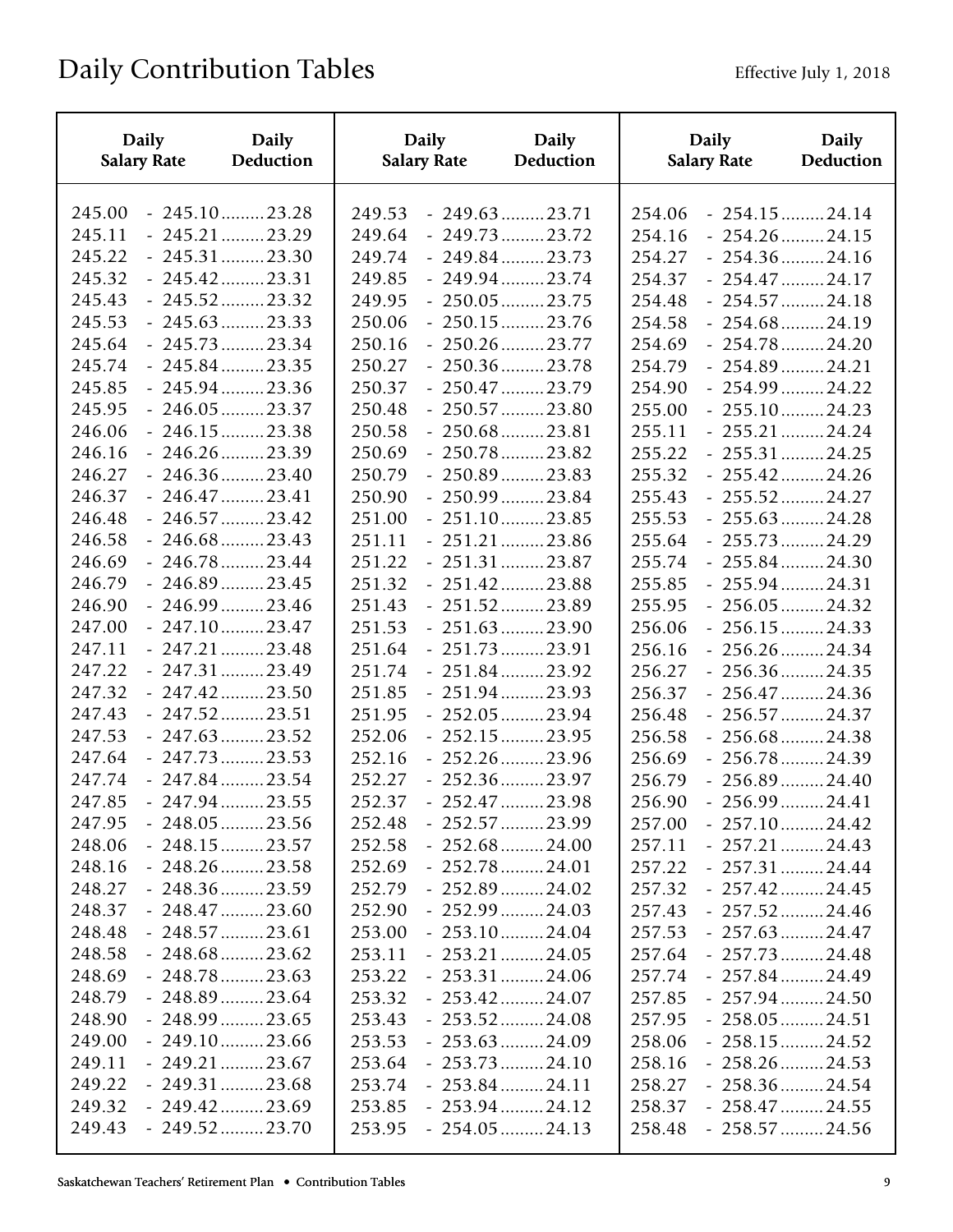# Daily Contribution Tables

Effective July 1, 2018

| Daily Salary Rate | Daily Deduction | Daily Salary Rate | Daily Deduction | Daily Salary Rate | Daily Deduction |
|---|---|---|---|---|---|
| 245.00 - 245.10 | 23.28 | 249.53 - 249.63 | 23.71 | 254.06 - 254.15 | 24.14 |
| 245.11 - 245.21 | 23.29 | 249.64 - 249.73 | 23.72 | 254.16 - 254.26 | 24.15 |
| 245.22 - 245.31 | 23.30 | 249.74 - 249.84 | 23.73 | 254.27 - 254.36 | 24.16 |
| 245.32 - 245.42 | 23.31 | 249.85 - 249.94 | 23.74 | 254.37 - 254.47 | 24.17 |
| 245.43 - 245.52 | 23.32 | 249.95 - 250.05 | 23.75 | 254.48 - 254.57 | 24.18 |
| 245.53 - 245.63 | 23.33 | 250.06 - 250.15 | 23.76 | 254.58 - 254.68 | 24.19 |
| 245.64 - 245.73 | 23.34 | 250.16 - 250.26 | 23.77 | 254.69 - 254.78 | 24.20 |
| 245.74 - 245.84 | 23.35 | 250.27 - 250.36 | 23.78 | 254.79 - 254.89 | 24.21 |
| 245.85 - 245.94 | 23.36 | 250.37 - 250.47 | 23.79 | 254.90 - 254.99 | 24.22 |
| 245.95 - 246.05 | 23.37 | 250.48 - 250.57 | 23.80 | 255.00 - 255.10 | 24.23 |
| 246.06 - 246.15 | 23.38 | 250.58 - 250.68 | 23.81 | 255.11 - 255.21 | 24.24 |
| 246.16 - 246.26 | 23.39 | 250.69 - 250.78 | 23.82 | 255.22 - 255.31 | 24.25 |
| 246.27 - 246.36 | 23.40 | 250.79 - 250.89 | 23.83 | 255.32 - 255.42 | 24.26 |
| 246.37 - 246.47 | 23.41 | 250.90 - 250.99 | 23.84 | 255.43 - 255.52 | 24.27 |
| 246.48 - 246.57 | 23.42 | 251.00 - 251.10 | 23.85 | 255.53 - 255.63 | 24.28 |
| 246.58 - 246.68 | 23.43 | 251.11 - 251.21 | 23.86 | 255.64 - 255.73 | 24.29 |
| 246.69 - 246.78 | 23.44 | 251.22 - 251.31 | 23.87 | 255.74 - 255.84 | 24.30 |
| 246.79 - 246.89 | 23.45 | 251.32 - 251.42 | 23.88 | 255.85 - 255.94 | 24.31 |
| 246.90 - 246.99 | 23.46 | 251.43 - 251.52 | 23.89 | 255.95 - 256.05 | 24.32 |
| 247.00 - 247.10 | 23.47 | 251.53 - 251.63 | 23.90 | 256.06 - 256.15 | 24.33 |
| 247.11 - 247.21 | 23.48 | 251.64 - 251.73 | 23.91 | 256.16 - 256.26 | 24.34 |
| 247.22 - 247.31 | 23.49 | 251.74 - 251.84 | 23.92 | 256.27 - 256.36 | 24.35 |
| 247.32 - 247.42 | 23.50 | 251.85 - 251.94 | 23.93 | 256.37 - 256.47 | 24.36 |
| 247.43 - 247.52 | 23.51 | 251.95 - 252.05 | 23.94 | 256.48 - 256.57 | 24.37 |
| 247.53 - 247.63 | 23.52 | 252.06 - 252.15 | 23.95 | 256.58 - 256.68 | 24.38 |
| 247.64 - 247.73 | 23.53 | 252.16 - 252.26 | 23.96 | 256.69 - 256.78 | 24.39 |
| 247.74 - 247.84 | 23.54 | 252.27 - 252.36 | 23.97 | 256.79 - 256.89 | 24.40 |
| 247.85 - 247.94 | 23.55 | 252.37 - 252.47 | 23.98 | 256.90 - 256.99 | 24.41 |
| 247.95 - 248.05 | 23.56 | 252.48 - 252.57 | 23.99 | 257.00 - 257.10 | 24.42 |
| 248.06 - 248.15 | 23.57 | 252.58 - 252.68 | 24.00 | 257.11 - 257.21 | 24.43 |
| 248.16 - 248.26 | 23.58 | 252.69 - 252.78 | 24.01 | 257.22 - 257.31 | 24.44 |
| 248.27 - 248.36 | 23.59 | 252.79 - 252.89 | 24.02 | 257.32 - 257.42 | 24.45 |
| 248.37 - 248.47 | 23.60 | 252.90 - 252.99 | 24.03 | 257.43 - 257.52 | 24.46 |
| 248.48 - 248.57 | 23.61 | 253.00 - 253.10 | 24.04 | 257.53 - 257.63 | 24.47 |
| 248.58 - 248.68 | 23.62 | 253.11 - 253.21 | 24.05 | 257.64 - 257.73 | 24.48 |
| 248.69 - 248.78 | 23.63 | 253.22 - 253.31 | 24.06 | 257.74 - 257.84 | 24.49 |
| 248.79 - 248.89 | 23.64 | 253.32 - 253.42 | 24.07 | 257.85 - 257.94 | 24.50 |
| 248.90 - 248.99 | 23.65 | 253.43 - 253.52 | 24.08 | 257.95 - 258.05 | 24.51 |
| 249.00 - 249.10 | 23.66 | 253.53 - 253.63 | 24.09 | 258.06 - 258.15 | 24.52 |
| 249.11 - 249.21 | 23.67 | 253.64 - 253.73 | 24.10 | 258.16 - 258.26 | 24.53 |
| 249.22 - 249.31 | 23.68 | 253.74 - 253.84 | 24.11 | 258.27 - 258.36 | 24.54 |
| 249.32 - 249.42 | 23.69 | 253.85 - 253.94 | 24.12 | 258.37 - 258.47 | 24.55 |
| 249.43 - 249.52 | 23.70 | 253.95 - 254.05 | 24.13 | 258.48 - 258.57 | 24.56 |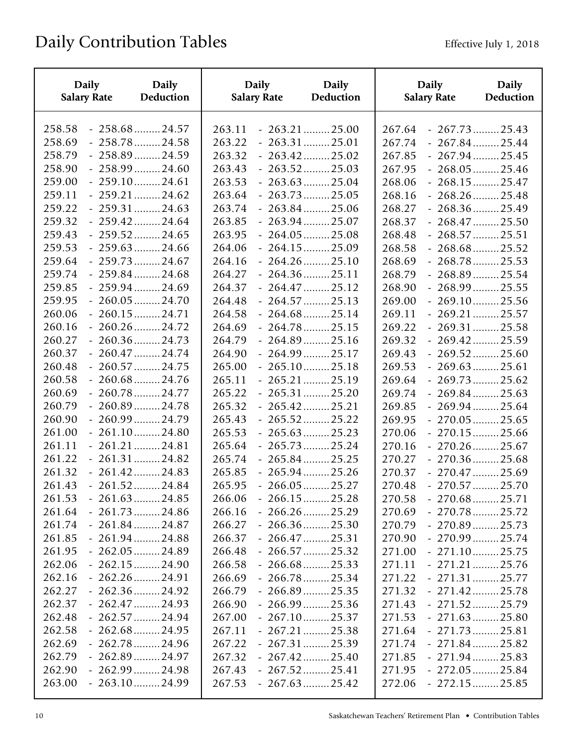# Daily Contribution Tables

Effective July 1, 2018

| Daily Salary Rate | Daily Deduction | Daily Salary Rate | Daily Deduction | Daily Salary Rate | Daily Deduction |
|---|---|---|---|---|---|
| 258.58 - 258.68 | 24.57 | 263.11 - 263.21 | 25.00 | 267.64 - 267.73 | 25.43 |
| 258.69 - 258.78 | 24.58 | 263.22 - 263.31 | 25.01 | 267.74 - 267.84 | 25.44 |
| 258.79 - 258.89 | 24.59 | 263.32 - 263.42 | 25.02 | 267.85 - 267.94 | 25.45 |
| 258.90 - 258.99 | 24.60 | 263.43 - 263.52 | 25.03 | 267.95 - 268.05 | 25.46 |
| 259.00 - 259.10 | 24.61 | 263.53 - 263.63 | 25.04 | 268.06 - 268.15 | 25.47 |
| 259.11 - 259.21 | 24.62 | 263.64 - 263.73 | 25.05 | 268.16 - 268.26 | 25.48 |
| 259.22 - 259.31 | 24.63 | 263.74 - 263.84 | 25.06 | 268.27 - 268.36 | 25.49 |
| 259.32 - 259.42 | 24.64 | 263.85 - 263.94 | 25.07 | 268.37 - 268.47 | 25.50 |
| 259.43 - 259.52 | 24.65 | 263.95 - 264.05 | 25.08 | 268.48 - 268.57 | 25.51 |
| 259.53 - 259.63 | 24.66 | 264.06 - 264.15 | 25.09 | 268.58 - 268.68 | 25.52 |
| 259.64 - 259.73 | 24.67 | 264.16 - 264.26 | 25.10 | 268.69 - 268.78 | 25.53 |
| 259.74 - 259.84 | 24.68 | 264.27 - 264.36 | 25.11 | 268.79 - 268.89 | 25.54 |
| 259.85 - 259.94 | 24.69 | 264.37 - 264.47 | 25.12 | 268.90 - 268.99 | 25.55 |
| 259.95 - 260.05 | 24.70 | 264.48 - 264.57 | 25.13 | 269.00 - 269.10 | 25.56 |
| 260.06 - 260.15 | 24.71 | 264.58 - 264.68 | 25.14 | 269.11 - 269.21 | 25.57 |
| 260.16 - 260.26 | 24.72 | 264.69 - 264.78 | 25.15 | 269.22 - 269.31 | 25.58 |
| 260.27 - 260.36 | 24.73 | 264.79 - 264.89 | 25.16 | 269.32 - 269.42 | 25.59 |
| 260.37 - 260.47 | 24.74 | 264.90 - 264.99 | 25.17 | 269.43 - 269.52 | 25.60 |
| 260.48 - 260.57 | 24.75 | 265.00 - 265.10 | 25.18 | 269.53 - 269.63 | 25.61 |
| 260.58 - 260.68 | 24.76 | 265.11 - 265.21 | 25.19 | 269.64 - 269.73 | 25.62 |
| 260.69 - 260.78 | 24.77 | 265.22 - 265.31 | 25.20 | 269.74 - 269.84 | 25.63 |
| 260.79 - 260.89 | 24.78 | 265.32 - 265.42 | 25.21 | 269.85 - 269.94 | 25.64 |
| 260.90 - 260.99 | 24.79 | 265.43 - 265.52 | 25.22 | 269.95 - 270.05 | 25.65 |
| 261.00 - 261.10 | 24.80 | 265.53 - 265.63 | 25.23 | 270.06 - 270.15 | 25.66 |
| 261.11 - 261.21 | 24.81 | 265.64 - 265.73 | 25.24 | 270.16 - 270.26 | 25.67 |
| 261.22 - 261.31 | 24.82 | 265.74 - 265.84 | 25.25 | 270.27 - 270.36 | 25.68 |
| 261.32 - 261.42 | 24.83 | 265.85 - 265.94 | 25.26 | 270.37 - 270.47 | 25.69 |
| 261.43 - 261.52 | 24.84 | 265.95 - 266.05 | 25.27 | 270.48 - 270.57 | 25.70 |
| 261.53 - 261.63 | 24.85 | 266.06 - 266.15 | 25.28 | 270.58 - 270.68 | 25.71 |
| 261.64 - 261.73 | 24.86 | 266.16 - 266.26 | 25.29 | 270.69 - 270.78 | 25.72 |
| 261.74 - 261.84 | 24.87 | 266.27 - 266.36 | 25.30 | 270.79 - 270.89 | 25.73 |
| 261.85 - 261.94 | 24.88 | 266.37 - 266.47 | 25.31 | 270.90 - 270.99 | 25.74 |
| 261.95 - 262.05 | 24.89 | 266.48 - 266.57 | 25.32 | 271.00 - 271.10 | 25.75 |
| 262.06 - 262.15 | 24.90 | 266.58 - 266.68 | 25.33 | 271.11 - 271.21 | 25.76 |
| 262.16 - 262.26 | 24.91 | 266.69 - 266.78 | 25.34 | 271.22 - 271.31 | 25.77 |
| 262.27 - 262.36 | 24.92 | 266.79 - 266.89 | 25.35 | 271.32 - 271.42 | 25.78 |
| 262.37 - 262.47 | 24.93 | 266.90 - 266.99 | 25.36 | 271.43 - 271.52 | 25.79 |
| 262.48 - 262.57 | 24.94 | 267.00 - 267.10 | 25.37 | 271.53 - 271.63 | 25.80 |
| 262.58 - 262.68 | 24.95 | 267.11 - 267.21 | 25.38 | 271.64 - 271.73 | 25.81 |
| 262.69 - 262.78 | 24.96 | 267.22 - 267.31 | 25.39 | 271.74 - 271.84 | 25.82 |
| 262.79 - 262.89 | 24.97 | 267.32 - 267.42 | 25.40 | 271.85 - 271.94 | 25.83 |
| 262.90 - 262.99 | 24.98 | 267.43 - 267.52 | 25.41 | 271.95 - 272.05 | 25.84 |
| 263.00 - 263.10 | 24.99 | 267.53 - 267.63 | 25.42 | 272.06 - 272.15 | 25.85 |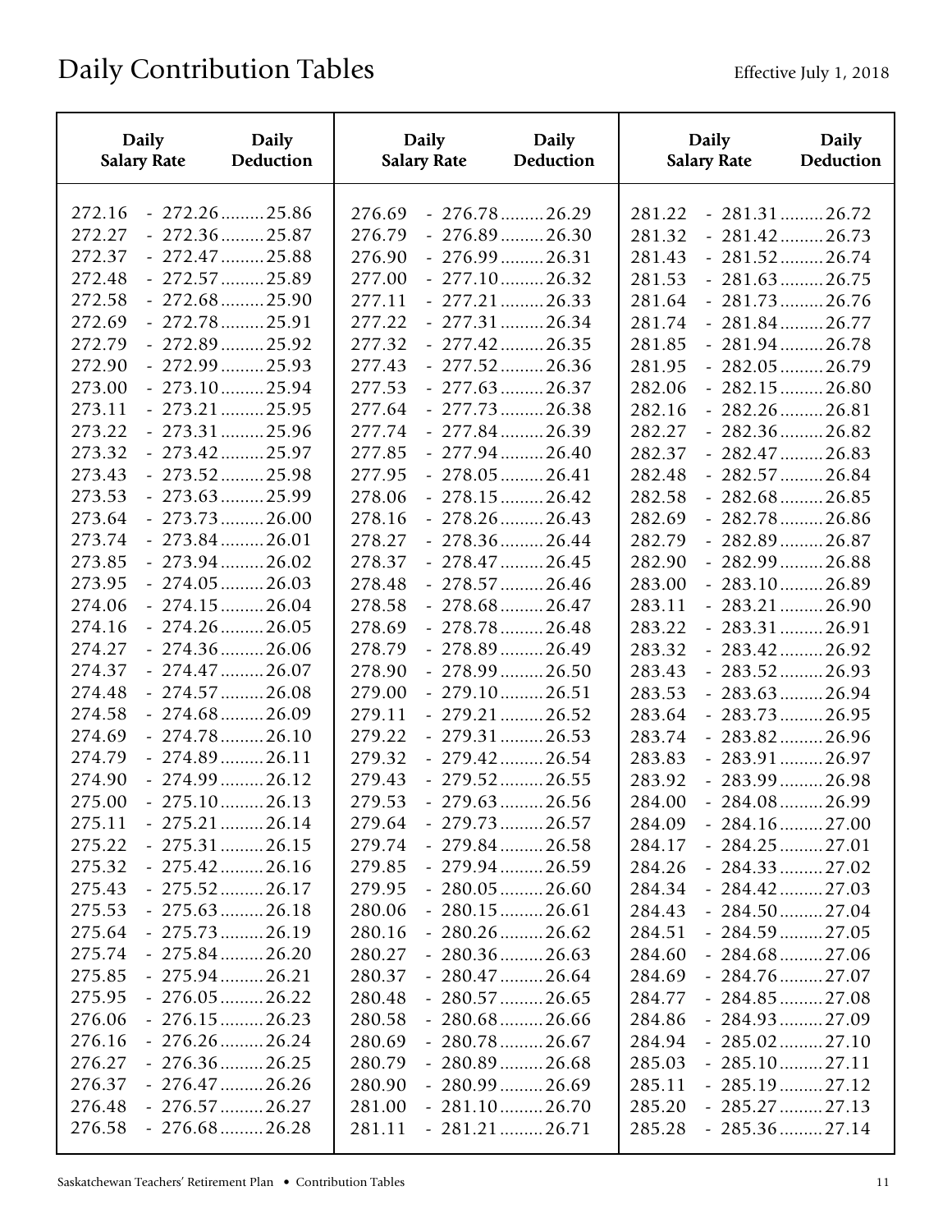# Daily Contribution Tables

Effective July 1, 2018

| Daily Salary Rate | Daily Deduction |
|---|---|
| 272.16 - 272.26 | 25.86 |
| 272.27 - 272.36 | 25.87 |
| 272.37 - 272.47 | 25.88 |
| 272.48 - 272.57 | 25.89 |
| 272.58 - 272.68 | 25.90 |
| 272.69 - 272.78 | 25.91 |
| 272.79 - 272.89 | 25.92 |
| 272.90 - 272.99 | 25.93 |
| 273.00 - 273.10 | 25.94 |
| 273.11 - 273.21 | 25.95 |
| 273.22 - 273.31 | 25.96 |
| 273.32 - 273.42 | 25.97 |
| 273.43 - 273.52 | 25.98 |
| 273.53 - 273.63 | 25.99 |
| 273.64 - 273.73 | 26.00 |
| 273.74 - 273.84 | 26.01 |
| 273.85 - 273.94 | 26.02 |
| 273.95 - 274.05 | 26.03 |
| 274.06 - 274.15 | 26.04 |
| 274.16 - 274.26 | 26.05 |
| 274.27 - 274.36 | 26.06 |
| 274.37 - 274.47 | 26.07 |
| 274.48 - 274.57 | 26.08 |
| 274.58 - 274.68 | 26.09 |
| 274.69 - 274.78 | 26.10 |
| 274.79 - 274.89 | 26.11 |
| 274.90 - 274.99 | 26.12 |
| 275.00 - 275.10 | 26.13 |
| 275.11 - 275.21 | 26.14 |
| 275.22 - 275.31 | 26.15 |
| 275.32 - 275.42 | 26.16 |
| 275.43 - 275.52 | 26.17 |
| 275.53 - 275.63 | 26.18 |
| 275.64 - 275.73 | 26.19 |
| 275.74 - 275.84 | 26.20 |
| 275.85 - 275.94 | 26.21 |
| 275.95 - 276.05 | 26.22 |
| 276.06 - 276.15 | 26.23 |
| 276.16 - 276.26 | 26.24 |
| 276.27 - 276.36 | 26.25 |
| 276.37 - 276.47 | 26.26 |
| 276.48 - 276.57 | 26.27 |
| 276.58 - 276.68 | 26.28 |
| 276.69 - 276.78 | 26.29 |
| 276.79 - 276.89 | 26.30 |
| 276.90 - 276.99 | 26.31 |
| 277.00 - 277.10 | 26.32 |
| 277.11 - 277.21 | 26.33 |
| 277.22 - 277.31 | 26.34 |
| 277.32 - 277.42 | 26.35 |
| 277.43 - 277.52 | 26.36 |
| 277.53 - 277.63 | 26.37 |
| 277.64 - 277.73 | 26.38 |
| 277.74 - 277.84 | 26.39 |
| 277.85 - 277.94 | 26.40 |
| 277.95 - 278.05 | 26.41 |
| 278.06 - 278.15 | 26.42 |
| 278.16 - 278.26 | 26.43 |
| 278.27 - 278.36 | 26.44 |
| 278.37 - 278.47 | 26.45 |
| 278.48 - 278.57 | 26.46 |
| 278.58 - 278.68 | 26.47 |
| 278.69 - 278.78 | 26.48 |
| 278.79 - 278.89 | 26.49 |
| 278.90 - 278.99 | 26.50 |
| 279.00 - 279.10 | 26.51 |
| 279.11 - 279.21 | 26.52 |
| 279.22 - 279.31 | 26.53 |
| 279.32 - 279.42 | 26.54 |
| 279.43 - 279.52 | 26.55 |
| 279.53 - 279.63 | 26.56 |
| 279.64 - 279.73 | 26.57 |
| 279.74 - 279.84 | 26.58 |
| 279.85 - 279.94 | 26.59 |
| 279.95 - 280.05 | 26.60 |
| 280.06 - 280.15 | 26.61 |
| 280.16 - 280.26 | 26.62 |
| 280.27 - 280.36 | 26.63 |
| 280.37 - 280.47 | 26.64 |
| 280.48 - 280.57 | 26.65 |
| 280.58 - 280.68 | 26.66 |
| 280.69 - 280.78 | 26.67 |
| 280.79 - 280.89 | 26.68 |
| 280.90 - 280.99 | 26.69 |
| 281.00 - 281.10 | 26.70 |
| 281.11 - 281.21 | 26.71 |
| 281.22 - 281.31 | 26.72 |
| 281.32 - 281.42 | 26.73 |
| 281.43 - 281.52 | 26.74 |
| 281.53 - 281.63 | 26.75 |
| 281.64 - 281.73 | 26.76 |
| 281.74 - 281.84 | 26.77 |
| 281.85 - 281.94 | 26.78 |
| 281.95 - 282.05 | 26.79 |
| 282.06 - 282.15 | 26.80 |
| 282.16 - 282.26 | 26.81 |
| 282.27 - 282.36 | 26.82 |
| 282.37 - 282.47 | 26.83 |
| 282.48 - 282.57 | 26.84 |
| 282.58 - 282.68 | 26.85 |
| 282.69 - 282.78 | 26.86 |
| 282.79 - 282.89 | 26.87 |
| 282.90 - 282.99 | 26.88 |
| 283.00 - 283.10 | 26.89 |
| 283.11 - 283.21 | 26.90 |
| 283.22 - 283.31 | 26.91 |
| 283.32 - 283.42 | 26.92 |
| 283.43 - 283.52 | 26.93 |
| 283.53 - 283.63 | 26.94 |
| 283.64 - 283.73 | 26.95 |
| 283.74 - 283.82 | 26.96 |
| 283.83 - 283.91 | 26.97 |
| 283.92 - 283.99 | 26.98 |
| 284.00 - 284.08 | 26.99 |
| 284.09 - 284.16 | 27.00 |
| 284.17 - 284.25 | 27.01 |
| 284.26 - 284.33 | 27.02 |
| 284.34 - 284.42 | 27.03 |
| 284.43 - 284.50 | 27.04 |
| 284.51 - 284.59 | 27.05 |
| 284.60 - 284.68 | 27.06 |
| 284.69 - 284.76 | 27.07 |
| 284.77 - 284.85 | 27.08 |
| 284.86 - 284.93 | 27.09 |
| 284.94 - 285.02 | 27.10 |
| 285.03 - 285.10 | 27.11 |
| 285.11 - 285.19 | 27.12 |
| 285.20 - 285.27 | 27.13 |
| 285.28 - 285.36 | 27.14 |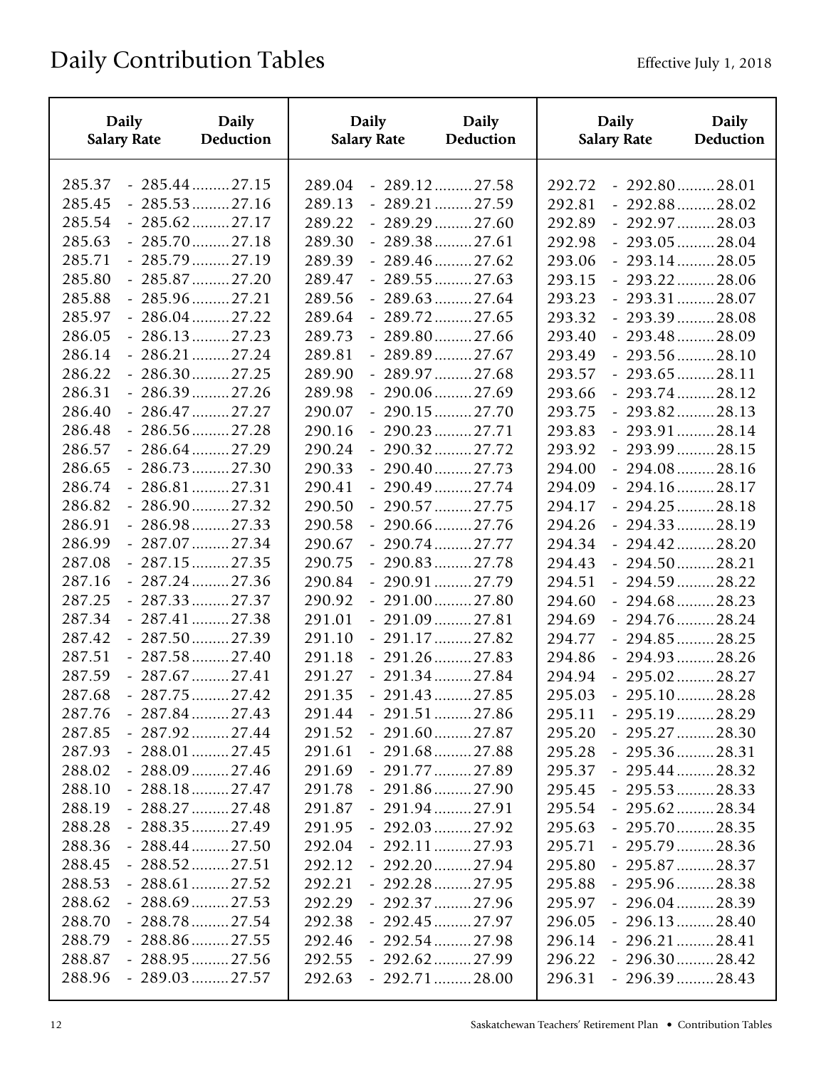# Daily Contribution Tables

Effective July 1, 2018

| Daily Salary Rate | Daily Deduction | Daily Salary Rate | Daily Deduction | Daily Salary Rate | Daily Deduction |
|---|---|---|---|---|---|
| 285.37 - 285.44 | 27.15 | 289.04 - 289.12 | 27.58 | 292.72 - 292.80 | 28.01 |
| 285.45 - 285.53 | 27.16 | 289.13 - 289.21 | 27.59 | 292.81 - 292.88 | 28.02 |
| 285.54 - 285.62 | 27.17 | 289.22 - 289.29 | 27.60 | 292.89 - 292.97 | 28.03 |
| 285.63 - 285.70 | 27.18 | 289.30 - 289.38 | 27.61 | 292.98 - 293.05 | 28.04 |
| 285.71 - 285.79 | 27.19 | 289.39 - 289.46 | 27.62 | 293.06 - 293.14 | 28.05 |
| 285.80 - 285.87 | 27.20 | 289.47 - 289.55 | 27.63 | 293.15 - 293.22 | 28.06 |
| 285.88 - 285.96 | 27.21 | 289.56 - 289.63 | 27.64 | 293.23 - 293.31 | 28.07 |
| 285.97 - 286.04 | 27.22 | 289.64 - 289.72 | 27.65 | 293.32 - 293.39 | 28.08 |
| 286.05 - 286.13 | 27.23 | 289.73 - 289.80 | 27.66 | 293.40 - 293.48 | 28.09 |
| 286.14 - 286.21 | 27.24 | 289.81 - 289.89 | 27.67 | 293.49 - 293.56 | 28.10 |
| 286.22 - 286.30 | 27.25 | 289.90 - 289.97 | 27.68 | 293.57 - 293.65 | 28.11 |
| 286.31 - 286.39 | 27.26 | 289.98 - 290.06 | 27.69 | 293.66 - 293.74 | 28.12 |
| 286.40 - 286.47 | 27.27 | 290.07 - 290.15 | 27.70 | 293.75 - 293.82 | 28.13 |
| 286.48 - 286.56 | 27.28 | 290.16 - 290.23 | 27.71 | 293.83 - 293.91 | 28.14 |
| 286.57 - 286.64 | 27.29 | 290.24 - 290.32 | 27.72 | 293.92 - 293.99 | 28.15 |
| 286.65 - 286.73 | 27.30 | 290.33 - 290.40 | 27.73 | 294.00 - 294.08 | 28.16 |
| 286.74 - 286.81 | 27.31 | 290.41 - 290.49 | 27.74 | 294.09 - 294.16 | 28.17 |
| 286.82 - 286.90 | 27.32 | 290.50 - 290.57 | 27.75 | 294.17 - 294.25 | 28.18 |
| 286.91 - 286.98 | 27.33 | 290.58 - 290.66 | 27.76 | 294.26 - 294.33 | 28.19 |
| 286.99 - 287.07 | 27.34 | 290.67 - 290.74 | 27.77 | 294.34 - 294.42 | 28.20 |
| 287.08 - 287.15 | 27.35 | 290.75 - 290.83 | 27.78 | 294.43 - 294.50 | 28.21 |
| 287.16 - 287.24 | 27.36 | 290.84 - 290.91 | 27.79 | 294.51 - 294.59 | 28.22 |
| 287.25 - 287.33 | 27.37 | 290.92 - 291.00 | 27.80 | 294.60 - 294.68 | 28.23 |
| 287.34 - 287.41 | 27.38 | 291.01 - 291.09 | 27.81 | 294.69 - 294.76 | 28.24 |
| 287.42 - 287.50 | 27.39 | 291.10 - 291.17 | 27.82 | 294.77 - 294.85 | 28.25 |
| 287.51 - 287.58 | 27.40 | 291.18 - 291.26 | 27.83 | 294.86 - 294.93 | 28.26 |
| 287.59 - 287.67 | 27.41 | 291.27 - 291.34 | 27.84 | 294.94 - 295.02 | 28.27 |
| 287.68 - 287.75 | 27.42 | 291.35 - 291.43 | 27.85 | 295.03 - 295.10 | 28.28 |
| 287.76 - 287.84 | 27.43 | 291.44 - 291.51 | 27.86 | 295.11 - 295.19 | 28.29 |
| 287.85 - 287.92 | 27.44 | 291.52 - 291.60 | 27.87 | 295.20 - 295.27 | 28.30 |
| 287.93 - 288.01 | 27.45 | 291.61 - 291.68 | 27.88 | 295.28 - 295.36 | 28.31 |
| 288.02 - 288.09 | 27.46 | 291.69 - 291.77 | 27.89 | 295.37 - 295.44 | 28.32 |
| 288.10 - 288.18 | 27.47 | 291.78 - 291.86 | 27.90 | 295.45 - 295.53 | 28.33 |
| 288.19 - 288.27 | 27.48 | 291.87 - 291.94 | 27.91 | 295.54 - 295.62 | 28.34 |
| 288.28 - 288.35 | 27.49 | 291.95 - 292.03 | 27.92 | 295.63 - 295.70 | 28.35 |
| 288.36 - 288.44 | 27.50 | 292.04 - 292.11 | 27.93 | 295.71 - 295.79 | 28.36 |
| 288.45 - 288.52 | 27.51 | 292.12 - 292.20 | 27.94 | 295.80 - 295.87 | 28.37 |
| 288.53 - 288.61 | 27.52 | 292.21 - 292.28 | 27.95 | 295.88 - 295.96 | 28.38 |
| 288.62 - 288.69 | 27.53 | 292.29 - 292.37 | 27.96 | 295.97 - 296.04 | 28.39 |
| 288.70 - 288.78 | 27.54 | 292.38 - 292.45 | 27.97 | 296.05 - 296.13 | 28.40 |
| 288.79 - 288.86 | 27.55 | 292.46 - 292.54 | 27.98 | 296.14 - 296.21 | 28.41 |
| 288.87 - 288.95 | 27.56 | 292.55 - 292.62 | 27.99 | 296.22 - 296.30 | 28.42 |
| 288.96 - 289.03 | 27.57 | 292.63 - 292.71 | 28.00 | 296.31 - 296.39 | 28.43 |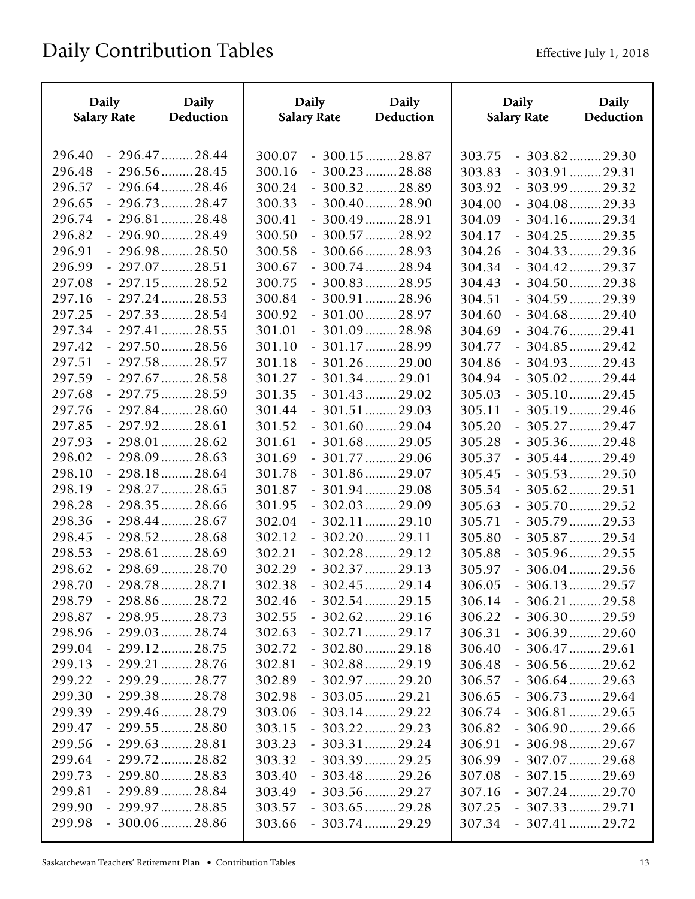# Daily Contribution Tables

Effective July 1, 2018

| Daily Salary Rate | Daily Deduction | Daily Salary Rate | Daily Deduction | Daily Salary Rate | Daily Deduction |
|---|---|---|---|---|---|
| 296.40 - 296.47 | 28.44 | 300.07 - 300.15 | 28.87 | 303.75 - 303.82 | 29.30 |
| 296.48 - 296.56 | 28.45 | 300.16 - 300.23 | 28.88 | 303.83 - 303.91 | 29.31 |
| 296.57 - 296.64 | 28.46 | 300.24 - 300.32 | 28.89 | 303.92 - 303.99 | 29.32 |
| 296.65 - 296.73 | 28.47 | 300.33 - 300.40 | 28.90 | 304.00 - 304.08 | 29.33 |
| 296.74 - 296.81 | 28.48 | 300.41 - 300.49 | 28.91 | 304.09 - 304.16 | 29.34 |
| 296.82 - 296.90 | 28.49 | 300.50 - 300.57 | 28.92 | 304.17 - 304.25 | 29.35 |
| 296.91 - 296.98 | 28.50 | 300.58 - 300.66 | 28.93 | 304.26 - 304.33 | 29.36 |
| 296.99 - 297.07 | 28.51 | 300.67 - 300.74 | 28.94 | 304.34 - 304.42 | 29.37 |
| 297.08 - 297.15 | 28.52 | 300.75 - 300.83 | 28.95 | 304.43 - 304.50 | 29.38 |
| 297.16 - 297.24 | 28.53 | 300.84 - 300.91 | 28.96 | 304.51 - 304.59 | 29.39 |
| 297.25 - 297.33 | 28.54 | 300.92 - 301.00 | 28.97 | 304.60 - 304.68 | 29.40 |
| 297.34 - 297.41 | 28.55 | 301.01 - 301.09 | 28.98 | 304.69 - 304.76 | 29.41 |
| 297.42 - 297.50 | 28.56 | 301.10 - 301.17 | 28.99 | 304.77 - 304.85 | 29.42 |
| 297.51 - 297.58 | 28.57 | 301.18 - 301.26 | 29.00 | 304.86 - 304.93 | 29.43 |
| 297.59 - 297.67 | 28.58 | 301.27 - 301.34 | 29.01 | 304.94 - 305.02 | 29.44 |
| 297.68 - 297.75 | 28.59 | 301.35 - 301.43 | 29.02 | 305.03 - 305.10 | 29.45 |
| 297.76 - 297.84 | 28.60 | 301.44 - 301.51 | 29.03 | 305.11 - 305.19 | 29.46 |
| 297.85 - 297.92 | 28.61 | 301.52 - 301.60 | 29.04 | 305.20 - 305.27 | 29.47 |
| 297.93 - 298.01 | 28.62 | 301.61 - 301.68 | 29.05 | 305.28 - 305.36 | 29.48 |
| 298.02 - 298.09 | 28.63 | 301.69 - 301.77 | 29.06 | 305.37 - 305.44 | 29.49 |
| 298.10 - 298.18 | 28.64 | 301.78 - 301.86 | 29.07 | 305.45 - 305.53 | 29.50 |
| 298.19 - 298.27 | 28.65 | 301.87 - 301.94 | 29.08 | 305.54 - 305.62 | 29.51 |
| 298.28 - 298.35 | 28.66 | 301.95 - 302.03 | 29.09 | 305.63 - 305.70 | 29.52 |
| 298.36 - 298.44 | 28.67 | 302.04 - 302.11 | 29.10 | 305.71 - 305.79 | 29.53 |
| 298.45 - 298.52 | 28.68 | 302.12 - 302.20 | 29.11 | 305.80 - 305.87 | 29.54 |
| 298.53 - 298.61 | 28.69 | 302.21 - 302.28 | 29.12 | 305.88 - 305.96 | 29.55 |
| 298.62 - 298.69 | 28.70 | 302.29 - 302.37 | 29.13 | 305.97 - 306.04 | 29.56 |
| 298.70 - 298.78 | 28.71 | 302.38 - 302.45 | 29.14 | 306.05 - 306.13 | 29.57 |
| 298.79 - 298.86 | 28.72 | 302.46 - 302.54 | 29.15 | 306.14 - 306.21 | 29.58 |
| 298.87 - 298.95 | 28.73 | 302.55 - 302.62 | 29.16 | 306.22 - 306.30 | 29.59 |
| 298.96 - 299.03 | 28.74 | 302.63 - 302.71 | 29.17 | 306.31 - 306.39 | 29.60 |
| 299.04 - 299.12 | 28.75 | 302.72 - 302.80 | 29.18 | 306.40 - 306.47 | 29.61 |
| 299.13 - 299.21 | 28.76 | 302.81 - 302.88 | 29.19 | 306.48 - 306.56 | 29.62 |
| 299.22 - 299.29 | 28.77 | 302.89 - 302.97 | 29.20 | 306.57 - 306.64 | 29.63 |
| 299.30 - 299.38 | 28.78 | 302.98 - 303.05 | 29.21 | 306.65 - 306.73 | 29.64 |
| 299.39 - 299.46 | 28.79 | 303.06 - 303.14 | 29.22 | 306.74 - 306.81 | 29.65 |
| 299.47 - 299.55 | 28.80 | 303.15 - 303.22 | 29.23 | 306.82 - 306.90 | 29.66 |
| 299.56 - 299.63 | 28.81 | 303.23 - 303.31 | 29.24 | 306.91 - 306.98 | 29.67 |
| 299.64 - 299.72 | 28.82 | 303.32 - 303.39 | 29.25 | 306.99 - 307.07 | 29.68 |
| 299.73 - 299.80 | 28.83 | 303.40 - 303.48 | 29.26 | 307.08 - 307.15 | 29.69 |
| 299.81 - 299.89 | 28.84 | 303.49 - 303.56 | 29.27 | 307.16 - 307.24 | 29.70 |
| 299.90 - 299.97 | 28.85 | 303.57 - 303.65 | 29.28 | 307.25 - 307.33 | 29.71 |
| 299.98 - 300.06 | 28.86 | 303.66 - 303.74 | 29.29 | 307.34 - 307.41 | 29.72 |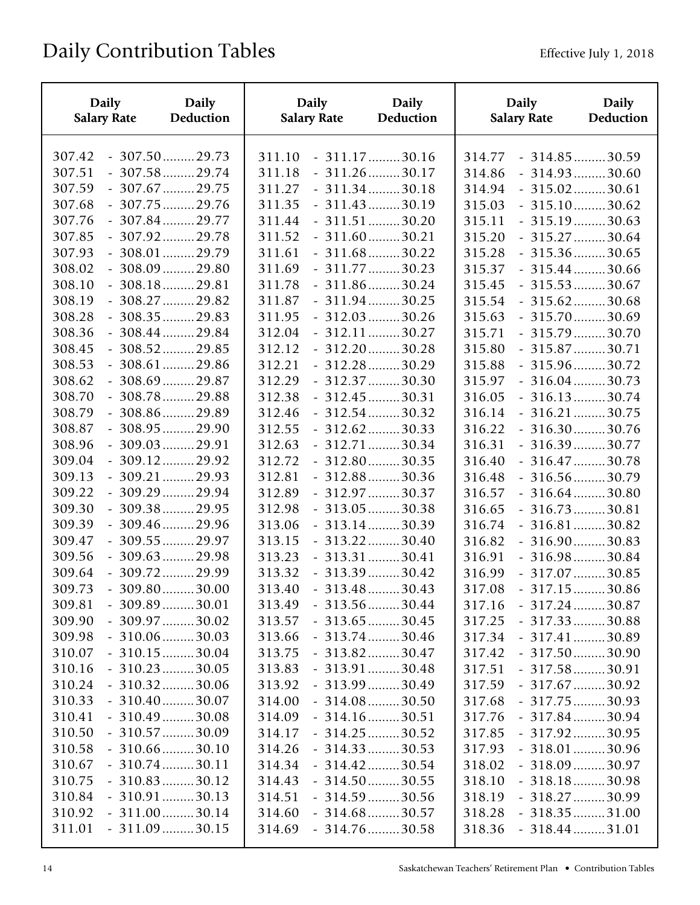# Daily Contribution Tables

Effective July 1, 2018

| Daily Salary Rate | Daily Deduction |
|---|---|
| 307.42 - 307.50 | 29.73 |
| 307.51 - 307.58 | 29.74 |
| 307.59 - 307.67 | 29.75 |
| 307.68 - 307.75 | 29.76 |
| 307.76 - 307.84 | 29.77 |
| 307.85 - 307.92 | 29.78 |
| 307.93 - 308.01 | 29.79 |
| 308.02 - 308.09 | 29.80 |
| 308.10 - 308.18 | 29.81 |
| 308.19 - 308.27 | 29.82 |
| 308.28 - 308.35 | 29.83 |
| 308.36 - 308.44 | 29.84 |
| 308.45 - 308.52 | 29.85 |
| 308.53 - 308.61 | 29.86 |
| 308.62 - 308.69 | 29.87 |
| 308.70 - 308.78 | 29.88 |
| 308.79 - 308.86 | 29.89 |
| 308.87 - 308.95 | 29.90 |
| 308.96 - 309.03 | 29.91 |
| 309.04 - 309.12 | 29.92 |
| 309.13 - 309.21 | 29.93 |
| 309.22 - 309.29 | 29.94 |
| 309.30 - 309.38 | 29.95 |
| 309.39 - 309.46 | 29.96 |
| 309.47 - 309.55 | 29.97 |
| 309.56 - 309.63 | 29.98 |
| 309.64 - 309.72 | 29.99 |
| 309.73 - 309.80 | 30.00 |
| 309.81 - 309.89 | 30.01 |
| 309.90 - 309.97 | 30.02 |
| 309.98 - 310.06 | 30.03 |
| 310.07 - 310.15 | 30.04 |
| 310.16 - 310.23 | 30.05 |
| 310.24 - 310.32 | 30.06 |
| 310.33 - 310.40 | 30.07 |
| 310.41 - 310.49 | 30.08 |
| 310.50 - 310.57 | 30.09 |
| 310.58 - 310.66 | 30.10 |
| 310.67 - 310.74 | 30.11 |
| 310.75 - 310.83 | 30.12 |
| 310.84 - 310.91 | 30.13 |
| 310.92 - 311.00 | 30.14 |
| 311.01 - 311.09 | 30.15 |
| 311.10 - 311.17 | 30.16 |
| 311.18 - 311.26 | 30.17 |
| 311.27 - 311.34 | 30.18 |
| 311.35 - 311.43 | 30.19 |
| 311.44 - 311.51 | 30.20 |
| 311.52 - 311.60 | 30.21 |
| 311.61 - 311.68 | 30.22 |
| 311.69 - 311.77 | 30.23 |
| 311.78 - 311.86 | 30.24 |
| 311.87 - 311.94 | 30.25 |
| 311.95 - 312.03 | 30.26 |
| 312.04 - 312.11 | 30.27 |
| 312.12 - 312.20 | 30.28 |
| 312.21 - 312.28 | 30.29 |
| 312.29 - 312.37 | 30.30 |
| 312.38 - 312.45 | 30.31 |
| 312.46 - 312.54 | 30.32 |
| 312.55 - 312.62 | 30.33 |
| 312.63 - 312.71 | 30.34 |
| 312.72 - 312.80 | 30.35 |
| 312.81 - 312.88 | 30.36 |
| 312.89 - 312.97 | 30.37 |
| 312.98 - 313.05 | 30.38 |
| 313.06 - 313.14 | 30.39 |
| 313.15 - 313.22 | 30.40 |
| 313.23 - 313.31 | 30.41 |
| 313.32 - 313.39 | 30.42 |
| 313.40 - 313.48 | 30.43 |
| 313.49 - 313.56 | 30.44 |
| 313.57 - 313.65 | 30.45 |
| 313.66 - 313.74 | 30.46 |
| 313.75 - 313.82 | 30.47 |
| 313.83 - 313.91 | 30.48 |
| 313.92 - 313.99 | 30.49 |
| 314.00 - 314.08 | 30.50 |
| 314.09 - 314.16 | 30.51 |
| 314.17 - 314.25 | 30.52 |
| 314.26 - 314.33 | 30.53 |
| 314.34 - 314.42 | 30.54 |
| 314.43 - 314.50 | 30.55 |
| 314.51 - 314.59 | 30.56 |
| 314.60 - 314.68 | 30.57 |
| 314.69 - 314.76 | 30.58 |
| 314.77 - 314.85 | 30.59 |
| 314.86 - 314.93 | 30.60 |
| 314.94 - 315.02 | 30.61 |
| 315.03 - 315.10 | 30.62 |
| 315.11 - 315.19 | 30.63 |
| 315.20 - 315.27 | 30.64 |
| 315.28 - 315.36 | 30.65 |
| 315.37 - 315.44 | 30.66 |
| 315.45 - 315.53 | 30.67 |
| 315.54 - 315.62 | 30.68 |
| 315.63 - 315.70 | 30.69 |
| 315.71 - 315.79 | 30.70 |
| 315.80 - 315.87 | 30.71 |
| 315.88 - 315.96 | 30.72 |
| 315.97 - 316.04 | 30.73 |
| 316.05 - 316.13 | 30.74 |
| 316.14 - 316.21 | 30.75 |
| 316.22 - 316.30 | 30.76 |
| 316.31 - 316.39 | 30.77 |
| 316.40 - 316.47 | 30.78 |
| 316.48 - 316.56 | 30.79 |
| 316.57 - 316.64 | 30.80 |
| 316.65 - 316.73 | 30.81 |
| 316.74 - 316.81 | 30.82 |
| 316.82 - 316.90 | 30.83 |
| 316.91 - 316.98 | 30.84 |
| 316.99 - 317.07 | 30.85 |
| 317.08 - 317.15 | 30.86 |
| 317.16 - 317.24 | 30.87 |
| 317.25 - 317.33 | 30.88 |
| 317.34 - 317.41 | 30.89 |
| 317.42 - 317.50 | 30.90 |
| 317.51 - 317.58 | 30.91 |
| 317.59 - 317.67 | 30.92 |
| 317.68 - 317.75 | 30.93 |
| 317.76 - 317.84 | 30.94 |
| 317.85 - 317.92 | 30.95 |
| 317.93 - 318.01 | 30.96 |
| 318.02 - 318.09 | 30.97 |
| 318.10 - 318.18 | 30.98 |
| 318.19 - 318.27 | 30.99 |
| 318.28 - 318.35 | 31.00 |
| 318.36 - 318.44 | 31.01 |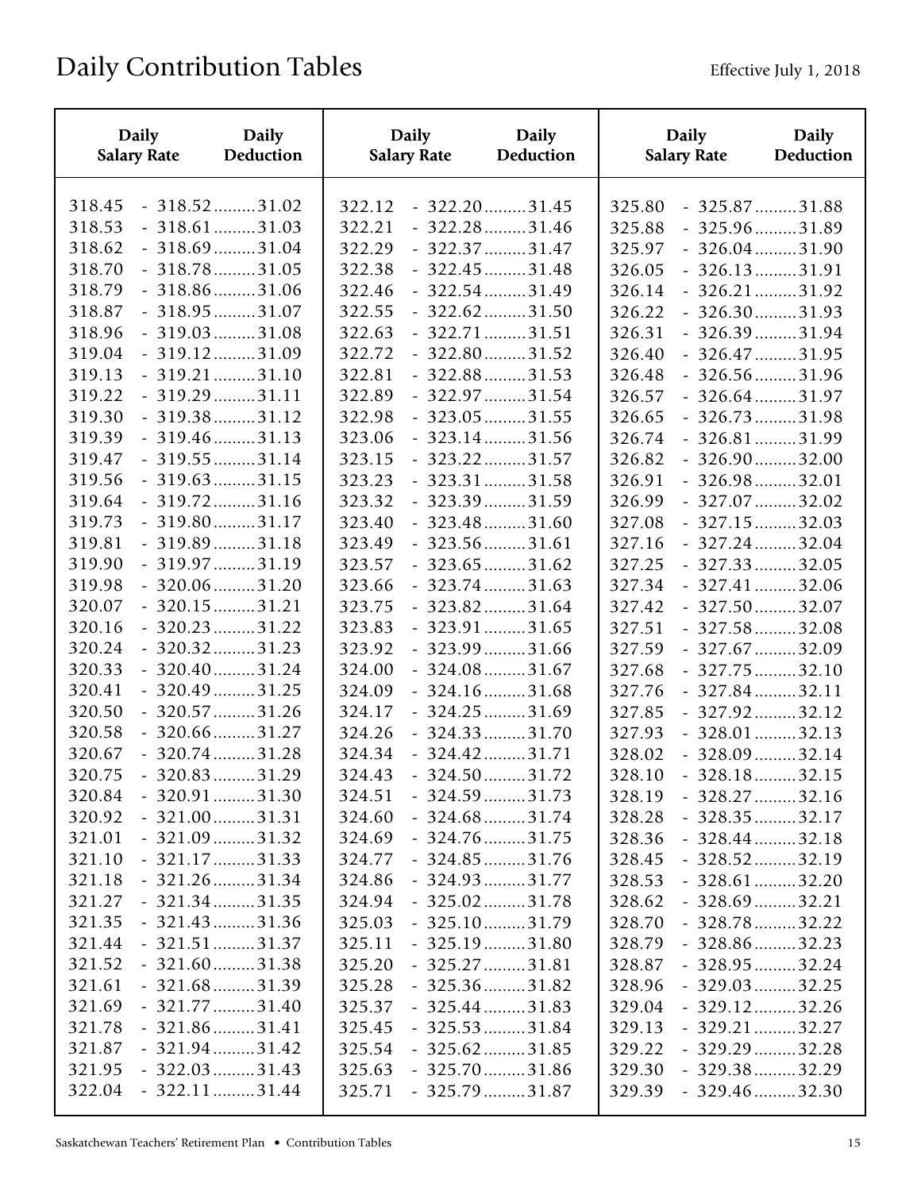# Daily Contribution Tables

Effective July 1, 2018

| Daily Salary Rate | Daily Deduction |
|---|---|
| 318.45 - 318.52 | 31.02 |
| 318.53 - 318.61 | 31.03 |
| 318.62 - 318.69 | 31.04 |
| 318.70 - 318.78 | 31.05 |
| 318.79 - 318.86 | 31.06 |
| 318.87 - 318.95 | 31.07 |
| 318.96 - 319.03 | 31.08 |
| 319.04 - 319.12 | 31.09 |
| 319.13 - 319.21 | 31.10 |
| 319.22 - 319.29 | 31.11 |
| 319.30 - 319.38 | 31.12 |
| 319.39 - 319.46 | 31.13 |
| 319.47 - 319.55 | 31.14 |
| 319.56 - 319.63 | 31.15 |
| 319.64 - 319.72 | 31.16 |
| 319.73 - 319.80 | 31.17 |
| 319.81 - 319.89 | 31.18 |
| 319.90 - 319.97 | 31.19 |
| 319.98 - 320.06 | 31.20 |
| 320.07 - 320.15 | 31.21 |
| 320.16 - 320.23 | 31.22 |
| 320.24 - 320.32 | 31.23 |
| 320.33 - 320.40 | 31.24 |
| 320.41 - 320.49 | 31.25 |
| 320.50 - 320.57 | 31.26 |
| 320.58 - 320.66 | 31.27 |
| 320.67 - 320.74 | 31.28 |
| 320.75 - 320.83 | 31.29 |
| 320.84 - 320.91 | 31.30 |
| 320.92 - 321.00 | 31.31 |
| 321.01 - 321.09 | 31.32 |
| 321.10 - 321.17 | 31.33 |
| 321.18 - 321.26 | 31.34 |
| 321.27 - 321.34 | 31.35 |
| 321.35 - 321.43 | 31.36 |
| 321.44 - 321.51 | 31.37 |
| 321.52 - 321.60 | 31.38 |
| 321.61 - 321.68 | 31.39 |
| 321.69 - 321.77 | 31.40 |
| 321.78 - 321.86 | 31.41 |
| 321.87 - 321.94 | 31.42 |
| 321.95 - 322.03 | 31.43 |
| 322.04 - 322.11 | 31.44 |
| 322.12 - 322.20 | 31.45 |
| 322.21 - 322.28 | 31.46 |
| 322.29 - 322.37 | 31.47 |
| 322.38 - 322.45 | 31.48 |
| 322.46 - 322.54 | 31.49 |
| 322.55 - 322.62 | 31.50 |
| 322.63 - 322.71 | 31.51 |
| 322.72 - 322.80 | 31.52 |
| 322.81 - 322.88 | 31.53 |
| 322.89 - 322.97 | 31.54 |
| 322.98 - 323.05 | 31.55 |
| 323.06 - 323.14 | 31.56 |
| 323.15 - 323.22 | 31.57 |
| 323.23 - 323.31 | 31.58 |
| 323.32 - 323.39 | 31.59 |
| 323.40 - 323.48 | 31.60 |
| 323.49 - 323.56 | 31.61 |
| 323.57 - 323.65 | 31.62 |
| 323.66 - 323.74 | 31.63 |
| 323.75 - 323.82 | 31.64 |
| 323.83 - 323.91 | 31.65 |
| 323.92 - 323.99 | 31.66 |
| 324.00 - 324.08 | 31.67 |
| 324.09 - 324.16 | 31.68 |
| 324.17 - 324.25 | 31.69 |
| 324.26 - 324.33 | 31.70 |
| 324.34 - 324.42 | 31.71 |
| 324.43 - 324.50 | 31.72 |
| 324.51 - 324.59 | 31.73 |
| 324.60 - 324.68 | 31.74 |
| 324.69 - 324.76 | 31.75 |
| 324.77 - 324.85 | 31.76 |
| 324.86 - 324.93 | 31.77 |
| 324.94 - 325.02 | 31.78 |
| 325.03 - 325.10 | 31.79 |
| 325.11 - 325.19 | 31.80 |
| 325.20 - 325.27 | 31.81 |
| 325.28 - 325.36 | 31.82 |
| 325.37 - 325.44 | 31.83 |
| 325.45 - 325.53 | 31.84 |
| 325.54 - 325.62 | 31.85 |
| 325.63 - 325.70 | 31.86 |
| 325.71 - 325.79 | 31.87 |
| 325.80 - 325.87 | 31.88 |
| 325.88 - 325.96 | 31.89 |
| 325.97 - 326.04 | 31.90 |
| 326.05 - 326.13 | 31.91 |
| 326.14 - 326.21 | 31.92 |
| 326.22 - 326.30 | 31.93 |
| 326.31 - 326.39 | 31.94 |
| 326.40 - 326.47 | 31.95 |
| 326.48 - 326.56 | 31.96 |
| 326.57 - 326.64 | 31.97 |
| 326.65 - 326.73 | 31.98 |
| 326.74 - 326.81 | 31.99 |
| 326.82 - 326.90 | 32.00 |
| 326.91 - 326.98 | 32.01 |
| 326.99 - 327.07 | 32.02 |
| 327.08 - 327.15 | 32.03 |
| 327.16 - 327.24 | 32.04 |
| 327.25 - 327.33 | 32.05 |
| 327.34 - 327.41 | 32.06 |
| 327.42 - 327.50 | 32.07 |
| 327.51 - 327.58 | 32.08 |
| 327.59 - 327.67 | 32.09 |
| 327.68 - 327.75 | 32.10 |
| 327.76 - 327.84 | 32.11 |
| 327.85 - 327.92 | 32.12 |
| 327.93 - 328.01 | 32.13 |
| 328.02 - 328.09 | 32.14 |
| 328.10 - 328.18 | 32.15 |
| 328.19 - 328.27 | 32.16 |
| 328.28 - 328.35 | 32.17 |
| 328.36 - 328.44 | 32.18 |
| 328.45 - 328.52 | 32.19 |
| 328.53 - 328.61 | 32.20 |
| 328.62 - 328.69 | 32.21 |
| 328.70 - 328.78 | 32.22 |
| 328.79 - 328.86 | 32.23 |
| 328.87 - 328.95 | 32.24 |
| 328.96 - 329.03 | 32.25 |
| 329.04 - 329.12 | 32.26 |
| 329.13 - 329.21 | 32.27 |
| 329.22 - 329.29 | 32.28 |
| 329.30 - 329.38 | 32.29 |
| 329.39 - 329.46 | 32.30 |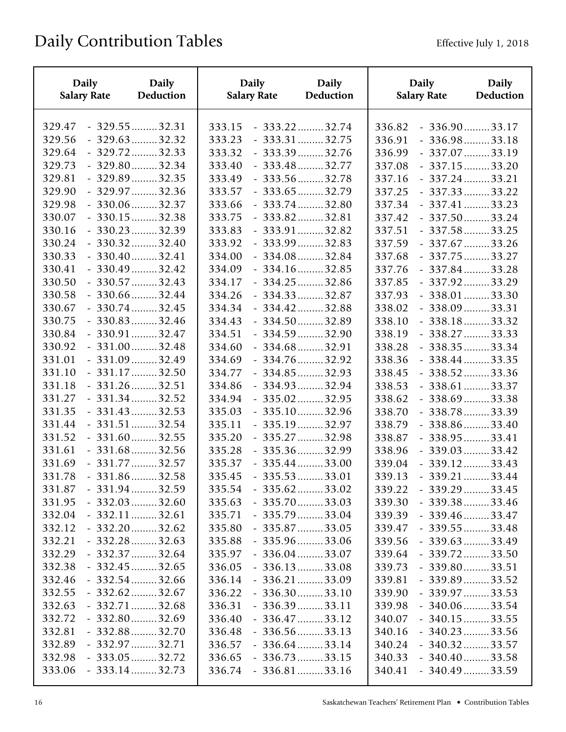# Daily Contribution Tables

Effective July 1, 2018

| Daily Salary Rate | Daily Deduction |
|---|---|
| 329.47 - 329.55 | 32.31 |
| 329.56 - 329.63 | 32.32 |
| 329.64 - 329.72 | 32.33 |
| 329.73 - 329.80 | 32.34 |
| 329.81 - 329.89 | 32.35 |
| 329.90 - 329.97 | 32.36 |
| 329.98 - 330.06 | 32.37 |
| 330.07 - 330.15 | 32.38 |
| 330.16 - 330.23 | 32.39 |
| 330.24 - 330.32 | 32.40 |
| 330.33 - 330.40 | 32.41 |
| 330.41 - 330.49 | 32.42 |
| 330.50 - 330.57 | 32.43 |
| 330.58 - 330.66 | 32.44 |
| 330.67 - 330.74 | 32.45 |
| 330.75 - 330.83 | 32.46 |
| 330.84 - 330.91 | 32.47 |
| 330.92 - 331.00 | 32.48 |
| 331.01 - 331.09 | 32.49 |
| 331.10 - 331.17 | 32.50 |
| 331.18 - 331.26 | 32.51 |
| 331.27 - 331.34 | 32.52 |
| 331.35 - 331.43 | 32.53 |
| 331.44 - 331.51 | 32.54 |
| 331.52 - 331.60 | 32.55 |
| 331.61 - 331.68 | 32.56 |
| 331.69 - 331.77 | 32.57 |
| 331.78 - 331.86 | 32.58 |
| 331.87 - 331.94 | 32.59 |
| 331.95 - 332.03 | 32.60 |
| 332.04 - 332.11 | 32.61 |
| 332.12 - 332.20 | 32.62 |
| 332.21 - 332.28 | 32.63 |
| 332.29 - 332.37 | 32.64 |
| 332.38 - 332.45 | 32.65 |
| 332.46 - 332.54 | 32.66 |
| 332.55 - 332.62 | 32.67 |
| 332.63 - 332.71 | 32.68 |
| 332.72 - 332.80 | 32.69 |
| 332.81 - 332.88 | 32.70 |
| 332.89 - 332.97 | 32.71 |
| 332.98 - 333.05 | 32.72 |
| 333.06 - 333.14 | 32.73 |
| 333.15 - 333.22 | 32.74 |
| 333.23 - 333.31 | 32.75 |
| 333.32 - 333.39 | 32.76 |
| 333.40 - 333.48 | 32.77 |
| 333.49 - 333.56 | 32.78 |
| 333.57 - 333.65 | 32.79 |
| 333.66 - 333.74 | 32.80 |
| 333.75 - 333.82 | 32.81 |
| 333.83 - 333.91 | 32.82 |
| 333.92 - 333.99 | 32.83 |
| 334.00 - 334.08 | 32.84 |
| 334.09 - 334.16 | 32.85 |
| 334.17 - 334.25 | 32.86 |
| 334.26 - 334.33 | 32.87 |
| 334.34 - 334.42 | 32.88 |
| 334.43 - 334.50 | 32.89 |
| 334.51 - 334.59 | 32.90 |
| 334.60 - 334.68 | 32.91 |
| 334.69 - 334.76 | 32.92 |
| 334.77 - 334.85 | 32.93 |
| 334.86 - 334.93 | 32.94 |
| 334.94 - 335.02 | 32.95 |
| 335.03 - 335.10 | 32.96 |
| 335.11 - 335.19 | 32.97 |
| 335.20 - 335.27 | 32.98 |
| 335.28 - 335.36 | 32.99 |
| 335.37 - 335.44 | 33.00 |
| 335.45 - 335.53 | 33.01 |
| 335.54 - 335.62 | 33.02 |
| 335.63 - 335.70 | 33.03 |
| 335.71 - 335.79 | 33.04 |
| 335.80 - 335.87 | 33.05 |
| 335.88 - 335.96 | 33.06 |
| 335.97 - 336.04 | 33.07 |
| 336.05 - 336.13 | 33.08 |
| 336.14 - 336.21 | 33.09 |
| 336.22 - 336.30 | 33.10 |
| 336.31 - 336.39 | 33.11 |
| 336.40 - 336.47 | 33.12 |
| 336.48 - 336.56 | 33.13 |
| 336.57 - 336.64 | 33.14 |
| 336.65 - 336.73 | 33.15 |
| 336.74 - 336.81 | 33.16 |
| 336.82 - 336.90 | 33.17 |
| 336.91 - 336.98 | 33.18 |
| 336.99 - 337.07 | 33.19 |
| 337.08 - 337.15 | 33.20 |
| 337.16 - 337.24 | 33.21 |
| 337.25 - 337.33 | 33.22 |
| 337.34 - 337.41 | 33.23 |
| 337.42 - 337.50 | 33.24 |
| 337.51 - 337.58 | 33.25 |
| 337.59 - 337.67 | 33.26 |
| 337.68 - 337.75 | 33.27 |
| 337.76 - 337.84 | 33.28 |
| 337.85 - 337.92 | 33.29 |
| 337.93 - 338.01 | 33.30 |
| 338.02 - 338.09 | 33.31 |
| 338.10 - 338.18 | 33.32 |
| 338.19 - 338.27 | 33.33 |
| 338.28 - 338.35 | 33.34 |
| 338.36 - 338.44 | 33.35 |
| 338.45 - 338.52 | 33.36 |
| 338.53 - 338.61 | 33.37 |
| 338.62 - 338.69 | 33.38 |
| 338.70 - 338.78 | 33.39 |
| 338.79 - 338.86 | 33.40 |
| 338.87 - 338.95 | 33.41 |
| 338.96 - 339.03 | 33.42 |
| 339.04 - 339.12 | 33.43 |
| 339.13 - 339.21 | 33.44 |
| 339.22 - 339.29 | 33.45 |
| 339.30 - 339.38 | 33.46 |
| 339.39 - 339.46 | 33.47 |
| 339.47 - 339.55 | 33.48 |
| 339.56 - 339.63 | 33.49 |
| 339.64 - 339.72 | 33.50 |
| 339.73 - 339.80 | 33.51 |
| 339.81 - 339.89 | 33.52 |
| 339.90 - 339.97 | 33.53 |
| 339.98 - 340.06 | 33.54 |
| 340.07 - 340.15 | 33.55 |
| 340.16 - 340.23 | 33.56 |
| 340.24 - 340.32 | 33.57 |
| 340.33 - 340.40 | 33.58 |
| 340.41 - 340.49 | 33.59 |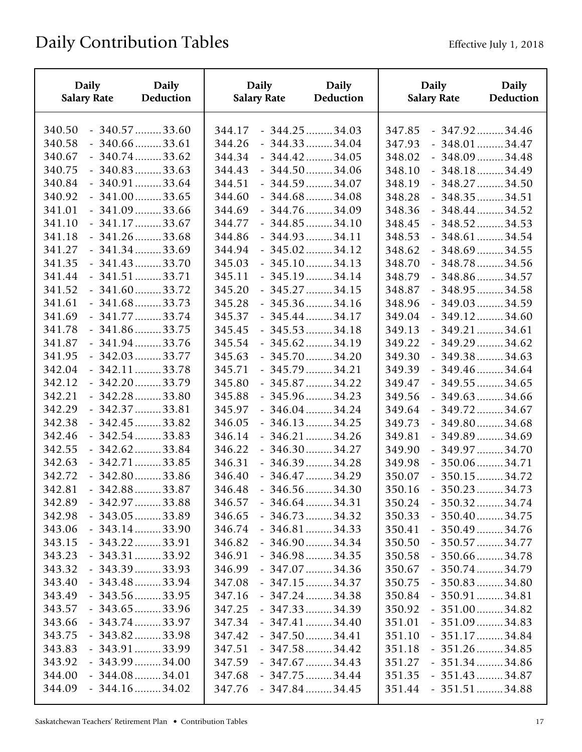# Daily Contribution Tables

Effective July 1, 2018

| Daily Salary Rate | Daily Deduction | Daily Salary Rate | Daily Deduction | Daily Salary Rate | Daily Deduction |
|---|---|---|---|---|---|
| 340.50 - 340.57 | 33.60 | 344.17 - 344.25 | 34.03 | 347.85 - 347.92 | 34.46 |
| 340.58 - 340.66 | 33.61 | 344.26 - 344.33 | 34.04 | 347.93 - 348.01 | 34.47 |
| 340.67 - 340.74 | 33.62 | 344.34 - 344.42 | 34.05 | 348.02 - 348.09 | 34.48 |
| 340.75 - 340.83 | 33.63 | 344.43 - 344.50 | 34.06 | 348.10 - 348.18 | 34.49 |
| 340.84 - 340.91 | 33.64 | 344.51 - 344.59 | 34.07 | 348.19 - 348.27 | 34.50 |
| 340.92 - 341.00 | 33.65 | 344.60 - 344.68 | 34.08 | 348.28 - 348.35 | 34.51 |
| 341.01 - 341.09 | 33.66 | 344.69 - 344.76 | 34.09 | 348.36 - 348.44 | 34.52 |
| 341.10 - 341.17 | 33.67 | 344.77 - 344.85 | 34.10 | 348.45 - 348.52 | 34.53 |
| 341.18 - 341.26 | 33.68 | 344.86 - 344.93 | 34.11 | 348.53 - 348.61 | 34.54 |
| 341.27 - 341.34 | 33.69 | 344.94 - 345.02 | 34.12 | 348.62 - 348.69 | 34.55 |
| 341.35 - 341.43 | 33.70 | 345.03 - 345.10 | 34.13 | 348.70 - 348.78 | 34.56 |
| 341.44 - 341.51 | 33.71 | 345.11 - 345.19 | 34.14 | 348.79 - 348.86 | 34.57 |
| 341.52 - 341.60 | 33.72 | 345.20 - 345.27 | 34.15 | 348.87 - 348.95 | 34.58 |
| 341.61 - 341.68 | 33.73 | 345.28 - 345.36 | 34.16 | 348.96 - 349.03 | 34.59 |
| 341.69 - 341.77 | 33.74 | 345.37 - 345.44 | 34.17 | 349.04 - 349.12 | 34.60 |
| 341.78 - 341.86 | 33.75 | 345.45 - 345.53 | 34.18 | 349.13 - 349.21 | 34.61 |
| 341.87 - 341.94 | 33.76 | 345.54 - 345.62 | 34.19 | 349.22 - 349.29 | 34.62 |
| 341.95 - 342.03 | 33.77 | 345.63 - 345.70 | 34.20 | 349.30 - 349.38 | 34.63 |
| 342.04 - 342.11 | 33.78 | 345.71 - 345.79 | 34.21 | 349.39 - 349.46 | 34.64 |
| 342.12 - 342.20 | 33.79 | 345.80 - 345.87 | 34.22 | 349.47 - 349.55 | 34.65 |
| 342.21 - 342.28 | 33.80 | 345.88 - 345.96 | 34.23 | 349.56 - 349.63 | 34.66 |
| 342.29 - 342.37 | 33.81 | 345.97 - 346.04 | 34.24 | 349.64 - 349.72 | 34.67 |
| 342.38 - 342.45 | 33.82 | 346.05 - 346.13 | 34.25 | 349.73 - 349.80 | 34.68 |
| 342.46 - 342.54 | 33.83 | 346.14 - 346.21 | 34.26 | 349.81 - 349.89 | 34.69 |
| 342.55 - 342.62 | 33.84 | 346.22 - 346.30 | 34.27 | 349.90 - 349.97 | 34.70 |
| 342.63 - 342.71 | 33.85 | 346.31 - 346.39 | 34.28 | 349.98 - 350.06 | 34.71 |
| 342.72 - 342.80 | 33.86 | 346.40 - 346.47 | 34.29 | 350.07 - 350.15 | 34.72 |
| 342.81 - 342.88 | 33.87 | 346.48 - 346.56 | 34.30 | 350.16 - 350.23 | 34.73 |
| 342.89 - 342.97 | 33.88 | 346.57 - 346.64 | 34.31 | 350.24 - 350.32 | 34.74 |
| 342.98 - 343.05 | 33.89 | 346.65 - 346.73 | 34.32 | 350.33 - 350.40 | 34.75 |
| 343.06 - 343.14 | 33.90 | 346.74 - 346.81 | 34.33 | 350.41 - 350.49 | 34.76 |
| 343.15 - 343.22 | 33.91 | 346.82 - 346.90 | 34.34 | 350.50 - 350.57 | 34.77 |
| 343.23 - 343.31 | 33.92 | 346.91 - 346.98 | 34.35 | 350.58 - 350.66 | 34.78 |
| 343.32 - 343.39 | 33.93 | 346.99 - 347.07 | 34.36 | 350.67 - 350.74 | 34.79 |
| 343.40 - 343.48 | 33.94 | 347.08 - 347.15 | 34.37 | 350.75 - 350.83 | 34.80 |
| 343.49 - 343.56 | 33.95 | 347.16 - 347.24 | 34.38 | 350.84 - 350.91 | 34.81 |
| 343.57 - 343.65 | 33.96 | 347.25 - 347.33 | 34.39 | 350.92 - 351.00 | 34.82 |
| 343.66 - 343.74 | 33.97 | 347.34 - 347.41 | 34.40 | 351.01 - 351.09 | 34.83 |
| 343.75 - 343.82 | 33.98 | 347.42 - 347.50 | 34.41 | 351.10 - 351.17 | 34.84 |
| 343.83 - 343.91 | 33.99 | 347.51 - 347.58 | 34.42 | 351.18 - 351.26 | 34.85 |
| 343.92 - 343.99 | 34.00 | 347.59 - 347.67 | 34.43 | 351.27 - 351.34 | 34.86 |
| 344.00 - 344.08 | 34.01 | 347.68 - 347.75 | 34.44 | 351.35 - 351.43 | 34.87 |
| 344.09 - 344.16 | 34.02 | 347.76 - 347.84 | 34.45 | 351.44 - 351.51 | 34.88 |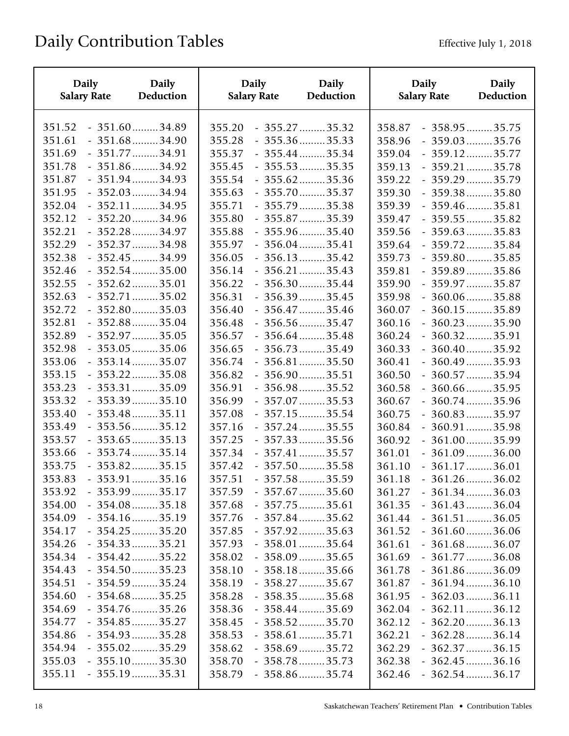# Daily Contribution Tables

Effective July 1, 2018

| Daily Salary Rate | Daily Deduction |
|---|---|
| 351.52 - 351.60 | 34.89 |
| 351.61 - 351.68 | 34.90 |
| 351.69 - 351.77 | 34.91 |
| 351.78 - 351.86 | 34.92 |
| 351.87 - 351.94 | 34.93 |
| 351.95 - 352.03 | 34.94 |
| 352.04 - 352.11 | 34.95 |
| 352.12 - 352.20 | 34.96 |
| 352.21 - 352.28 | 34.97 |
| 352.29 - 352.37 | 34.98 |
| 352.38 - 352.45 | 34.99 |
| 352.46 - 352.54 | 35.00 |
| 352.55 - 352.62 | 35.01 |
| 352.63 - 352.71 | 35.02 |
| 352.72 - 352.80 | 35.03 |
| 352.81 - 352.88 | 35.04 |
| 352.89 - 352.97 | 35.05 |
| 352.98 - 353.05 | 35.06 |
| 353.06 - 353.14 | 35.07 |
| 353.15 - 353.22 | 35.08 |
| 353.23 - 353.31 | 35.09 |
| 353.32 - 353.39 | 35.10 |
| 353.40 - 353.48 | 35.11 |
| 353.49 - 353.56 | 35.12 |
| 353.57 - 353.65 | 35.13 |
| 353.66 - 353.74 | 35.14 |
| 353.75 - 353.82 | 35.15 |
| 353.83 - 353.91 | 35.16 |
| 353.92 - 353.99 | 35.17 |
| 354.00 - 354.08 | 35.18 |
| 354.09 - 354.16 | 35.19 |
| 354.17 - 354.25 | 35.20 |
| 354.26 - 354.33 | 35.21 |
| 354.34 - 354.42 | 35.22 |
| 354.43 - 354.50 | 35.23 |
| 354.51 - 354.59 | 35.24 |
| 354.60 - 354.68 | 35.25 |
| 354.69 - 354.76 | 35.26 |
| 354.77 - 354.85 | 35.27 |
| 354.86 - 354.93 | 35.28 |
| 354.94 - 355.02 | 35.29 |
| 355.03 - 355.10 | 35.30 |
| 355.11 - 355.19 | 35.31 |
| 355.20 - 355.27 | 35.32 |
| 355.28 - 355.36 | 35.33 |
| 355.37 - 355.44 | 35.34 |
| 355.45 - 355.53 | 35.35 |
| 355.54 - 355.62 | 35.36 |
| 355.63 - 355.70 | 35.37 |
| 355.71 - 355.79 | 35.38 |
| 355.80 - 355.87 | 35.39 |
| 355.88 - 355.96 | 35.40 |
| 355.97 - 356.04 | 35.41 |
| 356.05 - 356.13 | 35.42 |
| 356.14 - 356.21 | 35.43 |
| 356.22 - 356.30 | 35.44 |
| 356.31 - 356.39 | 35.45 |
| 356.40 - 356.47 | 35.46 |
| 356.48 - 356.56 | 35.47 |
| 356.57 - 356.64 | 35.48 |
| 356.65 - 356.73 | 35.49 |
| 356.74 - 356.81 | 35.50 |
| 356.82 - 356.90 | 35.51 |
| 356.91 - 356.98 | 35.52 |
| 356.99 - 357.07 | 35.53 |
| 357.08 - 357.15 | 35.54 |
| 357.16 - 357.24 | 35.55 |
| 357.25 - 357.33 | 35.56 |
| 357.34 - 357.41 | 35.57 |
| 357.42 - 357.50 | 35.58 |
| 357.51 - 357.58 | 35.59 |
| 357.59 - 357.67 | 35.60 |
| 357.68 - 357.75 | 35.61 |
| 357.76 - 357.84 | 35.62 |
| 357.85 - 357.92 | 35.63 |
| 357.93 - 358.01 | 35.64 |
| 358.02 - 358.09 | 35.65 |
| 358.10 - 358.18 | 35.66 |
| 358.19 - 358.27 | 35.67 |
| 358.28 - 358.35 | 35.68 |
| 358.36 - 358.44 | 35.69 |
| 358.45 - 358.52 | 35.70 |
| 358.53 - 358.61 | 35.71 |
| 358.62 - 358.69 | 35.72 |
| 358.70 - 358.78 | 35.73 |
| 358.79 - 358.86 | 35.74 |
| 358.87 - 358.95 | 35.75 |
| 358.96 - 359.03 | 35.76 |
| 359.04 - 359.12 | 35.77 |
| 359.13 - 359.21 | 35.78 |
| 359.22 - 359.29 | 35.79 |
| 359.30 - 359.38 | 35.80 |
| 359.39 - 359.46 | 35.81 |
| 359.47 - 359.55 | 35.82 |
| 359.56 - 359.63 | 35.83 |
| 359.64 - 359.72 | 35.84 |
| 359.73 - 359.80 | 35.85 |
| 359.81 - 359.89 | 35.86 |
| 359.90 - 359.97 | 35.87 |
| 359.98 - 360.06 | 35.88 |
| 360.07 - 360.15 | 35.89 |
| 360.16 - 360.23 | 35.90 |
| 360.24 - 360.32 | 35.91 |
| 360.33 - 360.40 | 35.92 |
| 360.41 - 360.49 | 35.93 |
| 360.50 - 360.57 | 35.94 |
| 360.58 - 360.66 | 35.95 |
| 360.67 - 360.74 | 35.96 |
| 360.75 - 360.83 | 35.97 |
| 360.84 - 360.91 | 35.98 |
| 360.92 - 361.00 | 35.99 |
| 361.01 - 361.09 | 36.00 |
| 361.10 - 361.17 | 36.01 |
| 361.18 - 361.26 | 36.02 |
| 361.27 - 361.34 | 36.03 |
| 361.35 - 361.43 | 36.04 |
| 361.44 - 361.51 | 36.05 |
| 361.52 - 361.60 | 36.06 |
| 361.61 - 361.68 | 36.07 |
| 361.69 - 361.77 | 36.08 |
| 361.78 - 361.86 | 36.09 |
| 361.87 - 361.94 | 36.10 |
| 361.95 - 362.03 | 36.11 |
| 362.04 - 362.11 | 36.12 |
| 362.12 - 362.20 | 36.13 |
| 362.21 - 362.28 | 36.14 |
| 362.29 - 362.37 | 36.15 |
| 362.38 - 362.45 | 36.16 |
| 362.46 - 362.54 | 36.17 |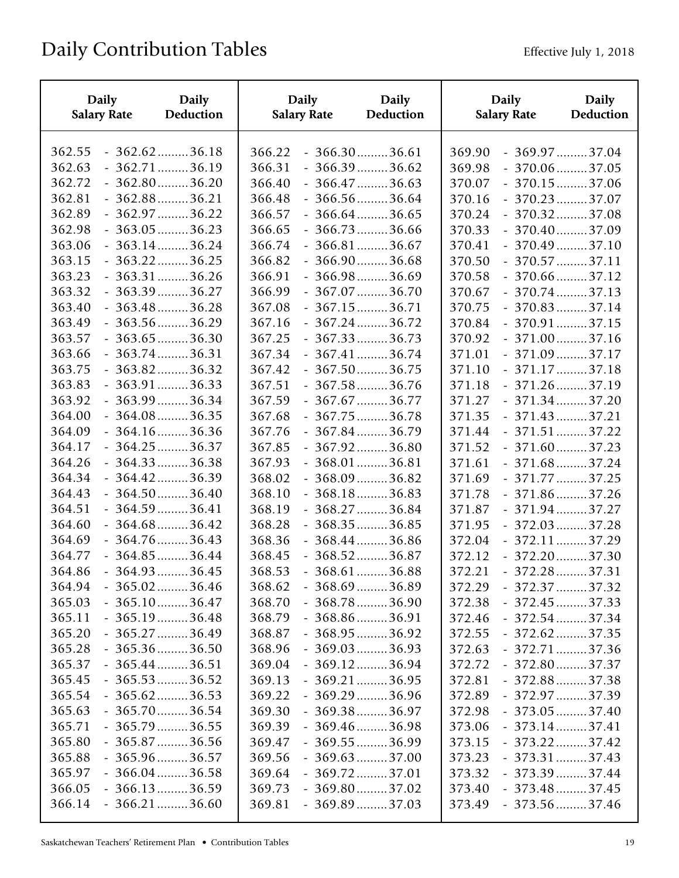# Daily Contribution Tables

Effective July 1, 2018

| Daily Salary Rate | Daily Deduction | Daily Salary Rate | Daily Deduction | Daily Salary Rate | Daily Deduction |
|---|---|---|---|---|---|
| 362.55 - 362.62 | 36.18 | 366.22 - 366.30 | 36.61 | 369.90 - 369.97 | 37.04 |
| 362.63 - 362.71 | 36.19 | 366.31 - 366.39 | 36.62 | 369.98 - 370.06 | 37.05 |
| 362.72 - 362.80 | 36.20 | 366.40 - 366.47 | 36.63 | 370.07 - 370.15 | 37.06 |
| 362.81 - 362.88 | 36.21 | 366.48 - 366.56 | 36.64 | 370.16 - 370.23 | 37.07 |
| 362.89 - 362.97 | 36.22 | 366.57 - 366.64 | 36.65 | 370.24 - 370.32 | 37.08 |
| 362.98 - 363.05 | 36.23 | 366.65 - 366.73 | 36.66 | 370.33 - 370.40 | 37.09 |
| 363.06 - 363.14 | 36.24 | 366.74 - 366.81 | 36.67 | 370.41 - 370.49 | 37.10 |
| 363.15 - 363.22 | 36.25 | 366.82 - 366.90 | 36.68 | 370.50 - 370.57 | 37.11 |
| 363.23 - 363.31 | 36.26 | 366.91 - 366.98 | 36.69 | 370.58 - 370.66 | 37.12 |
| 363.32 - 363.39 | 36.27 | 366.99 - 367.07 | 36.70 | 370.67 - 370.74 | 37.13 |
| 363.40 - 363.48 | 36.28 | 367.08 - 367.15 | 36.71 | 370.75 - 370.83 | 37.14 |
| 363.49 - 363.56 | 36.29 | 367.16 - 367.24 | 36.72 | 370.84 - 370.91 | 37.15 |
| 363.57 - 363.65 | 36.30 | 367.25 - 367.33 | 36.73 | 370.92 - 371.00 | 37.16 |
| 363.66 - 363.74 | 36.31 | 367.34 - 367.41 | 36.74 | 371.01 - 371.09 | 37.17 |
| 363.75 - 363.82 | 36.32 | 367.42 - 367.50 | 36.75 | 371.10 - 371.17 | 37.18 |
| 363.83 - 363.91 | 36.33 | 367.51 - 367.58 | 36.76 | 371.18 - 371.26 | 37.19 |
| 363.92 - 363.99 | 36.34 | 367.59 - 367.67 | 36.77 | 371.27 - 371.34 | 37.20 |
| 364.00 - 364.08 | 36.35 | 367.68 - 367.75 | 36.78 | 371.35 - 371.43 | 37.21 |
| 364.09 - 364.16 | 36.36 | 367.76 - 367.84 | 36.79 | 371.44 - 371.51 | 37.22 |
| 364.17 - 364.25 | 36.37 | 367.85 - 367.92 | 36.80 | 371.52 - 371.60 | 37.23 |
| 364.26 - 364.33 | 36.38 | 367.93 - 368.01 | 36.81 | 371.61 - 371.68 | 37.24 |
| 364.34 - 364.42 | 36.39 | 368.02 - 368.09 | 36.82 | 371.69 - 371.77 | 37.25 |
| 364.43 - 364.50 | 36.40 | 368.10 - 368.18 | 36.83 | 371.78 - 371.86 | 37.26 |
| 364.51 - 364.59 | 36.41 | 368.19 - 368.27 | 36.84 | 371.87 - 371.94 | 37.27 |
| 364.60 - 364.68 | 36.42 | 368.28 - 368.35 | 36.85 | 371.95 - 372.03 | 37.28 |
| 364.69 - 364.76 | 36.43 | 368.36 - 368.44 | 36.86 | 372.04 - 372.11 | 37.29 |
| 364.77 - 364.85 | 36.44 | 368.45 - 368.52 | 36.87 | 372.12 - 372.20 | 37.30 |
| 364.86 - 364.93 | 36.45 | 368.53 - 368.61 | 36.88 | 372.21 - 372.28 | 37.31 |
| 364.94 - 365.02 | 36.46 | 368.62 - 368.69 | 36.89 | 372.29 - 372.37 | 37.32 |
| 365.03 - 365.10 | 36.47 | 368.70 - 368.78 | 36.90 | 372.38 - 372.45 | 37.33 |
| 365.11 - 365.19 | 36.48 | 368.79 - 368.86 | 36.91 | 372.46 - 372.54 | 37.34 |
| 365.20 - 365.27 | 36.49 | 368.87 - 368.95 | 36.92 | 372.55 - 372.62 | 37.35 |
| 365.28 - 365.36 | 36.50 | 368.96 - 369.03 | 36.93 | 372.63 - 372.71 | 37.36 |
| 365.37 - 365.44 | 36.51 | 369.04 - 369.12 | 36.94 | 372.72 - 372.80 | 37.37 |
| 365.45 - 365.53 | 36.52 | 369.13 - 369.21 | 36.95 | 372.81 - 372.88 | 37.38 |
| 365.54 - 365.62 | 36.53 | 369.22 - 369.29 | 36.96 | 372.89 - 372.97 | 37.39 |
| 365.63 - 365.70 | 36.54 | 369.30 - 369.38 | 36.97 | 372.98 - 373.05 | 37.40 |
| 365.71 - 365.79 | 36.55 | 369.39 - 369.46 | 36.98 | 373.06 - 373.14 | 37.41 |
| 365.80 - 365.87 | 36.56 | 369.47 - 369.55 | 36.99 | 373.15 - 373.22 | 37.42 |
| 365.88 - 365.96 | 36.57 | 369.56 - 369.63 | 37.00 | 373.23 - 373.31 | 37.43 |
| 365.97 - 366.04 | 36.58 | 369.64 - 369.72 | 37.01 | 373.32 - 373.39 | 37.44 |
| 366.05 - 366.13 | 36.59 | 369.73 - 369.80 | 37.02 | 373.40 - 373.48 | 37.45 |
| 366.14 - 366.21 | 36.60 | 369.81 - 369.89 | 37.03 | 373.49 - 373.56 | 37.46 |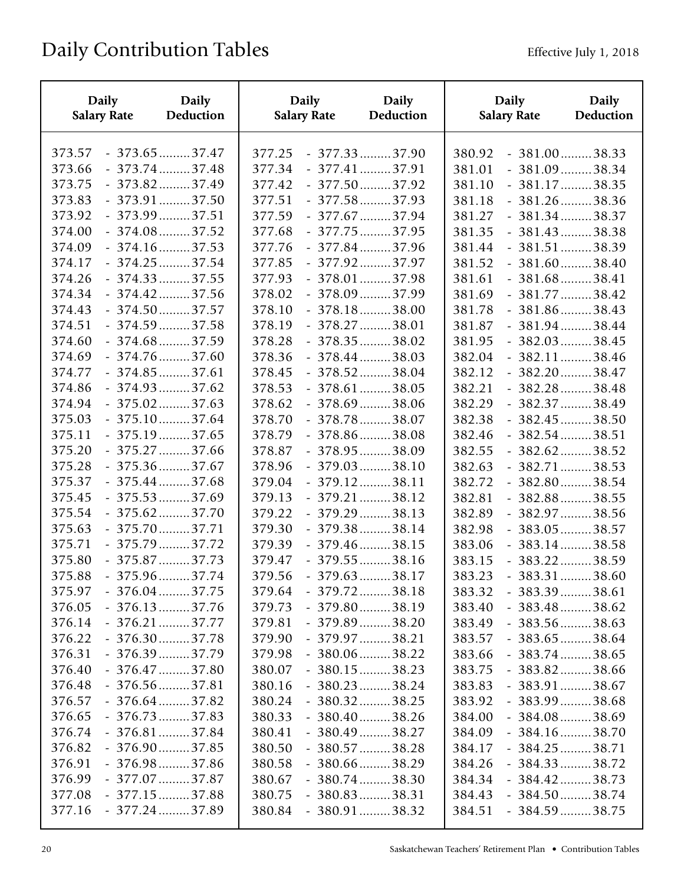# Daily Contribution Tables

Effective July 1, 2018

| Daily Salary Rate | Daily Deduction | Daily Salary Rate | Daily Deduction | Daily Salary Rate | Daily Deduction |
|---|---|---|---|---|---|
| 373.57 - 373.65 | 37.47 | 377.25 - 377.33 | 37.90 | 380.92 - 381.00 | 38.33 |
| 373.66 - 373.74 | 37.48 | 377.34 - 377.41 | 37.91 | 381.01 - 381.09 | 38.34 |
| 373.75 - 373.82 | 37.49 | 377.42 - 377.50 | 37.92 | 381.10 - 381.17 | 38.35 |
| 373.83 - 373.91 | 37.50 | 377.51 - 377.58 | 37.93 | 381.18 - 381.26 | 38.36 |
| 373.92 - 373.99 | 37.51 | 377.59 - 377.67 | 37.94 | 381.27 - 381.34 | 38.37 |
| 374.00 - 374.08 | 37.52 | 377.68 - 377.75 | 37.95 | 381.35 - 381.43 | 38.38 |
| 374.09 - 374.16 | 37.53 | 377.76 - 377.84 | 37.96 | 381.44 - 381.51 | 38.39 |
| 374.17 - 374.25 | 37.54 | 377.85 - 377.92 | 37.97 | 381.52 - 381.60 | 38.40 |
| 374.26 - 374.33 | 37.55 | 377.93 - 378.01 | 37.98 | 381.61 - 381.68 | 38.41 |
| 374.34 - 374.42 | 37.56 | 378.02 - 378.09 | 37.99 | 381.69 - 381.77 | 38.42 |
| 374.43 - 374.50 | 37.57 | 378.10 - 378.18 | 38.00 | 381.78 - 381.86 | 38.43 |
| 374.51 - 374.59 | 37.58 | 378.19 - 378.27 | 38.01 | 381.87 - 381.94 | 38.44 |
| 374.60 - 374.68 | 37.59 | 378.28 - 378.35 | 38.02 | 381.95 - 382.03 | 38.45 |
| 374.69 - 374.76 | 37.60 | 378.36 - 378.44 | 38.03 | 382.04 - 382.11 | 38.46 |
| 374.77 - 374.85 | 37.61 | 378.45 - 378.52 | 38.04 | 382.12 - 382.20 | 38.47 |
| 374.86 - 374.93 | 37.62 | 378.53 - 378.61 | 38.05 | 382.21 - 382.28 | 38.48 |
| 374.94 - 375.02 | 37.63 | 378.62 - 378.69 | 38.06 | 382.29 - 382.37 | 38.49 |
| 375.03 - 375.10 | 37.64 | 378.70 - 378.78 | 38.07 | 382.38 - 382.45 | 38.50 |
| 375.11 - 375.19 | 37.65 | 378.79 - 378.86 | 38.08 | 382.46 - 382.54 | 38.51 |
| 375.20 - 375.27 | 37.66 | 378.87 - 378.95 | 38.09 | 382.55 - 382.62 | 38.52 |
| 375.28 - 375.36 | 37.67 | 378.96 - 379.03 | 38.10 | 382.63 - 382.71 | 38.53 |
| 375.37 - 375.44 | 37.68 | 379.04 - 379.12 | 38.11 | 382.72 - 382.80 | 38.54 |
| 375.45 - 375.53 | 37.69 | 379.13 - 379.21 | 38.12 | 382.81 - 382.88 | 38.55 |
| 375.54 - 375.62 | 37.70 | 379.22 - 379.29 | 38.13 | 382.89 - 382.97 | 38.56 |
| 375.63 - 375.70 | 37.71 | 379.30 - 379.38 | 38.14 | 382.98 - 383.05 | 38.57 |
| 375.71 - 375.79 | 37.72 | 379.39 - 379.46 | 38.15 | 383.06 - 383.14 | 38.58 |
| 375.80 - 375.87 | 37.73 | 379.47 - 379.55 | 38.16 | 383.15 - 383.22 | 38.59 |
| 375.88 - 375.96 | 37.74 | 379.56 - 379.63 | 38.17 | 383.23 - 383.31 | 38.60 |
| 375.97 - 376.04 | 37.75 | 379.64 - 379.72 | 38.18 | 383.32 - 383.39 | 38.61 |
| 376.05 - 376.13 | 37.76 | 379.73 - 379.80 | 38.19 | 383.40 - 383.48 | 38.62 |
| 376.14 - 376.21 | 37.77 | 379.81 - 379.89 | 38.20 | 383.49 - 383.56 | 38.63 |
| 376.22 - 376.30 | 37.78 | 379.90 - 379.97 | 38.21 | 383.57 - 383.65 | 38.64 |
| 376.31 - 376.39 | 37.79 | 379.98 - 380.06 | 38.22 | 383.66 - 383.74 | 38.65 |
| 376.40 - 376.47 | 37.80 | 380.07 - 380.15 | 38.23 | 383.75 - 383.82 | 38.66 |
| 376.48 - 376.56 | 37.81 | 380.16 - 380.23 | 38.24 | 383.83 - 383.91 | 38.67 |
| 376.57 - 376.64 | 37.82 | 380.24 - 380.32 | 38.25 | 383.92 - 383.99 | 38.68 |
| 376.65 - 376.73 | 37.83 | 380.33 - 380.40 | 38.26 | 384.00 - 384.08 | 38.69 |
| 376.74 - 376.81 | 37.84 | 380.41 - 380.49 | 38.27 | 384.09 - 384.16 | 38.70 |
| 376.82 - 376.90 | 37.85 | 380.50 - 380.57 | 38.28 | 384.17 - 384.25 | 38.71 |
| 376.91 - 376.98 | 37.86 | 380.58 - 380.66 | 38.29 | 384.26 - 384.33 | 38.72 |
| 376.99 - 377.07 | 37.87 | 380.67 - 380.74 | 38.30 | 384.34 - 384.42 | 38.73 |
| 377.08 - 377.15 | 37.88 | 380.75 - 380.83 | 38.31 | 384.43 - 384.50 | 38.74 |
| 377.16 - 377.24 | 37.89 | 380.84 - 380.91 | 38.32 | 384.51 - 384.59 | 38.75 |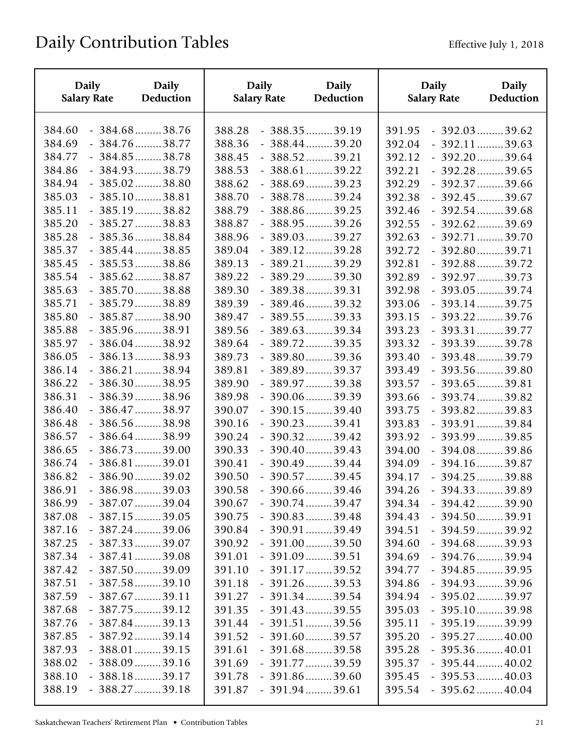# Daily Contribution Tables

Effective July 1, 2018

| Daily Salary Rate | Daily Deduction | Daily Salary Rate | Daily Deduction | Daily Salary Rate | Daily Deduction |
|---|---|---|---|---|---|
| 384.60 - 384.68 | 38.76 | 388.28 - 388.35 | 39.19 | 391.95 - 392.03 | 39.62 |
| 384.69 - 384.76 | 38.77 | 388.36 - 388.44 | 39.20 | 392.04 - 392.11 | 39.63 |
| 384.77 - 384.85 | 38.78 | 388.45 - 388.52 | 39.21 | 392.12 - 392.20 | 39.64 |
| 384.86 - 384.93 | 38.79 | 388.53 - 388.61 | 39.22 | 392.21 - 392.28 | 39.65 |
| 384.94 - 385.02 | 38.80 | 388.62 - 388.69 | 39.23 | 392.29 - 392.37 | 39.66 |
| 385.03 - 385.10 | 38.81 | 388.70 - 388.78 | 39.24 | 392.38 - 392.45 | 39.67 |
| 385.11 - 385.19 | 38.82 | 388.79 - 388.86 | 39.25 | 392.46 - 392.54 | 39.68 |
| 385.20 - 385.27 | 38.83 | 388.87 - 388.95 | 39.26 | 392.55 - 392.62 | 39.69 |
| 385.28 - 385.36 | 38.84 | 388.96 - 389.03 | 39.27 | 392.63 - 392.71 | 39.70 |
| 385.37 - 385.44 | 38.85 | 389.04 - 389.12 | 39.28 | 392.72 - 392.80 | 39.71 |
| 385.45 - 385.53 | 38.86 | 389.13 - 389.21 | 39.29 | 392.81 - 392.88 | 39.72 |
| 385.54 - 385.62 | 38.87 | 389.22 - 389.29 | 39.30 | 392.89 - 392.97 | 39.73 |
| 385.63 - 385.70 | 38.88 | 389.30 - 389.38 | 39.31 | 392.98 - 393.05 | 39.74 |
| 385.71 - 385.79 | 38.89 | 389.39 - 389.46 | 39.32 | 393.06 - 393.14 | 39.75 |
| 385.80 - 385.87 | 38.90 | 389.47 - 389.55 | 39.33 | 393.15 - 393.22 | 39.76 |
| 385.88 - 385.96 | 38.91 | 389.56 - 389.63 | 39.34 | 393.23 - 393.31 | 39.77 |
| 385.97 - 386.04 | 38.92 | 389.64 - 389.72 | 39.35 | 393.32 - 393.39 | 39.78 |
| 386.05 - 386.13 | 38.93 | 389.73 - 389.80 | 39.36 | 393.40 - 393.48 | 39.79 |
| 386.14 - 386.21 | 38.94 | 389.81 - 389.89 | 39.37 | 393.49 - 393.56 | 39.80 |
| 386.22 - 386.30 | 38.95 | 389.90 - 389.97 | 39.38 | 393.57 - 393.65 | 39.81 |
| 386.31 - 386.39 | 38.96 | 389.98 - 390.06 | 39.39 | 393.66 - 393.74 | 39.82 |
| 386.40 - 386.47 | 38.97 | 390.07 - 390.15 | 39.40 | 393.75 - 393.82 | 39.83 |
| 386.48 - 386.56 | 38.98 | 390.16 - 390.23 | 39.41 | 393.83 - 393.91 | 39.84 |
| 386.57 - 386.64 | 38.99 | 390.24 - 390.32 | 39.42 | 393.92 - 393.99 | 39.85 |
| 386.65 - 386.73 | 39.00 | 390.33 - 390.40 | 39.43 | 394.00 - 394.08 | 39.86 |
| 386.74 - 386.81 | 39.01 | 390.41 - 390.49 | 39.44 | 394.09 - 394.16 | 39.87 |
| 386.82 - 386.90 | 39.02 | 390.50 - 390.57 | 39.45 | 394.17 - 394.25 | 39.88 |
| 386.91 - 386.98 | 39.03 | 390.58 - 390.66 | 39.46 | 394.26 - 394.33 | 39.89 |
| 386.99 - 387.07 | 39.04 | 390.67 - 390.74 | 39.47 | 394.34 - 394.42 | 39.90 |
| 387.08 - 387.15 | 39.05 | 390.75 - 390.83 | 39.48 | 394.43 - 394.50 | 39.91 |
| 387.16 - 387.24 | 39.06 | 390.84 - 390.91 | 39.49 | 394.51 - 394.59 | 39.92 |
| 387.25 - 387.33 | 39.07 | 390.92 - 391.00 | 39.50 | 394.60 - 394.68 | 39.93 |
| 387.34 - 387.41 | 39.08 | 391.01 - 391.09 | 39.51 | 394.69 - 394.76 | 39.94 |
| 387.42 - 387.50 | 39.09 | 391.10 - 391.17 | 39.52 | 394.77 - 394.85 | 39.95 |
| 387.51 - 387.58 | 39.10 | 391.18 - 391.26 | 39.53 | 394.86 - 394.93 | 39.96 |
| 387.59 - 387.67 | 39.11 | 391.27 - 391.34 | 39.54 | 394.94 - 395.02 | 39.97 |
| 387.68 - 387.75 | 39.12 | 391.35 - 391.43 | 39.55 | 395.03 - 395.10 | 39.98 |
| 387.76 - 387.84 | 39.13 | 391.44 - 391.51 | 39.56 | 395.11 - 395.19 | 39.99 |
| 387.85 - 387.92 | 39.14 | 391.52 - 391.60 | 39.57 | 395.20 - 395.27 | 40.00 |
| 387.93 - 388.01 | 39.15 | 391.61 - 391.68 | 39.58 | 395.28 - 395.36 | 40.01 |
| 388.02 - 388.09 | 39.16 | 391.69 - 391.77 | 39.59 | 395.37 - 395.44 | 40.02 |
| 388.10 - 388.18 | 39.17 | 391.78 - 391.86 | 39.60 | 395.45 - 395.53 | 40.03 |
| 388.19 - 388.27 | 39.18 | 391.87 - 391.94 | 39.61 | 395.54 - 395.62 | 40.04 |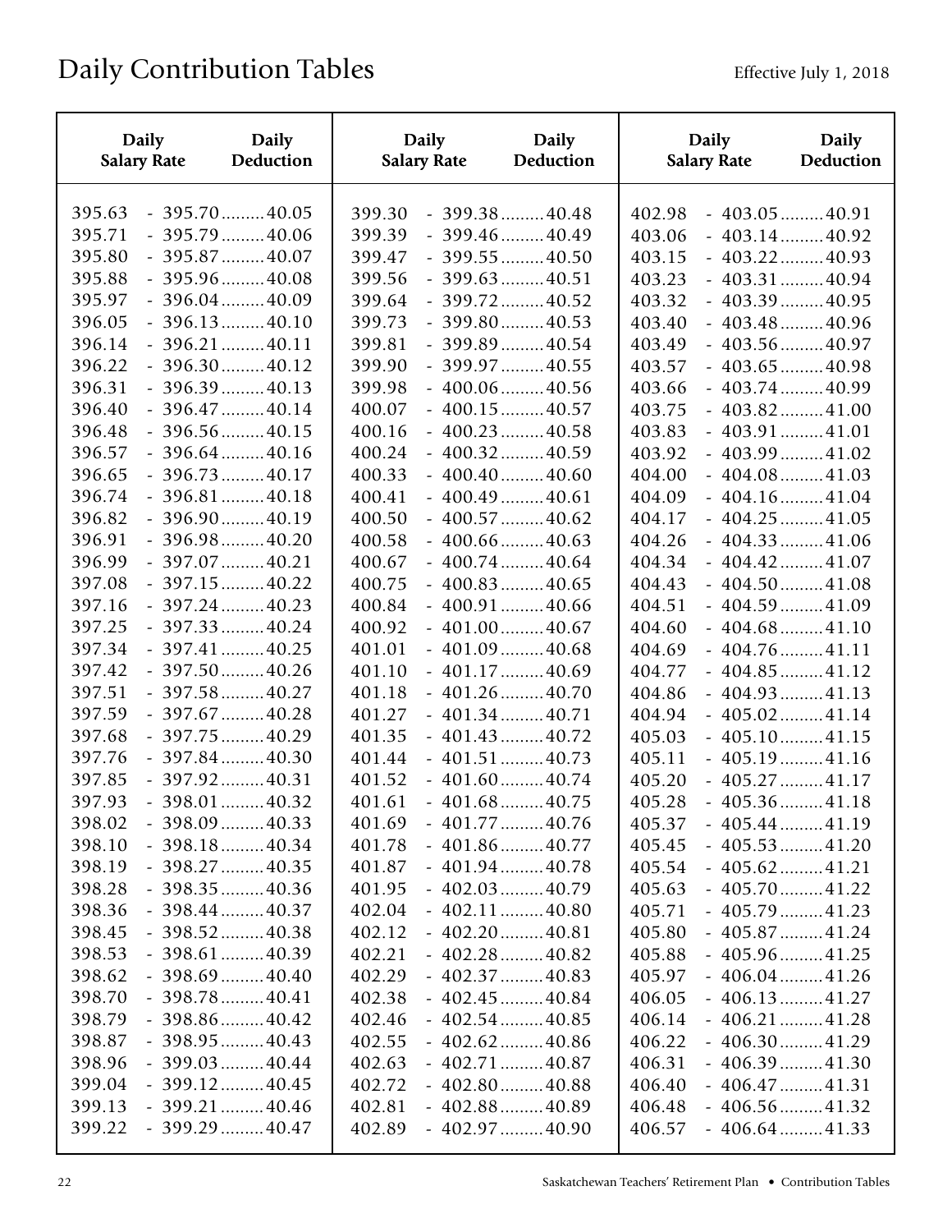# Daily Contribution Tables

Effective July 1, 2018

| Daily Salary Rate | Daily Deduction | Daily Salary Rate | Daily Deduction | Daily Salary Rate | Daily Deduction |
|---|---|---|---|---|---|
| 395.63 - 395.70 | 40.05 | 399.30 - 399.38 | 40.48 | 402.98 - 403.05 | 40.91 |
| 395.71 - 395.79 | 40.06 | 399.39 - 399.46 | 40.49 | 403.06 - 403.14 | 40.92 |
| 395.80 - 395.87 | 40.07 | 399.47 - 399.55 | 40.50 | 403.15 - 403.22 | 40.93 |
| 395.88 - 395.96 | 40.08 | 399.56 - 399.63 | 40.51 | 403.23 - 403.31 | 40.94 |
| 395.97 - 396.04 | 40.09 | 399.64 - 399.72 | 40.52 | 403.32 - 403.39 | 40.95 |
| 396.05 - 396.13 | 40.10 | 399.73 - 399.80 | 40.53 | 403.40 - 403.48 | 40.96 |
| 396.14 - 396.21 | 40.11 | 399.81 - 399.89 | 40.54 | 403.49 - 403.56 | 40.97 |
| 396.22 - 396.30 | 40.12 | 399.90 - 399.97 | 40.55 | 403.57 - 403.65 | 40.98 |
| 396.31 - 396.39 | 40.13 | 399.98 - 400.06 | 40.56 | 403.66 - 403.74 | 40.99 |
| 396.40 - 396.47 | 40.14 | 400.07 - 400.15 | 40.57 | 403.75 - 403.82 | 41.00 |
| 396.48 - 396.56 | 40.15 | 400.16 - 400.23 | 40.58 | 403.83 - 403.91 | 41.01 |
| 396.57 - 396.64 | 40.16 | 400.24 - 400.32 | 40.59 | 403.92 - 403.99 | 41.02 |
| 396.65 - 396.73 | 40.17 | 400.33 - 400.40 | 40.60 | 404.00 - 404.08 | 41.03 |
| 396.74 - 396.81 | 40.18 | 400.41 - 400.49 | 40.61 | 404.09 - 404.16 | 41.04 |
| 396.82 - 396.90 | 40.19 | 400.50 - 400.57 | 40.62 | 404.17 - 404.25 | 41.05 |
| 396.91 - 396.98 | 40.20 | 400.58 - 400.66 | 40.63 | 404.26 - 404.33 | 41.06 |
| 396.99 - 397.07 | 40.21 | 400.67 - 400.74 | 40.64 | 404.34 - 404.42 | 41.07 |
| 397.08 - 397.15 | 40.22 | 400.75 - 400.83 | 40.65 | 404.43 - 404.50 | 41.08 |
| 397.16 - 397.24 | 40.23 | 400.84 - 400.91 | 40.66 | 404.51 - 404.59 | 41.09 |
| 397.25 - 397.33 | 40.24 | 400.92 - 401.00 | 40.67 | 404.60 - 404.68 | 41.10 |
| 397.34 - 397.41 | 40.25 | 401.01 - 401.09 | 40.68 | 404.69 - 404.76 | 41.11 |
| 397.42 - 397.50 | 40.26 | 401.10 - 401.17 | 40.69 | 404.77 - 404.85 | 41.12 |
| 397.51 - 397.58 | 40.27 | 401.18 - 401.26 | 40.70 | 404.86 - 404.93 | 41.13 |
| 397.59 - 397.67 | 40.28 | 401.27 - 401.34 | 40.71 | 404.94 - 405.02 | 41.14 |
| 397.68 - 397.75 | 40.29 | 401.35 - 401.43 | 40.72 | 405.03 - 405.10 | 41.15 |
| 397.76 - 397.84 | 40.30 | 401.44 - 401.51 | 40.73 | 405.11 - 405.19 | 41.16 |
| 397.85 - 397.92 | 40.31 | 401.52 - 401.60 | 40.74 | 405.20 - 405.27 | 41.17 |
| 397.93 - 398.01 | 40.32 | 401.61 - 401.68 | 40.75 | 405.28 - 405.36 | 41.18 |
| 398.02 - 398.09 | 40.33 | 401.69 - 401.77 | 40.76 | 405.37 - 405.44 | 41.19 |
| 398.10 - 398.18 | 40.34 | 401.78 - 401.86 | 40.77 | 405.45 - 405.53 | 41.20 |
| 398.19 - 398.27 | 40.35 | 401.87 - 401.94 | 40.78 | 405.54 - 405.62 | 41.21 |
| 398.28 - 398.35 | 40.36 | 401.95 - 402.03 | 40.79 | 405.63 - 405.70 | 41.22 |
| 398.36 - 398.44 | 40.37 | 402.04 - 402.11 | 40.80 | 405.71 - 405.79 | 41.23 |
| 398.45 - 398.52 | 40.38 | 402.12 - 402.20 | 40.81 | 405.80 - 405.87 | 41.24 |
| 398.53 - 398.61 | 40.39 | 402.21 - 402.28 | 40.82 | 405.88 - 405.96 | 41.25 |
| 398.62 - 398.69 | 40.40 | 402.29 - 402.37 | 40.83 | 405.97 - 406.04 | 41.26 |
| 398.70 - 398.78 | 40.41 | 402.38 - 402.45 | 40.84 | 406.05 - 406.13 | 41.27 |
| 398.79 - 398.86 | 40.42 | 402.46 - 402.54 | 40.85 | 406.14 - 406.21 | 41.28 |
| 398.87 - 398.95 | 40.43 | 402.55 - 402.62 | 40.86 | 406.22 - 406.30 | 41.29 |
| 398.96 - 399.03 | 40.44 | 402.63 - 402.71 | 40.87 | 406.31 - 406.39 | 41.30 |
| 399.04 - 399.12 | 40.45 | 402.72 - 402.80 | 40.88 | 406.40 - 406.47 | 41.31 |
| 399.13 - 399.21 | 40.46 | 402.81 - 402.88 | 40.89 | 406.48 - 406.56 | 41.32 |
| 399.22 - 399.29 | 40.47 | 402.89 - 402.97 | 40.90 | 406.57 - 406.64 | 41.33 |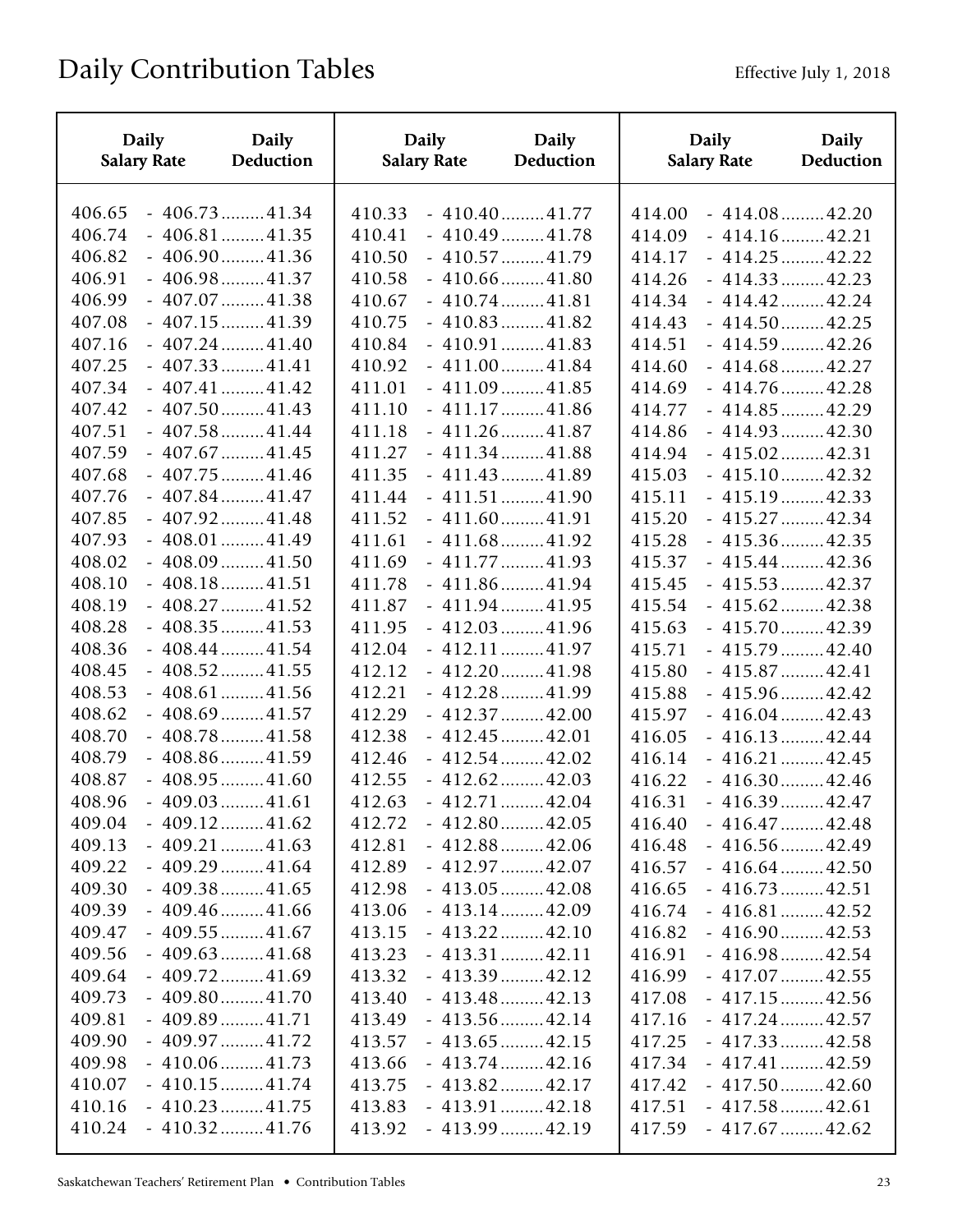# Daily Contribution Tables

Effective July 1, 2018

| Daily Salary Rate | Daily Deduction | Daily Salary Rate | Daily Deduction | Daily Salary Rate | Daily Deduction |
|---|---|---|---|---|---|
| 406.65 - 406.73 | 41.34 | 410.33 - 410.40 | 41.77 | 414.00 - 414.08 | 42.20 |
| 406.74 - 406.81 | 41.35 | 410.41 - 410.49 | 41.78 | 414.09 - 414.16 | 42.21 |
| 406.82 - 406.90 | 41.36 | 410.50 - 410.57 | 41.79 | 414.17 - 414.25 | 42.22 |
| 406.91 - 406.98 | 41.37 | 410.58 - 410.66 | 41.80 | 414.26 - 414.33 | 42.23 |
| 406.99 - 407.07 | 41.38 | 410.67 - 410.74 | 41.81 | 414.34 - 414.42 | 42.24 |
| 407.08 - 407.15 | 41.39 | 410.75 - 410.83 | 41.82 | 414.43 - 414.50 | 42.25 |
| 407.16 - 407.24 | 41.40 | 410.84 - 410.91 | 41.83 | 414.51 - 414.59 | 42.26 |
| 407.25 - 407.33 | 41.41 | 410.92 - 411.00 | 41.84 | 414.60 - 414.68 | 42.27 |
| 407.34 - 407.41 | 41.42 | 411.01 - 411.09 | 41.85 | 414.69 - 414.76 | 42.28 |
| 407.42 - 407.50 | 41.43 | 411.10 - 411.17 | 41.86 | 414.77 - 414.85 | 42.29 |
| 407.51 - 407.58 | 41.44 | 411.18 - 411.26 | 41.87 | 414.86 - 414.93 | 42.30 |
| 407.59 - 407.67 | 41.45 | 411.27 - 411.34 | 41.88 | 414.94 - 415.02 | 42.31 |
| 407.68 - 407.75 | 41.46 | 411.35 - 411.43 | 41.89 | 415.03 - 415.10 | 42.32 |
| 407.76 - 407.84 | 41.47 | 411.44 - 411.51 | 41.90 | 415.11 - 415.19 | 42.33 |
| 407.85 - 407.92 | 41.48 | 411.52 - 411.60 | 41.91 | 415.20 - 415.27 | 42.34 |
| 407.93 - 408.01 | 41.49 | 411.61 - 411.68 | 41.92 | 415.28 - 415.36 | 42.35 |
| 408.02 - 408.09 | 41.50 | 411.69 - 411.77 | 41.93 | 415.37 - 415.44 | 42.36 |
| 408.10 - 408.18 | 41.51 | 411.78 - 411.86 | 41.94 | 415.45 - 415.53 | 42.37 |
| 408.19 - 408.27 | 41.52 | 411.87 - 411.94 | 41.95 | 415.54 - 415.62 | 42.38 |
| 408.28 - 408.35 | 41.53 | 411.95 - 412.03 | 41.96 | 415.63 - 415.70 | 42.39 |
| 408.36 - 408.44 | 41.54 | 412.04 - 412.11 | 41.97 | 415.71 - 415.79 | 42.40 |
| 408.45 - 408.52 | 41.55 | 412.12 - 412.20 | 41.98 | 415.80 - 415.87 | 42.41 |
| 408.53 - 408.61 | 41.56 | 412.21 - 412.28 | 41.99 | 415.88 - 415.96 | 42.42 |
| 408.62 - 408.69 | 41.57 | 412.29 - 412.37 | 42.00 | 415.97 - 416.04 | 42.43 |
| 408.70 - 408.78 | 41.58 | 412.38 - 412.45 | 42.01 | 416.05 - 416.13 | 42.44 |
| 408.79 - 408.86 | 41.59 | 412.46 - 412.54 | 42.02 | 416.14 - 416.21 | 42.45 |
| 408.87 - 408.95 | 41.60 | 412.55 - 412.62 | 42.03 | 416.22 - 416.30 | 42.46 |
| 408.96 - 409.03 | 41.61 | 412.63 - 412.71 | 42.04 | 416.31 - 416.39 | 42.47 |
| 409.04 - 409.12 | 41.62 | 412.72 - 412.80 | 42.05 | 416.40 - 416.47 | 42.48 |
| 409.13 - 409.21 | 41.63 | 412.81 - 412.88 | 42.06 | 416.48 - 416.56 | 42.49 |
| 409.22 - 409.29 | 41.64 | 412.89 - 412.97 | 42.07 | 416.57 - 416.64 | 42.50 |
| 409.30 - 409.38 | 41.65 | 412.98 - 413.05 | 42.08 | 416.65 - 416.73 | 42.51 |
| 409.39 - 409.46 | 41.66 | 413.06 - 413.14 | 42.09 | 416.74 - 416.81 | 42.52 |
| 409.47 - 409.55 | 41.67 | 413.15 - 413.22 | 42.10 | 416.82 - 416.90 | 42.53 |
| 409.56 - 409.63 | 41.68 | 413.23 - 413.31 | 42.11 | 416.91 - 416.98 | 42.54 |
| 409.64 - 409.72 | 41.69 | 413.32 - 413.39 | 42.12 | 416.99 - 417.07 | 42.55 |
| 409.73 - 409.80 | 41.70 | 413.40 - 413.48 | 42.13 | 417.08 - 417.15 | 42.56 |
| 409.81 - 409.89 | 41.71 | 413.49 - 413.56 | 42.14 | 417.16 - 417.24 | 42.57 |
| 409.90 - 409.97 | 41.72 | 413.57 - 413.65 | 42.15 | 417.25 - 417.33 | 42.58 |
| 409.98 - 410.06 | 41.73 | 413.66 - 413.74 | 42.16 | 417.34 - 417.41 | 42.59 |
| 410.07 - 410.15 | 41.74 | 413.75 - 413.82 | 42.17 | 417.42 - 417.50 | 42.60 |
| 410.16 - 410.23 | 41.75 | 413.83 - 413.91 | 42.18 | 417.51 - 417.58 | 42.61 |
| 410.24 - 410.32 | 41.76 | 413.92 - 413.99 | 42.19 | 417.59 - 417.67 | 42.62 |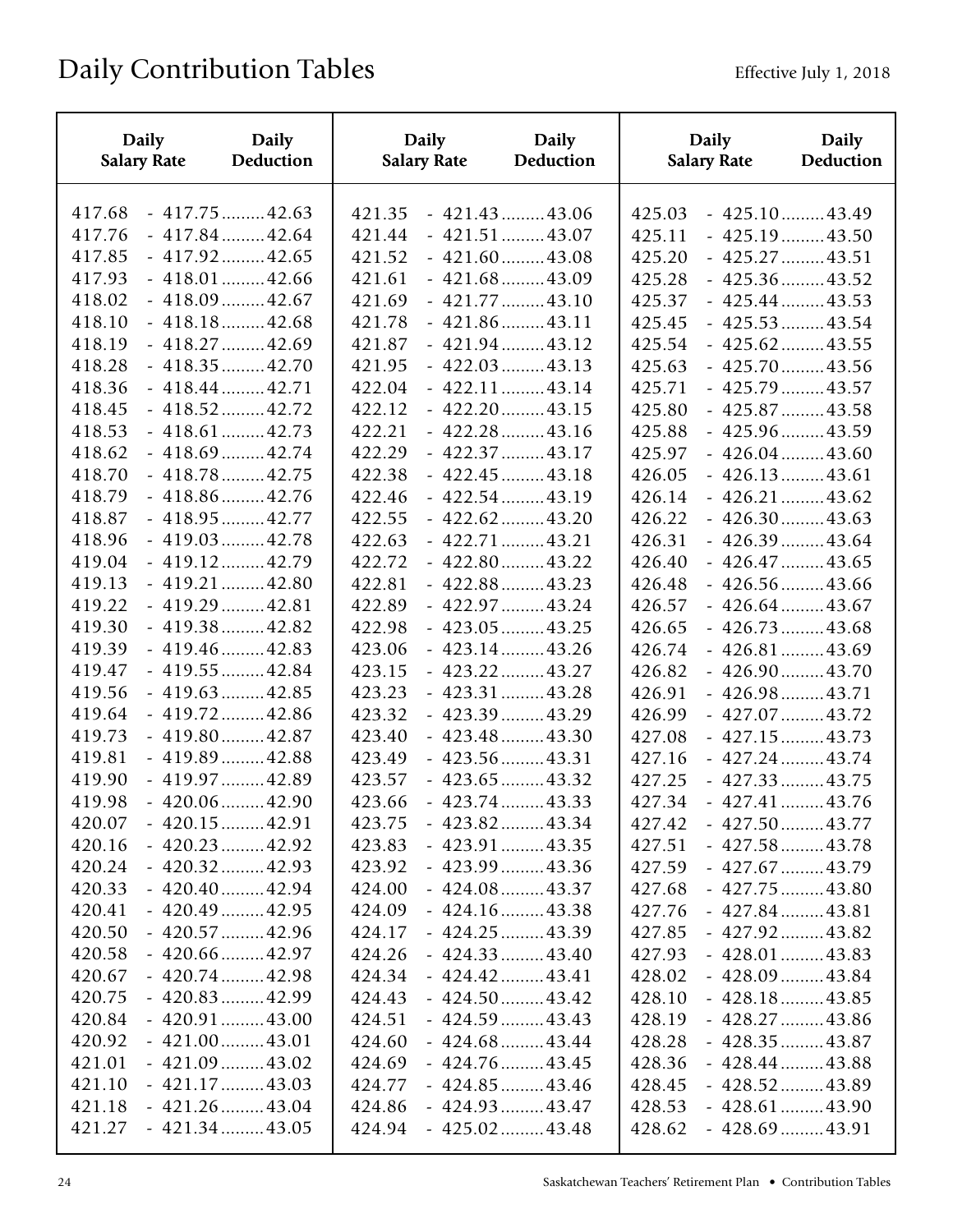# Daily Contribution Tables

Effective July 1, 2018

| Daily Salary Rate | Daily Deduction | Daily Salary Rate | Daily Deduction | Daily Salary Rate | Daily Deduction |
|---|---|---|---|---|---|
| 417.68 - 417.75 | 42.63 | 421.35 - 421.43 | 43.06 | 425.03 - 425.10 | 43.49 |
| 417.76 - 417.84 | 42.64 | 421.44 - 421.51 | 43.07 | 425.11 - 425.19 | 43.50 |
| 417.85 - 417.92 | 42.65 | 421.52 - 421.60 | 43.08 | 425.20 - 425.27 | 43.51 |
| 417.93 - 418.01 | 42.66 | 421.61 - 421.68 | 43.09 | 425.28 - 425.36 | 43.52 |
| 418.02 - 418.09 | 42.67 | 421.69 - 421.77 | 43.10 | 425.37 - 425.44 | 43.53 |
| 418.10 - 418.18 | 42.68 | 421.78 - 421.86 | 43.11 | 425.45 - 425.53 | 43.54 |
| 418.19 - 418.27 | 42.69 | 421.87 - 421.94 | 43.12 | 425.54 - 425.62 | 43.55 |
| 418.28 - 418.35 | 42.70 | 421.95 - 422.03 | 43.13 | 425.63 - 425.70 | 43.56 |
| 418.36 - 418.44 | 42.71 | 422.04 - 422.11 | 43.14 | 425.71 - 425.79 | 43.57 |
| 418.45 - 418.52 | 42.72 | 422.12 - 422.20 | 43.15 | 425.80 - 425.87 | 43.58 |
| 418.53 - 418.61 | 42.73 | 422.21 - 422.28 | 43.16 | 425.88 - 425.96 | 43.59 |
| 418.62 - 418.69 | 42.74 | 422.29 - 422.37 | 43.17 | 425.97 - 426.04 | 43.60 |
| 418.70 - 418.78 | 42.75 | 422.38 - 422.45 | 43.18 | 426.05 - 426.13 | 43.61 |
| 418.79 - 418.86 | 42.76 | 422.46 - 422.54 | 43.19 | 426.14 - 426.21 | 43.62 |
| 418.87 - 418.95 | 42.77 | 422.55 - 422.62 | 43.20 | 426.22 - 426.30 | 43.63 |
| 418.96 - 419.03 | 42.78 | 422.63 - 422.71 | 43.21 | 426.31 - 426.39 | 43.64 |
| 419.04 - 419.12 | 42.79 | 422.72 - 422.80 | 43.22 | 426.40 - 426.47 | 43.65 |
| 419.13 - 419.21 | 42.80 | 422.81 - 422.88 | 43.23 | 426.48 - 426.56 | 43.66 |
| 419.22 - 419.29 | 42.81 | 422.89 - 422.97 | 43.24 | 426.57 - 426.64 | 43.67 |
| 419.30 - 419.38 | 42.82 | 422.98 - 423.05 | 43.25 | 426.65 - 426.73 | 43.68 |
| 419.39 - 419.46 | 42.83 | 423.06 - 423.14 | 43.26 | 426.74 - 426.81 | 43.69 |
| 419.47 - 419.55 | 42.84 | 423.15 - 423.22 | 43.27 | 426.82 - 426.90 | 43.70 |
| 419.56 - 419.63 | 42.85 | 423.23 - 423.31 | 43.28 | 426.91 - 426.98 | 43.71 |
| 419.64 - 419.72 | 42.86 | 423.32 - 423.39 | 43.29 | 426.99 - 427.07 | 43.72 |
| 419.73 - 419.80 | 42.87 | 423.40 - 423.48 | 43.30 | 427.08 - 427.15 | 43.73 |
| 419.81 - 419.89 | 42.88 | 423.49 - 423.56 | 43.31 | 427.16 - 427.24 | 43.74 |
| 419.90 - 419.97 | 42.89 | 423.57 - 423.65 | 43.32 | 427.25 - 427.33 | 43.75 |
| 419.98 - 420.06 | 42.90 | 423.66 - 423.74 | 43.33 | 427.34 - 427.41 | 43.76 |
| 420.07 - 420.15 | 42.91 | 423.75 - 423.82 | 43.34 | 427.42 - 427.50 | 43.77 |
| 420.16 - 420.23 | 42.92 | 423.83 - 423.91 | 43.35 | 427.51 - 427.58 | 43.78 |
| 420.24 - 420.32 | 42.93 | 423.92 - 423.99 | 43.36 | 427.59 - 427.67 | 43.79 |
| 420.33 - 420.40 | 42.94 | 424.00 - 424.08 | 43.37 | 427.68 - 427.75 | 43.80 |
| 420.41 - 420.49 | 42.95 | 424.09 - 424.16 | 43.38 | 427.76 - 427.84 | 43.81 |
| 420.50 - 420.57 | 42.96 | 424.17 - 424.25 | 43.39 | 427.85 - 427.92 | 43.82 |
| 420.58 - 420.66 | 42.97 | 424.26 - 424.33 | 43.40 | 427.93 - 428.01 | 43.83 |
| 420.67 - 420.74 | 42.98 | 424.34 - 424.42 | 43.41 | 428.02 - 428.09 | 43.84 |
| 420.75 - 420.83 | 42.99 | 424.43 - 424.50 | 43.42 | 428.10 - 428.18 | 43.85 |
| 420.84 - 420.91 | 43.00 | 424.51 - 424.59 | 43.43 | 428.19 - 428.27 | 43.86 |
| 420.92 - 421.00 | 43.01 | 424.60 - 424.68 | 43.44 | 428.28 - 428.35 | 43.87 |
| 421.01 - 421.09 | 43.02 | 424.69 - 424.76 | 43.45 | 428.36 - 428.44 | 43.88 |
| 421.10 - 421.17 | 43.03 | 424.77 - 424.85 | 43.46 | 428.45 - 428.52 | 43.89 |
| 421.18 - 421.26 | 43.04 | 424.86 - 424.93 | 43.47 | 428.53 - 428.61 | 43.90 |
| 421.27 - 421.34 | 43.05 | 424.94 - 425.02 | 43.48 | 428.62 - 428.69 | 43.91 |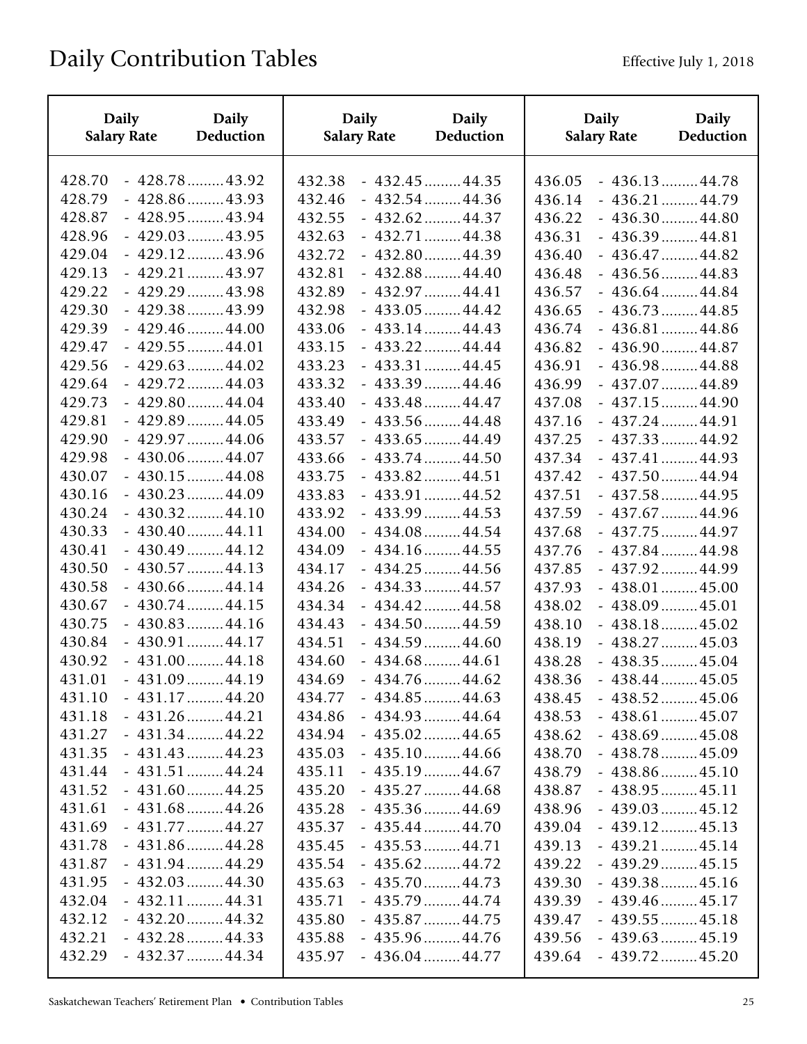# Daily Contribution Tables

Effective July 1, 2018

| Daily Salary Rate | Daily Deduction |
|---|---|
| 428.70 - 428.78 | 43.92 |
| 428.79 - 428.86 | 43.93 |
| 428.87 - 428.95 | 43.94 |
| 428.96 - 429.03 | 43.95 |
| 429.04 - 429.12 | 43.96 |
| 429.13 - 429.21 | 43.97 |
| 429.22 - 429.29 | 43.98 |
| 429.30 - 429.38 | 43.99 |
| 429.39 - 429.46 | 44.00 |
| 429.47 - 429.55 | 44.01 |
| 429.56 - 429.63 | 44.02 |
| 429.64 - 429.72 | 44.03 |
| 429.73 - 429.80 | 44.04 |
| 429.81 - 429.89 | 44.05 |
| 429.90 - 429.97 | 44.06 |
| 429.98 - 430.06 | 44.07 |
| 430.07 - 430.15 | 44.08 |
| 430.16 - 430.23 | 44.09 |
| 430.24 - 430.32 | 44.10 |
| 430.33 - 430.40 | 44.11 |
| 430.41 - 430.49 | 44.12 |
| 430.50 - 430.57 | 44.13 |
| 430.58 - 430.66 | 44.14 |
| 430.67 - 430.74 | 44.15 |
| 430.75 - 430.83 | 44.16 |
| 430.84 - 430.91 | 44.17 |
| 430.92 - 431.00 | 44.18 |
| 431.01 - 431.09 | 44.19 |
| 431.10 - 431.17 | 44.20 |
| 431.18 - 431.26 | 44.21 |
| 431.27 - 431.34 | 44.22 |
| 431.35 - 431.43 | 44.23 |
| 431.44 - 431.51 | 44.24 |
| 431.52 - 431.60 | 44.25 |
| 431.61 - 431.68 | 44.26 |
| 431.69 - 431.77 | 44.27 |
| 431.78 - 431.86 | 44.28 |
| 431.87 - 431.94 | 44.29 |
| 431.95 - 432.03 | 44.30 |
| 432.04 - 432.11 | 44.31 |
| 432.12 - 432.20 | 44.32 |
| 432.21 - 432.28 | 44.33 |
| 432.29 - 432.37 | 44.34 |
| 432.38 - 432.45 | 44.35 |
| 432.46 - 432.54 | 44.36 |
| 432.55 - 432.62 | 44.37 |
| 432.63 - 432.71 | 44.38 |
| 432.72 - 432.80 | 44.39 |
| 432.81 - 432.88 | 44.40 |
| 432.89 - 432.97 | 44.41 |
| 432.98 - 433.05 | 44.42 |
| 433.06 - 433.14 | 44.43 |
| 433.15 - 433.22 | 44.44 |
| 433.23 - 433.31 | 44.45 |
| 433.32 - 433.39 | 44.46 |
| 433.40 - 433.48 | 44.47 |
| 433.49 - 433.56 | 44.48 |
| 433.57 - 433.65 | 44.49 |
| 433.66 - 433.74 | 44.50 |
| 433.75 - 433.82 | 44.51 |
| 433.83 - 433.91 | 44.52 |
| 433.92 - 433.99 | 44.53 |
| 434.00 - 434.08 | 44.54 |
| 434.09 - 434.16 | 44.55 |
| 434.17 - 434.25 | 44.56 |
| 434.26 - 434.33 | 44.57 |
| 434.34 - 434.42 | 44.58 |
| 434.43 - 434.50 | 44.59 |
| 434.51 - 434.59 | 44.60 |
| 434.60 - 434.68 | 44.61 |
| 434.69 - 434.76 | 44.62 |
| 434.77 - 434.85 | 44.63 |
| 434.86 - 434.93 | 44.64 |
| 434.94 - 435.02 | 44.65 |
| 435.03 - 435.10 | 44.66 |
| 435.11 - 435.19 | 44.67 |
| 435.20 - 435.27 | 44.68 |
| 435.28 - 435.36 | 44.69 |
| 435.37 - 435.44 | 44.70 |
| 435.45 - 435.53 | 44.71 |
| 435.54 - 435.62 | 44.72 |
| 435.63 - 435.70 | 44.73 |
| 435.71 - 435.79 | 44.74 |
| 435.80 - 435.87 | 44.75 |
| 435.88 - 435.96 | 44.76 |
| 435.97 - 436.04 | 44.77 |
| 436.05 - 436.13 | 44.78 |
| 436.14 - 436.21 | 44.79 |
| 436.22 - 436.30 | 44.80 |
| 436.31 - 436.39 | 44.81 |
| 436.40 - 436.47 | 44.82 |
| 436.48 - 436.56 | 44.83 |
| 436.57 - 436.64 | 44.84 |
| 436.65 - 436.73 | 44.85 |
| 436.74 - 436.81 | 44.86 |
| 436.82 - 436.90 | 44.87 |
| 436.91 - 436.98 | 44.88 |
| 436.99 - 437.07 | 44.89 |
| 437.08 - 437.15 | 44.90 |
| 437.16 - 437.24 | 44.91 |
| 437.25 - 437.33 | 44.92 |
| 437.34 - 437.41 | 44.93 |
| 437.42 - 437.50 | 44.94 |
| 437.51 - 437.58 | 44.95 |
| 437.59 - 437.67 | 44.96 |
| 437.68 - 437.75 | 44.97 |
| 437.76 - 437.84 | 44.98 |
| 437.85 - 437.92 | 44.99 |
| 437.93 - 438.01 | 45.00 |
| 438.02 - 438.09 | 45.01 |
| 438.10 - 438.18 | 45.02 |
| 438.19 - 438.27 | 45.03 |
| 438.28 - 438.35 | 45.04 |
| 438.36 - 438.44 | 45.05 |
| 438.45 - 438.52 | 45.06 |
| 438.53 - 438.61 | 45.07 |
| 438.62 - 438.69 | 45.08 |
| 438.70 - 438.78 | 45.09 |
| 438.79 - 438.86 | 45.10 |
| 438.87 - 438.95 | 45.11 |
| 438.96 - 439.03 | 45.12 |
| 439.04 - 439.12 | 45.13 |
| 439.13 - 439.21 | 45.14 |
| 439.22 - 439.29 | 45.15 |
| 439.30 - 439.38 | 45.16 |
| 439.39 - 439.46 | 45.17 |
| 439.47 - 439.55 | 45.18 |
| 439.56 - 439.63 | 45.19 |
| 439.64 - 439.72 | 45.20 |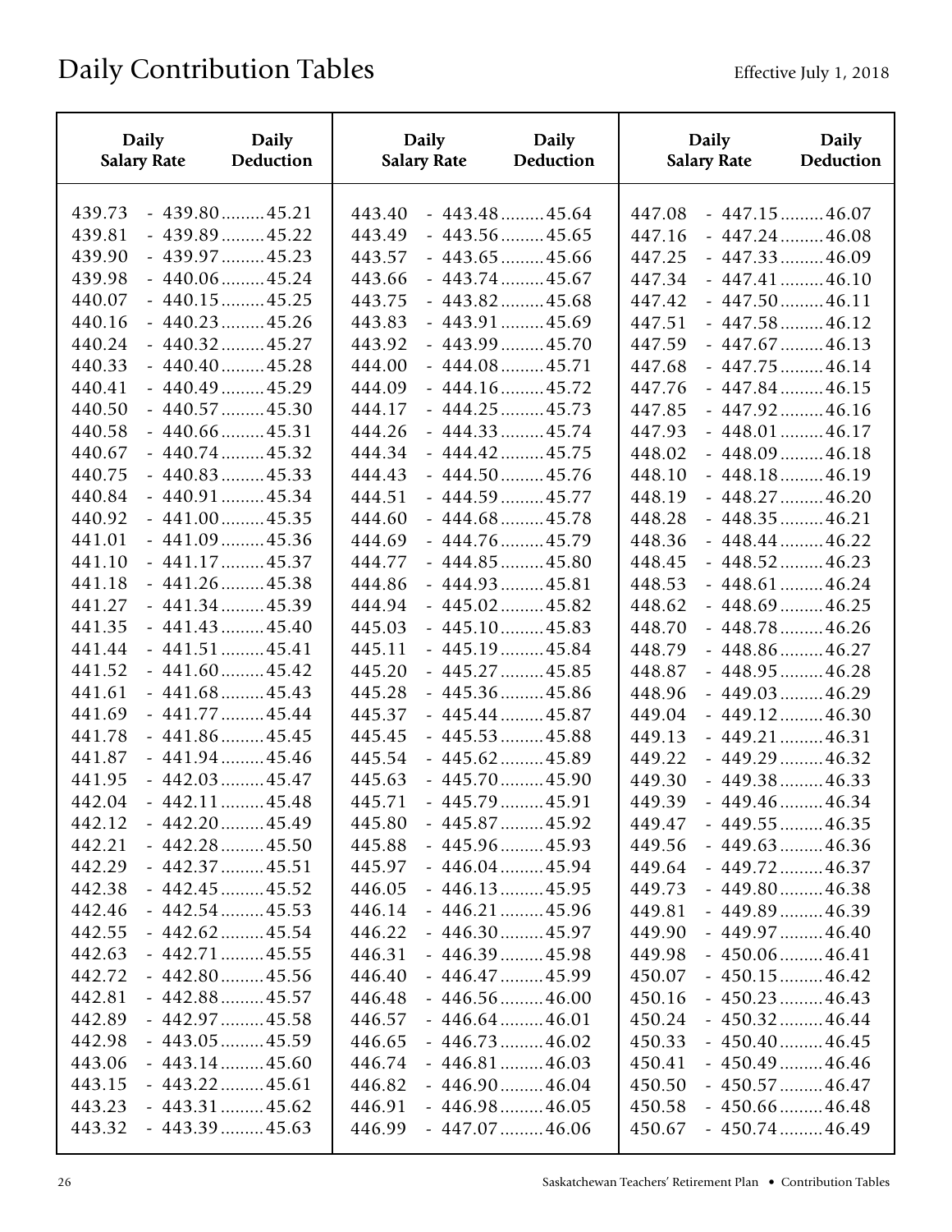# Daily Contribution Tables

Effective July 1, 2018

| Daily Salary Rate | Daily Deduction | Daily Salary Rate | Daily Deduction | Daily Salary Rate | Daily Deduction |
|---|---|---|---|---|---|
| 439.73 - 439.80 | 45.21 | 443.40 - 443.48 | 45.64 | 447.08 - 447.15 | 46.07 |
| 439.81 - 439.89 | 45.22 | 443.49 - 443.56 | 45.65 | 447.16 - 447.24 | 46.08 |
| 439.90 - 439.97 | 45.23 | 443.57 - 443.65 | 45.66 | 447.25 - 447.33 | 46.09 |
| 439.98 - 440.06 | 45.24 | 443.66 - 443.74 | 45.67 | 447.34 - 447.41 | 46.10 |
| 440.07 - 440.15 | 45.25 | 443.75 - 443.82 | 45.68 | 447.42 - 447.50 | 46.11 |
| 440.16 - 440.23 | 45.26 | 443.83 - 443.91 | 45.69 | 447.51 - 447.58 | 46.12 |
| 440.24 - 440.32 | 45.27 | 443.92 - 443.99 | 45.70 | 447.59 - 447.67 | 46.13 |
| 440.33 - 440.40 | 45.28 | 444.00 - 444.08 | 45.71 | 447.68 - 447.75 | 46.14 |
| 440.41 - 440.49 | 45.29 | 444.09 - 444.16 | 45.72 | 447.76 - 447.84 | 46.15 |
| 440.50 - 440.57 | 45.30 | 444.17 - 444.25 | 45.73 | 447.85 - 447.92 | 46.16 |
| 440.58 - 440.66 | 45.31 | 444.26 - 444.33 | 45.74 | 447.93 - 448.01 | 46.17 |
| 440.67 - 440.74 | 45.32 | 444.34 - 444.42 | 45.75 | 448.02 - 448.09 | 46.18 |
| 440.75 - 440.83 | 45.33 | 444.43 - 444.50 | 45.76 | 448.10 - 448.18 | 46.19 |
| 440.84 - 440.91 | 45.34 | 444.51 - 444.59 | 45.77 | 448.19 - 448.27 | 46.20 |
| 440.92 - 441.00 | 45.35 | 444.60 - 444.68 | 45.78 | 448.28 - 448.35 | 46.21 |
| 441.01 - 441.09 | 45.36 | 444.69 - 444.76 | 45.79 | 448.36 - 448.44 | 46.22 |
| 441.10 - 441.17 | 45.37 | 444.77 - 444.85 | 45.80 | 448.45 - 448.52 | 46.23 |
| 441.18 - 441.26 | 45.38 | 444.86 - 444.93 | 45.81 | 448.53 - 448.61 | 46.24 |
| 441.27 - 441.34 | 45.39 | 444.94 - 445.02 | 45.82 | 448.62 - 448.69 | 46.25 |
| 441.35 - 441.43 | 45.40 | 445.03 - 445.10 | 45.83 | 448.70 - 448.78 | 46.26 |
| 441.44 - 441.51 | 45.41 | 445.11 - 445.19 | 45.84 | 448.79 - 448.86 | 46.27 |
| 441.52 - 441.60 | 45.42 | 445.20 - 445.27 | 45.85 | 448.87 - 448.95 | 46.28 |
| 441.61 - 441.68 | 45.43 | 445.28 - 445.36 | 45.86 | 448.96 - 449.03 | 46.29 |
| 441.69 - 441.77 | 45.44 | 445.37 - 445.44 | 45.87 | 449.04 - 449.12 | 46.30 |
| 441.78 - 441.86 | 45.45 | 445.45 - 445.53 | 45.88 | 449.13 - 449.21 | 46.31 |
| 441.87 - 441.94 | 45.46 | 445.54 - 445.62 | 45.89 | 449.22 - 449.29 | 46.32 |
| 441.95 - 442.03 | 45.47 | 445.63 - 445.70 | 45.90 | 449.30 - 449.38 | 46.33 |
| 442.04 - 442.11 | 45.48 | 445.71 - 445.79 | 45.91 | 449.39 - 449.46 | 46.34 |
| 442.12 - 442.20 | 45.49 | 445.80 - 445.87 | 45.92 | 449.47 - 449.55 | 46.35 |
| 442.21 - 442.28 | 45.50 | 445.88 - 445.96 | 45.93 | 449.56 - 449.63 | 46.36 |
| 442.29 - 442.37 | 45.51 | 445.97 - 446.04 | 45.94 | 449.64 - 449.72 | 46.37 |
| 442.38 - 442.45 | 45.52 | 446.05 - 446.13 | 45.95 | 449.73 - 449.80 | 46.38 |
| 442.46 - 442.54 | 45.53 | 446.14 - 446.21 | 45.96 | 449.81 - 449.89 | 46.39 |
| 442.55 - 442.62 | 45.54 | 446.22 - 446.30 | 45.97 | 449.90 - 449.97 | 46.40 |
| 442.63 - 442.71 | 45.55 | 446.31 - 446.39 | 45.98 | 449.98 - 450.06 | 46.41 |
| 442.72 - 442.80 | 45.56 | 446.40 - 446.47 | 45.99 | 450.07 - 450.15 | 46.42 |
| 442.81 - 442.88 | 45.57 | 446.48 - 446.56 | 46.00 | 450.16 - 450.23 | 46.43 |
| 442.89 - 442.97 | 45.58 | 446.57 - 446.64 | 46.01 | 450.24 - 450.32 | 46.44 |
| 442.98 - 443.05 | 45.59 | 446.65 - 446.73 | 46.02 | 450.33 - 450.40 | 46.45 |
| 443.06 - 443.14 | 45.60 | 446.74 - 446.81 | 46.03 | 450.41 - 450.49 | 46.46 |
| 443.15 - 443.22 | 45.61 | 446.82 - 446.90 | 46.04 | 450.50 - 450.57 | 46.47 |
| 443.23 - 443.31 | 45.62 | 446.91 - 446.98 | 46.05 | 450.58 - 450.66 | 46.48 |
| 443.32 - 443.39 | 45.63 | 446.99 - 447.07 | 46.06 | 450.67 - 450.74 | 46.49 |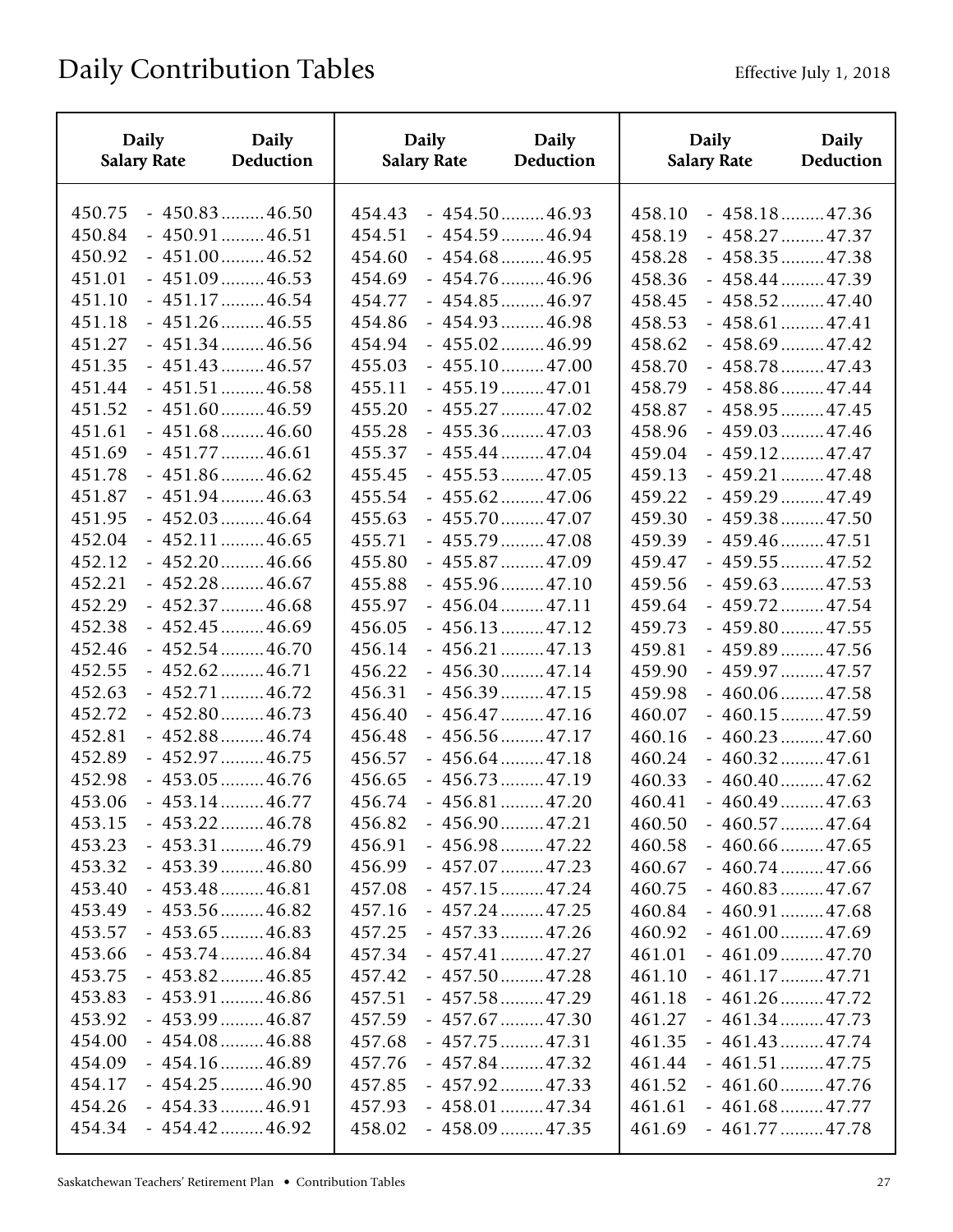# Daily Contribution Tables

Effective July 1, 2018

| Daily Salary Rate | Daily Deduction | Daily Salary Rate | Daily Deduction | Daily Salary Rate | Daily Deduction |
|---|---|---|---|---|---|
| 450.75 - 450.83 | 46.50 | 454.43 - 454.50 | 46.93 | 458.10 - 458.18 | 47.36 |
| 450.84 - 450.91 | 46.51 | 454.51 - 454.59 | 46.94 | 458.19 - 458.27 | 47.37 |
| 450.92 - 451.00 | 46.52 | 454.60 - 454.68 | 46.95 | 458.28 - 458.35 | 47.38 |
| 451.01 - 451.09 | 46.53 | 454.69 - 454.76 | 46.96 | 458.36 - 458.44 | 47.39 |
| 451.10 - 451.17 | 46.54 | 454.77 - 454.85 | 46.97 | 458.45 - 458.52 | 47.40 |
| 451.18 - 451.26 | 46.55 | 454.86 - 454.93 | 46.98 | 458.53 - 458.61 | 47.41 |
| 451.27 - 451.34 | 46.56 | 454.94 - 455.02 | 46.99 | 458.62 - 458.69 | 47.42 |
| 451.35 - 451.43 | 46.57 | 455.03 - 455.10 | 47.00 | 458.70 - 458.78 | 47.43 |
| 451.44 - 451.51 | 46.58 | 455.11 - 455.19 | 47.01 | 458.79 - 458.86 | 47.44 |
| 451.52 - 451.60 | 46.59 | 455.20 - 455.27 | 47.02 | 458.87 - 458.95 | 47.45 |
| 451.61 - 451.68 | 46.60 | 455.28 - 455.36 | 47.03 | 458.96 - 459.03 | 47.46 |
| 451.69 - 451.77 | 46.61 | 455.37 - 455.44 | 47.04 | 459.04 - 459.12 | 47.47 |
| 451.78 - 451.86 | 46.62 | 455.45 - 455.53 | 47.05 | 459.13 - 459.21 | 47.48 |
| 451.87 - 451.94 | 46.63 | 455.54 - 455.62 | 47.06 | 459.22 - 459.29 | 47.49 |
| 451.95 - 452.03 | 46.64 | 455.63 - 455.70 | 47.07 | 459.30 - 459.38 | 47.50 |
| 452.04 - 452.11 | 46.65 | 455.71 - 455.79 | 47.08 | 459.39 - 459.46 | 47.51 |
| 452.12 - 452.20 | 46.66 | 455.80 - 455.87 | 47.09 | 459.47 - 459.55 | 47.52 |
| 452.21 - 452.28 | 46.67 | 455.88 - 455.96 | 47.10 | 459.56 - 459.63 | 47.53 |
| 452.29 - 452.37 | 46.68 | 455.97 - 456.04 | 47.11 | 459.64 - 459.72 | 47.54 |
| 452.38 - 452.45 | 46.69 | 456.05 - 456.13 | 47.12 | 459.73 - 459.80 | 47.55 |
| 452.46 - 452.54 | 46.70 | 456.14 - 456.21 | 47.13 | 459.81 - 459.89 | 47.56 |
| 452.55 - 452.62 | 46.71 | 456.22 - 456.30 | 47.14 | 459.90 - 459.97 | 47.57 |
| 452.63 - 452.71 | 46.72 | 456.31 - 456.39 | 47.15 | 459.98 - 460.06 | 47.58 |
| 452.72 - 452.80 | 46.73 | 456.40 - 456.47 | 47.16 | 460.07 - 460.15 | 47.59 |
| 452.81 - 452.88 | 46.74 | 456.48 - 456.56 | 47.17 | 460.16 - 460.23 | 47.60 |
| 452.89 - 452.97 | 46.75 | 456.57 - 456.64 | 47.18 | 460.24 - 460.32 | 47.61 |
| 452.98 - 453.05 | 46.76 | 456.65 - 456.73 | 47.19 | 460.33 - 460.40 | 47.62 |
| 453.06 - 453.14 | 46.77 | 456.74 - 456.81 | 47.20 | 460.41 - 460.49 | 47.63 |
| 453.15 - 453.22 | 46.78 | 456.82 - 456.90 | 47.21 | 460.50 - 460.57 | 47.64 |
| 453.23 - 453.31 | 46.79 | 456.91 - 456.98 | 47.22 | 460.58 - 460.66 | 47.65 |
| 453.32 - 453.39 | 46.80 | 456.99 - 457.07 | 47.23 | 460.67 - 460.74 | 47.66 |
| 453.40 - 453.48 | 46.81 | 457.08 - 457.15 | 47.24 | 460.75 - 460.83 | 47.67 |
| 453.49 - 453.56 | 46.82 | 457.16 - 457.24 | 47.25 | 460.84 - 460.91 | 47.68 |
| 453.57 - 453.65 | 46.83 | 457.25 - 457.33 | 47.26 | 460.92 - 461.00 | 47.69 |
| 453.66 - 453.74 | 46.84 | 457.34 - 457.41 | 47.27 | 461.01 - 461.09 | 47.70 |
| 453.75 - 453.82 | 46.85 | 457.42 - 457.50 | 47.28 | 461.10 - 461.17 | 47.71 |
| 453.83 - 453.91 | 46.86 | 457.51 - 457.58 | 47.29 | 461.18 - 461.26 | 47.72 |
| 453.92 - 453.99 | 46.87 | 457.59 - 457.67 | 47.30 | 461.27 - 461.34 | 47.73 |
| 454.00 - 454.08 | 46.88 | 457.68 - 457.75 | 47.31 | 461.35 - 461.43 | 47.74 |
| 454.09 - 454.16 | 46.89 | 457.76 - 457.84 | 47.32 | 461.44 - 461.51 | 47.75 |
| 454.17 - 454.25 | 46.90 | 457.85 - 457.92 | 47.33 | 461.52 - 461.60 | 47.76 |
| 454.26 - 454.33 | 46.91 | 457.93 - 458.01 | 47.34 | 461.61 - 461.68 | 47.77 |
| 454.34 - 454.42 | 46.92 | 458.02 - 458.09 | 47.35 | 461.69 - 461.77 | 47.78 |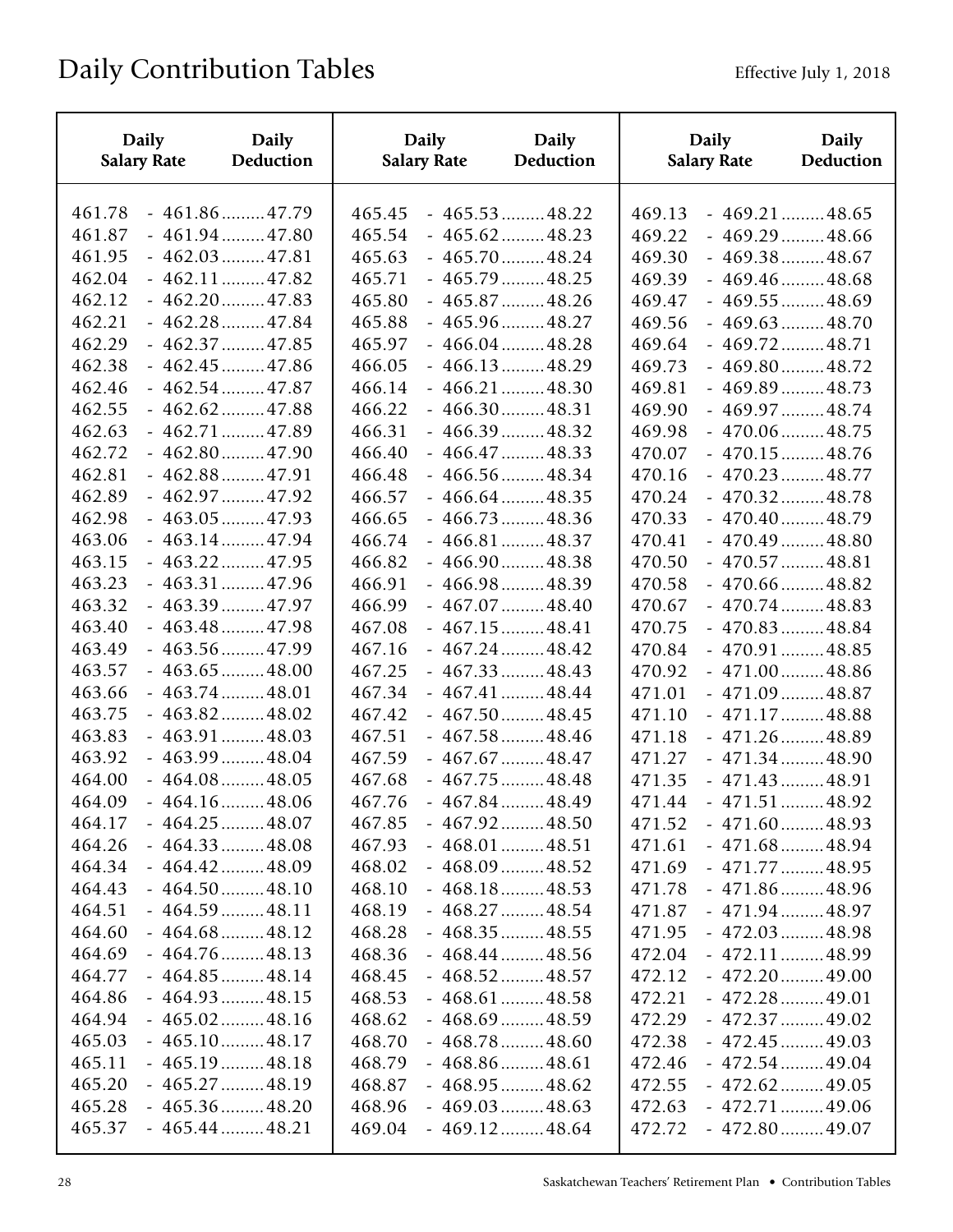# Daily Contribution Tables

Effective July 1, 2018

| Daily Salary Rate | Daily Deduction |
|---|---|
| 461.78 - 461.86 | 47.79 |
| 461.87 - 461.94 | 47.80 |
| 461.95 - 462.03 | 47.81 |
| 462.04 - 462.11 | 47.82 |
| 462.12 - 462.20 | 47.83 |
| 462.21 - 462.28 | 47.84 |
| 462.29 - 462.37 | 47.85 |
| 462.38 - 462.45 | 47.86 |
| 462.46 - 462.54 | 47.87 |
| 462.55 - 462.62 | 47.88 |
| 462.63 - 462.71 | 47.89 |
| 462.72 - 462.80 | 47.90 |
| 462.81 - 462.88 | 47.91 |
| 462.89 - 462.97 | 47.92 |
| 462.98 - 463.05 | 47.93 |
| 463.06 - 463.14 | 47.94 |
| 463.15 - 463.22 | 47.95 |
| 463.23 - 463.31 | 47.96 |
| 463.32 - 463.39 | 47.97 |
| 463.40 - 463.48 | 47.98 |
| 463.49 - 463.56 | 47.99 |
| 463.57 - 463.65 | 48.00 |
| 463.66 - 463.74 | 48.01 |
| 463.75 - 463.82 | 48.02 |
| 463.83 - 463.91 | 48.03 |
| 463.92 - 463.99 | 48.04 |
| 464.00 - 464.08 | 48.05 |
| 464.09 - 464.16 | 48.06 |
| 464.17 - 464.25 | 48.07 |
| 464.26 - 464.33 | 48.08 |
| 464.34 - 464.42 | 48.09 |
| 464.43 - 464.50 | 48.10 |
| 464.51 - 464.59 | 48.11 |
| 464.60 - 464.68 | 48.12 |
| 464.69 - 464.76 | 48.13 |
| 464.77 - 464.85 | 48.14 |
| 464.86 - 464.93 | 48.15 |
| 464.94 - 465.02 | 48.16 |
| 465.03 - 465.10 | 48.17 |
| 465.11 - 465.19 | 48.18 |
| 465.20 - 465.27 | 48.19 |
| 465.28 - 465.36 | 48.20 |
| 465.37 - 465.44 | 48.21 |
| 465.45 - 465.53 | 48.22 |
| 465.54 - 465.62 | 48.23 |
| 465.63 - 465.70 | 48.24 |
| 465.71 - 465.79 | 48.25 |
| 465.80 - 465.87 | 48.26 |
| 465.88 - 465.96 | 48.27 |
| 465.97 - 466.04 | 48.28 |
| 466.05 - 466.13 | 48.29 |
| 466.14 - 466.21 | 48.30 |
| 466.22 - 466.30 | 48.31 |
| 466.31 - 466.39 | 48.32 |
| 466.40 - 466.47 | 48.33 |
| 466.48 - 466.56 | 48.34 |
| 466.57 - 466.64 | 48.35 |
| 466.65 - 466.73 | 48.36 |
| 466.74 - 466.81 | 48.37 |
| 466.82 - 466.90 | 48.38 |
| 466.91 - 466.98 | 48.39 |
| 466.99 - 467.07 | 48.40 |
| 467.08 - 467.15 | 48.41 |
| 467.16 - 467.24 | 48.42 |
| 467.25 - 467.33 | 48.43 |
| 467.34 - 467.41 | 48.44 |
| 467.42 - 467.50 | 48.45 |
| 467.51 - 467.58 | 48.46 |
| 467.59 - 467.67 | 48.47 |
| 467.68 - 467.75 | 48.48 |
| 467.76 - 467.84 | 48.49 |
| 467.85 - 467.92 | 48.50 |
| 467.93 - 468.01 | 48.51 |
| 468.02 - 468.09 | 48.52 |
| 468.10 - 468.18 | 48.53 |
| 468.19 - 468.27 | 48.54 |
| 468.28 - 468.35 | 48.55 |
| 468.36 - 468.44 | 48.56 |
| 468.45 - 468.52 | 48.57 |
| 468.53 - 468.61 | 48.58 |
| 468.62 - 468.69 | 48.59 |
| 468.70 - 468.78 | 48.60 |
| 468.79 - 468.86 | 48.61 |
| 468.87 - 468.95 | 48.62 |
| 468.96 - 469.03 | 48.63 |
| 469.04 - 469.12 | 48.64 |
| 469.13 - 469.21 | 48.65 |
| 469.22 - 469.29 | 48.66 |
| 469.30 - 469.38 | 48.67 |
| 469.39 - 469.46 | 48.68 |
| 469.47 - 469.55 | 48.69 |
| 469.56 - 469.63 | 48.70 |
| 469.64 - 469.72 | 48.71 |
| 469.73 - 469.80 | 48.72 |
| 469.81 - 469.89 | 48.73 |
| 469.90 - 469.97 | 48.74 |
| 469.98 - 470.06 | 48.75 |
| 470.07 - 470.15 | 48.76 |
| 470.16 - 470.23 | 48.77 |
| 470.24 - 470.32 | 48.78 |
| 470.33 - 470.40 | 48.79 |
| 470.41 - 470.49 | 48.80 |
| 470.50 - 470.57 | 48.81 |
| 470.58 - 470.66 | 48.82 |
| 470.67 - 470.74 | 48.83 |
| 470.75 - 470.83 | 48.84 |
| 470.84 - 470.91 | 48.85 |
| 470.92 - 471.00 | 48.86 |
| 471.01 - 471.09 | 48.87 |
| 471.10 - 471.17 | 48.88 |
| 471.18 - 471.26 | 48.89 |
| 471.27 - 471.34 | 48.90 |
| 471.35 - 471.43 | 48.91 |
| 471.44 - 471.51 | 48.92 |
| 471.52 - 471.60 | 48.93 |
| 471.61 - 471.68 | 48.94 |
| 471.69 - 471.77 | 48.95 |
| 471.78 - 471.86 | 48.96 |
| 471.87 - 471.94 | 48.97 |
| 471.95 - 472.03 | 48.98 |
| 472.04 - 472.11 | 48.99 |
| 472.12 - 472.20 | 49.00 |
| 472.21 - 472.28 | 49.01 |
| 472.29 - 472.37 | 49.02 |
| 472.38 - 472.45 | 49.03 |
| 472.46 - 472.54 | 49.04 |
| 472.55 - 472.62 | 49.05 |
| 472.63 - 472.71 | 49.06 |
| 472.72 - 472.80 | 49.07 |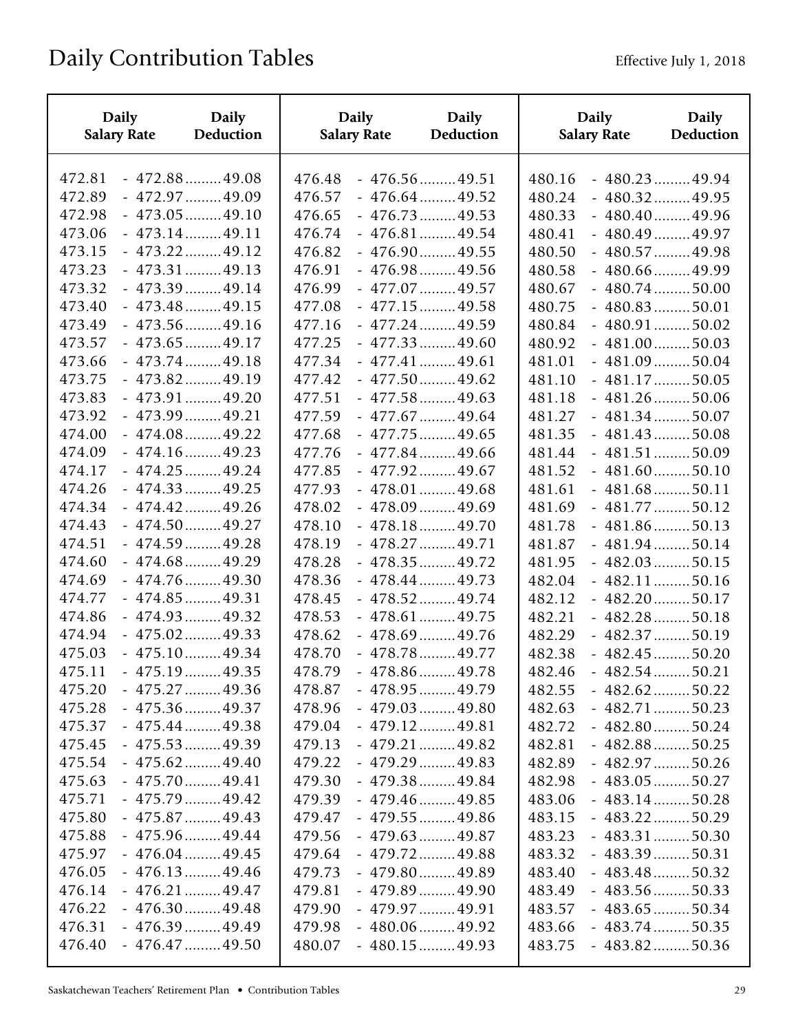# Daily Contribution Tables

Effective July 1, 2018

| Daily Salary Rate | Daily Deduction |
|---|---|
| 472.81 - 472.88 | 49.08 |
| 472.89 - 472.97 | 49.09 |
| 472.98 - 473.05 | 49.10 |
| 473.06 - 473.14 | 49.11 |
| 473.15 - 473.22 | 49.12 |
| 473.23 - 473.31 | 49.13 |
| 473.32 - 473.39 | 49.14 |
| 473.40 - 473.48 | 49.15 |
| 473.49 - 473.56 | 49.16 |
| 473.57 - 473.65 | 49.17 |
| 473.66 - 473.74 | 49.18 |
| 473.75 - 473.82 | 49.19 |
| 473.83 - 473.91 | 49.20 |
| 473.92 - 473.99 | 49.21 |
| 474.00 - 474.08 | 49.22 |
| 474.09 - 474.16 | 49.23 |
| 474.17 - 474.25 | 49.24 |
| 474.26 - 474.33 | 49.25 |
| 474.34 - 474.42 | 49.26 |
| 474.43 - 474.50 | 49.27 |
| 474.51 - 474.59 | 49.28 |
| 474.60 - 474.68 | 49.29 |
| 474.69 - 474.76 | 49.30 |
| 474.77 - 474.85 | 49.31 |
| 474.86 - 474.93 | 49.32 |
| 474.94 - 475.02 | 49.33 |
| 475.03 - 475.10 | 49.34 |
| 475.11 - 475.19 | 49.35 |
| 475.20 - 475.27 | 49.36 |
| 475.28 - 475.36 | 49.37 |
| 475.37 - 475.44 | 49.38 |
| 475.45 - 475.53 | 49.39 |
| 475.54 - 475.62 | 49.40 |
| 475.63 - 475.70 | 49.41 |
| 475.71 - 475.79 | 49.42 |
| 475.80 - 475.87 | 49.43 |
| 475.88 - 475.96 | 49.44 |
| 475.97 - 476.04 | 49.45 |
| 476.05 - 476.13 | 49.46 |
| 476.14 - 476.21 | 49.47 |
| 476.22 - 476.30 | 49.48 |
| 476.31 - 476.39 | 49.49 |
| 476.40 - 476.47 | 49.50 |
| 476.48 - 476.56 | 49.51 |
| 476.57 - 476.64 | 49.52 |
| 476.65 - 476.73 | 49.53 |
| 476.74 - 476.81 | 49.54 |
| 476.82 - 476.90 | 49.55 |
| 476.91 - 476.98 | 49.56 |
| 476.99 - 477.07 | 49.57 |
| 477.08 - 477.15 | 49.58 |
| 477.16 - 477.24 | 49.59 |
| 477.25 - 477.33 | 49.60 |
| 477.34 - 477.41 | 49.61 |
| 477.42 - 477.50 | 49.62 |
| 477.51 - 477.58 | 49.63 |
| 477.59 - 477.67 | 49.64 |
| 477.68 - 477.75 | 49.65 |
| 477.76 - 477.84 | 49.66 |
| 477.85 - 477.92 | 49.67 |
| 477.93 - 478.01 | 49.68 |
| 478.02 - 478.09 | 49.69 |
| 478.10 - 478.18 | 49.70 |
| 478.19 - 478.27 | 49.71 |
| 478.28 - 478.35 | 49.72 |
| 478.36 - 478.44 | 49.73 |
| 478.45 - 478.52 | 49.74 |
| 478.53 - 478.61 | 49.75 |
| 478.62 - 478.69 | 49.76 |
| 478.70 - 478.78 | 49.77 |
| 478.79 - 478.86 | 49.78 |
| 478.87 - 478.95 | 49.79 |
| 478.96 - 479.03 | 49.80 |
| 479.04 - 479.12 | 49.81 |
| 479.13 - 479.21 | 49.82 |
| 479.22 - 479.29 | 49.83 |
| 479.30 - 479.38 | 49.84 |
| 479.39 - 479.46 | 49.85 |
| 479.47 - 479.55 | 49.86 |
| 479.56 - 479.63 | 49.87 |
| 479.64 - 479.72 | 49.88 |
| 479.73 - 479.80 | 49.89 |
| 479.81 - 479.89 | 49.90 |
| 479.90 - 479.97 | 49.91 |
| 479.98 - 480.06 | 49.92 |
| 480.07 - 480.15 | 49.93 |
| 480.16 - 480.23 | 49.94 |
| 480.24 - 480.32 | 49.95 |
| 480.33 - 480.40 | 49.96 |
| 480.41 - 480.49 | 49.97 |
| 480.50 - 480.57 | 49.98 |
| 480.58 - 480.66 | 49.99 |
| 480.67 - 480.74 | 50.00 |
| 480.75 - 480.83 | 50.01 |
| 480.84 - 480.91 | 50.02 |
| 480.92 - 481.00 | 50.03 |
| 481.01 - 481.09 | 50.04 |
| 481.10 - 481.17 | 50.05 |
| 481.18 - 481.26 | 50.06 |
| 481.27 - 481.34 | 50.07 |
| 481.35 - 481.43 | 50.08 |
| 481.44 - 481.51 | 50.09 |
| 481.52 - 481.60 | 50.10 |
| 481.61 - 481.68 | 50.11 |
| 481.69 - 481.77 | 50.12 |
| 481.78 - 481.86 | 50.13 |
| 481.87 - 481.94 | 50.14 |
| 481.95 - 482.03 | 50.15 |
| 482.04 - 482.11 | 50.16 |
| 482.12 - 482.20 | 50.17 |
| 482.21 - 482.28 | 50.18 |
| 482.29 - 482.37 | 50.19 |
| 482.38 - 482.45 | 50.20 |
| 482.46 - 482.54 | 50.21 |
| 482.55 - 482.62 | 50.22 |
| 482.63 - 482.71 | 50.23 |
| 482.72 - 482.80 | 50.24 |
| 482.81 - 482.88 | 50.25 |
| 482.89 - 482.97 | 50.26 |
| 482.98 - 483.05 | 50.27 |
| 483.06 - 483.14 | 50.28 |
| 483.15 - 483.22 | 50.29 |
| 483.23 - 483.31 | 50.30 |
| 483.32 - 483.39 | 50.31 |
| 483.40 - 483.48 | 50.32 |
| 483.49 - 483.56 | 50.33 |
| 483.57 - 483.65 | 50.34 |
| 483.66 - 483.74 | 50.35 |
| 483.75 - 483.82 | 50.36 |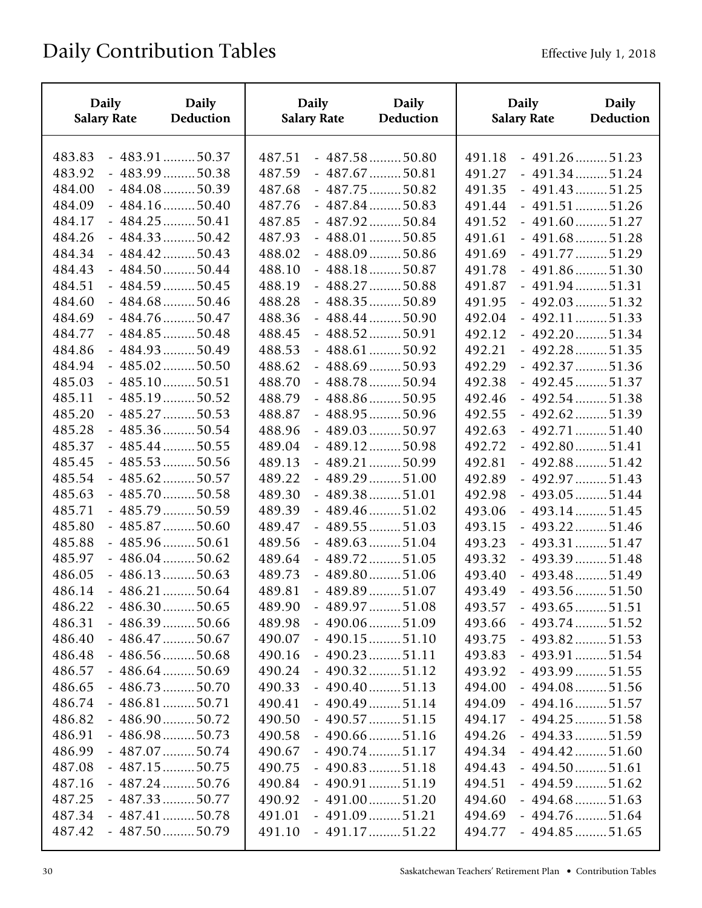# Daily Contribution Tables

Effective July 1, 2018

| Daily Salary Rate | Daily Deduction | Daily Salary Rate | Daily Deduction | Daily Salary Rate | Daily Deduction |
|---|---|---|---|---|---|
| 483.83 - 483.91 | 50.37 | 487.51 - 487.58 | 50.80 | 491.18 - 491.26 | 51.23 |
| 483.92 - 483.99 | 50.38 | 487.59 - 487.67 | 50.81 | 491.27 - 491.34 | 51.24 |
| 484.00 - 484.08 | 50.39 | 487.68 - 487.75 | 50.82 | 491.35 - 491.43 | 51.25 |
| 484.09 - 484.16 | 50.40 | 487.76 - 487.84 | 50.83 | 491.44 - 491.51 | 51.26 |
| 484.17 - 484.25 | 50.41 | 487.85 - 487.92 | 50.84 | 491.52 - 491.60 | 51.27 |
| 484.26 - 484.33 | 50.42 | 487.93 - 488.01 | 50.85 | 491.61 - 491.68 | 51.28 |
| 484.34 - 484.42 | 50.43 | 488.02 - 488.09 | 50.86 | 491.69 - 491.77 | 51.29 |
| 484.43 - 484.50 | 50.44 | 488.10 - 488.18 | 50.87 | 491.78 - 491.86 | 51.30 |
| 484.51 - 484.59 | 50.45 | 488.19 - 488.27 | 50.88 | 491.87 - 491.94 | 51.31 |
| 484.60 - 484.68 | 50.46 | 488.28 - 488.35 | 50.89 | 491.95 - 492.03 | 51.32 |
| 484.69 - 484.76 | 50.47 | 488.36 - 488.44 | 50.90 | 492.04 - 492.11 | 51.33 |
| 484.77 - 484.85 | 50.48 | 488.45 - 488.52 | 50.91 | 492.12 - 492.20 | 51.34 |
| 484.86 - 484.93 | 50.49 | 488.53 - 488.61 | 50.92 | 492.21 - 492.28 | 51.35 |
| 484.94 - 485.02 | 50.50 | 488.62 - 488.69 | 50.93 | 492.29 - 492.37 | 51.36 |
| 485.03 - 485.10 | 50.51 | 488.70 - 488.78 | 50.94 | 492.38 - 492.45 | 51.37 |
| 485.11 - 485.19 | 50.52 | 488.79 - 488.86 | 50.95 | 492.46 - 492.54 | 51.38 |
| 485.20 - 485.27 | 50.53 | 488.87 - 488.95 | 50.96 | 492.55 - 492.62 | 51.39 |
| 485.28 - 485.36 | 50.54 | 488.96 - 489.03 | 50.97 | 492.63 - 492.71 | 51.40 |
| 485.37 - 485.44 | 50.55 | 489.04 - 489.12 | 50.98 | 492.72 - 492.80 | 51.41 |
| 485.45 - 485.53 | 50.56 | 489.13 - 489.21 | 50.99 | 492.81 - 492.88 | 51.42 |
| 485.54 - 485.62 | 50.57 | 489.22 - 489.29 | 51.00 | 492.89 - 492.97 | 51.43 |
| 485.63 - 485.70 | 50.58 | 489.30 - 489.38 | 51.01 | 492.98 - 493.05 | 51.44 |
| 485.71 - 485.79 | 50.59 | 489.39 - 489.46 | 51.02 | 493.06 - 493.14 | 51.45 |
| 485.80 - 485.87 | 50.60 | 489.47 - 489.55 | 51.03 | 493.15 - 493.22 | 51.46 |
| 485.88 - 485.96 | 50.61 | 489.56 - 489.63 | 51.04 | 493.23 - 493.31 | 51.47 |
| 485.97 - 486.04 | 50.62 | 489.64 - 489.72 | 51.05 | 493.32 - 493.39 | 51.48 |
| 486.05 - 486.13 | 50.63 | 489.73 - 489.80 | 51.06 | 493.40 - 493.48 | 51.49 |
| 486.14 - 486.21 | 50.64 | 489.81 - 489.89 | 51.07 | 493.49 - 493.56 | 51.50 |
| 486.22 - 486.30 | 50.65 | 489.90 - 489.97 | 51.08 | 493.57 - 493.65 | 51.51 |
| 486.31 - 486.39 | 50.66 | 489.98 - 490.06 | 51.09 | 493.66 - 493.74 | 51.52 |
| 486.40 - 486.47 | 50.67 | 490.07 - 490.15 | 51.10 | 493.75 - 493.82 | 51.53 |
| 486.48 - 486.56 | 50.68 | 490.16 - 490.23 | 51.11 | 493.83 - 493.91 | 51.54 |
| 486.57 - 486.64 | 50.69 | 490.24 - 490.32 | 51.12 | 493.92 - 493.99 | 51.55 |
| 486.65 - 486.73 | 50.70 | 490.33 - 490.40 | 51.13 | 494.00 - 494.08 | 51.56 |
| 486.74 - 486.81 | 50.71 | 490.41 - 490.49 | 51.14 | 494.09 - 494.16 | 51.57 |
| 486.82 - 486.90 | 50.72 | 490.50 - 490.57 | 51.15 | 494.17 - 494.25 | 51.58 |
| 486.91 - 486.98 | 50.73 | 490.58 - 490.66 | 51.16 | 494.26 - 494.33 | 51.59 |
| 486.99 - 487.07 | 50.74 | 490.67 - 490.74 | 51.17 | 494.34 - 494.42 | 51.60 |
| 487.08 - 487.15 | 50.75 | 490.75 - 490.83 | 51.18 | 494.43 - 494.50 | 51.61 |
| 487.16 - 487.24 | 50.76 | 490.84 - 490.91 | 51.19 | 494.51 - 494.59 | 51.62 |
| 487.25 - 487.33 | 50.77 | 490.92 - 491.00 | 51.20 | 494.60 - 494.68 | 51.63 |
| 487.34 - 487.41 | 50.78 | 491.01 - 491.09 | 51.21 | 494.69 - 494.76 | 51.64 |
| 487.42 - 487.50 | 50.79 | 491.10 - 491.17 | 51.22 | 494.77 - 494.85 | 51.65 |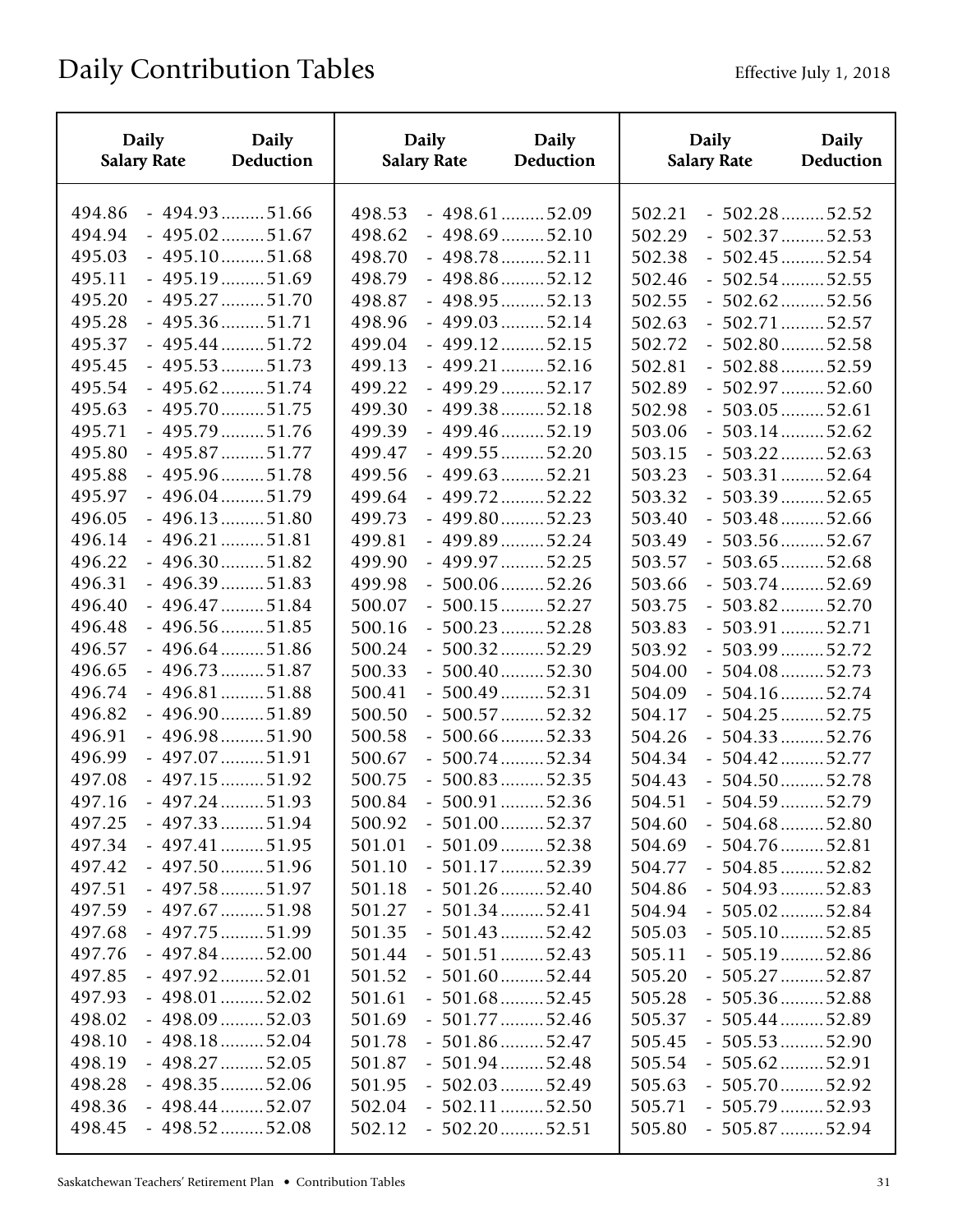# Daily Contribution Tables

Effective July 1, 2018

| Daily Salary Rate | Daily Deduction |
|---|---|
| 494.86 - 494.93 | 51.66 |
| 494.94 - 495.02 | 51.67 |
| 495.03 - 495.10 | 51.68 |
| 495.11 - 495.19 | 51.69 |
| 495.20 - 495.27 | 51.70 |
| 495.28 - 495.36 | 51.71 |
| 495.37 - 495.44 | 51.72 |
| 495.45 - 495.53 | 51.73 |
| 495.54 - 495.62 | 51.74 |
| 495.63 - 495.70 | 51.75 |
| 495.71 - 495.79 | 51.76 |
| 495.80 - 495.87 | 51.77 |
| 495.88 - 495.96 | 51.78 |
| 495.97 - 496.04 | 51.79 |
| 496.05 - 496.13 | 51.80 |
| 496.14 - 496.21 | 51.81 |
| 496.22 - 496.30 | 51.82 |
| 496.31 - 496.39 | 51.83 |
| 496.40 - 496.47 | 51.84 |
| 496.48 - 496.56 | 51.85 |
| 496.57 - 496.64 | 51.86 |
| 496.65 - 496.73 | 51.87 |
| 496.74 - 496.81 | 51.88 |
| 496.82 - 496.90 | 51.89 |
| 496.91 - 496.98 | 51.90 |
| 496.99 - 497.07 | 51.91 |
| 497.08 - 497.15 | 51.92 |
| 497.16 - 497.24 | 51.93 |
| 497.25 - 497.33 | 51.94 |
| 497.34 - 497.41 | 51.95 |
| 497.42 - 497.50 | 51.96 |
| 497.51 - 497.58 | 51.97 |
| 497.59 - 497.67 | 51.98 |
| 497.68 - 497.75 | 51.99 |
| 497.76 - 497.84 | 52.00 |
| 497.85 - 497.92 | 52.01 |
| 497.93 - 498.01 | 52.02 |
| 498.02 - 498.09 | 52.03 |
| 498.10 - 498.18 | 52.04 |
| 498.19 - 498.27 | 52.05 |
| 498.28 - 498.35 | 52.06 |
| 498.36 - 498.44 | 52.07 |
| 498.45 - 498.52 | 52.08 |
| 498.53 - 498.61 | 52.09 |
| 498.62 - 498.69 | 52.10 |
| 498.70 - 498.78 | 52.11 |
| 498.79 - 498.86 | 52.12 |
| 498.87 - 498.95 | 52.13 |
| 498.96 - 499.03 | 52.14 |
| 499.04 - 499.12 | 52.15 |
| 499.13 - 499.21 | 52.16 |
| 499.22 - 499.29 | 52.17 |
| 499.30 - 499.38 | 52.18 |
| 499.39 - 499.46 | 52.19 |
| 499.47 - 499.55 | 52.20 |
| 499.56 - 499.63 | 52.21 |
| 499.64 - 499.72 | 52.22 |
| 499.73 - 499.80 | 52.23 |
| 499.81 - 499.89 | 52.24 |
| 499.90 - 499.97 | 52.25 |
| 499.98 - 500.06 | 52.26 |
| 500.07 - 500.15 | 52.27 |
| 500.16 - 500.23 | 52.28 |
| 500.24 - 500.32 | 52.29 |
| 500.33 - 500.40 | 52.30 |
| 500.41 - 500.49 | 52.31 |
| 500.50 - 500.57 | 52.32 |
| 500.58 - 500.66 | 52.33 |
| 500.67 - 500.74 | 52.34 |
| 500.75 - 500.83 | 52.35 |
| 500.84 - 500.91 | 52.36 |
| 500.92 - 501.00 | 52.37 |
| 501.01 - 501.09 | 52.38 |
| 501.10 - 501.17 | 52.39 |
| 501.18 - 501.26 | 52.40 |
| 501.27 - 501.34 | 52.41 |
| 501.35 - 501.43 | 52.42 |
| 501.44 - 501.51 | 52.43 |
| 501.52 - 501.60 | 52.44 |
| 501.61 - 501.68 | 52.45 |
| 501.69 - 501.77 | 52.46 |
| 501.78 - 501.86 | 52.47 |
| 501.87 - 501.94 | 52.48 |
| 501.95 - 502.03 | 52.49 |
| 502.04 - 502.11 | 52.50 |
| 502.12 - 502.20 | 52.51 |
| 502.21 - 502.28 | 52.52 |
| 502.29 - 502.37 | 52.53 |
| 502.38 - 502.45 | 52.54 |
| 502.46 - 502.54 | 52.55 |
| 502.55 - 502.62 | 52.56 |
| 502.63 - 502.71 | 52.57 |
| 502.72 - 502.80 | 52.58 |
| 502.81 - 502.88 | 52.59 |
| 502.89 - 502.97 | 52.60 |
| 502.98 - 503.05 | 52.61 |
| 503.06 - 503.14 | 52.62 |
| 503.15 - 503.22 | 52.63 |
| 503.23 - 503.31 | 52.64 |
| 503.32 - 503.39 | 52.65 |
| 503.40 - 503.48 | 52.66 |
| 503.49 - 503.56 | 52.67 |
| 503.57 - 503.65 | 52.68 |
| 503.66 - 503.74 | 52.69 |
| 503.75 - 503.82 | 52.70 |
| 503.83 - 503.91 | 52.71 |
| 503.92 - 503.99 | 52.72 |
| 504.00 - 504.08 | 52.73 |
| 504.09 - 504.16 | 52.74 |
| 504.17 - 504.25 | 52.75 |
| 504.26 - 504.33 | 52.76 |
| 504.34 - 504.42 | 52.77 |
| 504.43 - 504.50 | 52.78 |
| 504.51 - 504.59 | 52.79 |
| 504.60 - 504.68 | 52.80 |
| 504.69 - 504.76 | 52.81 |
| 504.77 - 504.85 | 52.82 |
| 504.86 - 504.93 | 52.83 |
| 504.94 - 505.02 | 52.84 |
| 505.03 - 505.10 | 52.85 |
| 505.11 - 505.19 | 52.86 |
| 505.20 - 505.27 | 52.87 |
| 505.28 - 505.36 | 52.88 |
| 505.37 - 505.44 | 52.89 |
| 505.45 - 505.53 | 52.90 |
| 505.54 - 505.62 | 52.91 |
| 505.63 - 505.70 | 52.92 |
| 505.71 - 505.79 | 52.93 |
| 505.80 - 505.87 | 52.94 |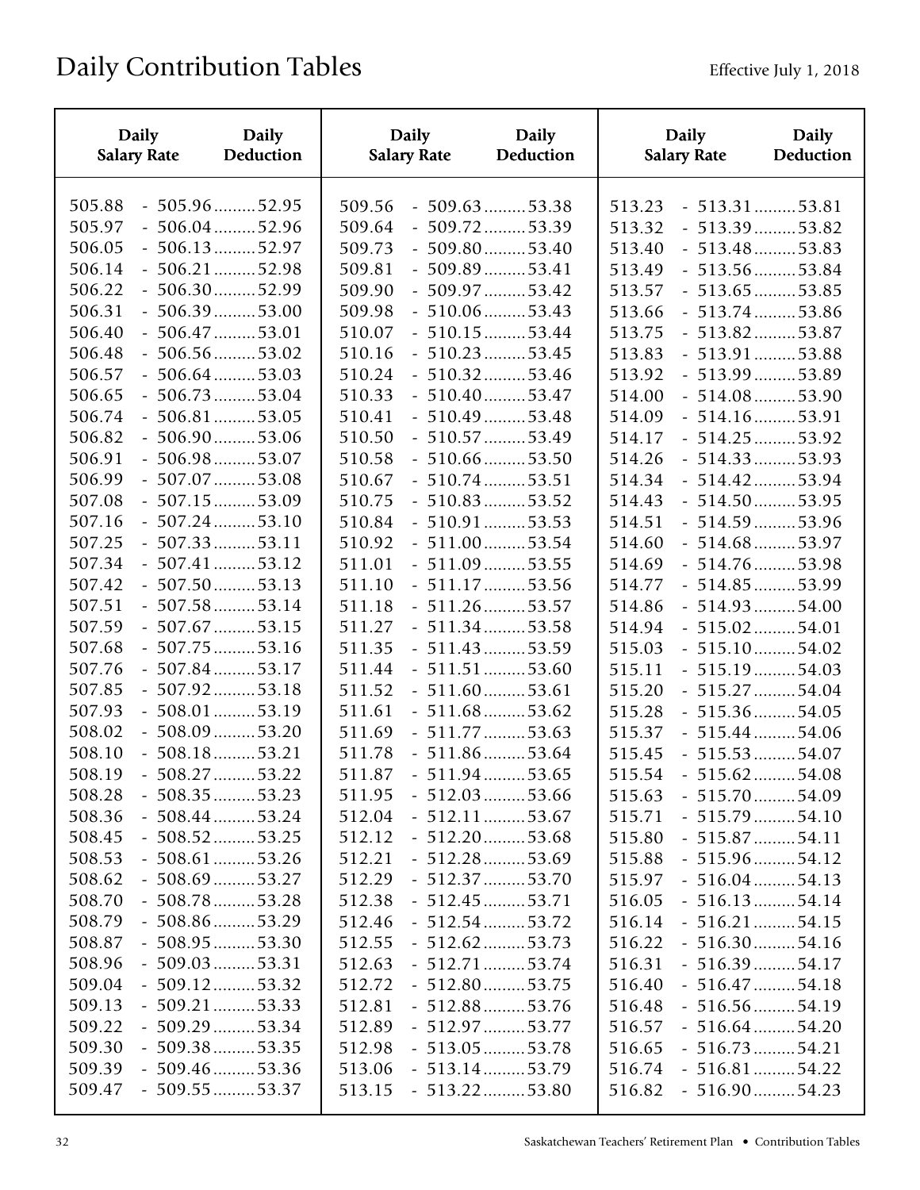# Daily Contribution Tables

Effective July 1, 2018

| Daily Salary Rate | Daily Deduction | Daily Salary Rate | Daily Deduction | Daily Salary Rate | Daily Deduction |
|---|---|---|---|---|---|
| 505.88 - 505.96 | 52.95 | 509.56 - 509.63 | 53.38 | 513.23 - 513.31 | 53.81 |
| 505.97 - 506.04 | 52.96 | 509.64 - 509.72 | 53.39 | 513.32 - 513.39 | 53.82 |
| 506.05 - 506.13 | 52.97 | 509.73 - 509.80 | 53.40 | 513.40 - 513.48 | 53.83 |
| 506.14 - 506.21 | 52.98 | 509.81 - 509.89 | 53.41 | 513.49 - 513.56 | 53.84 |
| 506.22 - 506.30 | 52.99 | 509.90 - 509.97 | 53.42 | 513.57 - 513.65 | 53.85 |
| 506.31 - 506.39 | 53.00 | 509.98 - 510.06 | 53.43 | 513.66 - 513.74 | 53.86 |
| 506.40 - 506.47 | 53.01 | 510.07 - 510.15 | 53.44 | 513.75 - 513.82 | 53.87 |
| 506.48 - 506.56 | 53.02 | 510.16 - 510.23 | 53.45 | 513.83 - 513.91 | 53.88 |
| 506.57 - 506.64 | 53.03 | 510.24 - 510.32 | 53.46 | 513.92 - 513.99 | 53.89 |
| 506.65 - 506.73 | 53.04 | 510.33 - 510.40 | 53.47 | 514.00 - 514.08 | 53.90 |
| 506.74 - 506.81 | 53.05 | 510.41 - 510.49 | 53.48 | 514.09 - 514.16 | 53.91 |
| 506.82 - 506.90 | 53.06 | 510.50 - 510.57 | 53.49 | 514.17 - 514.25 | 53.92 |
| 506.91 - 506.98 | 53.07 | 510.58 - 510.66 | 53.50 | 514.26 - 514.33 | 53.93 |
| 506.99 - 507.07 | 53.08 | 510.67 - 510.74 | 53.51 | 514.34 - 514.42 | 53.94 |
| 507.08 - 507.15 | 53.09 | 510.75 - 510.83 | 53.52 | 514.43 - 514.50 | 53.95 |
| 507.16 - 507.24 | 53.10 | 510.84 - 510.91 | 53.53 | 514.51 - 514.59 | 53.96 |
| 507.25 - 507.33 | 53.11 | 510.92 - 511.00 | 53.54 | 514.60 - 514.68 | 53.97 |
| 507.34 - 507.41 | 53.12 | 511.01 - 511.09 | 53.55 | 514.69 - 514.76 | 53.98 |
| 507.42 - 507.50 | 53.13 | 511.10 - 511.17 | 53.56 | 514.77 - 514.85 | 53.99 |
| 507.51 - 507.58 | 53.14 | 511.18 - 511.26 | 53.57 | 514.86 - 514.93 | 54.00 |
| 507.59 - 507.67 | 53.15 | 511.27 - 511.34 | 53.58 | 514.94 - 515.02 | 54.01 |
| 507.68 - 507.75 | 53.16 | 511.35 - 511.43 | 53.59 | 515.03 - 515.10 | 54.02 |
| 507.76 - 507.84 | 53.17 | 511.44 - 511.51 | 53.60 | 515.11 - 515.19 | 54.03 |
| 507.85 - 507.92 | 53.18 | 511.52 - 511.60 | 53.61 | 515.20 - 515.27 | 54.04 |
| 507.93 - 508.01 | 53.19 | 511.61 - 511.68 | 53.62 | 515.28 - 515.36 | 54.05 |
| 508.02 - 508.09 | 53.20 | 511.69 - 511.77 | 53.63 | 515.37 - 515.44 | 54.06 |
| 508.10 - 508.18 | 53.21 | 511.78 - 511.86 | 53.64 | 515.45 - 515.53 | 54.07 |
| 508.19 - 508.27 | 53.22 | 511.87 - 511.94 | 53.65 | 515.54 - 515.62 | 54.08 |
| 508.28 - 508.35 | 53.23 | 511.95 - 512.03 | 53.66 | 515.63 - 515.70 | 54.09 |
| 508.36 - 508.44 | 53.24 | 512.04 - 512.11 | 53.67 | 515.71 - 515.79 | 54.10 |
| 508.45 - 508.52 | 53.25 | 512.12 - 512.20 | 53.68 | 515.80 - 515.87 | 54.11 |
| 508.53 - 508.61 | 53.26 | 512.21 - 512.28 | 53.69 | 515.88 - 515.96 | 54.12 |
| 508.62 - 508.69 | 53.27 | 512.29 - 512.37 | 53.70 | 515.97 - 516.04 | 54.13 |
| 508.70 - 508.78 | 53.28 | 512.38 - 512.45 | 53.71 | 516.05 - 516.13 | 54.14 |
| 508.79 - 508.86 | 53.29 | 512.46 - 512.54 | 53.72 | 516.14 - 516.21 | 54.15 |
| 508.87 - 508.95 | 53.30 | 512.55 - 512.62 | 53.73 | 516.22 - 516.30 | 54.16 |
| 508.96 - 509.03 | 53.31 | 512.63 - 512.71 | 53.74 | 516.31 - 516.39 | 54.17 |
| 509.04 - 509.12 | 53.32 | 512.72 - 512.80 | 53.75 | 516.40 - 516.47 | 54.18 |
| 509.13 - 509.21 | 53.33 | 512.81 - 512.88 | 53.76 | 516.48 - 516.56 | 54.19 |
| 509.22 - 509.29 | 53.34 | 512.89 - 512.97 | 53.77 | 516.57 - 516.64 | 54.20 |
| 509.30 - 509.38 | 53.35 | 512.98 - 513.05 | 53.78 | 516.65 - 516.73 | 54.21 |
| 509.39 - 509.46 | 53.36 | 513.06 - 513.14 | 53.79 | 516.74 - 516.81 | 54.22 |
| 509.47 - 509.55 | 53.37 | 513.15 - 513.22 | 53.80 | 516.82 - 516.90 | 54.23 |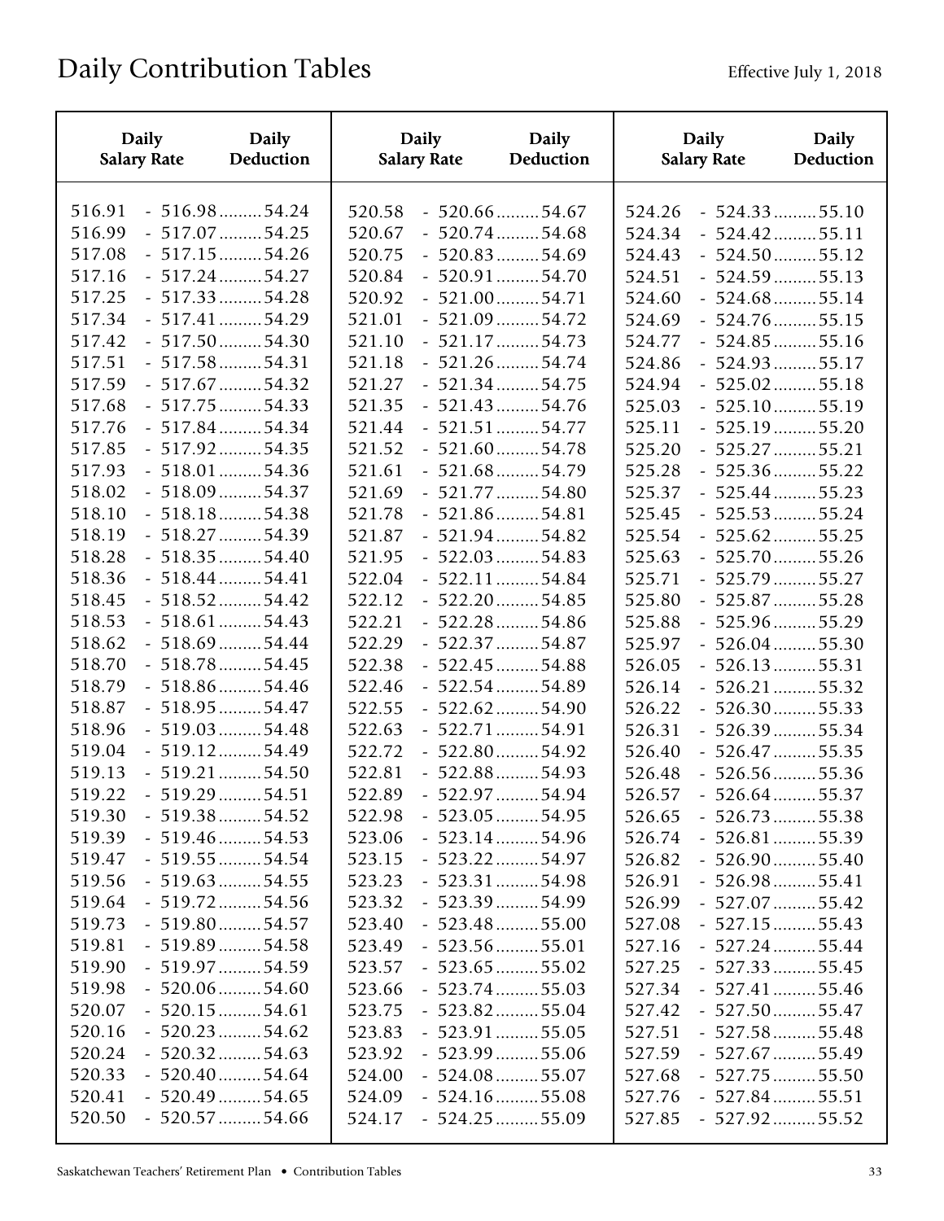# Daily Contribution Tables

Effective July 1, 2018

| Daily Salary Rate | Daily Deduction | Daily Salary Rate | Daily Deduction | Daily Salary Rate | Daily Deduction |
|---|---|---|---|---|---|
| 516.91 - 516.98 | 54.24 | 520.58 - 520.66 | 54.67 | 524.26 - 524.33 | 55.10 |
| 516.99 - 517.07 | 54.25 | 520.67 - 520.74 | 54.68 | 524.34 - 524.42 | 55.11 |
| 517.08 - 517.15 | 54.26 | 520.75 - 520.83 | 54.69 | 524.43 - 524.50 | 55.12 |
| 517.16 - 517.24 | 54.27 | 520.84 - 520.91 | 54.70 | 524.51 - 524.59 | 55.13 |
| 517.25 - 517.33 | 54.28 | 520.92 - 521.00 | 54.71 | 524.60 - 524.68 | 55.14 |
| 517.34 - 517.41 | 54.29 | 521.01 - 521.09 | 54.72 | 524.69 - 524.76 | 55.15 |
| 517.42 - 517.50 | 54.30 | 521.10 - 521.17 | 54.73 | 524.77 - 524.85 | 55.16 |
| 517.51 - 517.58 | 54.31 | 521.18 - 521.26 | 54.74 | 524.86 - 524.93 | 55.17 |
| 517.59 - 517.67 | 54.32 | 521.27 - 521.34 | 54.75 | 524.94 - 525.02 | 55.18 |
| 517.68 - 517.75 | 54.33 | 521.35 - 521.43 | 54.76 | 525.03 - 525.10 | 55.19 |
| 517.76 - 517.84 | 54.34 | 521.44 - 521.51 | 54.77 | 525.11 - 525.19 | 55.20 |
| 517.85 - 517.92 | 54.35 | 521.52 - 521.60 | 54.78 | 525.20 - 525.27 | 55.21 |
| 517.93 - 518.01 | 54.36 | 521.61 - 521.68 | 54.79 | 525.28 - 525.36 | 55.22 |
| 518.02 - 518.09 | 54.37 | 521.69 - 521.77 | 54.80 | 525.37 - 525.44 | 55.23 |
| 518.10 - 518.18 | 54.38 | 521.78 - 521.86 | 54.81 | 525.45 - 525.53 | 55.24 |
| 518.19 - 518.27 | 54.39 | 521.87 - 521.94 | 54.82 | 525.54 - 525.62 | 55.25 |
| 518.28 - 518.35 | 54.40 | 521.95 - 522.03 | 54.83 | 525.63 - 525.70 | 55.26 |
| 518.36 - 518.44 | 54.41 | 522.04 - 522.11 | 54.84 | 525.71 - 525.79 | 55.27 |
| 518.45 - 518.52 | 54.42 | 522.12 - 522.20 | 54.85 | 525.80 - 525.87 | 55.28 |
| 518.53 - 518.61 | 54.43 | 522.21 - 522.28 | 54.86 | 525.88 - 525.96 | 55.29 |
| 518.62 - 518.69 | 54.44 | 522.29 - 522.37 | 54.87 | 525.97 - 526.04 | 55.30 |
| 518.70 - 518.78 | 54.45 | 522.38 - 522.45 | 54.88 | 526.05 - 526.13 | 55.31 |
| 518.79 - 518.86 | 54.46 | 522.46 - 522.54 | 54.89 | 526.14 - 526.21 | 55.32 |
| 518.87 - 518.95 | 54.47 | 522.55 - 522.62 | 54.90 | 526.22 - 526.30 | 55.33 |
| 518.96 - 519.03 | 54.48 | 522.63 - 522.71 | 54.91 | 526.31 - 526.39 | 55.34 |
| 519.04 - 519.12 | 54.49 | 522.72 - 522.80 | 54.92 | 526.40 - 526.47 | 55.35 |
| 519.13 - 519.21 | 54.50 | 522.81 - 522.88 | 54.93 | 526.48 - 526.56 | 55.36 |
| 519.22 - 519.29 | 54.51 | 522.89 - 522.97 | 54.94 | 526.57 - 526.64 | 55.37 |
| 519.30 - 519.38 | 54.52 | 522.98 - 523.05 | 54.95 | 526.65 - 526.73 | 55.38 |
| 519.39 - 519.46 | 54.53 | 523.06 - 523.14 | 54.96 | 526.74 - 526.81 | 55.39 |
| 519.47 - 519.55 | 54.54 | 523.15 - 523.22 | 54.97 | 526.82 - 526.90 | 55.40 |
| 519.56 - 519.63 | 54.55 | 523.23 - 523.31 | 54.98 | 526.91 - 526.98 | 55.41 |
| 519.64 - 519.72 | 54.56 | 523.32 - 523.39 | 54.99 | 526.99 - 527.07 | 55.42 |
| 519.73 - 519.80 | 54.57 | 523.40 - 523.48 | 55.00 | 527.08 - 527.15 | 55.43 |
| 519.81 - 519.89 | 54.58 | 523.49 - 523.56 | 55.01 | 527.16 - 527.24 | 55.44 |
| 519.90 - 519.97 | 54.59 | 523.57 - 523.65 | 55.02 | 527.25 - 527.33 | 55.45 |
| 519.98 - 520.06 | 54.60 | 523.66 - 523.74 | 55.03 | 527.34 - 527.41 | 55.46 |
| 520.07 - 520.15 | 54.61 | 523.75 - 523.82 | 55.04 | 527.42 - 527.50 | 55.47 |
| 520.16 - 520.23 | 54.62 | 523.83 - 523.91 | 55.05 | 527.51 - 527.58 | 55.48 |
| 520.24 - 520.32 | 54.63 | 523.92 - 523.99 | 55.06 | 527.59 - 527.67 | 55.49 |
| 520.33 - 520.40 | 54.64 | 524.00 - 524.08 | 55.07 | 527.68 - 527.75 | 55.50 |
| 520.41 - 520.49 | 54.65 | 524.09 - 524.16 | 55.08 | 527.76 - 527.84 | 55.51 |
| 520.50 - 520.57 | 54.66 | 524.17 - 524.25 | 55.09 | 527.85 - 527.92 | 55.52 |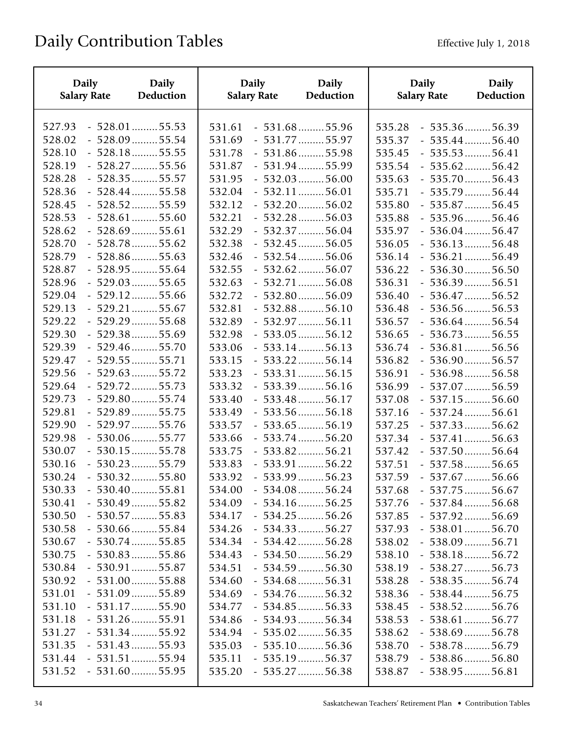# Daily Contribution Tables

Effective July 1, 2018

| Daily Salary Rate | Daily Deduction |
|---|---|
| 527.93 - 528.01 | 55.53 |
| 528.02 - 528.09 | 55.54 |
| 528.10 - 528.18 | 55.55 |
| 528.19 - 528.27 | 55.56 |
| 528.28 - 528.35 | 55.57 |
| 528.36 - 528.44 | 55.58 |
| 528.45 - 528.52 | 55.59 |
| 528.53 - 528.61 | 55.60 |
| 528.62 - 528.69 | 55.61 |
| 528.70 - 528.78 | 55.62 |
| 528.79 - 528.86 | 55.63 |
| 528.87 - 528.95 | 55.64 |
| 528.96 - 529.03 | 55.65 |
| 529.04 - 529.12 | 55.66 |
| 529.13 - 529.21 | 55.67 |
| 529.22 - 529.29 | 55.68 |
| 529.30 - 529.38 | 55.69 |
| 529.39 - 529.46 | 55.70 |
| 529.47 - 529.55 | 55.71 |
| 529.56 - 529.63 | 55.72 |
| 529.64 - 529.72 | 55.73 |
| 529.73 - 529.80 | 55.74 |
| 529.81 - 529.89 | 55.75 |
| 529.90 - 529.97 | 55.76 |
| 529.98 - 530.06 | 55.77 |
| 530.07 - 530.15 | 55.78 |
| 530.16 - 530.23 | 55.79 |
| 530.24 - 530.32 | 55.80 |
| 530.33 - 530.40 | 55.81 |
| 530.41 - 530.49 | 55.82 |
| 530.50 - 530.57 | 55.83 |
| 530.58 - 530.66 | 55.84 |
| 530.67 - 530.74 | 55.85 |
| 530.75 - 530.83 | 55.86 |
| 530.84 - 530.91 | 55.87 |
| 530.92 - 531.00 | 55.88 |
| 531.01 - 531.09 | 55.89 |
| 531.10 - 531.17 | 55.90 |
| 531.18 - 531.26 | 55.91 |
| 531.27 - 531.34 | 55.92 |
| 531.35 - 531.43 | 55.93 |
| 531.44 - 531.51 | 55.94 |
| 531.52 - 531.60 | 55.95 |
| 531.61 - 531.68 | 55.96 |
| 531.69 - 531.77 | 55.97 |
| 531.78 - 531.86 | 55.98 |
| 531.87 - 531.94 | 55.99 |
| 531.95 - 532.03 | 56.00 |
| 532.04 - 532.11 | 56.01 |
| 532.12 - 532.20 | 56.02 |
| 532.21 - 532.28 | 56.03 |
| 532.29 - 532.37 | 56.04 |
| 532.38 - 532.45 | 56.05 |
| 532.46 - 532.54 | 56.06 |
| 532.55 - 532.62 | 56.07 |
| 532.63 - 532.71 | 56.08 |
| 532.72 - 532.80 | 56.09 |
| 532.81 - 532.88 | 56.10 |
| 532.89 - 532.97 | 56.11 |
| 532.98 - 533.05 | 56.12 |
| 533.06 - 533.14 | 56.13 |
| 533.15 - 533.22 | 56.14 |
| 533.23 - 533.31 | 56.15 |
| 533.32 - 533.39 | 56.16 |
| 533.40 - 533.48 | 56.17 |
| 533.49 - 533.56 | 56.18 |
| 533.57 - 533.65 | 56.19 |
| 533.66 - 533.74 | 56.20 |
| 533.75 - 533.82 | 56.21 |
| 533.83 - 533.91 | 56.22 |
| 533.92 - 533.99 | 56.23 |
| 534.00 - 534.08 | 56.24 |
| 534.09 - 534.16 | 56.25 |
| 534.17 - 534.25 | 56.26 |
| 534.26 - 534.33 | 56.27 |
| 534.34 - 534.42 | 56.28 |
| 534.43 - 534.50 | 56.29 |
| 534.51 - 534.59 | 56.30 |
| 534.60 - 534.68 | 56.31 |
| 534.69 - 534.76 | 56.32 |
| 534.77 - 534.85 | 56.33 |
| 534.86 - 534.93 | 56.34 |
| 534.94 - 535.02 | 56.35 |
| 535.03 - 535.10 | 56.36 |
| 535.11 - 535.19 | 56.37 |
| 535.20 - 535.27 | 56.38 |
| 535.28 - 535.36 | 56.39 |
| 535.37 - 535.44 | 56.40 |
| 535.45 - 535.53 | 56.41 |
| 535.54 - 535.62 | 56.42 |
| 535.63 - 535.70 | 56.43 |
| 535.71 - 535.79 | 56.44 |
| 535.80 - 535.87 | 56.45 |
| 535.88 - 535.96 | 56.46 |
| 535.97 - 536.04 | 56.47 |
| 536.05 - 536.13 | 56.48 |
| 536.14 - 536.21 | 56.49 |
| 536.22 - 536.30 | 56.50 |
| 536.31 - 536.39 | 56.51 |
| 536.40 - 536.47 | 56.52 |
| 536.48 - 536.56 | 56.53 |
| 536.57 - 536.64 | 56.54 |
| 536.65 - 536.73 | 56.55 |
| 536.74 - 536.81 | 56.56 |
| 536.82 - 536.90 | 56.57 |
| 536.91 - 536.98 | 56.58 |
| 536.99 - 537.07 | 56.59 |
| 537.08 - 537.15 | 56.60 |
| 537.16 - 537.24 | 56.61 |
| 537.25 - 537.33 | 56.62 |
| 537.34 - 537.41 | 56.63 |
| 537.42 - 537.50 | 56.64 |
| 537.51 - 537.58 | 56.65 |
| 537.59 - 537.67 | 56.66 |
| 537.68 - 537.75 | 56.67 |
| 537.76 - 537.84 | 56.68 |
| 537.85 - 537.92 | 56.69 |
| 537.93 - 538.01 | 56.70 |
| 538.02 - 538.09 | 56.71 |
| 538.10 - 538.18 | 56.72 |
| 538.19 - 538.27 | 56.73 |
| 538.28 - 538.35 | 56.74 |
| 538.36 - 538.44 | 56.75 |
| 538.45 - 538.52 | 56.76 |
| 538.53 - 538.61 | 56.77 |
| 538.62 - 538.69 | 56.78 |
| 538.70 - 538.78 | 56.79 |
| 538.79 - 538.86 | 56.80 |
| 538.87 - 538.95 | 56.81 |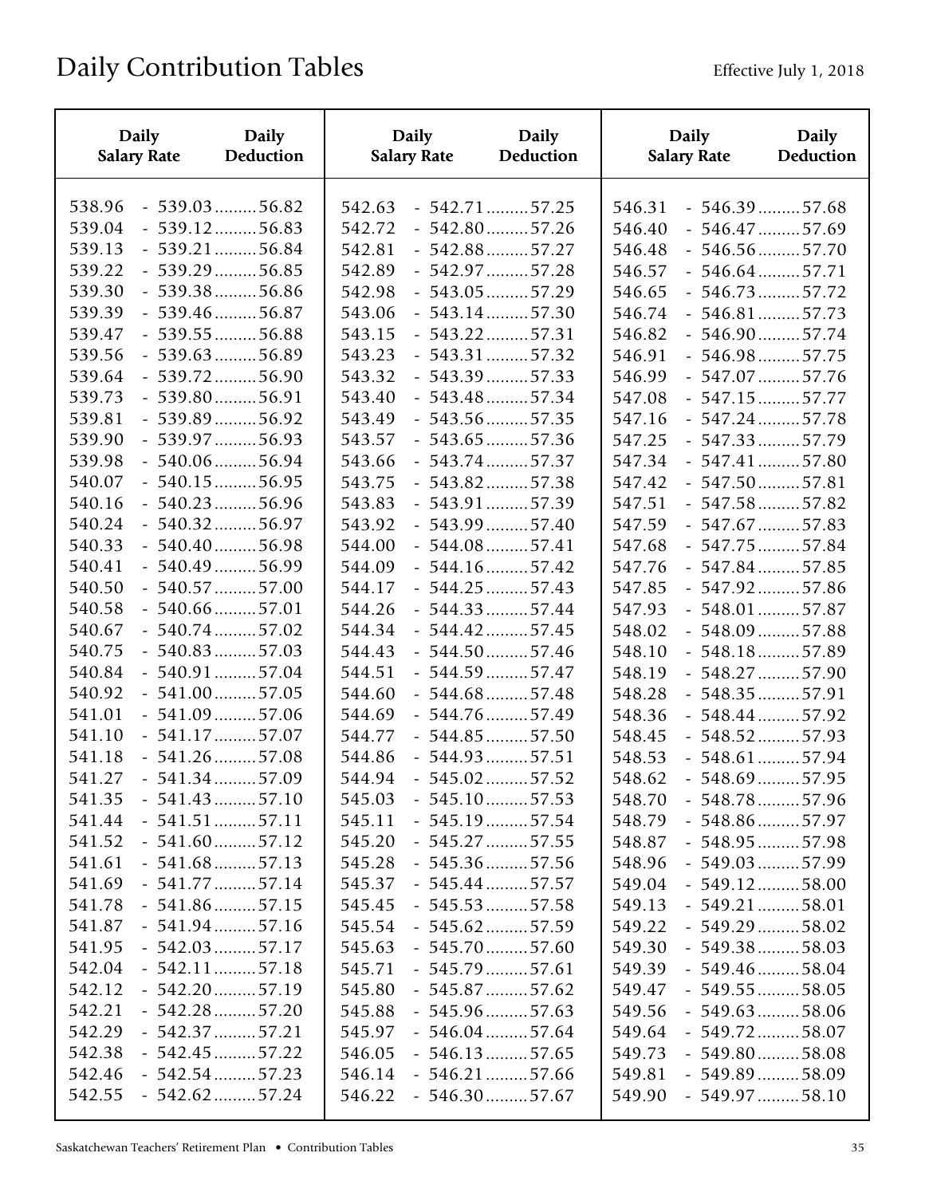# Daily Contribution Tables

Effective July 1, 2018

| Daily Salary Rate | Daily Deduction | Daily Salary Rate | Daily Deduction | Daily Salary Rate | Daily Deduction |
|---|---|---|---|---|---|
| 538.96 - 539.03 | 56.82 | 542.63 - 542.71 | 57.25 | 546.31 - 546.39 | 57.68 |
| 539.04 - 539.12 | 56.83 | 542.72 - 542.80 | 57.26 | 546.40 - 546.47 | 57.69 |
| 539.13 - 539.21 | 56.84 | 542.81 - 542.88 | 57.27 | 546.48 - 546.56 | 57.70 |
| 539.22 - 539.29 | 56.85 | 542.89 - 542.97 | 57.28 | 546.57 - 546.64 | 57.71 |
| 539.30 - 539.38 | 56.86 | 542.98 - 543.05 | 57.29 | 546.65 - 546.73 | 57.72 |
| 539.39 - 539.46 | 56.87 | 543.06 - 543.14 | 57.30 | 546.74 - 546.81 | 57.73 |
| 539.47 - 539.55 | 56.88 | 543.15 - 543.22 | 57.31 | 546.82 - 546.90 | 57.74 |
| 539.56 - 539.63 | 56.89 | 543.23 - 543.31 | 57.32 | 546.91 - 546.98 | 57.75 |
| 539.64 - 539.72 | 56.90 | 543.32 - 543.39 | 57.33 | 546.99 - 547.07 | 57.76 |
| 539.73 - 539.80 | 56.91 | 543.40 - 543.48 | 57.34 | 547.08 - 547.15 | 57.77 |
| 539.81 - 539.89 | 56.92 | 543.49 - 543.56 | 57.35 | 547.16 - 547.24 | 57.78 |
| 539.90 - 539.97 | 56.93 | 543.57 - 543.65 | 57.36 | 547.25 - 547.33 | 57.79 |
| 539.98 - 540.06 | 56.94 | 543.66 - 543.74 | 57.37 | 547.34 - 547.41 | 57.80 |
| 540.07 - 540.15 | 56.95 | 543.75 - 543.82 | 57.38 | 547.42 - 547.50 | 57.81 |
| 540.16 - 540.23 | 56.96 | 543.83 - 543.91 | 57.39 | 547.51 - 547.58 | 57.82 |
| 540.24 - 540.32 | 56.97 | 543.92 - 543.99 | 57.40 | 547.59 - 547.67 | 57.83 |
| 540.33 - 540.40 | 56.98 | 544.00 - 544.08 | 57.41 | 547.68 - 547.75 | 57.84 |
| 540.41 - 540.49 | 56.99 | 544.09 - 544.16 | 57.42 | 547.76 - 547.84 | 57.85 |
| 540.50 - 540.57 | 57.00 | 544.17 - 544.25 | 57.43 | 547.85 - 547.92 | 57.86 |
| 540.58 - 540.66 | 57.01 | 544.26 - 544.33 | 57.44 | 547.93 - 548.01 | 57.87 |
| 540.67 - 540.74 | 57.02 | 544.34 - 544.42 | 57.45 | 548.02 - 548.09 | 57.88 |
| 540.75 - 540.83 | 57.03 | 544.43 - 544.50 | 57.46 | 548.10 - 548.18 | 57.89 |
| 540.84 - 540.91 | 57.04 | 544.51 - 544.59 | 57.47 | 548.19 - 548.27 | 57.90 |
| 540.92 - 541.00 | 57.05 | 544.60 - 544.68 | 57.48 | 548.28 - 548.35 | 57.91 |
| 541.01 - 541.09 | 57.06 | 544.69 - 544.76 | 57.49 | 548.36 - 548.44 | 57.92 |
| 541.10 - 541.17 | 57.07 | 544.77 - 544.85 | 57.50 | 548.45 - 548.52 | 57.93 |
| 541.18 - 541.26 | 57.08 | 544.86 - 544.93 | 57.51 | 548.53 - 548.61 | 57.94 |
| 541.27 - 541.34 | 57.09 | 544.94 - 545.02 | 57.52 | 548.62 - 548.69 | 57.95 |
| 541.35 - 541.43 | 57.10 | 545.03 - 545.10 | 57.53 | 548.70 - 548.78 | 57.96 |
| 541.44 - 541.51 | 57.11 | 545.11 - 545.19 | 57.54 | 548.79 - 548.86 | 57.97 |
| 541.52 - 541.60 | 57.12 | 545.20 - 545.27 | 57.55 | 548.87 - 548.95 | 57.98 |
| 541.61 - 541.68 | 57.13 | 545.28 - 545.36 | 57.56 | 548.96 - 549.03 | 57.99 |
| 541.69 - 541.77 | 57.14 | 545.37 - 545.44 | 57.57 | 549.04 - 549.12 | 58.00 |
| 541.78 - 541.86 | 57.15 | 545.45 - 545.53 | 57.58 | 549.13 - 549.21 | 58.01 |
| 541.87 - 541.94 | 57.16 | 545.54 - 545.62 | 57.59 | 549.22 - 549.29 | 58.02 |
| 541.95 - 542.03 | 57.17 | 545.63 - 545.70 | 57.60 | 549.30 - 549.38 | 58.03 |
| 542.04 - 542.11 | 57.18 | 545.71 - 545.79 | 57.61 | 549.39 - 549.46 | 58.04 |
| 542.12 - 542.20 | 57.19 | 545.80 - 545.87 | 57.62 | 549.47 - 549.55 | 58.05 |
| 542.21 - 542.28 | 57.20 | 545.88 - 545.96 | 57.63 | 549.56 - 549.63 | 58.06 |
| 542.29 - 542.37 | 57.21 | 545.97 - 546.04 | 57.64 | 549.64 - 549.72 | 58.07 |
| 542.38 - 542.45 | 57.22 | 546.05 - 546.13 | 57.65 | 549.73 - 549.80 | 58.08 |
| 542.46 - 542.54 | 57.23 | 546.14 - 546.21 | 57.66 | 549.81 - 549.89 | 58.09 |
| 542.55 - 542.62 | 57.24 | 546.22 - 546.30 | 57.67 | 549.90 - 549.97 | 58.10 |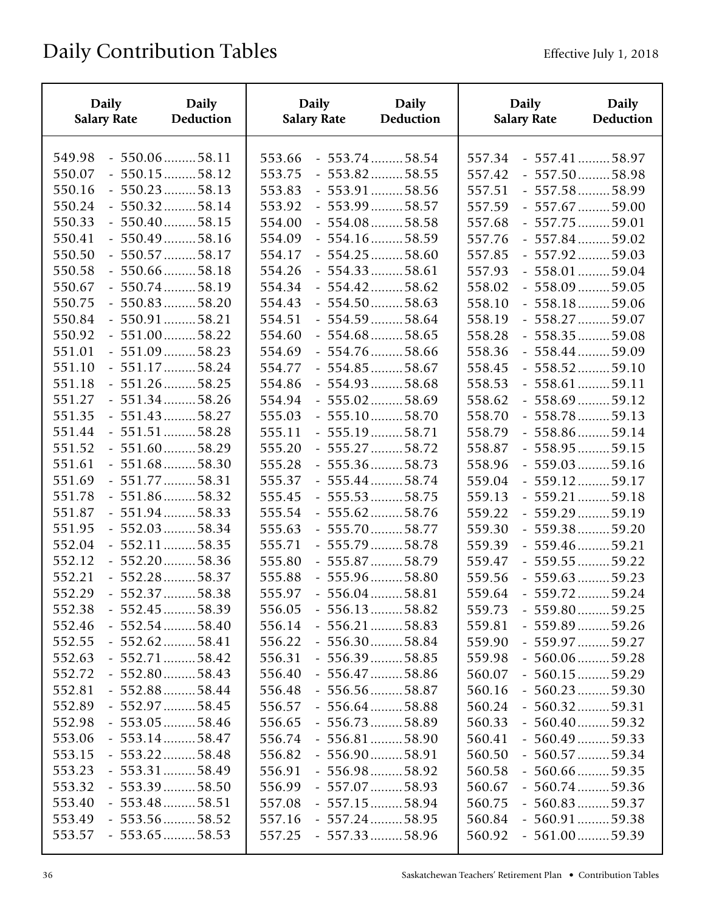# Daily Contribution Tables

Effective July 1, 2018

| Daily Salary Rate | Daily Deduction | Daily Salary Rate | Daily Deduction | Daily Salary Rate | Daily Deduction |
|---|---|---|---|---|---|
| 549.98 - 550.06 | 58.11 | 553.66 - 553.74 | 58.54 | 557.34 - 557.41 | 58.97 |
| 550.07 - 550.15 | 58.12 | 553.75 - 553.82 | 58.55 | 557.42 - 557.50 | 58.98 |
| 550.16 - 550.23 | 58.13 | 553.83 - 553.91 | 58.56 | 557.51 - 557.58 | 58.99 |
| 550.24 - 550.32 | 58.14 | 553.92 - 553.99 | 58.57 | 557.59 - 557.67 | 59.00 |
| 550.33 - 550.40 | 58.15 | 554.00 - 554.08 | 58.58 | 557.68 - 557.75 | 59.01 |
| 550.41 - 550.49 | 58.16 | 554.09 - 554.16 | 58.59 | 557.76 - 557.84 | 59.02 |
| 550.50 - 550.57 | 58.17 | 554.17 - 554.25 | 58.60 | 557.85 - 557.92 | 59.03 |
| 550.58 - 550.66 | 58.18 | 554.26 - 554.33 | 58.61 | 557.93 - 558.01 | 59.04 |
| 550.67 - 550.74 | 58.19 | 554.34 - 554.42 | 58.62 | 558.02 - 558.09 | 59.05 |
| 550.75 - 550.83 | 58.20 | 554.43 - 554.50 | 58.63 | 558.10 - 558.18 | 59.06 |
| 550.84 - 550.91 | 58.21 | 554.51 - 554.59 | 58.64 | 558.19 - 558.27 | 59.07 |
| 550.92 - 551.00 | 58.22 | 554.60 - 554.68 | 58.65 | 558.28 - 558.35 | 59.08 |
| 551.01 - 551.09 | 58.23 | 554.69 - 554.76 | 58.66 | 558.36 - 558.44 | 59.09 |
| 551.10 - 551.17 | 58.24 | 554.77 - 554.85 | 58.67 | 558.45 - 558.52 | 59.10 |
| 551.18 - 551.26 | 58.25 | 554.86 - 554.93 | 58.68 | 558.53 - 558.61 | 59.11 |
| 551.27 - 551.34 | 58.26 | 554.94 - 555.02 | 58.69 | 558.62 - 558.69 | 59.12 |
| 551.35 - 551.43 | 58.27 | 555.03 - 555.10 | 58.70 | 558.70 - 558.78 | 59.13 |
| 551.44 - 551.51 | 58.28 | 555.11 - 555.19 | 58.71 | 558.79 - 558.86 | 59.14 |
| 551.52 - 551.60 | 58.29 | 555.20 - 555.27 | 58.72 | 558.87 - 558.95 | 59.15 |
| 551.61 - 551.68 | 58.30 | 555.28 - 555.36 | 58.73 | 558.96 - 559.03 | 59.16 |
| 551.69 - 551.77 | 58.31 | 555.37 - 555.44 | 58.74 | 559.04 - 559.12 | 59.17 |
| 551.78 - 551.86 | 58.32 | 555.45 - 555.53 | 58.75 | 559.13 - 559.21 | 59.18 |
| 551.87 - 551.94 | 58.33 | 555.54 - 555.62 | 58.76 | 559.22 - 559.29 | 59.19 |
| 551.95 - 552.03 | 58.34 | 555.63 - 555.70 | 58.77 | 559.30 - 559.38 | 59.20 |
| 552.04 - 552.11 | 58.35 | 555.71 - 555.79 | 58.78 | 559.39 - 559.46 | 59.21 |
| 552.12 - 552.20 | 58.36 | 555.80 - 555.87 | 58.79 | 559.47 - 559.55 | 59.22 |
| 552.21 - 552.28 | 58.37 | 555.88 - 555.96 | 58.80 | 559.56 - 559.63 | 59.23 |
| 552.29 - 552.37 | 58.38 | 555.97 - 556.04 | 58.81 | 559.64 - 559.72 | 59.24 |
| 552.38 - 552.45 | 58.39 | 556.05 - 556.13 | 58.82 | 559.73 - 559.80 | 59.25 |
| 552.46 - 552.54 | 58.40 | 556.14 - 556.21 | 58.83 | 559.81 - 559.89 | 59.26 |
| 552.55 - 552.62 | 58.41 | 556.22 - 556.30 | 58.84 | 559.90 - 559.97 | 59.27 |
| 552.63 - 552.71 | 58.42 | 556.31 - 556.39 | 58.85 | 559.98 - 560.06 | 59.28 |
| 552.72 - 552.80 | 58.43 | 556.40 - 556.47 | 58.86 | 560.07 - 560.15 | 59.29 |
| 552.81 - 552.88 | 58.44 | 556.48 - 556.56 | 58.87 | 560.16 - 560.23 | 59.30 |
| 552.89 - 552.97 | 58.45 | 556.57 - 556.64 | 58.88 | 560.24 - 560.32 | 59.31 |
| 552.98 - 553.05 | 58.46 | 556.65 - 556.73 | 58.89 | 560.33 - 560.40 | 59.32 |
| 553.06 - 553.14 | 58.47 | 556.74 - 556.81 | 58.90 | 560.41 - 560.49 | 59.33 |
| 553.15 - 553.22 | 58.48 | 556.82 - 556.90 | 58.91 | 560.50 - 560.57 | 59.34 |
| 553.23 - 553.31 | 58.49 | 556.91 - 556.98 | 58.92 | 560.58 - 560.66 | 59.35 |
| 553.32 - 553.39 | 58.50 | 556.99 - 557.07 | 58.93 | 560.67 - 560.74 | 59.36 |
| 553.40 - 553.48 | 58.51 | 557.08 - 557.15 | 58.94 | 560.75 - 560.83 | 59.37 |
| 553.49 - 553.56 | 58.52 | 557.16 - 557.24 | 58.95 | 560.84 - 560.91 | 59.38 |
| 553.57 - 553.65 | 58.53 | 557.25 - 557.33 | 58.96 | 560.92 - 561.00 | 59.39 |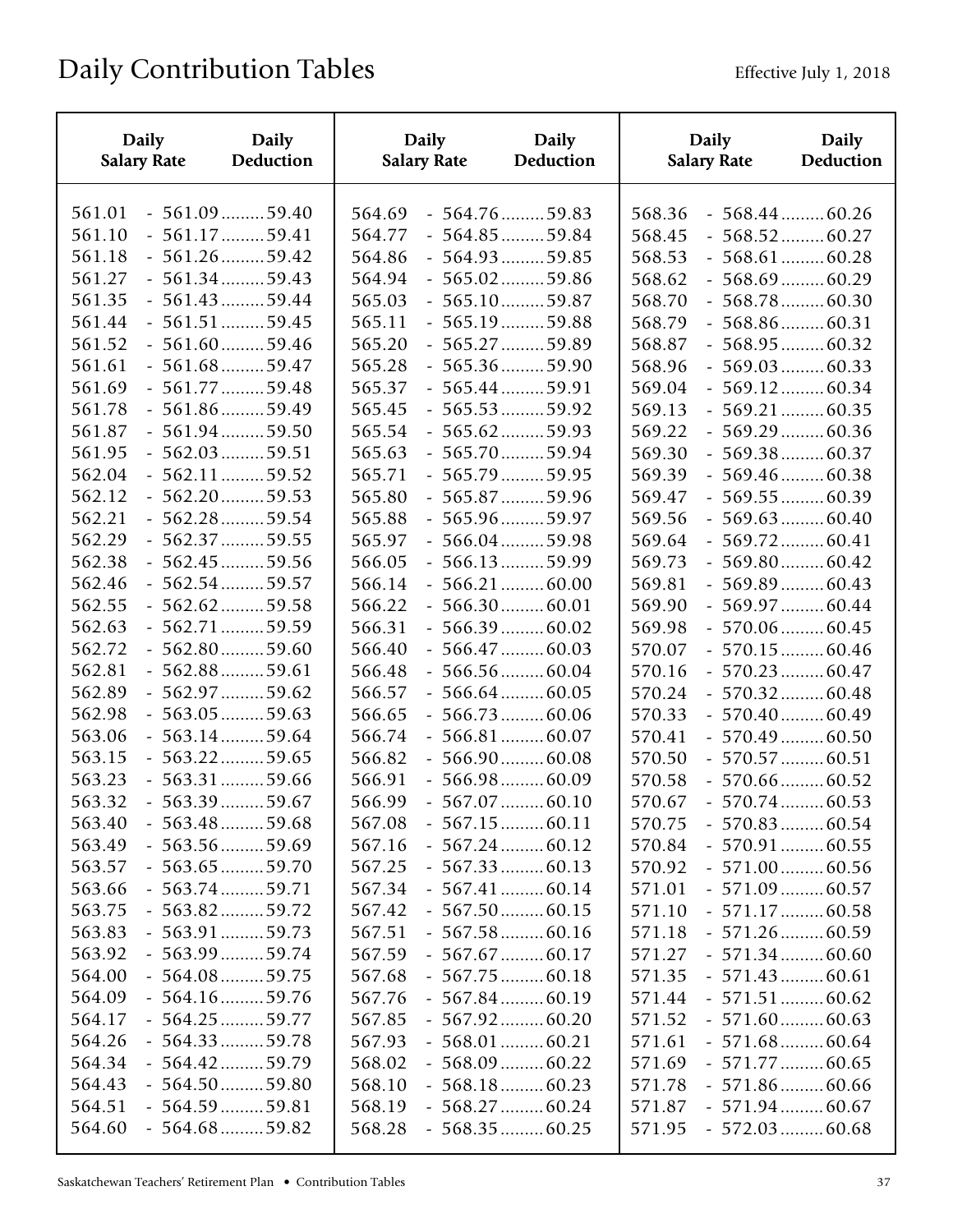# Daily Contribution Tables

Effective July 1, 2018

| Daily Salary Rate | Daily Deduction | Daily Salary Rate | Daily Deduction | Daily Salary Rate | Daily Deduction |
|---|---|---|---|---|---|
| 561.01 - 561.09 | 59.40 | 564.69 - 564.76 | 59.83 | 568.36 - 568.44 | 60.26 |
| 561.10 - 561.17 | 59.41 | 564.77 - 564.85 | 59.84 | 568.45 - 568.52 | 60.27 |
| 561.18 - 561.26 | 59.42 | 564.86 - 564.93 | 59.85 | 568.53 - 568.61 | 60.28 |
| 561.27 - 561.34 | 59.43 | 564.94 - 565.02 | 59.86 | 568.62 - 568.69 | 60.29 |
| 561.35 - 561.43 | 59.44 | 565.03 - 565.10 | 59.87 | 568.70 - 568.78 | 60.30 |
| 561.44 - 561.51 | 59.45 | 565.11 - 565.19 | 59.88 | 568.79 - 568.86 | 60.31 |
| 561.52 - 561.60 | 59.46 | 565.20 - 565.27 | 59.89 | 568.87 - 568.95 | 60.32 |
| 561.61 - 561.68 | 59.47 | 565.28 - 565.36 | 59.90 | 568.96 - 569.03 | 60.33 |
| 561.69 - 561.77 | 59.48 | 565.37 - 565.44 | 59.91 | 569.04 - 569.12 | 60.34 |
| 561.78 - 561.86 | 59.49 | 565.45 - 565.53 | 59.92 | 569.13 - 569.21 | 60.35 |
| 561.87 - 561.94 | 59.50 | 565.54 - 565.62 | 59.93 | 569.22 - 569.29 | 60.36 |
| 561.95 - 562.03 | 59.51 | 565.63 - 565.70 | 59.94 | 569.30 - 569.38 | 60.37 |
| 562.04 - 562.11 | 59.52 | 565.71 - 565.79 | 59.95 | 569.39 - 569.46 | 60.38 |
| 562.12 - 562.20 | 59.53 | 565.80 - 565.87 | 59.96 | 569.47 - 569.55 | 60.39 |
| 562.21 - 562.28 | 59.54 | 565.88 - 565.96 | 59.97 | 569.56 - 569.63 | 60.40 |
| 562.29 - 562.37 | 59.55 | 565.97 - 566.04 | 59.98 | 569.64 - 569.72 | 60.41 |
| 562.38 - 562.45 | 59.56 | 566.05 - 566.13 | 59.99 | 569.73 - 569.80 | 60.42 |
| 562.46 - 562.54 | 59.57 | 566.14 - 566.21 | 60.00 | 569.81 - 569.89 | 60.43 |
| 562.55 - 562.62 | 59.58 | 566.22 - 566.30 | 60.01 | 569.90 - 569.97 | 60.44 |
| 562.63 - 562.71 | 59.59 | 566.31 - 566.39 | 60.02 | 569.98 - 570.06 | 60.45 |
| 562.72 - 562.80 | 59.60 | 566.40 - 566.47 | 60.03 | 570.07 - 570.15 | 60.46 |
| 562.81 - 562.88 | 59.61 | 566.48 - 566.56 | 60.04 | 570.16 - 570.23 | 60.47 |
| 562.89 - 562.97 | 59.62 | 566.57 - 566.64 | 60.05 | 570.24 - 570.32 | 60.48 |
| 562.98 - 563.05 | 59.63 | 566.65 - 566.73 | 60.06 | 570.33 - 570.40 | 60.49 |
| 563.06 - 563.14 | 59.64 | 566.74 - 566.81 | 60.07 | 570.41 - 570.49 | 60.50 |
| 563.15 - 563.22 | 59.65 | 566.82 - 566.90 | 60.08 | 570.50 - 570.57 | 60.51 |
| 563.23 - 563.31 | 59.66 | 566.91 - 566.98 | 60.09 | 570.58 - 570.66 | 60.52 |
| 563.32 - 563.39 | 59.67 | 566.99 - 567.07 | 60.10 | 570.67 - 570.74 | 60.53 |
| 563.40 - 563.48 | 59.68 | 567.08 - 567.15 | 60.11 | 570.75 - 570.83 | 60.54 |
| 563.49 - 563.56 | 59.69 | 567.16 - 567.24 | 60.12 | 570.84 - 570.91 | 60.55 |
| 563.57 - 563.65 | 59.70 | 567.25 - 567.33 | 60.13 | 570.92 - 571.00 | 60.56 |
| 563.66 - 563.74 | 59.71 | 567.34 - 567.41 | 60.14 | 571.01 - 571.09 | 60.57 |
| 563.75 - 563.82 | 59.72 | 567.42 - 567.50 | 60.15 | 571.10 - 571.17 | 60.58 |
| 563.83 - 563.91 | 59.73 | 567.51 - 567.58 | 60.16 | 571.18 - 571.26 | 60.59 |
| 563.92 - 563.99 | 59.74 | 567.59 - 567.67 | 60.17 | 571.27 - 571.34 | 60.60 |
| 564.00 - 564.08 | 59.75 | 567.68 - 567.75 | 60.18 | 571.35 - 571.43 | 60.61 |
| 564.09 - 564.16 | 59.76 | 567.76 - 567.84 | 60.19 | 571.44 - 571.51 | 60.62 |
| 564.17 - 564.25 | 59.77 | 567.85 - 567.92 | 60.20 | 571.52 - 571.60 | 60.63 |
| 564.26 - 564.33 | 59.78 | 567.93 - 568.01 | 60.21 | 571.61 - 571.68 | 60.64 |
| 564.34 - 564.42 | 59.79 | 568.02 - 568.09 | 60.22 | 571.69 - 571.77 | 60.65 |
| 564.43 - 564.50 | 59.80 | 568.10 - 568.18 | 60.23 | 571.78 - 571.86 | 60.66 |
| 564.51 - 564.59 | 59.81 | 568.19 - 568.27 | 60.24 | 571.87 - 571.94 | 60.67 |
| 564.60 - 564.68 | 59.82 | 568.28 - 568.35 | 60.25 | 571.95 - 572.03 | 60.68 |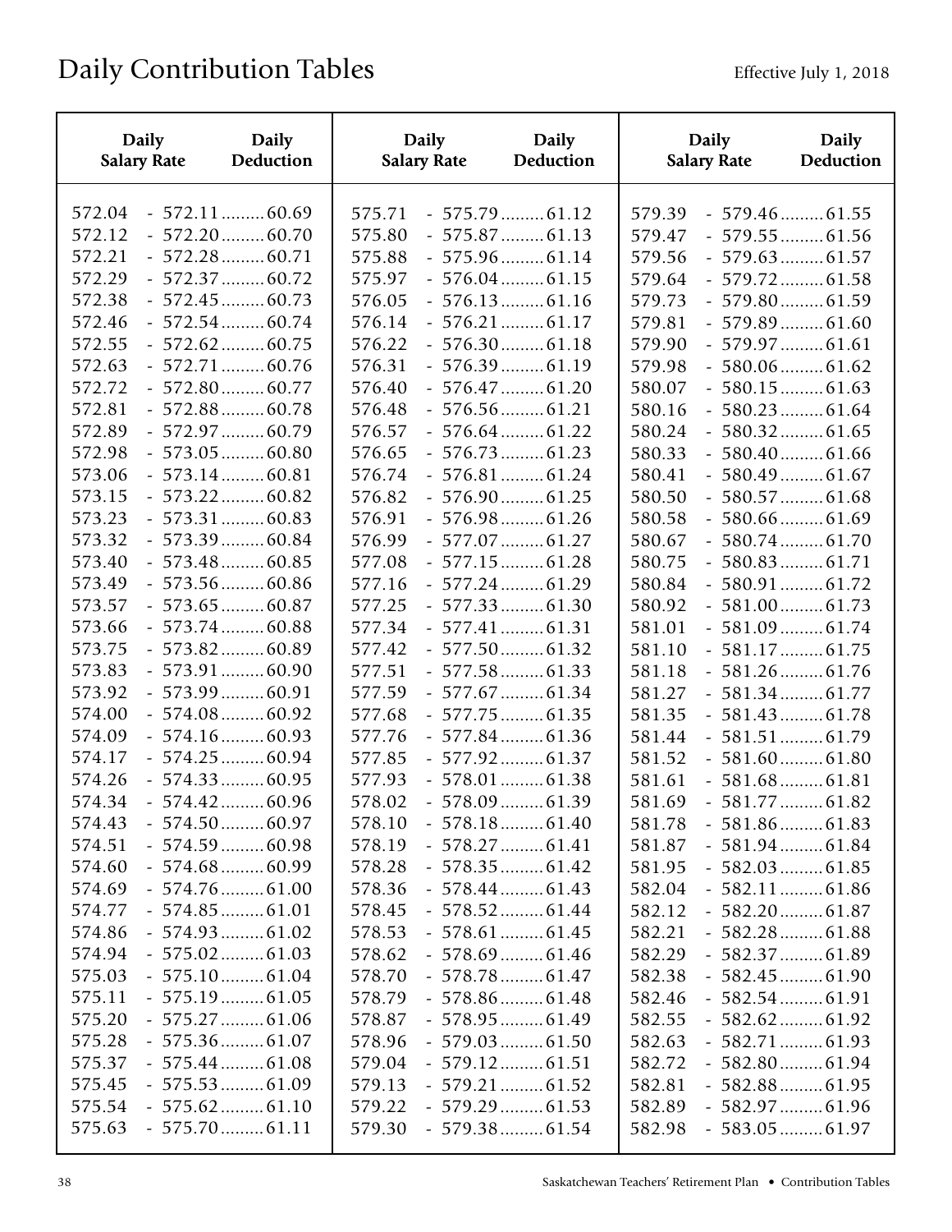# Daily Contribution Tables

Effective July 1, 2018

| Daily Salary Rate | Daily Deduction | Daily Salary Rate | Daily Deduction | Daily Salary Rate | Daily Deduction |
|---|---|---|---|---|---|
| 572.04 - 572.11 | 60.69 | 575.71 - 575.79 | 61.12 | 579.39 - 579.46 | 61.55 |
| 572.12 - 572.20 | 60.70 | 575.80 - 575.87 | 61.13 | 579.47 - 579.55 | 61.56 |
| 572.21 - 572.28 | 60.71 | 575.88 - 575.96 | 61.14 | 579.56 - 579.63 | 61.57 |
| 572.29 - 572.37 | 60.72 | 575.97 - 576.04 | 61.15 | 579.64 - 579.72 | 61.58 |
| 572.38 - 572.45 | 60.73 | 576.05 - 576.13 | 61.16 | 579.73 - 579.80 | 61.59 |
| 572.46 - 572.54 | 60.74 | 576.14 - 576.21 | 61.17 | 579.81 - 579.89 | 61.60 |
| 572.55 - 572.62 | 60.75 | 576.22 - 576.30 | 61.18 | 579.90 - 579.97 | 61.61 |
| 572.63 - 572.71 | 60.76 | 576.31 - 576.39 | 61.19 | 579.98 - 580.06 | 61.62 |
| 572.72 - 572.80 | 60.77 | 576.40 - 576.47 | 61.20 | 580.07 - 580.15 | 61.63 |
| 572.81 - 572.88 | 60.78 | 576.48 - 576.56 | 61.21 | 580.16 - 580.23 | 61.64 |
| 572.89 - 572.97 | 60.79 | 576.57 - 576.64 | 61.22 | 580.24 - 580.32 | 61.65 |
| 572.98 - 573.05 | 60.80 | 576.65 - 576.73 | 61.23 | 580.33 - 580.40 | 61.66 |
| 573.06 - 573.14 | 60.81 | 576.74 - 576.81 | 61.24 | 580.41 - 580.49 | 61.67 |
| 573.15 - 573.22 | 60.82 | 576.82 - 576.90 | 61.25 | 580.50 - 580.57 | 61.68 |
| 573.23 - 573.31 | 60.83 | 576.91 - 576.98 | 61.26 | 580.58 - 580.66 | 61.69 |
| 573.32 - 573.39 | 60.84 | 576.99 - 577.07 | 61.27 | 580.67 - 580.74 | 61.70 |
| 573.40 - 573.48 | 60.85 | 577.08 - 577.15 | 61.28 | 580.75 - 580.83 | 61.71 |
| 573.49 - 573.56 | 60.86 | 577.16 - 577.24 | 61.29 | 580.84 - 580.91 | 61.72 |
| 573.57 - 573.65 | 60.87 | 577.25 - 577.33 | 61.30 | 580.92 - 581.00 | 61.73 |
| 573.66 - 573.74 | 60.88 | 577.34 - 577.41 | 61.31 | 581.01 - 581.09 | 61.74 |
| 573.75 - 573.82 | 60.89 | 577.42 - 577.50 | 61.32 | 581.10 - 581.17 | 61.75 |
| 573.83 - 573.91 | 60.90 | 577.51 - 577.58 | 61.33 | 581.18 - 581.26 | 61.76 |
| 573.92 - 573.99 | 60.91 | 577.59 - 577.67 | 61.34 | 581.27 - 581.34 | 61.77 |
| 574.00 - 574.08 | 60.92 | 577.68 - 577.75 | 61.35 | 581.35 - 581.43 | 61.78 |
| 574.09 - 574.16 | 60.93 | 577.76 - 577.84 | 61.36 | 581.44 - 581.51 | 61.79 |
| 574.17 - 574.25 | 60.94 | 577.85 - 577.92 | 61.37 | 581.52 - 581.60 | 61.80 |
| 574.26 - 574.33 | 60.95 | 577.93 - 578.01 | 61.38 | 581.61 - 581.68 | 61.81 |
| 574.34 - 574.42 | 60.96 | 578.02 - 578.09 | 61.39 | 581.69 - 581.77 | 61.82 |
| 574.43 - 574.50 | 60.97 | 578.10 - 578.18 | 61.40 | 581.78 - 581.86 | 61.83 |
| 574.51 - 574.59 | 60.98 | 578.19 - 578.27 | 61.41 | 581.87 - 581.94 | 61.84 |
| 574.60 - 574.68 | 60.99 | 578.28 - 578.35 | 61.42 | 581.95 - 582.03 | 61.85 |
| 574.69 - 574.76 | 61.00 | 578.36 - 578.44 | 61.43 | 582.04 - 582.11 | 61.86 |
| 574.77 - 574.85 | 61.01 | 578.45 - 578.52 | 61.44 | 582.12 - 582.20 | 61.87 |
| 574.86 - 574.93 | 61.02 | 578.53 - 578.61 | 61.45 | 582.21 - 582.28 | 61.88 |
| 574.94 - 575.02 | 61.03 | 578.62 - 578.69 | 61.46 | 582.29 - 582.37 | 61.89 |
| 575.03 - 575.10 | 61.04 | 578.70 - 578.78 | 61.47 | 582.38 - 582.45 | 61.90 |
| 575.11 - 575.19 | 61.05 | 578.79 - 578.86 | 61.48 | 582.46 - 582.54 | 61.91 |
| 575.20 - 575.27 | 61.06 | 578.87 - 578.95 | 61.49 | 582.55 - 582.62 | 61.92 |
| 575.28 - 575.36 | 61.07 | 578.96 - 579.03 | 61.50 | 582.63 - 582.71 | 61.93 |
| 575.37 - 575.44 | 61.08 | 579.04 - 579.12 | 61.51 | 582.72 - 582.80 | 61.94 |
| 575.45 - 575.53 | 61.09 | 579.13 - 579.21 | 61.52 | 582.81 - 582.88 | 61.95 |
| 575.54 - 575.62 | 61.10 | 579.22 - 579.29 | 61.53 | 582.89 - 582.97 | 61.96 |
| 575.63 - 575.70 | 61.11 | 579.30 - 579.38 | 61.54 | 582.98 - 583.05 | 61.97 |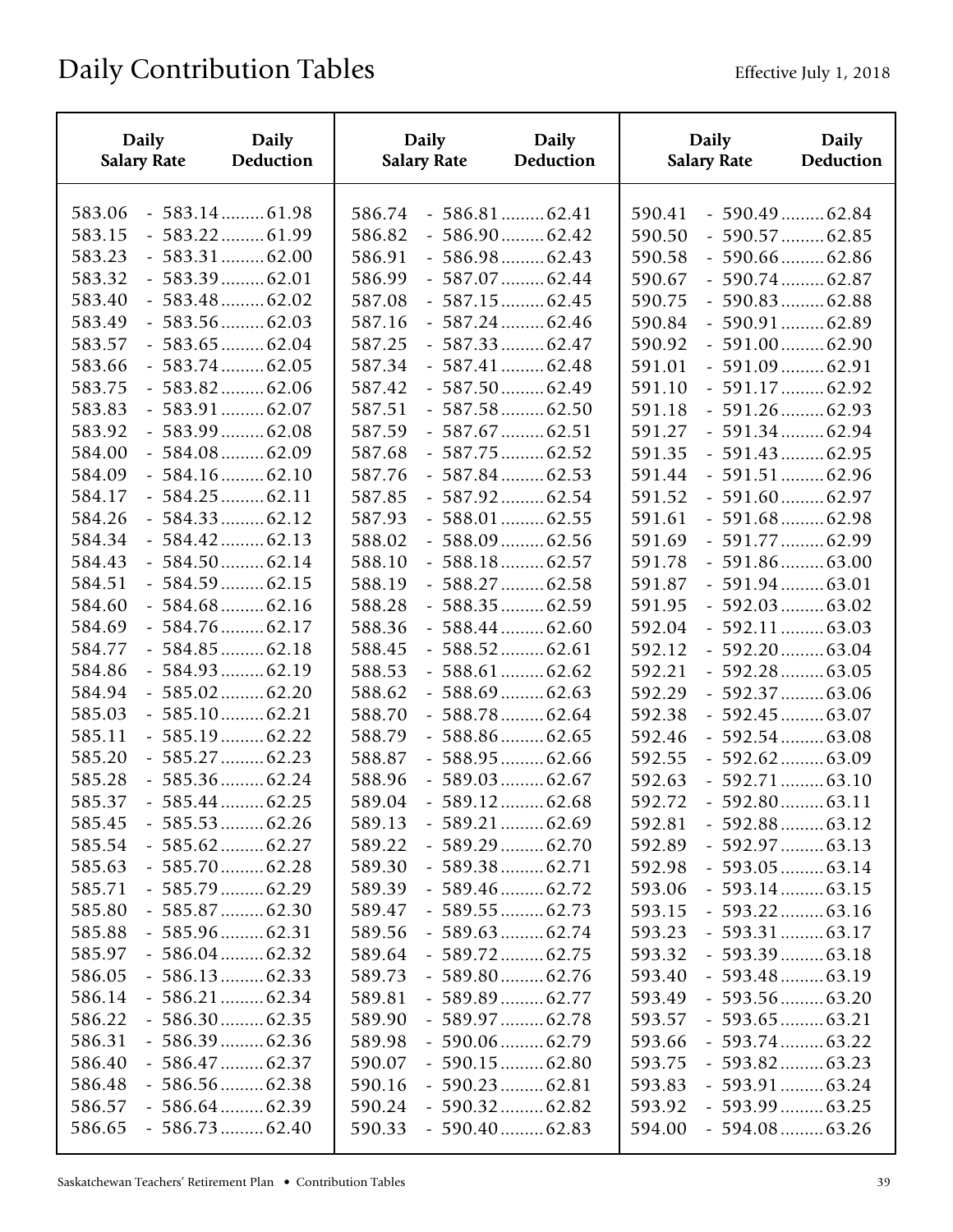# Daily Contribution Tables

Effective July 1, 2018

| Daily Salary Rate | Daily Deduction |
|---|---|
| 583.06 - 583.14 | 61.98 |
| 583.15 - 583.22 | 61.99 |
| 583.23 - 583.31 | 62.00 |
| 583.32 - 583.39 | 62.01 |
| 583.40 - 583.48 | 62.02 |
| 583.49 - 583.56 | 62.03 |
| 583.57 - 583.65 | 62.04 |
| 583.66 - 583.74 | 62.05 |
| 583.75 - 583.82 | 62.06 |
| 583.83 - 583.91 | 62.07 |
| 583.92 - 583.99 | 62.08 |
| 584.00 - 584.08 | 62.09 |
| 584.09 - 584.16 | 62.10 |
| 584.17 - 584.25 | 62.11 |
| 584.26 - 584.33 | 62.12 |
| 584.34 - 584.42 | 62.13 |
| 584.43 - 584.50 | 62.14 |
| 584.51 - 584.59 | 62.15 |
| 584.60 - 584.68 | 62.16 |
| 584.69 - 584.76 | 62.17 |
| 584.77 - 584.85 | 62.18 |
| 584.86 - 584.93 | 62.19 |
| 584.94 - 585.02 | 62.20 |
| 585.03 - 585.10 | 62.21 |
| 585.11 - 585.19 | 62.22 |
| 585.20 - 585.27 | 62.23 |
| 585.28 - 585.36 | 62.24 |
| 585.37 - 585.44 | 62.25 |
| 585.45 - 585.53 | 62.26 |
| 585.54 - 585.62 | 62.27 |
| 585.63 - 585.70 | 62.28 |
| 585.71 - 585.79 | 62.29 |
| 585.80 - 585.87 | 62.30 |
| 585.88 - 585.96 | 62.31 |
| 585.97 - 586.04 | 62.32 |
| 586.05 - 586.13 | 62.33 |
| 586.14 - 586.21 | 62.34 |
| 586.22 - 586.30 | 62.35 |
| 586.31 - 586.39 | 62.36 |
| 586.40 - 586.47 | 62.37 |
| 586.48 - 586.56 | 62.38 |
| 586.57 - 586.64 | 62.39 |
| 586.65 - 586.73 | 62.40 |
| 586.74 - 586.81 | 62.41 |
| 586.82 - 586.90 | 62.42 |
| 586.91 - 586.98 | 62.43 |
| 586.99 - 587.07 | 62.44 |
| 587.08 - 587.15 | 62.45 |
| 587.16 - 587.24 | 62.46 |
| 587.25 - 587.33 | 62.47 |
| 587.34 - 587.41 | 62.48 |
| 587.42 - 587.50 | 62.49 |
| 587.51 - 587.58 | 62.50 |
| 587.59 - 587.67 | 62.51 |
| 587.68 - 587.75 | 62.52 |
| 587.76 - 587.84 | 62.53 |
| 587.85 - 587.92 | 62.54 |
| 587.93 - 588.01 | 62.55 |
| 588.02 - 588.09 | 62.56 |
| 588.10 - 588.18 | 62.57 |
| 588.19 - 588.27 | 62.58 |
| 588.28 - 588.35 | 62.59 |
| 588.36 - 588.44 | 62.60 |
| 588.45 - 588.52 | 62.61 |
| 588.53 - 588.61 | 62.62 |
| 588.62 - 588.69 | 62.63 |
| 588.70 - 588.78 | 62.64 |
| 588.79 - 588.86 | 62.65 |
| 588.87 - 588.95 | 62.66 |
| 588.96 - 589.03 | 62.67 |
| 589.04 - 589.12 | 62.68 |
| 589.13 - 589.21 | 62.69 |
| 589.22 - 589.29 | 62.70 |
| 589.30 - 589.38 | 62.71 |
| 589.39 - 589.46 | 62.72 |
| 589.47 - 589.55 | 62.73 |
| 589.56 - 589.63 | 62.74 |
| 589.64 - 589.72 | 62.75 |
| 589.73 - 589.80 | 62.76 |
| 589.81 - 589.89 | 62.77 |
| 589.90 - 589.97 | 62.78 |
| 589.98 - 590.06 | 62.79 |
| 590.07 - 590.15 | 62.80 |
| 590.16 - 590.23 | 62.81 |
| 590.24 - 590.32 | 62.82 |
| 590.33 - 590.40 | 62.83 |
| 590.41 - 590.49 | 62.84 |
| 590.50 - 590.57 | 62.85 |
| 590.58 - 590.66 | 62.86 |
| 590.67 - 590.74 | 62.87 |
| 590.75 - 590.83 | 62.88 |
| 590.84 - 590.91 | 62.89 |
| 590.92 - 591.00 | 62.90 |
| 591.01 - 591.09 | 62.91 |
| 591.10 - 591.17 | 62.92 |
| 591.18 - 591.26 | 62.93 |
| 591.27 - 591.34 | 62.94 |
| 591.35 - 591.43 | 62.95 |
| 591.44 - 591.51 | 62.96 |
| 591.52 - 591.60 | 62.97 |
| 591.61 - 591.68 | 62.98 |
| 591.69 - 591.77 | 62.99 |
| 591.78 - 591.86 | 63.00 |
| 591.87 - 591.94 | 63.01 |
| 591.95 - 592.03 | 63.02 |
| 592.04 - 592.11 | 63.03 |
| 592.12 - 592.20 | 63.04 |
| 592.21 - 592.28 | 63.05 |
| 592.29 - 592.37 | 63.06 |
| 592.38 - 592.45 | 63.07 |
| 592.46 - 592.54 | 63.08 |
| 592.55 - 592.62 | 63.09 |
| 592.63 - 592.71 | 63.10 |
| 592.72 - 592.80 | 63.11 |
| 592.81 - 592.88 | 63.12 |
| 592.89 - 592.97 | 63.13 |
| 592.98 - 593.05 | 63.14 |
| 593.06 - 593.14 | 63.15 |
| 593.15 - 593.22 | 63.16 |
| 593.23 - 593.31 | 63.17 |
| 593.32 - 593.39 | 63.18 |
| 593.40 - 593.48 | 63.19 |
| 593.49 - 593.56 | 63.20 |
| 593.57 - 593.65 | 63.21 |
| 593.66 - 593.74 | 63.22 |
| 593.75 - 593.82 | 63.23 |
| 593.83 - 593.91 | 63.24 |
| 593.92 - 593.99 | 63.25 |
| 594.00 - 594.08 | 63.26 |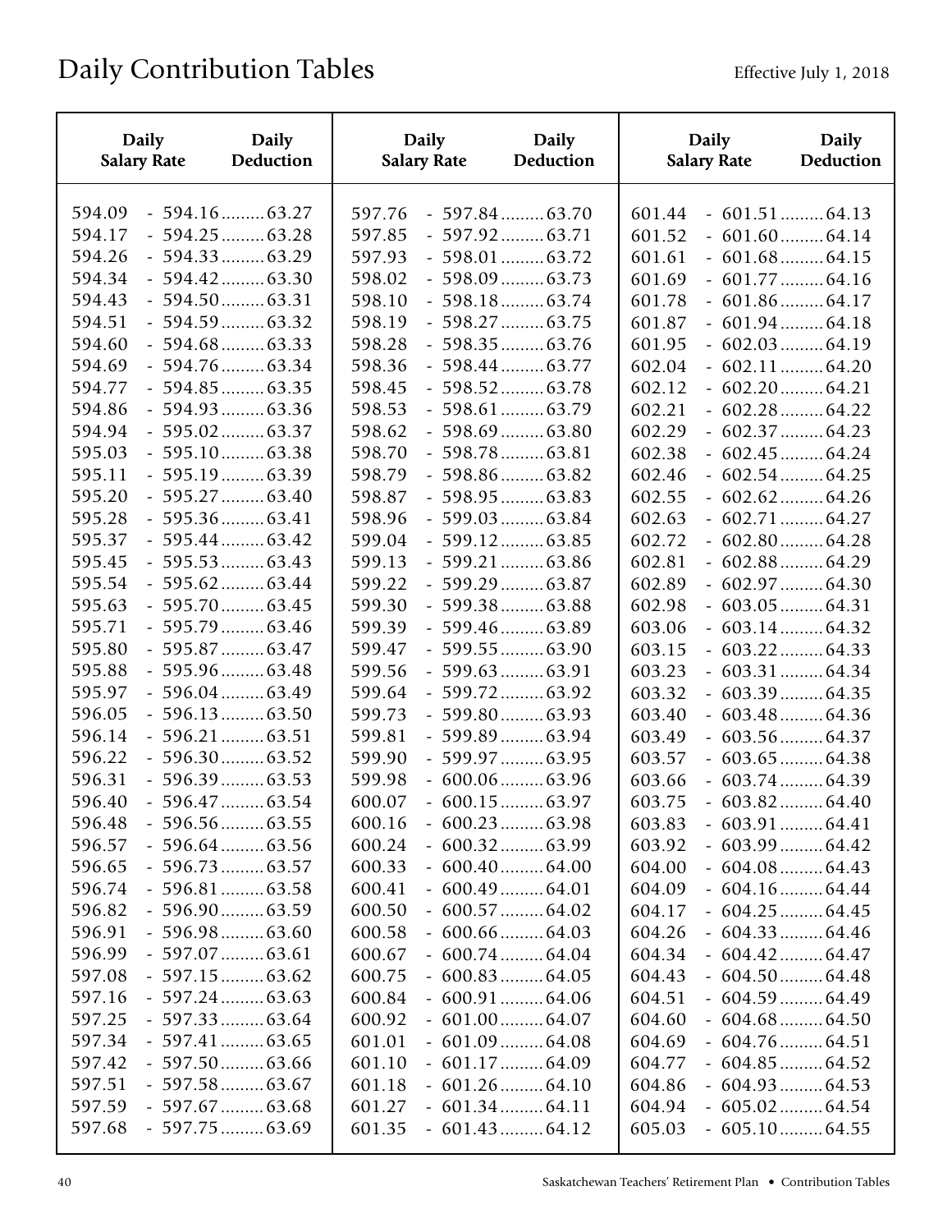# Daily Contribution Tables

Effective July 1, 2018

| Daily Salary Rate | Daily Deduction | Daily Salary Rate | Daily Deduction | Daily Salary Rate | Daily Deduction |
|---|---|---|---|---|---|
| 594.09 - 594.16 | 63.27 | 597.76 - 597.84 | 63.70 | 601.44 - 601.51 | 64.13 |
| 594.17 - 594.25 | 63.28 | 597.85 - 597.92 | 63.71 | 601.52 - 601.60 | 64.14 |
| 594.26 - 594.33 | 63.29 | 597.93 - 598.01 | 63.72 | 601.61 - 601.68 | 64.15 |
| 594.34 - 594.42 | 63.30 | 598.02 - 598.09 | 63.73 | 601.69 - 601.77 | 64.16 |
| 594.43 - 594.50 | 63.31 | 598.10 - 598.18 | 63.74 | 601.78 - 601.86 | 64.17 |
| 594.51 - 594.59 | 63.32 | 598.19 - 598.27 | 63.75 | 601.87 - 601.94 | 64.18 |
| 594.60 - 594.68 | 63.33 | 598.28 - 598.35 | 63.76 | 601.95 - 602.03 | 64.19 |
| 594.69 - 594.76 | 63.34 | 598.36 - 598.44 | 63.77 | 602.04 - 602.11 | 64.20 |
| 594.77 - 594.85 | 63.35 | 598.45 - 598.52 | 63.78 | 602.12 - 602.20 | 64.21 |
| 594.86 - 594.93 | 63.36 | 598.53 - 598.61 | 63.79 | 602.21 - 602.28 | 64.22 |
| 594.94 - 595.02 | 63.37 | 598.62 - 598.69 | 63.80 | 602.29 - 602.37 | 64.23 |
| 595.03 - 595.10 | 63.38 | 598.70 - 598.78 | 63.81 | 602.38 - 602.45 | 64.24 |
| 595.11 - 595.19 | 63.39 | 598.79 - 598.86 | 63.82 | 602.46 - 602.54 | 64.25 |
| 595.20 - 595.27 | 63.40 | 598.87 - 598.95 | 63.83 | 602.55 - 602.62 | 64.26 |
| 595.28 - 595.36 | 63.41 | 598.96 - 599.03 | 63.84 | 602.63 - 602.71 | 64.27 |
| 595.37 - 595.44 | 63.42 | 599.04 - 599.12 | 63.85 | 602.72 - 602.80 | 64.28 |
| 595.45 - 595.53 | 63.43 | 599.13 - 599.21 | 63.86 | 602.81 - 602.88 | 64.29 |
| 595.54 - 595.62 | 63.44 | 599.22 - 599.29 | 63.87 | 602.89 - 602.97 | 64.30 |
| 595.63 - 595.70 | 63.45 | 599.30 - 599.38 | 63.88 | 602.98 - 603.05 | 64.31 |
| 595.71 - 595.79 | 63.46 | 599.39 - 599.46 | 63.89 | 603.06 - 603.14 | 64.32 |
| 595.80 - 595.87 | 63.47 | 599.47 - 599.55 | 63.90 | 603.15 - 603.22 | 64.33 |
| 595.88 - 595.96 | 63.48 | 599.56 - 599.63 | 63.91 | 603.23 - 603.31 | 64.34 |
| 595.97 - 596.04 | 63.49 | 599.64 - 599.72 | 63.92 | 603.32 - 603.39 | 64.35 |
| 596.05 - 596.13 | 63.50 | 599.73 - 599.80 | 63.93 | 603.40 - 603.48 | 64.36 |
| 596.14 - 596.21 | 63.51 | 599.81 - 599.89 | 63.94 | 603.49 - 603.56 | 64.37 |
| 596.22 - 596.30 | 63.52 | 599.90 - 599.97 | 63.95 | 603.57 - 603.65 | 64.38 |
| 596.31 - 596.39 | 63.53 | 599.98 - 600.06 | 63.96 | 603.66 - 603.74 | 64.39 |
| 596.40 - 596.47 | 63.54 | 600.07 - 600.15 | 63.97 | 603.75 - 603.82 | 64.40 |
| 596.48 - 596.56 | 63.55 | 600.16 - 600.23 | 63.98 | 603.83 - 603.91 | 64.41 |
| 596.57 - 596.64 | 63.56 | 600.24 - 600.32 | 63.99 | 603.92 - 603.99 | 64.42 |
| 596.65 - 596.73 | 63.57 | 600.33 - 600.40 | 64.00 | 604.00 - 604.08 | 64.43 |
| 596.74 - 596.81 | 63.58 | 600.41 - 600.49 | 64.01 | 604.09 - 604.16 | 64.44 |
| 596.82 - 596.90 | 63.59 | 600.50 - 600.57 | 64.02 | 604.17 - 604.25 | 64.45 |
| 596.91 - 596.98 | 63.60 | 600.58 - 600.66 | 64.03 | 604.26 - 604.33 | 64.46 |
| 596.99 - 597.07 | 63.61 | 600.67 - 600.74 | 64.04 | 604.34 - 604.42 | 64.47 |
| 597.08 - 597.15 | 63.62 | 600.75 - 600.83 | 64.05 | 604.43 - 604.50 | 64.48 |
| 597.16 - 597.24 | 63.63 | 600.84 - 600.91 | 64.06 | 604.51 - 604.59 | 64.49 |
| 597.25 - 597.33 | 63.64 | 600.92 - 601.00 | 64.07 | 604.60 - 604.68 | 64.50 |
| 597.34 - 597.41 | 63.65 | 601.01 - 601.09 | 64.08 | 604.69 - 604.76 | 64.51 |
| 597.42 - 597.50 | 63.66 | 601.10 - 601.17 | 64.09 | 604.77 - 604.85 | 64.52 |
| 597.51 - 597.58 | 63.67 | 601.18 - 601.26 | 64.10 | 604.86 - 604.93 | 64.53 |
| 597.59 - 597.67 | 63.68 | 601.27 - 601.34 | 64.11 | 604.94 - 605.02 | 64.54 |
| 597.68 - 597.75 | 63.69 | 601.35 - 601.43 | 64.12 | 605.03 - 605.10 | 64.55 |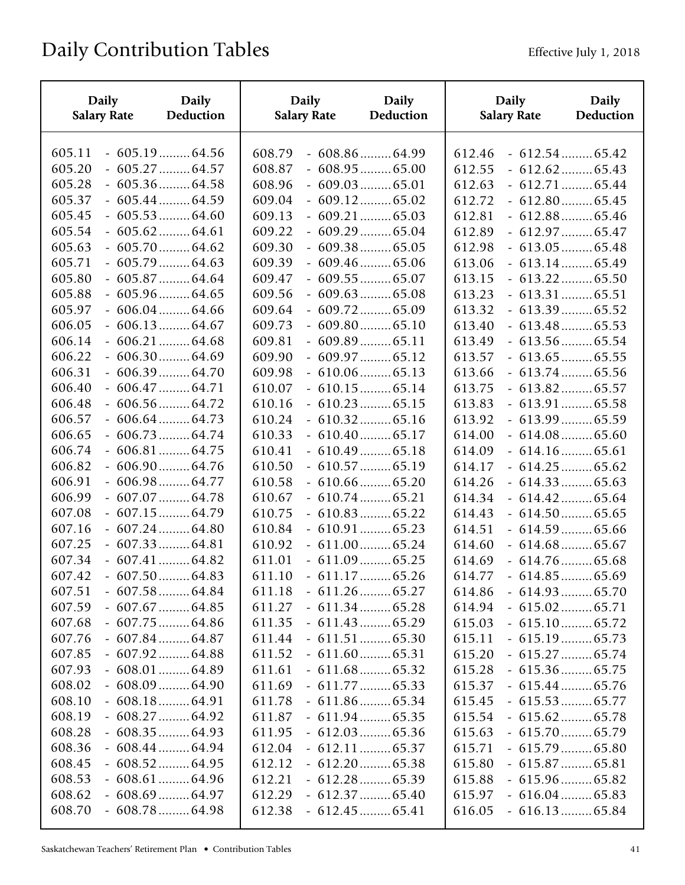# Daily Contribution Tables

Effective July 1, 2018

| Daily Salary Rate | Daily Deduction | Daily Salary Rate | Daily Deduction | Daily Salary Rate | Daily Deduction |
|---|---|---|---|---|---|
| 605.11 - 605.19 | 64.56 | 608.79 - 608.86 | 64.99 | 612.46 - 612.54 | 65.42 |
| 605.20 - 605.27 | 64.57 | 608.87 - 608.95 | 65.00 | 612.55 - 612.62 | 65.43 |
| 605.28 - 605.36 | 64.58 | 608.96 - 609.03 | 65.01 | 612.63 - 612.71 | 65.44 |
| 605.37 - 605.44 | 64.59 | 609.04 - 609.12 | 65.02 | 612.72 - 612.80 | 65.45 |
| 605.45 - 605.53 | 64.60 | 609.13 - 609.21 | 65.03 | 612.81 - 612.88 | 65.46 |
| 605.54 - 605.62 | 64.61 | 609.22 - 609.29 | 65.04 | 612.89 - 612.97 | 65.47 |
| 605.63 - 605.70 | 64.62 | 609.30 - 609.38 | 65.05 | 612.98 - 613.05 | 65.48 |
| 605.71 - 605.79 | 64.63 | 609.39 - 609.46 | 65.06 | 613.06 - 613.14 | 65.49 |
| 605.80 - 605.87 | 64.64 | 609.47 - 609.55 | 65.07 | 613.15 - 613.22 | 65.50 |
| 605.88 - 605.96 | 64.65 | 609.56 - 609.63 | 65.08 | 613.23 - 613.31 | 65.51 |
| 605.97 - 606.04 | 64.66 | 609.64 - 609.72 | 65.09 | 613.32 - 613.39 | 65.52 |
| 606.05 - 606.13 | 64.67 | 609.73 - 609.80 | 65.10 | 613.40 - 613.48 | 65.53 |
| 606.14 - 606.21 | 64.68 | 609.81 - 609.89 | 65.11 | 613.49 - 613.56 | 65.54 |
| 606.22 - 606.30 | 64.69 | 609.90 - 609.97 | 65.12 | 613.57 - 613.65 | 65.55 |
| 606.31 - 606.39 | 64.70 | 609.98 - 610.06 | 65.13 | 613.66 - 613.74 | 65.56 |
| 606.40 - 606.47 | 64.71 | 610.07 - 610.15 | 65.14 | 613.75 - 613.82 | 65.57 |
| 606.48 - 606.56 | 64.72 | 610.16 - 610.23 | 65.15 | 613.83 - 613.91 | 65.58 |
| 606.57 - 606.64 | 64.73 | 610.24 - 610.32 | 65.16 | 613.92 - 613.99 | 65.59 |
| 606.65 - 606.73 | 64.74 | 610.33 - 610.40 | 65.17 | 614.00 - 614.08 | 65.60 |
| 606.74 - 606.81 | 64.75 | 610.41 - 610.49 | 65.18 | 614.09 - 614.16 | 65.61 |
| 606.82 - 606.90 | 64.76 | 610.50 - 610.57 | 65.19 | 614.17 - 614.25 | 65.62 |
| 606.91 - 606.98 | 64.77 | 610.58 - 610.66 | 65.20 | 614.26 - 614.33 | 65.63 |
| 606.99 - 607.07 | 64.78 | 610.67 - 610.74 | 65.21 | 614.34 - 614.42 | 65.64 |
| 607.08 - 607.15 | 64.79 | 610.75 - 610.83 | 65.22 | 614.43 - 614.50 | 65.65 |
| 607.16 - 607.24 | 64.80 | 610.84 - 610.91 | 65.23 | 614.51 - 614.59 | 65.66 |
| 607.25 - 607.33 | 64.81 | 610.92 - 611.00 | 65.24 | 614.60 - 614.68 | 65.67 |
| 607.34 - 607.41 | 64.82 | 611.01 - 611.09 | 65.25 | 614.69 - 614.76 | 65.68 |
| 607.42 - 607.50 | 64.83 | 611.10 - 611.17 | 65.26 | 614.77 - 614.85 | 65.69 |
| 607.51 - 607.58 | 64.84 | 611.18 - 611.26 | 65.27 | 614.86 - 614.93 | 65.70 |
| 607.59 - 607.67 | 64.85 | 611.27 - 611.34 | 65.28 | 614.94 - 615.02 | 65.71 |
| 607.68 - 607.75 | 64.86 | 611.35 - 611.43 | 65.29 | 615.03 - 615.10 | 65.72 |
| 607.76 - 607.84 | 64.87 | 611.44 - 611.51 | 65.30 | 615.11 - 615.19 | 65.73 |
| 607.85 - 607.92 | 64.88 | 611.52 - 611.60 | 65.31 | 615.20 - 615.27 | 65.74 |
| 607.93 - 608.01 | 64.89 | 611.61 - 611.68 | 65.32 | 615.28 - 615.36 | 65.75 |
| 608.02 - 608.09 | 64.90 | 611.69 - 611.77 | 65.33 | 615.37 - 615.44 | 65.76 |
| 608.10 - 608.18 | 64.91 | 611.78 - 611.86 | 65.34 | 615.45 - 615.53 | 65.77 |
| 608.19 - 608.27 | 64.92 | 611.87 - 611.94 | 65.35 | 615.54 - 615.62 | 65.78 |
| 608.28 - 608.35 | 64.93 | 611.95 - 612.03 | 65.36 | 615.63 - 615.70 | 65.79 |
| 608.36 - 608.44 | 64.94 | 612.04 - 612.11 | 65.37 | 615.71 - 615.79 | 65.80 |
| 608.45 - 608.52 | 64.95 | 612.12 - 612.20 | 65.38 | 615.80 - 615.87 | 65.81 |
| 608.53 - 608.61 | 64.96 | 612.21 - 612.28 | 65.39 | 615.88 - 615.96 | 65.82 |
| 608.62 - 608.69 | 64.97 | 612.29 - 612.37 | 65.40 | 615.97 - 616.04 | 65.83 |
| 608.70 - 608.78 | 64.98 | 612.38 - 612.45 | 65.41 | 616.05 - 616.13 | 65.84 |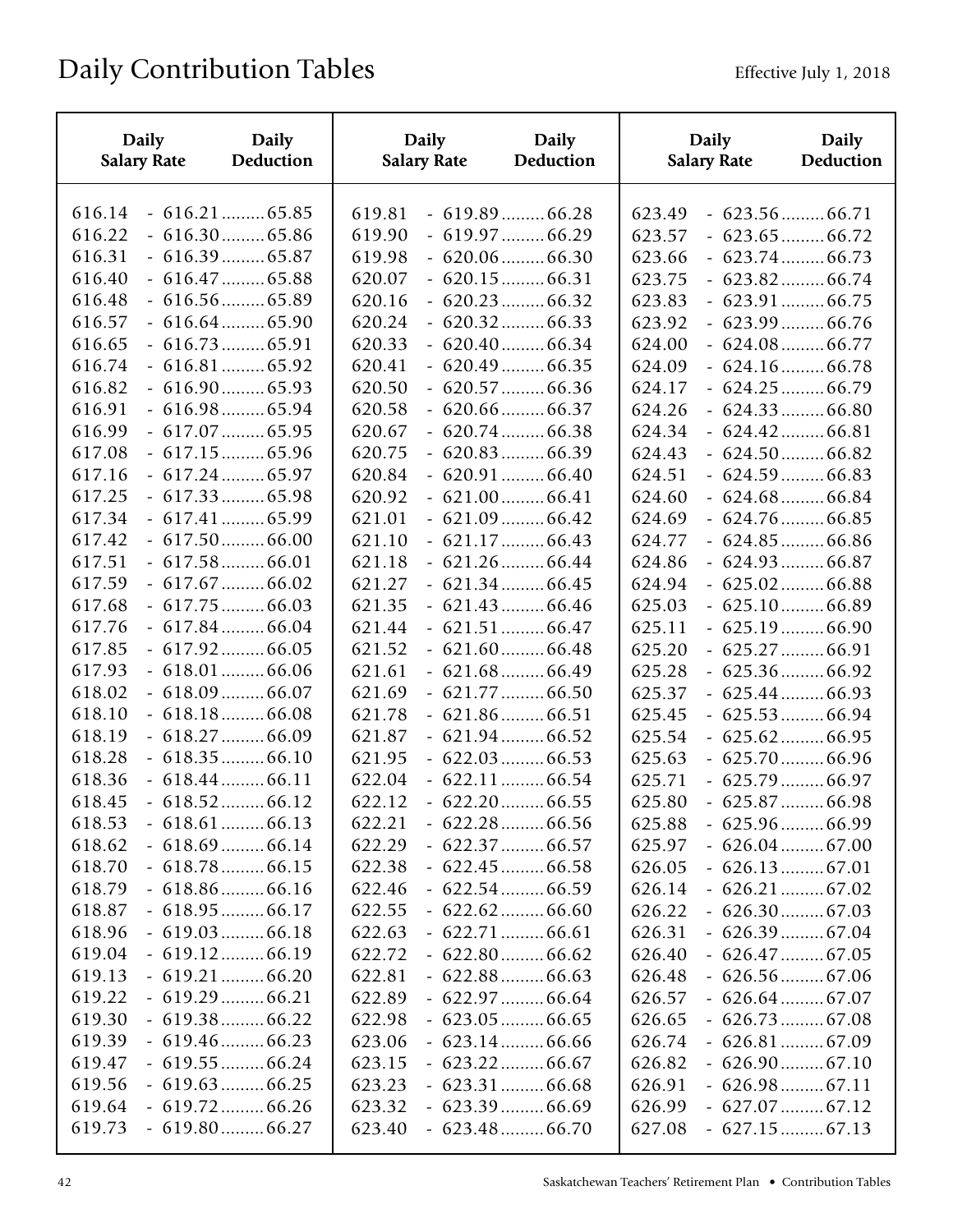# Daily Contribution Tables

Effective July 1, 2018

| Daily Salary Rate | Daily Deduction | Daily Salary Rate | Daily Deduction | Daily Salary Rate | Daily Deduction |
|---|---|---|---|---|---|
| 616.14 - 616.21 | 65.85 | 619.81 - 619.89 | 66.28 | 623.49 - 623.56 | 66.71 |
| 616.22 - 616.30 | 65.86 | 619.90 - 619.97 | 66.29 | 623.57 - 623.65 | 66.72 |
| 616.31 - 616.39 | 65.87 | 619.98 - 620.06 | 66.30 | 623.66 - 623.74 | 66.73 |
| 616.40 - 616.47 | 65.88 | 620.07 - 620.15 | 66.31 | 623.75 - 623.82 | 66.74 |
| 616.48 - 616.56 | 65.89 | 620.16 - 620.23 | 66.32 | 623.83 - 623.91 | 66.75 |
| 616.57 - 616.64 | 65.90 | 620.24 - 620.32 | 66.33 | 623.92 - 623.99 | 66.76 |
| 616.65 - 616.73 | 65.91 | 620.33 - 620.40 | 66.34 | 624.00 - 624.08 | 66.77 |
| 616.74 - 616.81 | 65.92 | 620.41 - 620.49 | 66.35 | 624.09 - 624.16 | 66.78 |
| 616.82 - 616.90 | 65.93 | 620.50 - 620.57 | 66.36 | 624.17 - 624.25 | 66.79 |
| 616.91 - 616.98 | 65.94 | 620.58 - 620.66 | 66.37 | 624.26 - 624.33 | 66.80 |
| 616.99 - 617.07 | 65.95 | 620.67 - 620.74 | 66.38 | 624.34 - 624.42 | 66.81 |
| 617.08 - 617.15 | 65.96 | 620.75 - 620.83 | 66.39 | 624.43 - 624.50 | 66.82 |
| 617.16 - 617.24 | 65.97 | 620.84 - 620.91 | 66.40 | 624.51 - 624.59 | 66.83 |
| 617.25 - 617.33 | 65.98 | 620.92 - 621.00 | 66.41 | 624.60 - 624.68 | 66.84 |
| 617.34 - 617.41 | 65.99 | 621.01 - 621.09 | 66.42 | 624.69 - 624.76 | 66.85 |
| 617.42 - 617.50 | 66.00 | 621.10 - 621.17 | 66.43 | 624.77 - 624.85 | 66.86 |
| 617.51 - 617.58 | 66.01 | 621.18 - 621.26 | 66.44 | 624.86 - 624.93 | 66.87 |
| 617.59 - 617.67 | 66.02 | 621.27 - 621.34 | 66.45 | 624.94 - 625.02 | 66.88 |
| 617.68 - 617.75 | 66.03 | 621.35 - 621.43 | 66.46 | 625.03 - 625.10 | 66.89 |
| 617.76 - 617.84 | 66.04 | 621.44 - 621.51 | 66.47 | 625.11 - 625.19 | 66.90 |
| 617.85 - 617.92 | 66.05 | 621.52 - 621.60 | 66.48 | 625.20 - 625.27 | 66.91 |
| 617.93 - 618.01 | 66.06 | 621.61 - 621.68 | 66.49 | 625.28 - 625.36 | 66.92 |
| 618.02 - 618.09 | 66.07 | 621.69 - 621.77 | 66.50 | 625.37 - 625.44 | 66.93 |
| 618.10 - 618.18 | 66.08 | 621.78 - 621.86 | 66.51 | 625.45 - 625.53 | 66.94 |
| 618.19 - 618.27 | 66.09 | 621.87 - 621.94 | 66.52 | 625.54 - 625.62 | 66.95 |
| 618.28 - 618.35 | 66.10 | 621.95 - 622.03 | 66.53 | 625.63 - 625.70 | 66.96 |
| 618.36 - 618.44 | 66.11 | 622.04 - 622.11 | 66.54 | 625.71 - 625.79 | 66.97 |
| 618.45 - 618.52 | 66.12 | 622.12 - 622.20 | 66.55 | 625.80 - 625.87 | 66.98 |
| 618.53 - 618.61 | 66.13 | 622.21 - 622.28 | 66.56 | 625.88 - 625.96 | 66.99 |
| 618.62 - 618.69 | 66.14 | 622.29 - 622.37 | 66.57 | 625.97 - 626.04 | 67.00 |
| 618.70 - 618.78 | 66.15 | 622.38 - 622.45 | 66.58 | 626.05 - 626.13 | 67.01 |
| 618.79 - 618.86 | 66.16 | 622.46 - 622.54 | 66.59 | 626.14 - 626.21 | 67.02 |
| 618.87 - 618.95 | 66.17 | 622.55 - 622.62 | 66.60 | 626.22 - 626.30 | 67.03 |
| 618.96 - 619.03 | 66.18 | 622.63 - 622.71 | 66.61 | 626.31 - 626.39 | 67.04 |
| 619.04 - 619.12 | 66.19 | 622.72 - 622.80 | 66.62 | 626.40 - 626.47 | 67.05 |
| 619.13 - 619.21 | 66.20 | 622.81 - 622.88 | 66.63 | 626.48 - 626.56 | 67.06 |
| 619.22 - 619.29 | 66.21 | 622.89 - 622.97 | 66.64 | 626.57 - 626.64 | 67.07 |
| 619.30 - 619.38 | 66.22 | 622.98 - 623.05 | 66.65 | 626.65 - 626.73 | 67.08 |
| 619.39 - 619.46 | 66.23 | 623.06 - 623.14 | 66.66 | 626.74 - 626.81 | 67.09 |
| 619.47 - 619.55 | 66.24 | 623.15 - 623.22 | 66.67 | 626.82 - 626.90 | 67.10 |
| 619.56 - 619.63 | 66.25 | 623.23 - 623.31 | 66.68 | 626.91 - 626.98 | 67.11 |
| 619.64 - 619.72 | 66.26 | 623.32 - 623.39 | 66.69 | 626.99 - 627.07 | 67.12 |
| 619.73 - 619.80 | 66.27 | 623.40 - 623.48 | 66.70 | 627.08 - 627.15 | 67.13 |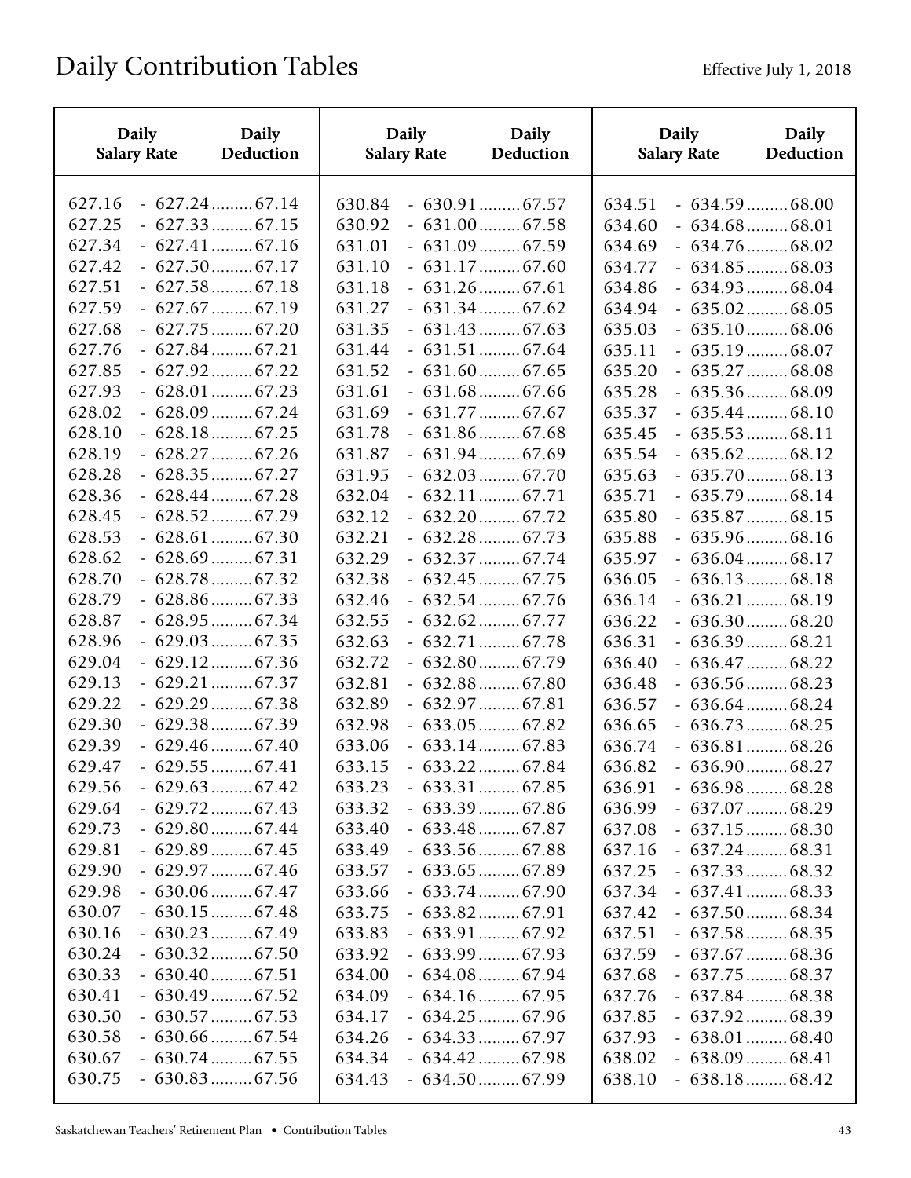# Daily Contribution Tables

Effective July 1, 2018

| Daily Salary Rate | Daily Deduction |
|---|---|
| 627.16 - 627.24 | 67.14 |
| 627.25 - 627.33 | 67.15 |
| 627.34 - 627.41 | 67.16 |
| 627.42 - 627.50 | 67.17 |
| 627.51 - 627.58 | 67.18 |
| 627.59 - 627.67 | 67.19 |
| 627.68 - 627.75 | 67.20 |
| 627.76 - 627.84 | 67.21 |
| 627.85 - 627.92 | 67.22 |
| 627.93 - 628.01 | 67.23 |
| 628.02 - 628.09 | 67.24 |
| 628.10 - 628.18 | 67.25 |
| 628.19 - 628.27 | 67.26 |
| 628.28 - 628.35 | 67.27 |
| 628.36 - 628.44 | 67.28 |
| 628.45 - 628.52 | 67.29 |
| 628.53 - 628.61 | 67.30 |
| 628.62 - 628.69 | 67.31 |
| 628.70 - 628.78 | 67.32 |
| 628.79 - 628.86 | 67.33 |
| 628.87 - 628.95 | 67.34 |
| 628.96 - 629.03 | 67.35 |
| 629.04 - 629.12 | 67.36 |
| 629.13 - 629.21 | 67.37 |
| 629.22 - 629.29 | 67.38 |
| 629.30 - 629.38 | 67.39 |
| 629.39 - 629.46 | 67.40 |
| 629.47 - 629.55 | 67.41 |
| 629.56 - 629.63 | 67.42 |
| 629.64 - 629.72 | 67.43 |
| 629.73 - 629.80 | 67.44 |
| 629.81 - 629.89 | 67.45 |
| 629.90 - 629.97 | 67.46 |
| 629.98 - 630.06 | 67.47 |
| 630.07 - 630.15 | 67.48 |
| 630.16 - 630.23 | 67.49 |
| 630.24 - 630.32 | 67.50 |
| 630.33 - 630.40 | 67.51 |
| 630.41 - 630.49 | 67.52 |
| 630.50 - 630.57 | 67.53 |
| 630.58 - 630.66 | 67.54 |
| 630.67 - 630.74 | 67.55 |
| 630.75 - 630.83 | 67.56 |
| 630.84 - 630.91 | 67.57 |
| 630.92 - 631.00 | 67.58 |
| 631.01 - 631.09 | 67.59 |
| 631.10 - 631.17 | 67.60 |
| 631.18 - 631.26 | 67.61 |
| 631.27 - 631.34 | 67.62 |
| 631.35 - 631.43 | 67.63 |
| 631.44 - 631.51 | 67.64 |
| 631.52 - 631.60 | 67.65 |
| 631.61 - 631.68 | 67.66 |
| 631.69 - 631.77 | 67.67 |
| 631.78 - 631.86 | 67.68 |
| 631.87 - 631.94 | 67.69 |
| 631.95 - 632.03 | 67.70 |
| 632.04 - 632.11 | 67.71 |
| 632.12 - 632.20 | 67.72 |
| 632.21 - 632.28 | 67.73 |
| 632.29 - 632.37 | 67.74 |
| 632.38 - 632.45 | 67.75 |
| 632.46 - 632.54 | 67.76 |
| 632.55 - 632.62 | 67.77 |
| 632.63 - 632.71 | 67.78 |
| 632.72 - 632.80 | 67.79 |
| 632.81 - 632.88 | 67.80 |
| 632.89 - 632.97 | 67.81 |
| 632.98 - 633.05 | 67.82 |
| 633.06 - 633.14 | 67.83 |
| 633.15 - 633.22 | 67.84 |
| 633.23 - 633.31 | 67.85 |
| 633.32 - 633.39 | 67.86 |
| 633.40 - 633.48 | 67.87 |
| 633.49 - 633.56 | 67.88 |
| 633.57 - 633.65 | 67.89 |
| 633.66 - 633.74 | 67.90 |
| 633.75 - 633.82 | 67.91 |
| 633.83 - 633.91 | 67.92 |
| 633.92 - 633.99 | 67.93 |
| 634.00 - 634.08 | 67.94 |
| 634.09 - 634.16 | 67.95 |
| 634.17 - 634.25 | 67.96 |
| 634.26 - 634.33 | 67.97 |
| 634.34 - 634.42 | 67.98 |
| 634.43 - 634.50 | 67.99 |
| 634.51 - 634.59 | 68.00 |
| 634.60 - 634.68 | 68.01 |
| 634.69 - 634.76 | 68.02 |
| 634.77 - 634.85 | 68.03 |
| 634.86 - 634.93 | 68.04 |
| 634.94 - 635.02 | 68.05 |
| 635.03 - 635.10 | 68.06 |
| 635.11 - 635.19 | 68.07 |
| 635.20 - 635.27 | 68.08 |
| 635.28 - 635.36 | 68.09 |
| 635.37 - 635.44 | 68.10 |
| 635.45 - 635.53 | 68.11 |
| 635.54 - 635.62 | 68.12 |
| 635.63 - 635.70 | 68.13 |
| 635.71 - 635.79 | 68.14 |
| 635.80 - 635.87 | 68.15 |
| 635.88 - 635.96 | 68.16 |
| 635.97 - 636.04 | 68.17 |
| 636.05 - 636.13 | 68.18 |
| 636.14 - 636.21 | 68.19 |
| 636.22 - 636.30 | 68.20 |
| 636.31 - 636.39 | 68.21 |
| 636.40 - 636.47 | 68.22 |
| 636.48 - 636.56 | 68.23 |
| 636.57 - 636.64 | 68.24 |
| 636.65 - 636.73 | 68.25 |
| 636.74 - 636.81 | 68.26 |
| 636.82 - 636.90 | 68.27 |
| 636.91 - 636.98 | 68.28 |
| 636.99 - 637.07 | 68.29 |
| 637.08 - 637.15 | 68.30 |
| 637.16 - 637.24 | 68.31 |
| 637.25 - 637.33 | 68.32 |
| 637.34 - 637.41 | 68.33 |
| 637.42 - 637.50 | 68.34 |
| 637.51 - 637.58 | 68.35 |
| 637.59 - 637.67 | 68.36 |
| 637.68 - 637.75 | 68.37 |
| 637.76 - 637.84 | 68.38 |
| 637.85 - 637.92 | 68.39 |
| 637.93 - 638.01 | 68.40 |
| 638.02 - 638.09 | 68.41 |
| 638.10 - 638.18 | 68.42 |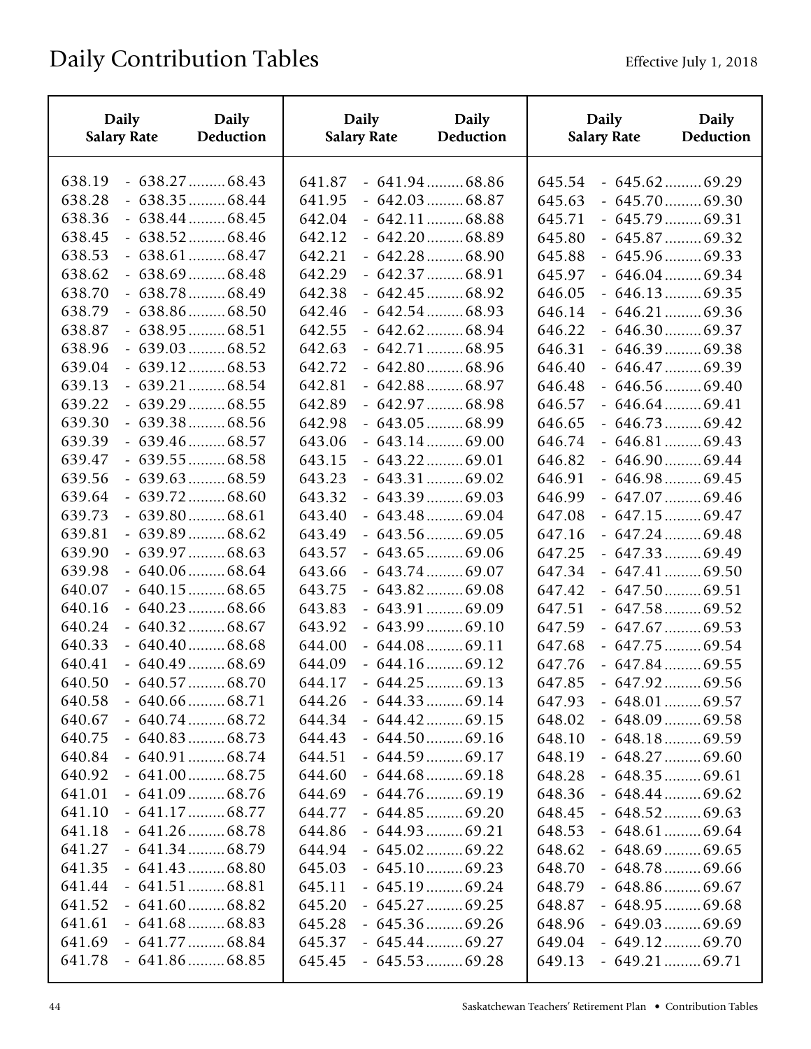# Daily Contribution Tables

Effective July 1, 2018

| Daily Salary Rate | Daily Deduction | Daily Salary Rate | Daily Deduction | Daily Salary Rate | Daily Deduction |
|---|---|---|---|---|---|
| 638.19 - 638.27 | 68.43 | 641.87 - 641.94 | 68.86 | 645.54 - 645.62 | 69.29 |
| 638.28 - 638.35 | 68.44 | 641.95 - 642.03 | 68.87 | 645.63 - 645.70 | 69.30 |
| 638.36 - 638.44 | 68.45 | 642.04 - 642.11 | 68.88 | 645.71 - 645.79 | 69.31 |
| 638.45 - 638.52 | 68.46 | 642.12 - 642.20 | 68.89 | 645.80 - 645.87 | 69.32 |
| 638.53 - 638.61 | 68.47 | 642.21 - 642.28 | 68.90 | 645.88 - 645.96 | 69.33 |
| 638.62 - 638.69 | 68.48 | 642.29 - 642.37 | 68.91 | 645.97 - 646.04 | 69.34 |
| 638.70 - 638.78 | 68.49 | 642.38 - 642.45 | 68.92 | 646.05 - 646.13 | 69.35 |
| 638.79 - 638.86 | 68.50 | 642.46 - 642.54 | 68.93 | 646.14 - 646.21 | 69.36 |
| 638.87 - 638.95 | 68.51 | 642.55 - 642.62 | 68.94 | 646.22 - 646.30 | 69.37 |
| 638.96 - 639.03 | 68.52 | 642.63 - 642.71 | 68.95 | 646.31 - 646.39 | 69.38 |
| 639.04 - 639.12 | 68.53 | 642.72 - 642.80 | 68.96 | 646.40 - 646.47 | 69.39 |
| 639.13 - 639.21 | 68.54 | 642.81 - 642.88 | 68.97 | 646.48 - 646.56 | 69.40 |
| 639.22 - 639.29 | 68.55 | 642.89 - 642.97 | 68.98 | 646.57 - 646.64 | 69.41 |
| 639.30 - 639.38 | 68.56 | 642.98 - 643.05 | 68.99 | 646.65 - 646.73 | 69.42 |
| 639.39 - 639.46 | 68.57 | 643.06 - 643.14 | 69.00 | 646.74 - 646.81 | 69.43 |
| 639.47 - 639.55 | 68.58 | 643.15 - 643.22 | 69.01 | 646.82 - 646.90 | 69.44 |
| 639.56 - 639.63 | 68.59 | 643.23 - 643.31 | 69.02 | 646.91 - 646.98 | 69.45 |
| 639.64 - 639.72 | 68.60 | 643.32 - 643.39 | 69.03 | 646.99 - 647.07 | 69.46 |
| 639.73 - 639.80 | 68.61 | 643.40 - 643.48 | 69.04 | 647.08 - 647.15 | 69.47 |
| 639.81 - 639.89 | 68.62 | 643.49 - 643.56 | 69.05 | 647.16 - 647.24 | 69.48 |
| 639.90 - 639.97 | 68.63 | 643.57 - 643.65 | 69.06 | 647.25 - 647.33 | 69.49 |
| 639.98 - 640.06 | 68.64 | 643.66 - 643.74 | 69.07 | 647.34 - 647.41 | 69.50 |
| 640.07 - 640.15 | 68.65 | 643.75 - 643.82 | 69.08 | 647.42 - 647.50 | 69.51 |
| 640.16 - 640.23 | 68.66 | 643.83 - 643.91 | 69.09 | 647.51 - 647.58 | 69.52 |
| 640.24 - 640.32 | 68.67 | 643.92 - 643.99 | 69.10 | 647.59 - 647.67 | 69.53 |
| 640.33 - 640.40 | 68.68 | 644.00 - 644.08 | 69.11 | 647.68 - 647.75 | 69.54 |
| 640.41 - 640.49 | 68.69 | 644.09 - 644.16 | 69.12 | 647.76 - 647.84 | 69.55 |
| 640.50 - 640.57 | 68.70 | 644.17 - 644.25 | 69.13 | 647.85 - 647.92 | 69.56 |
| 640.58 - 640.66 | 68.71 | 644.26 - 644.33 | 69.14 | 647.93 - 648.01 | 69.57 |
| 640.67 - 640.74 | 68.72 | 644.34 - 644.42 | 69.15 | 648.02 - 648.09 | 69.58 |
| 640.75 - 640.83 | 68.73 | 644.43 - 644.50 | 69.16 | 648.10 - 648.18 | 69.59 |
| 640.84 - 640.91 | 68.74 | 644.51 - 644.59 | 69.17 | 648.19 - 648.27 | 69.60 |
| 640.92 - 641.00 | 68.75 | 644.60 - 644.68 | 69.18 | 648.28 - 648.35 | 69.61 |
| 641.01 - 641.09 | 68.76 | 644.69 - 644.76 | 69.19 | 648.36 - 648.44 | 69.62 |
| 641.10 - 641.17 | 68.77 | 644.77 - 644.85 | 69.20 | 648.45 - 648.52 | 69.63 |
| 641.18 - 641.26 | 68.78 | 644.86 - 644.93 | 69.21 | 648.53 - 648.61 | 69.64 |
| 641.27 - 641.34 | 68.79 | 644.94 - 645.02 | 69.22 | 648.62 - 648.69 | 69.65 |
| 641.35 - 641.43 | 68.80 | 645.03 - 645.10 | 69.23 | 648.70 - 648.78 | 69.66 |
| 641.44 - 641.51 | 68.81 | 645.11 - 645.19 | 69.24 | 648.79 - 648.86 | 69.67 |
| 641.52 - 641.60 | 68.82 | 645.20 - 645.27 | 69.25 | 648.87 - 648.95 | 69.68 |
| 641.61 - 641.68 | 68.83 | 645.28 - 645.36 | 69.26 | 648.96 - 649.03 | 69.69 |
| 641.69 - 641.77 | 68.84 | 645.37 - 645.44 | 69.27 | 649.04 - 649.12 | 69.70 |
| 641.78 - 641.86 | 68.85 | 645.45 - 645.53 | 69.28 | 649.13 - 649.21 | 69.71 |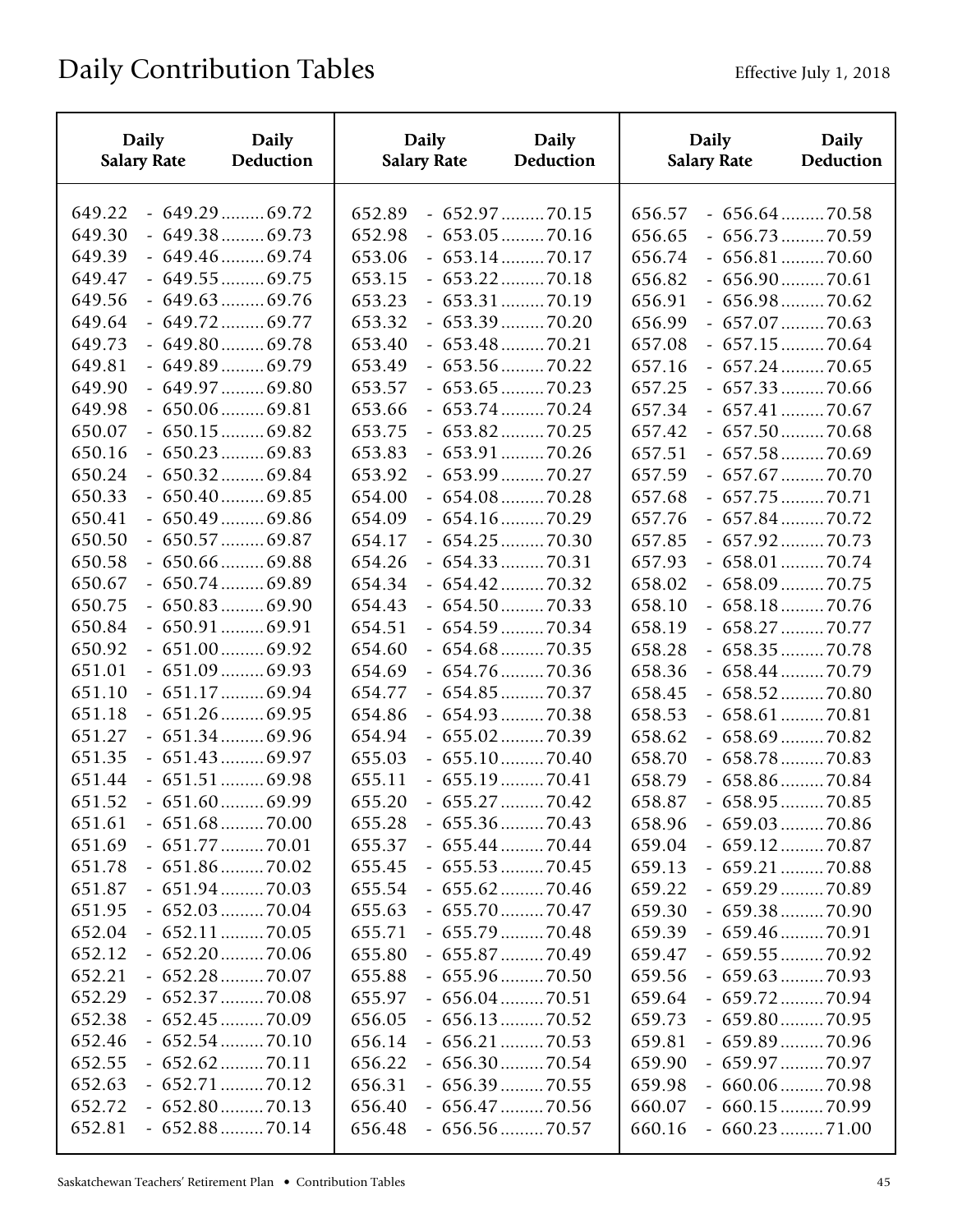# Daily Contribution Tables

Effective July 1, 2018

| Daily Salary Rate | Daily Deduction | Daily Salary Rate | Daily Deduction | Daily Salary Rate | Daily Deduction |
|---|---|---|---|---|---|
| 649.22 - 649.29 | 69.72 | 652.89 - 652.97 | 70.15 | 656.57 - 656.64 | 70.58 |
| 649.30 - 649.38 | 69.73 | 652.98 - 653.05 | 70.16 | 656.65 - 656.73 | 70.59 |
| 649.39 - 649.46 | 69.74 | 653.06 - 653.14 | 70.17 | 656.74 - 656.81 | 70.60 |
| 649.47 - 649.55 | 69.75 | 653.15 - 653.22 | 70.18 | 656.82 - 656.90 | 70.61 |
| 649.56 - 649.63 | 69.76 | 653.23 - 653.31 | 70.19 | 656.91 - 656.98 | 70.62 |
| 649.64 - 649.72 | 69.77 | 653.32 - 653.39 | 70.20 | 656.99 - 657.07 | 70.63 |
| 649.73 - 649.80 | 69.78 | 653.40 - 653.48 | 70.21 | 657.08 - 657.15 | 70.64 |
| 649.81 - 649.89 | 69.79 | 653.49 - 653.56 | 70.22 | 657.16 - 657.24 | 70.65 |
| 649.90 - 649.97 | 69.80 | 653.57 - 653.65 | 70.23 | 657.25 - 657.33 | 70.66 |
| 649.98 - 650.06 | 69.81 | 653.66 - 653.74 | 70.24 | 657.34 - 657.41 | 70.67 |
| 650.07 - 650.15 | 69.82 | 653.75 - 653.82 | 70.25 | 657.42 - 657.50 | 70.68 |
| 650.16 - 650.23 | 69.83 | 653.83 - 653.91 | 70.26 | 657.51 - 657.58 | 70.69 |
| 650.24 - 650.32 | 69.84 | 653.92 - 653.99 | 70.27 | 657.59 - 657.67 | 70.70 |
| 650.33 - 650.40 | 69.85 | 654.00 - 654.08 | 70.28 | 657.68 - 657.75 | 70.71 |
| 650.41 - 650.49 | 69.86 | 654.09 - 654.16 | 70.29 | 657.76 - 657.84 | 70.72 |
| 650.50 - 650.57 | 69.87 | 654.17 - 654.25 | 70.30 | 657.85 - 657.92 | 70.73 |
| 650.58 - 650.66 | 69.88 | 654.26 - 654.33 | 70.31 | 657.93 - 658.01 | 70.74 |
| 650.67 - 650.74 | 69.89 | 654.34 - 654.42 | 70.32 | 658.02 - 658.09 | 70.75 |
| 650.75 - 650.83 | 69.90 | 654.43 - 654.50 | 70.33 | 658.10 - 658.18 | 70.76 |
| 650.84 - 650.91 | 69.91 | 654.51 - 654.59 | 70.34 | 658.19 - 658.27 | 70.77 |
| 650.92 - 651.00 | 69.92 | 654.60 - 654.68 | 70.35 | 658.28 - 658.35 | 70.78 |
| 651.01 - 651.09 | 69.93 | 654.69 - 654.76 | 70.36 | 658.36 - 658.44 | 70.79 |
| 651.10 - 651.17 | 69.94 | 654.77 - 654.85 | 70.37 | 658.45 - 658.52 | 70.80 |
| 651.18 - 651.26 | 69.95 | 654.86 - 654.93 | 70.38 | 658.53 - 658.61 | 70.81 |
| 651.27 - 651.34 | 69.96 | 654.94 - 655.02 | 70.39 | 658.62 - 658.69 | 70.82 |
| 651.35 - 651.43 | 69.97 | 655.03 - 655.10 | 70.40 | 658.70 - 658.78 | 70.83 |
| 651.44 - 651.51 | 69.98 | 655.11 - 655.19 | 70.41 | 658.79 - 658.86 | 70.84 |
| 651.52 - 651.60 | 69.99 | 655.20 - 655.27 | 70.42 | 658.87 - 658.95 | 70.85 |
| 651.61 - 651.68 | 70.00 | 655.28 - 655.36 | 70.43 | 658.96 - 659.03 | 70.86 |
| 651.69 - 651.77 | 70.01 | 655.37 - 655.44 | 70.44 | 659.04 - 659.12 | 70.87 |
| 651.78 - 651.86 | 70.02 | 655.45 - 655.53 | 70.45 | 659.13 - 659.21 | 70.88 |
| 651.87 - 651.94 | 70.03 | 655.54 - 655.62 | 70.46 | 659.22 - 659.29 | 70.89 |
| 651.95 - 652.03 | 70.04 | 655.63 - 655.70 | 70.47 | 659.30 - 659.38 | 70.90 |
| 652.04 - 652.11 | 70.05 | 655.71 - 655.79 | 70.48 | 659.39 - 659.46 | 70.91 |
| 652.12 - 652.20 | 70.06 | 655.80 - 655.87 | 70.49 | 659.47 - 659.55 | 70.92 |
| 652.21 - 652.28 | 70.07 | 655.88 - 655.96 | 70.50 | 659.56 - 659.63 | 70.93 |
| 652.29 - 652.37 | 70.08 | 655.97 - 656.04 | 70.51 | 659.64 - 659.72 | 70.94 |
| 652.38 - 652.45 | 70.09 | 656.05 - 656.13 | 70.52 | 659.73 - 659.80 | 70.95 |
| 652.46 - 652.54 | 70.10 | 656.14 - 656.21 | 70.53 | 659.81 - 659.89 | 70.96 |
| 652.55 - 652.62 | 70.11 | 656.22 - 656.30 | 70.54 | 659.90 - 659.97 | 70.97 |
| 652.63 - 652.71 | 70.12 | 656.31 - 656.39 | 70.55 | 659.98 - 660.06 | 70.98 |
| 652.72 - 652.80 | 70.13 | 656.40 - 656.47 | 70.56 | 660.07 - 660.15 | 70.99 |
| 652.81 - 652.88 | 70.14 | 656.48 - 656.56 | 70.57 | 660.16 - 660.23 | 71.00 |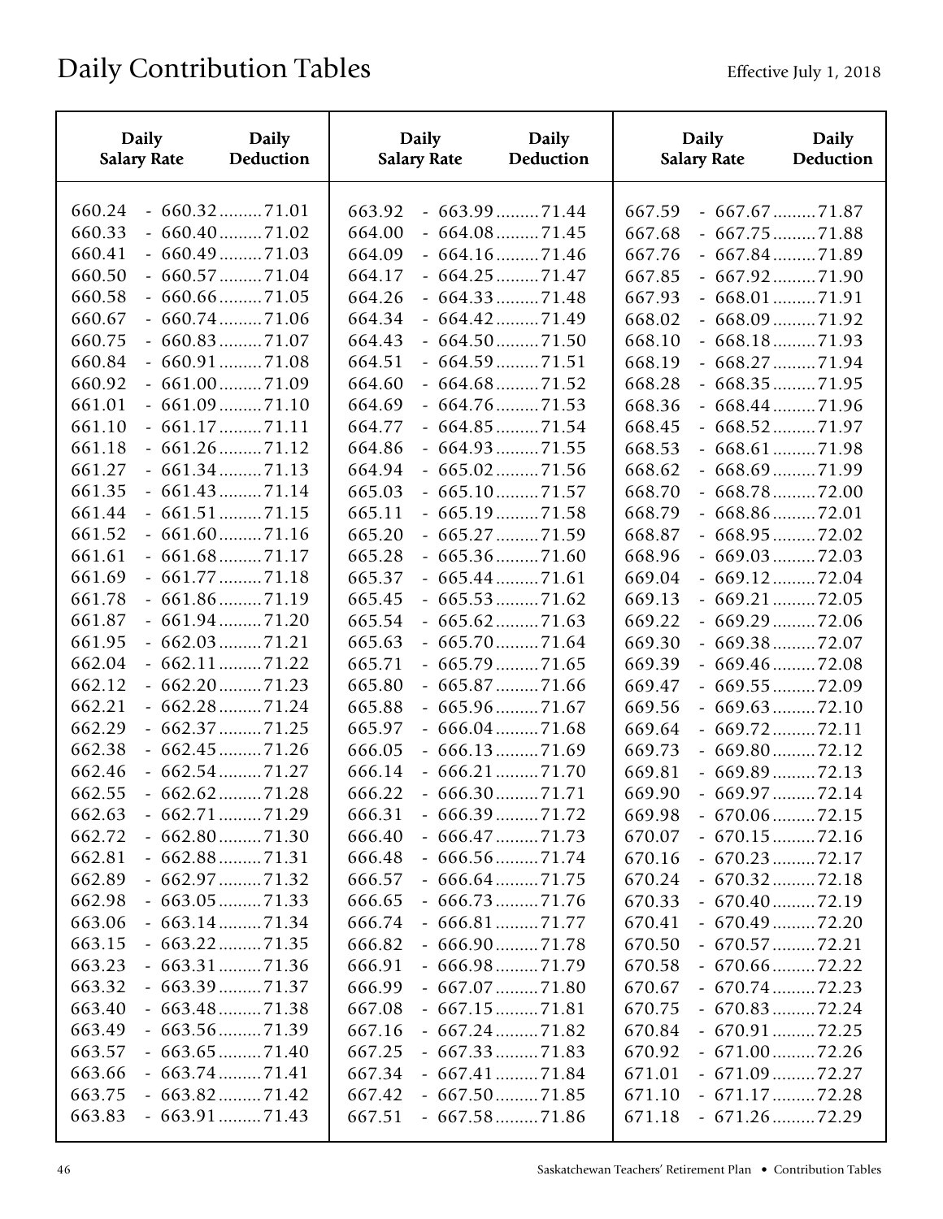# Daily Contribution Tables

Effective July 1, 2018

| Daily Salary Rate | Daily Deduction | Daily Salary Rate | Daily Deduction | Daily Salary Rate | Daily Deduction |
|---|---|---|---|---|---|
| 660.24 - 660.32 | 71.01 | 663.92 - 663.99 | 71.44 | 667.59 - 667.67 | 71.87 |
| 660.33 - 660.40 | 71.02 | 664.00 - 664.08 | 71.45 | 667.68 - 667.75 | 71.88 |
| 660.41 - 660.49 | 71.03 | 664.09 - 664.16 | 71.46 | 667.76 - 667.84 | 71.89 |
| 660.50 - 660.57 | 71.04 | 664.17 - 664.25 | 71.47 | 667.85 - 667.92 | 71.90 |
| 660.58 - 660.66 | 71.05 | 664.26 - 664.33 | 71.48 | 667.93 - 668.01 | 71.91 |
| 660.67 - 660.74 | 71.06 | 664.34 - 664.42 | 71.49 | 668.02 - 668.09 | 71.92 |
| 660.75 - 660.83 | 71.07 | 664.43 - 664.50 | 71.50 | 668.10 - 668.18 | 71.93 |
| 660.84 - 660.91 | 71.08 | 664.51 - 664.59 | 71.51 | 668.19 - 668.27 | 71.94 |
| 660.92 - 661.00 | 71.09 | 664.60 - 664.68 | 71.52 | 668.28 - 668.35 | 71.95 |
| 661.01 - 661.09 | 71.10 | 664.69 - 664.76 | 71.53 | 668.36 - 668.44 | 71.96 |
| 661.10 - 661.17 | 71.11 | 664.77 - 664.85 | 71.54 | 668.45 - 668.52 | 71.97 |
| 661.18 - 661.26 | 71.12 | 664.86 - 664.93 | 71.55 | 668.53 - 668.61 | 71.98 |
| 661.27 - 661.34 | 71.13 | 664.94 - 665.02 | 71.56 | 668.62 - 668.69 | 71.99 |
| 661.35 - 661.43 | 71.14 | 665.03 - 665.10 | 71.57 | 668.70 - 668.78 | 72.00 |
| 661.44 - 661.51 | 71.15 | 665.11 - 665.19 | 71.58 | 668.79 - 668.86 | 72.01 |
| 661.52 - 661.60 | 71.16 | 665.20 - 665.27 | 71.59 | 668.87 - 668.95 | 72.02 |
| 661.61 - 661.68 | 71.17 | 665.28 - 665.36 | 71.60 | 668.96 - 669.03 | 72.03 |
| 661.69 - 661.77 | 71.18 | 665.37 - 665.44 | 71.61 | 669.04 - 669.12 | 72.04 |
| 661.78 - 661.86 | 71.19 | 665.45 - 665.53 | 71.62 | 669.13 - 669.21 | 72.05 |
| 661.87 - 661.94 | 71.20 | 665.54 - 665.62 | 71.63 | 669.22 - 669.29 | 72.06 |
| 661.95 - 662.03 | 71.21 | 665.63 - 665.70 | 71.64 | 669.30 - 669.38 | 72.07 |
| 662.04 - 662.11 | 71.22 | 665.71 - 665.79 | 71.65 | 669.39 - 669.46 | 72.08 |
| 662.12 - 662.20 | 71.23 | 665.80 - 665.87 | 71.66 | 669.47 - 669.55 | 72.09 |
| 662.21 - 662.28 | 71.24 | 665.88 - 665.96 | 71.67 | 669.56 - 669.63 | 72.10 |
| 662.29 - 662.37 | 71.25 | 665.97 - 666.04 | 71.68 | 669.64 - 669.72 | 72.11 |
| 662.38 - 662.45 | 71.26 | 666.05 - 666.13 | 71.69 | 669.73 - 669.80 | 72.12 |
| 662.46 - 662.54 | 71.27 | 666.14 - 666.21 | 71.70 | 669.81 - 669.89 | 72.13 |
| 662.55 - 662.62 | 71.28 | 666.22 - 666.30 | 71.71 | 669.90 - 669.97 | 72.14 |
| 662.63 - 662.71 | 71.29 | 666.31 - 666.39 | 71.72 | 669.98 - 670.06 | 72.15 |
| 662.72 - 662.80 | 71.30 | 666.40 - 666.47 | 71.73 | 670.07 - 670.15 | 72.16 |
| 662.81 - 662.88 | 71.31 | 666.48 - 666.56 | 71.74 | 670.16 - 670.23 | 72.17 |
| 662.89 - 662.97 | 71.32 | 666.57 - 666.64 | 71.75 | 670.24 - 670.32 | 72.18 |
| 662.98 - 663.05 | 71.33 | 666.65 - 666.73 | 71.76 | 670.33 - 670.40 | 72.19 |
| 663.06 - 663.14 | 71.34 | 666.74 - 666.81 | 71.77 | 670.41 - 670.49 | 72.20 |
| 663.15 - 663.22 | 71.35 | 666.82 - 666.90 | 71.78 | 670.50 - 670.57 | 72.21 |
| 663.23 - 663.31 | 71.36 | 666.91 - 666.98 | 71.79 | 670.58 - 670.66 | 72.22 |
| 663.32 - 663.39 | 71.37 | 666.99 - 667.07 | 71.80 | 670.67 - 670.74 | 72.23 |
| 663.40 - 663.48 | 71.38 | 667.08 - 667.15 | 71.81 | 670.75 - 670.83 | 72.24 |
| 663.49 - 663.56 | 71.39 | 667.16 - 667.24 | 71.82 | 670.84 - 670.91 | 72.25 |
| 663.57 - 663.65 | 71.40 | 667.25 - 667.33 | 71.83 | 670.92 - 671.00 | 72.26 |
| 663.66 - 663.74 | 71.41 | 667.34 - 667.41 | 71.84 | 671.01 - 671.09 | 72.27 |
| 663.75 - 663.82 | 71.42 | 667.42 - 667.50 | 71.85 | 671.10 - 671.17 | 72.28 |
| 663.83 - 663.91 | 71.43 | 667.51 - 667.58 | 71.86 | 671.18 - 671.26 | 72.29 |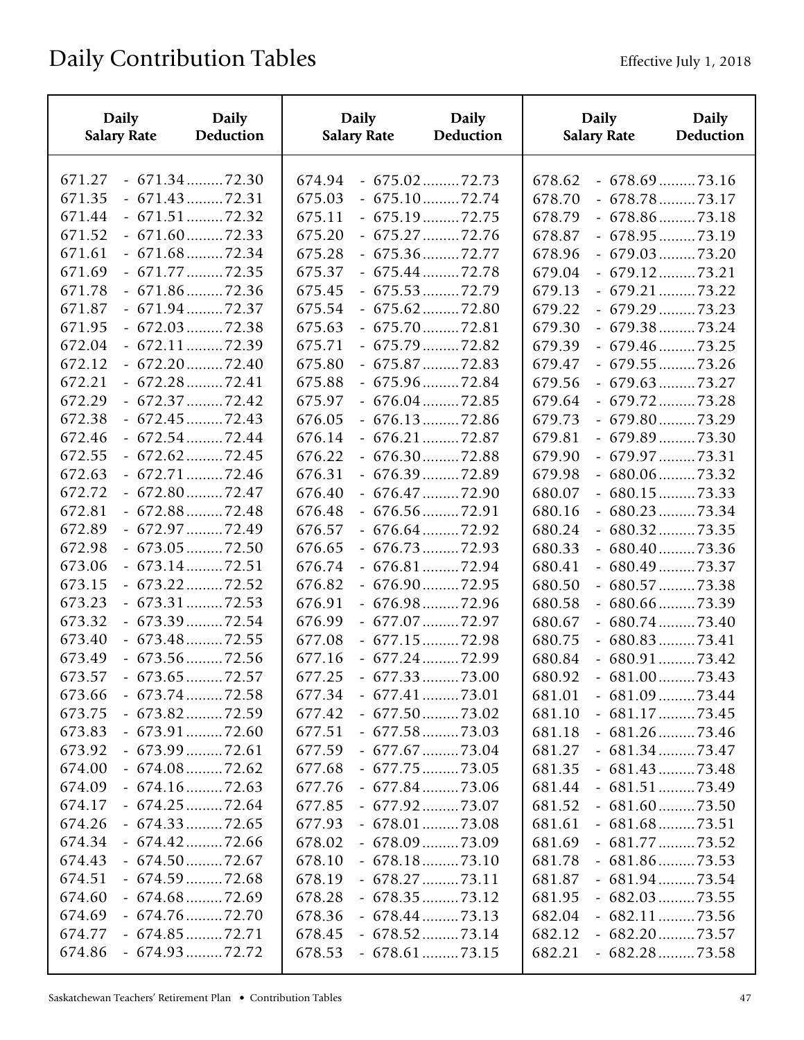# Daily Contribution Tables

Effective July 1, 2018

| Daily Salary Rate | Daily Deduction | Daily Salary Rate | Daily Deduction | Daily Salary Rate | Daily Deduction |
|---|---|---|---|---|---|
| 671.27 - 671.34 | 72.30 | 674.94 - 675.02 | 72.73 | 678.62 - 678.69 | 73.16 |
| 671.35 - 671.43 | 72.31 | 675.03 - 675.10 | 72.74 | 678.70 - 678.78 | 73.17 |
| 671.44 - 671.51 | 72.32 | 675.11 - 675.19 | 72.75 | 678.79 - 678.86 | 73.18 |
| 671.52 - 671.60 | 72.33 | 675.20 - 675.27 | 72.76 | 678.87 - 678.95 | 73.19 |
| 671.61 - 671.68 | 72.34 | 675.28 - 675.36 | 72.77 | 678.96 - 679.03 | 73.20 |
| 671.69 - 671.77 | 72.35 | 675.37 - 675.44 | 72.78 | 679.04 - 679.12 | 73.21 |
| 671.78 - 671.86 | 72.36 | 675.45 - 675.53 | 72.79 | 679.13 - 679.21 | 73.22 |
| 671.87 - 671.94 | 72.37 | 675.54 - 675.62 | 72.80 | 679.22 - 679.29 | 73.23 |
| 671.95 - 672.03 | 72.38 | 675.63 - 675.70 | 72.81 | 679.30 - 679.38 | 73.24 |
| 672.04 - 672.11 | 72.39 | 675.71 - 675.79 | 72.82 | 679.39 - 679.46 | 73.25 |
| 672.12 - 672.20 | 72.40 | 675.80 - 675.87 | 72.83 | 679.47 - 679.55 | 73.26 |
| 672.21 - 672.28 | 72.41 | 675.88 - 675.96 | 72.84 | 679.56 - 679.63 | 73.27 |
| 672.29 - 672.37 | 72.42 | 675.97 - 676.04 | 72.85 | 679.64 - 679.72 | 73.28 |
| 672.38 - 672.45 | 72.43 | 676.05 - 676.13 | 72.86 | 679.73 - 679.80 | 73.29 |
| 672.46 - 672.54 | 72.44 | 676.14 - 676.21 | 72.87 | 679.81 - 679.89 | 73.30 |
| 672.55 - 672.62 | 72.45 | 676.22 - 676.30 | 72.88 | 679.90 - 679.97 | 73.31 |
| 672.63 - 672.71 | 72.46 | 676.31 - 676.39 | 72.89 | 679.98 - 680.06 | 73.32 |
| 672.72 - 672.80 | 72.47 | 676.40 - 676.47 | 72.90 | 680.07 - 680.15 | 73.33 |
| 672.81 - 672.88 | 72.48 | 676.48 - 676.56 | 72.91 | 680.16 - 680.23 | 73.34 |
| 672.89 - 672.97 | 72.49 | 676.57 - 676.64 | 72.92 | 680.24 - 680.32 | 73.35 |
| 672.98 - 673.05 | 72.50 | 676.65 - 676.73 | 72.93 | 680.33 - 680.40 | 73.36 |
| 673.06 - 673.14 | 72.51 | 676.74 - 676.81 | 72.94 | 680.41 - 680.49 | 73.37 |
| 673.15 - 673.22 | 72.52 | 676.82 - 676.90 | 72.95 | 680.50 - 680.57 | 73.38 |
| 673.23 - 673.31 | 72.53 | 676.91 - 676.98 | 72.96 | 680.58 - 680.66 | 73.39 |
| 673.32 - 673.39 | 72.54 | 676.99 - 677.07 | 72.97 | 680.67 - 680.74 | 73.40 |
| 673.40 - 673.48 | 72.55 | 677.08 - 677.15 | 72.98 | 680.75 - 680.83 | 73.41 |
| 673.49 - 673.56 | 72.56 | 677.16 - 677.24 | 72.99 | 680.84 - 680.91 | 73.42 |
| 673.57 - 673.65 | 72.57 | 677.25 - 677.33 | 73.00 | 680.92 - 681.00 | 73.43 |
| 673.66 - 673.74 | 72.58 | 677.34 - 677.41 | 73.01 | 681.01 - 681.09 | 73.44 |
| 673.75 - 673.82 | 72.59 | 677.42 - 677.50 | 73.02 | 681.10 - 681.17 | 73.45 |
| 673.83 - 673.91 | 72.60 | 677.51 - 677.58 | 73.03 | 681.18 - 681.26 | 73.46 |
| 673.92 - 673.99 | 72.61 | 677.59 - 677.67 | 73.04 | 681.27 - 681.34 | 73.47 |
| 674.00 - 674.08 | 72.62 | 677.68 - 677.75 | 73.05 | 681.35 - 681.43 | 73.48 |
| 674.09 - 674.16 | 72.63 | 677.76 - 677.84 | 73.06 | 681.44 - 681.51 | 73.49 |
| 674.17 - 674.25 | 72.64 | 677.85 - 677.92 | 73.07 | 681.52 - 681.60 | 73.50 |
| 674.26 - 674.33 | 72.65 | 677.93 - 678.01 | 73.08 | 681.61 - 681.68 | 73.51 |
| 674.34 - 674.42 | 72.66 | 678.02 - 678.09 | 73.09 | 681.69 - 681.77 | 73.52 |
| 674.43 - 674.50 | 72.67 | 678.10 - 678.18 | 73.10 | 681.78 - 681.86 | 73.53 |
| 674.51 - 674.59 | 72.68 | 678.19 - 678.27 | 73.11 | 681.87 - 681.94 | 73.54 |
| 674.60 - 674.68 | 72.69 | 678.28 - 678.35 | 73.12 | 681.95 - 682.03 | 73.55 |
| 674.69 - 674.76 | 72.70 | 678.36 - 678.44 | 73.13 | 682.04 - 682.11 | 73.56 |
| 674.77 - 674.85 | 72.71 | 678.45 - 678.52 | 73.14 | 682.12 - 682.20 | 73.57 |
| 674.86 - 674.93 | 72.72 | 678.53 - 678.61 | 73.15 | 682.21 - 682.28 | 73.58 |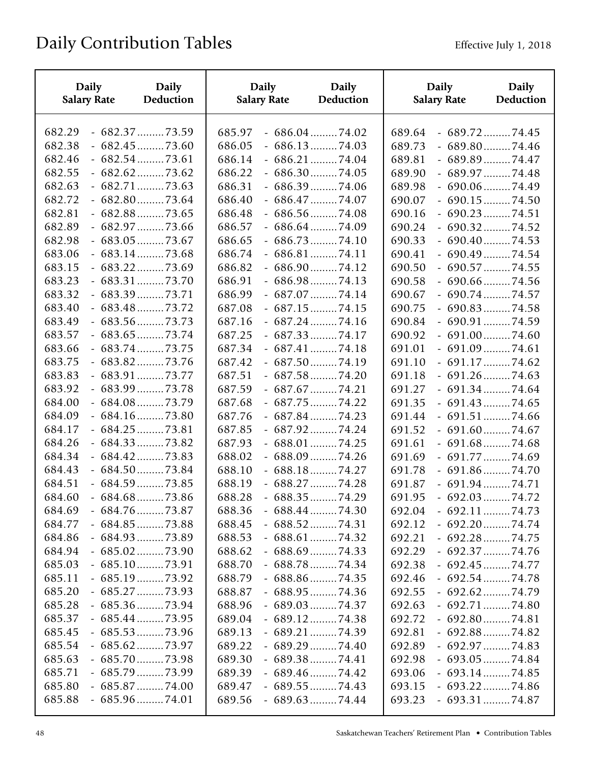# Daily Contribution Tables

Effective July 1, 2018

| Daily Salary Rate | Daily Deduction | Daily Salary Rate | Daily Deduction | Daily Salary Rate | Daily Deduction |
|---|---|---|---|---|---|
| 682.29 - 682.37 | 73.59 | 685.97 - 686.04 | 74.02 | 689.64 - 689.72 | 74.45 |
| 682.38 - 682.45 | 73.60 | 686.05 - 686.13 | 74.03 | 689.73 - 689.80 | 74.46 |
| 682.46 - 682.54 | 73.61 | 686.14 - 686.21 | 74.04 | 689.81 - 689.89 | 74.47 |
| 682.55 - 682.62 | 73.62 | 686.22 - 686.30 | 74.05 | 689.90 - 689.97 | 74.48 |
| 682.63 - 682.71 | 73.63 | 686.31 - 686.39 | 74.06 | 689.98 - 690.06 | 74.49 |
| 682.72 - 682.80 | 73.64 | 686.40 - 686.47 | 74.07 | 690.07 - 690.15 | 74.50 |
| 682.81 - 682.88 | 73.65 | 686.48 - 686.56 | 74.08 | 690.16 - 690.23 | 74.51 |
| 682.89 - 682.97 | 73.66 | 686.57 - 686.64 | 74.09 | 690.24 - 690.32 | 74.52 |
| 682.98 - 683.05 | 73.67 | 686.65 - 686.73 | 74.10 | 690.33 - 690.40 | 74.53 |
| 683.06 - 683.14 | 73.68 | 686.74 - 686.81 | 74.11 | 690.41 - 690.49 | 74.54 |
| 683.15 - 683.22 | 73.69 | 686.82 - 686.90 | 74.12 | 690.50 - 690.57 | 74.55 |
| 683.23 - 683.31 | 73.70 | 686.91 - 686.98 | 74.13 | 690.58 - 690.66 | 74.56 |
| 683.32 - 683.39 | 73.71 | 686.99 - 687.07 | 74.14 | 690.67 - 690.74 | 74.57 |
| 683.40 - 683.48 | 73.72 | 687.08 - 687.15 | 74.15 | 690.75 - 690.83 | 74.58 |
| 683.49 - 683.56 | 73.73 | 687.16 - 687.24 | 74.16 | 690.84 - 690.91 | 74.59 |
| 683.57 - 683.65 | 73.74 | 687.25 - 687.33 | 74.17 | 690.92 - 691.00 | 74.60 |
| 683.66 - 683.74 | 73.75 | 687.34 - 687.41 | 74.18 | 691.01 - 691.09 | 74.61 |
| 683.75 - 683.82 | 73.76 | 687.42 - 687.50 | 74.19 | 691.10 - 691.17 | 74.62 |
| 683.83 - 683.91 | 73.77 | 687.51 - 687.58 | 74.20 | 691.18 - 691.26 | 74.63 |
| 683.92 - 683.99 | 73.78 | 687.59 - 687.67 | 74.21 | 691.27 - 691.34 | 74.64 |
| 684.00 - 684.08 | 73.79 | 687.68 - 687.75 | 74.22 | 691.35 - 691.43 | 74.65 |
| 684.09 - 684.16 | 73.80 | 687.76 - 687.84 | 74.23 | 691.44 - 691.51 | 74.66 |
| 684.17 - 684.25 | 73.81 | 687.85 - 687.92 | 74.24 | 691.52 - 691.60 | 74.67 |
| 684.26 - 684.33 | 73.82 | 687.93 - 688.01 | 74.25 | 691.61 - 691.68 | 74.68 |
| 684.34 - 684.42 | 73.83 | 688.02 - 688.09 | 74.26 | 691.69 - 691.77 | 74.69 |
| 684.43 - 684.50 | 73.84 | 688.10 - 688.18 | 74.27 | 691.78 - 691.86 | 74.70 |
| 684.51 - 684.59 | 73.85 | 688.19 - 688.27 | 74.28 | 691.87 - 691.94 | 74.71 |
| 684.60 - 684.68 | 73.86 | 688.28 - 688.35 | 74.29 | 691.95 - 692.03 | 74.72 |
| 684.69 - 684.76 | 73.87 | 688.36 - 688.44 | 74.30 | 692.04 - 692.11 | 74.73 |
| 684.77 - 684.85 | 73.88 | 688.45 - 688.52 | 74.31 | 692.12 - 692.20 | 74.74 |
| 684.86 - 684.93 | 73.89 | 688.53 - 688.61 | 74.32 | 692.21 - 692.28 | 74.75 |
| 684.94 - 685.02 | 73.90 | 688.62 - 688.69 | 74.33 | 692.29 - 692.37 | 74.76 |
| 685.03 - 685.10 | 73.91 | 688.70 - 688.78 | 74.34 | 692.38 - 692.45 | 74.77 |
| 685.11 - 685.19 | 73.92 | 688.79 - 688.86 | 74.35 | 692.46 - 692.54 | 74.78 |
| 685.20 - 685.27 | 73.93 | 688.87 - 688.95 | 74.36 | 692.55 - 692.62 | 74.79 |
| 685.28 - 685.36 | 73.94 | 688.96 - 689.03 | 74.37 | 692.63 - 692.71 | 74.80 |
| 685.37 - 685.44 | 73.95 | 689.04 - 689.12 | 74.38 | 692.72 - 692.80 | 74.81 |
| 685.45 - 685.53 | 73.96 | 689.13 - 689.21 | 74.39 | 692.81 - 692.88 | 74.82 |
| 685.54 - 685.62 | 73.97 | 689.22 - 689.29 | 74.40 | 692.89 - 692.97 | 74.83 |
| 685.63 - 685.70 | 73.98 | 689.30 - 689.38 | 74.41 | 692.98 - 693.05 | 74.84 |
| 685.71 - 685.79 | 73.99 | 689.39 - 689.46 | 74.42 | 693.06 - 693.14 | 74.85 |
| 685.80 - 685.87 | 74.00 | 689.47 - 689.55 | 74.43 | 693.15 - 693.22 | 74.86 |
| 685.88 - 685.96 | 74.01 | 689.56 - 689.63 | 74.44 | 693.23 - 693.31 | 74.87 |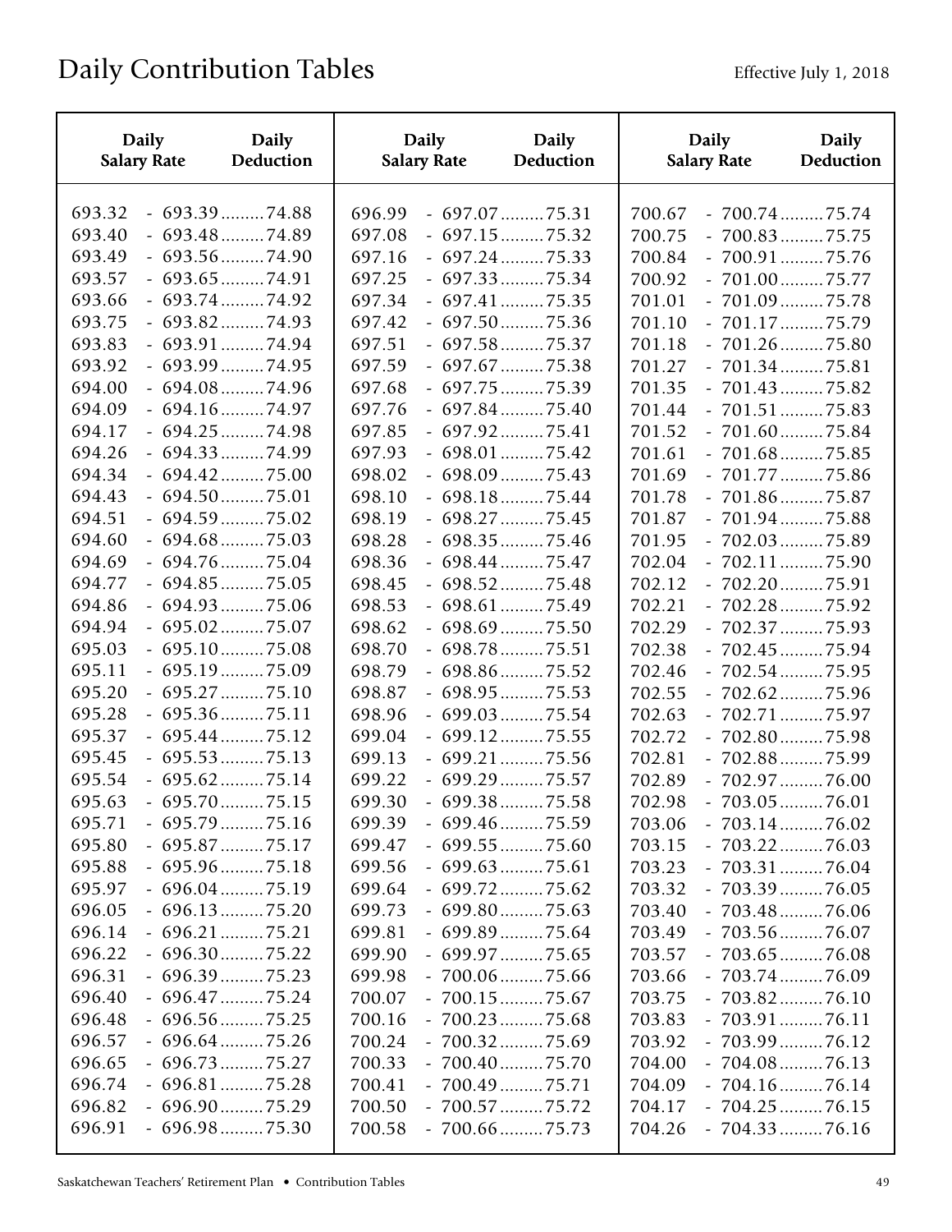# Daily Contribution Tables

Effective July 1, 2018

| Daily Salary Rate | Daily Deduction | Daily Salary Rate | Daily Deduction | Daily Salary Rate | Daily Deduction |
|---|---|---|---|---|---|
| 693.32 - 693.39 | 74.88 | 696.99 - 697.07 | 75.31 | 700.67 - 700.74 | 75.74 |
| 693.40 - 693.48 | 74.89 | 697.08 - 697.15 | 75.32 | 700.75 - 700.83 | 75.75 |
| 693.49 - 693.56 | 74.90 | 697.16 - 697.24 | 75.33 | 700.84 - 700.91 | 75.76 |
| 693.57 - 693.65 | 74.91 | 697.25 - 697.33 | 75.34 | 700.92 - 701.00 | 75.77 |
| 693.66 - 693.74 | 74.92 | 697.34 - 697.41 | 75.35 | 701.01 - 701.09 | 75.78 |
| 693.75 - 693.82 | 74.93 | 697.42 - 697.50 | 75.36 | 701.10 - 701.17 | 75.79 |
| 693.83 - 693.91 | 74.94 | 697.51 - 697.58 | 75.37 | 701.18 - 701.26 | 75.80 |
| 693.92 - 693.99 | 74.95 | 697.59 - 697.67 | 75.38 | 701.27 - 701.34 | 75.81 |
| 694.00 - 694.08 | 74.96 | 697.68 - 697.75 | 75.39 | 701.35 - 701.43 | 75.82 |
| 694.09 - 694.16 | 74.97 | 697.76 - 697.84 | 75.40 | 701.44 - 701.51 | 75.83 |
| 694.17 - 694.25 | 74.98 | 697.85 - 697.92 | 75.41 | 701.52 - 701.60 | 75.84 |
| 694.26 - 694.33 | 74.99 | 697.93 - 698.01 | 75.42 | 701.61 - 701.68 | 75.85 |
| 694.34 - 694.42 | 75.00 | 698.02 - 698.09 | 75.43 | 701.69 - 701.77 | 75.86 |
| 694.43 - 694.50 | 75.01 | 698.10 - 698.18 | 75.44 | 701.78 - 701.86 | 75.87 |
| 694.51 - 694.59 | 75.02 | 698.19 - 698.27 | 75.45 | 701.87 - 701.94 | 75.88 |
| 694.60 - 694.68 | 75.03 | 698.28 - 698.35 | 75.46 | 701.95 - 702.03 | 75.89 |
| 694.69 - 694.76 | 75.04 | 698.36 - 698.44 | 75.47 | 702.04 - 702.11 | 75.90 |
| 694.77 - 694.85 | 75.05 | 698.45 - 698.52 | 75.48 | 702.12 - 702.20 | 75.91 |
| 694.86 - 694.93 | 75.06 | 698.53 - 698.61 | 75.49 | 702.21 - 702.28 | 75.92 |
| 694.94 - 695.02 | 75.07 | 698.62 - 698.69 | 75.50 | 702.29 - 702.37 | 75.93 |
| 695.03 - 695.10 | 75.08 | 698.70 - 698.78 | 75.51 | 702.38 - 702.45 | 75.94 |
| 695.11 - 695.19 | 75.09 | 698.79 - 698.86 | 75.52 | 702.46 - 702.54 | 75.95 |
| 695.20 - 695.27 | 75.10 | 698.87 - 698.95 | 75.53 | 702.55 - 702.62 | 75.96 |
| 695.28 - 695.36 | 75.11 | 698.96 - 699.03 | 75.54 | 702.63 - 702.71 | 75.97 |
| 695.37 - 695.44 | 75.12 | 699.04 - 699.12 | 75.55 | 702.72 - 702.80 | 75.98 |
| 695.45 - 695.53 | 75.13 | 699.13 - 699.21 | 75.56 | 702.81 - 702.88 | 75.99 |
| 695.54 - 695.62 | 75.14 | 699.22 - 699.29 | 75.57 | 702.89 - 702.97 | 76.00 |
| 695.63 - 695.70 | 75.15 | 699.30 - 699.38 | 75.58 | 702.98 - 703.05 | 76.01 |
| 695.71 - 695.79 | 75.16 | 699.39 - 699.46 | 75.59 | 703.06 - 703.14 | 76.02 |
| 695.80 - 695.87 | 75.17 | 699.47 - 699.55 | 75.60 | 703.15 - 703.22 | 76.03 |
| 695.88 - 695.96 | 75.18 | 699.56 - 699.63 | 75.61 | 703.23 - 703.31 | 76.04 |
| 695.97 - 696.04 | 75.19 | 699.64 - 699.72 | 75.62 | 703.32 - 703.39 | 76.05 |
| 696.05 - 696.13 | 75.20 | 699.73 - 699.80 | 75.63 | 703.40 - 703.48 | 76.06 |
| 696.14 - 696.21 | 75.21 | 699.81 - 699.89 | 75.64 | 703.49 - 703.56 | 76.07 |
| 696.22 - 696.30 | 75.22 | 699.90 - 699.97 | 75.65 | 703.57 - 703.65 | 76.08 |
| 696.31 - 696.39 | 75.23 | 699.98 - 700.06 | 75.66 | 703.66 - 703.74 | 76.09 |
| 696.40 - 696.47 | 75.24 | 700.07 - 700.15 | 75.67 | 703.75 - 703.82 | 76.10 |
| 696.48 - 696.56 | 75.25 | 700.16 - 700.23 | 75.68 | 703.83 - 703.91 | 76.11 |
| 696.57 - 696.64 | 75.26 | 700.24 - 700.32 | 75.69 | 703.92 - 703.99 | 76.12 |
| 696.65 - 696.73 | 75.27 | 700.33 - 700.40 | 75.70 | 704.00 - 704.08 | 76.13 |
| 696.74 - 696.81 | 75.28 | 700.41 - 700.49 | 75.71 | 704.09 - 704.16 | 76.14 |
| 696.82 - 696.90 | 75.29 | 700.50 - 700.57 | 75.72 | 704.17 - 704.25 | 76.15 |
| 696.91 - 696.98 | 75.30 | 700.58 - 700.66 | 75.73 | 704.26 - 704.33 | 76.16 |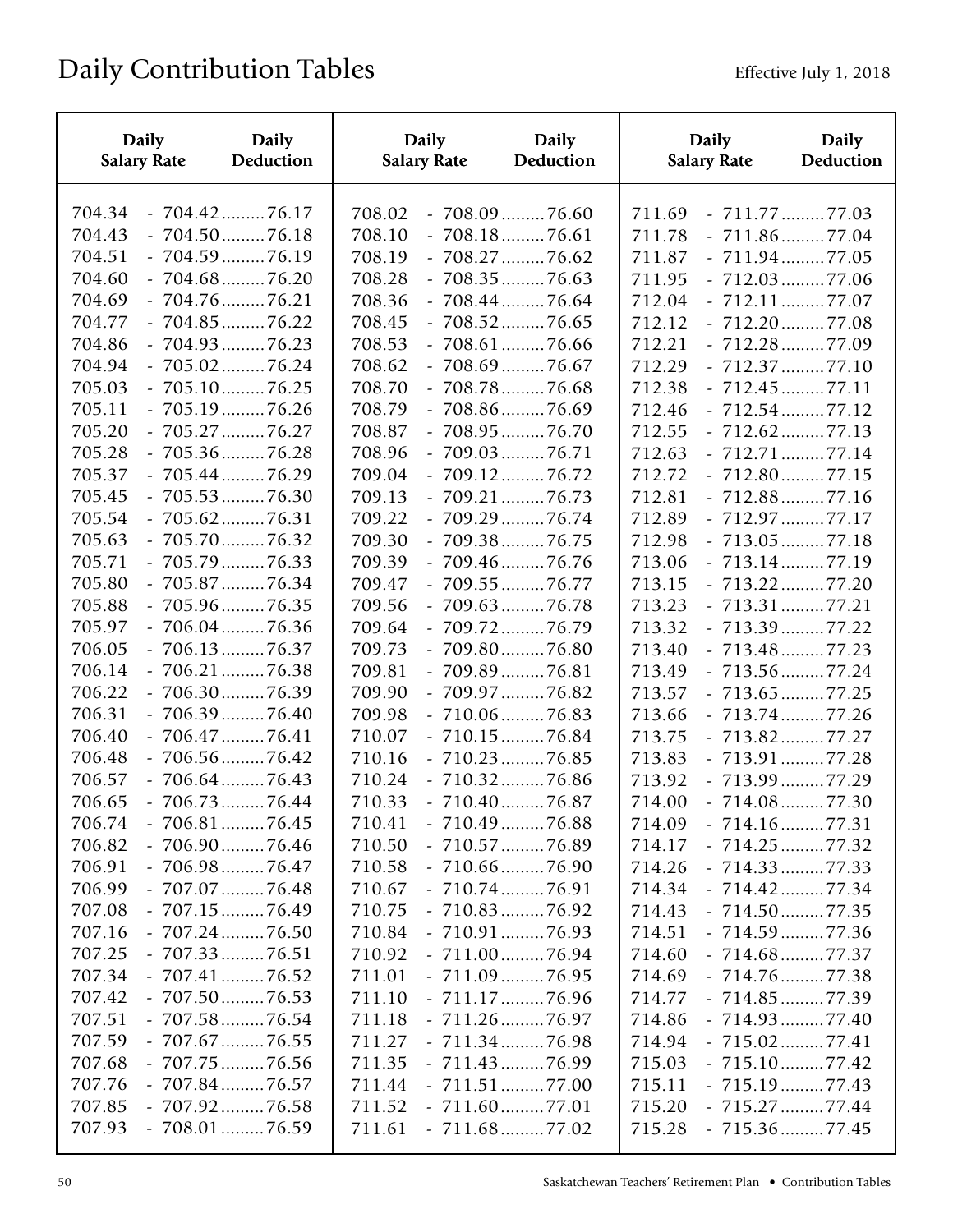# Daily Contribution Tables

Effective July 1, 2018

| Daily Salary Rate | Daily Deduction | Daily Salary Rate | Daily Deduction | Daily Salary Rate | Daily Deduction |
|---|---|---|---|---|---|
| 704.34 - 704.42 | 76.17 | 708.02 - 708.09 | 76.60 | 711.69 - 711.77 | 77.03 |
| 704.43 - 704.50 | 76.18 | 708.10 - 708.18 | 76.61 | 711.78 - 711.86 | 77.04 |
| 704.51 - 704.59 | 76.19 | 708.19 - 708.27 | 76.62 | 711.87 - 711.94 | 77.05 |
| 704.60 - 704.68 | 76.20 | 708.28 - 708.35 | 76.63 | 711.95 - 712.03 | 77.06 |
| 704.69 - 704.76 | 76.21 | 708.36 - 708.44 | 76.64 | 712.04 - 712.11 | 77.07 |
| 704.77 - 704.85 | 76.22 | 708.45 - 708.52 | 76.65 | 712.12 - 712.20 | 77.08 |
| 704.86 - 704.93 | 76.23 | 708.53 - 708.61 | 76.66 | 712.21 - 712.28 | 77.09 |
| 704.94 - 705.02 | 76.24 | 708.62 - 708.69 | 76.67 | 712.29 - 712.37 | 77.10 |
| 705.03 - 705.10 | 76.25 | 708.70 - 708.78 | 76.68 | 712.38 - 712.45 | 77.11 |
| 705.11 - 705.19 | 76.26 | 708.79 - 708.86 | 76.69 | 712.46 - 712.54 | 77.12 |
| 705.20 - 705.27 | 76.27 | 708.87 - 708.95 | 76.70 | 712.55 - 712.62 | 77.13 |
| 705.28 - 705.36 | 76.28 | 708.96 - 709.03 | 76.71 | 712.63 - 712.71 | 77.14 |
| 705.37 - 705.44 | 76.29 | 709.04 - 709.12 | 76.72 | 712.72 - 712.80 | 77.15 |
| 705.45 - 705.53 | 76.30 | 709.13 - 709.21 | 76.73 | 712.81 - 712.88 | 77.16 |
| 705.54 - 705.62 | 76.31 | 709.22 - 709.29 | 76.74 | 712.89 - 712.97 | 77.17 |
| 705.63 - 705.70 | 76.32 | 709.30 - 709.38 | 76.75 | 712.98 - 713.05 | 77.18 |
| 705.71 - 705.79 | 76.33 | 709.39 - 709.46 | 76.76 | 713.06 - 713.14 | 77.19 |
| 705.80 - 705.87 | 76.34 | 709.47 - 709.55 | 76.77 | 713.15 - 713.22 | 77.20 |
| 705.88 - 705.96 | 76.35 | 709.56 - 709.63 | 76.78 | 713.23 - 713.31 | 77.21 |
| 705.97 - 706.04 | 76.36 | 709.64 - 709.72 | 76.79 | 713.32 - 713.39 | 77.22 |
| 706.05 - 706.13 | 76.37 | 709.73 - 709.80 | 76.80 | 713.40 - 713.48 | 77.23 |
| 706.14 - 706.21 | 76.38 | 709.81 - 709.89 | 76.81 | 713.49 - 713.56 | 77.24 |
| 706.22 - 706.30 | 76.39 | 709.90 - 709.97 | 76.82 | 713.57 - 713.65 | 77.25 |
| 706.31 - 706.39 | 76.40 | 709.98 - 710.06 | 76.83 | 713.66 - 713.74 | 77.26 |
| 706.40 - 706.47 | 76.41 | 710.07 - 710.15 | 76.84 | 713.75 - 713.82 | 77.27 |
| 706.48 - 706.56 | 76.42 | 710.16 - 710.23 | 76.85 | 713.83 - 713.91 | 77.28 |
| 706.57 - 706.64 | 76.43 | 710.24 - 710.32 | 76.86 | 713.92 - 713.99 | 77.29 |
| 706.65 - 706.73 | 76.44 | 710.33 - 710.40 | 76.87 | 714.00 - 714.08 | 77.30 |
| 706.74 - 706.81 | 76.45 | 710.41 - 710.49 | 76.88 | 714.09 - 714.16 | 77.31 |
| 706.82 - 706.90 | 76.46 | 710.50 - 710.57 | 76.89 | 714.17 - 714.25 | 77.32 |
| 706.91 - 706.98 | 76.47 | 710.58 - 710.66 | 76.90 | 714.26 - 714.33 | 77.33 |
| 706.99 - 707.07 | 76.48 | 710.67 - 710.74 | 76.91 | 714.34 - 714.42 | 77.34 |
| 707.08 - 707.15 | 76.49 | 710.75 - 710.83 | 76.92 | 714.43 - 714.50 | 77.35 |
| 707.16 - 707.24 | 76.50 | 710.84 - 710.91 | 76.93 | 714.51 - 714.59 | 77.36 |
| 707.25 - 707.33 | 76.51 | 710.92 - 711.00 | 76.94 | 714.60 - 714.68 | 77.37 |
| 707.34 - 707.41 | 76.52 | 711.01 - 711.09 | 76.95 | 714.69 - 714.76 | 77.38 |
| 707.42 - 707.50 | 76.53 | 711.10 - 711.17 | 76.96 | 714.77 - 714.85 | 77.39 |
| 707.51 - 707.58 | 76.54 | 711.18 - 711.26 | 76.97 | 714.86 - 714.93 | 77.40 |
| 707.59 - 707.67 | 76.55 | 711.27 - 711.34 | 76.98 | 714.94 - 715.02 | 77.41 |
| 707.68 - 707.75 | 76.56 | 711.35 - 711.43 | 76.99 | 715.03 - 715.10 | 77.42 |
| 707.76 - 707.84 | 76.57 | 711.44 - 711.51 | 77.00 | 715.11 - 715.19 | 77.43 |
| 707.85 - 707.92 | 76.58 | 711.52 - 711.60 | 77.01 | 715.20 - 715.27 | 77.44 |
| 707.93 - 708.01 | 76.59 | 711.61 - 711.68 | 77.02 | 715.28 - 715.36 | 77.45 |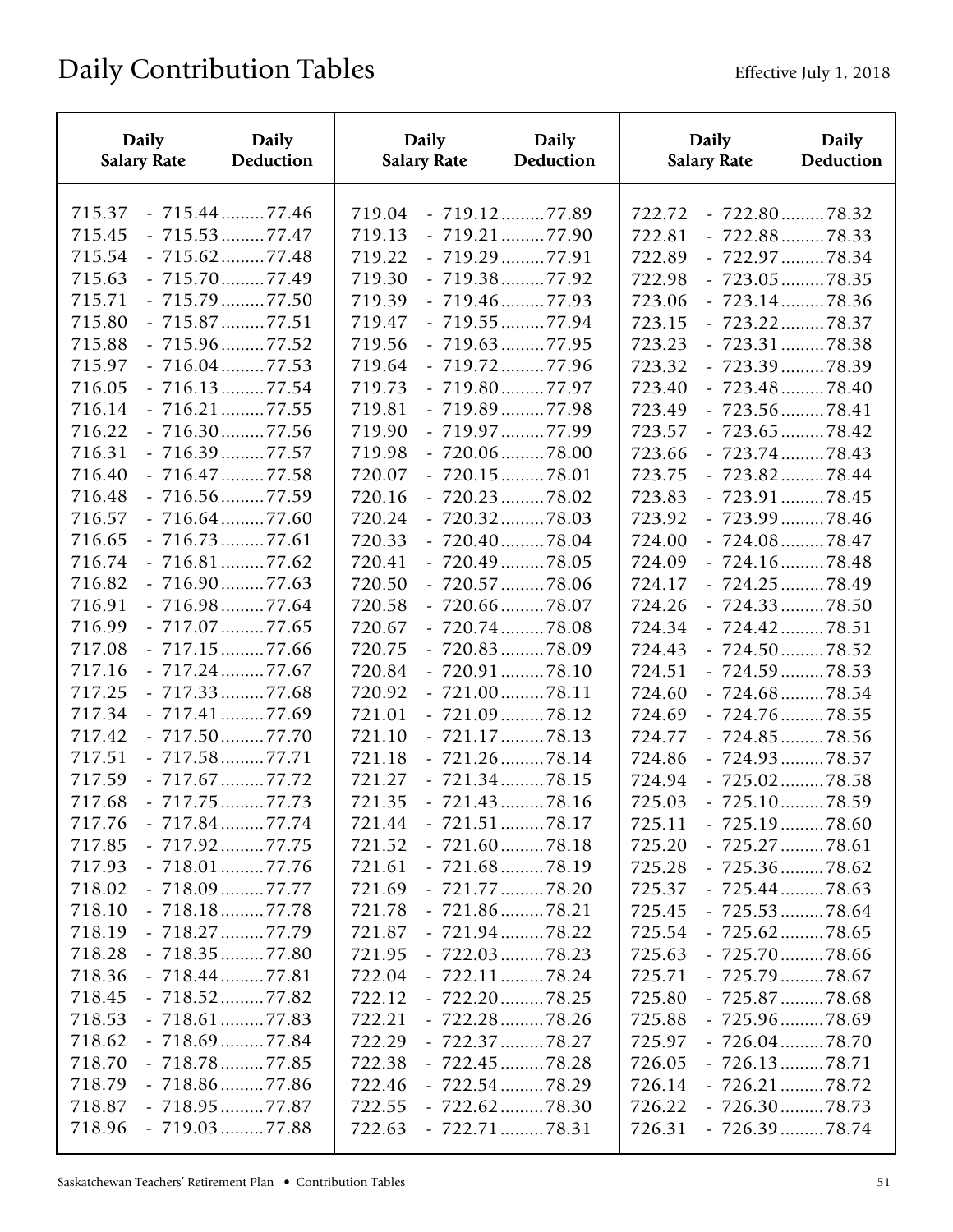# Daily Contribution Tables

Effective July 1, 2018

| Daily Salary Rate | Daily Deduction |
|---|---|
| 715.37 - 715.44 | 77.46 |
| 715.45 - 715.53 | 77.47 |
| 715.54 - 715.62 | 77.48 |
| 715.63 - 715.70 | 77.49 |
| 715.71 - 715.79 | 77.50 |
| 715.80 - 715.87 | 77.51 |
| 715.88 - 715.96 | 77.52 |
| 715.97 - 716.04 | 77.53 |
| 716.05 - 716.13 | 77.54 |
| 716.14 - 716.21 | 77.55 |
| 716.22 - 716.30 | 77.56 |
| 716.31 - 716.39 | 77.57 |
| 716.40 - 716.47 | 77.58 |
| 716.48 - 716.56 | 77.59 |
| 716.57 - 716.64 | 77.60 |
| 716.65 - 716.73 | 77.61 |
| 716.74 - 716.81 | 77.62 |
| 716.82 - 716.90 | 77.63 |
| 716.91 - 716.98 | 77.64 |
| 716.99 - 717.07 | 77.65 |
| 717.08 - 717.15 | 77.66 |
| 717.16 - 717.24 | 77.67 |
| 717.25 - 717.33 | 77.68 |
| 717.34 - 717.41 | 77.69 |
| 717.42 - 717.50 | 77.70 |
| 717.51 - 717.58 | 77.71 |
| 717.59 - 717.67 | 77.72 |
| 717.68 - 717.75 | 77.73 |
| 717.76 - 717.84 | 77.74 |
| 717.85 - 717.92 | 77.75 |
| 717.93 - 718.01 | 77.76 |
| 718.02 - 718.09 | 77.77 |
| 718.10 - 718.18 | 77.78 |
| 718.19 - 718.27 | 77.79 |
| 718.28 - 718.35 | 77.80 |
| 718.36 - 718.44 | 77.81 |
| 718.45 - 718.52 | 77.82 |
| 718.53 - 718.61 | 77.83 |
| 718.62 - 718.69 | 77.84 |
| 718.70 - 718.78 | 77.85 |
| 718.79 - 718.86 | 77.86 |
| 718.87 - 718.95 | 77.87 |
| 718.96 - 719.03 | 77.88 |
| 719.04 - 719.12 | 77.89 |
| 719.13 - 719.21 | 77.90 |
| 719.22 - 719.29 | 77.91 |
| 719.30 - 719.38 | 77.92 |
| 719.39 - 719.46 | 77.93 |
| 719.47 - 719.55 | 77.94 |
| 719.56 - 719.63 | 77.95 |
| 719.64 - 719.72 | 77.96 |
| 719.73 - 719.80 | 77.97 |
| 719.81 - 719.89 | 77.98 |
| 719.90 - 719.97 | 77.99 |
| 719.98 - 720.06 | 78.00 |
| 720.07 - 720.15 | 78.01 |
| 720.16 - 720.23 | 78.02 |
| 720.24 - 720.32 | 78.03 |
| 720.33 - 720.40 | 78.04 |
| 720.41 - 720.49 | 78.05 |
| 720.50 - 720.57 | 78.06 |
| 720.58 - 720.66 | 78.07 |
| 720.67 - 720.74 | 78.08 |
| 720.75 - 720.83 | 78.09 |
| 720.84 - 720.91 | 78.10 |
| 720.92 - 721.00 | 78.11 |
| 721.01 - 721.09 | 78.12 |
| 721.10 - 721.17 | 78.13 |
| 721.18 - 721.26 | 78.14 |
| 721.27 - 721.34 | 78.15 |
| 721.35 - 721.43 | 78.16 |
| 721.44 - 721.51 | 78.17 |
| 721.52 - 721.60 | 78.18 |
| 721.61 - 721.68 | 78.19 |
| 721.69 - 721.77 | 78.20 |
| 721.78 - 721.86 | 78.21 |
| 721.87 - 721.94 | 78.22 |
| 721.95 - 722.03 | 78.23 |
| 722.04 - 722.11 | 78.24 |
| 722.12 - 722.20 | 78.25 |
| 722.21 - 722.28 | 78.26 |
| 722.29 - 722.37 | 78.27 |
| 722.38 - 722.45 | 78.28 |
| 722.46 - 722.54 | 78.29 |
| 722.55 - 722.62 | 78.30 |
| 722.63 - 722.71 | 78.31 |
| 722.72 - 722.80 | 78.32 |
| 722.81 - 722.88 | 78.33 |
| 722.89 - 722.97 | 78.34 |
| 722.98 - 723.05 | 78.35 |
| 723.06 - 723.14 | 78.36 |
| 723.15 - 723.22 | 78.37 |
| 723.23 - 723.31 | 78.38 |
| 723.32 - 723.39 | 78.39 |
| 723.40 - 723.48 | 78.40 |
| 723.49 - 723.56 | 78.41 |
| 723.57 - 723.65 | 78.42 |
| 723.66 - 723.74 | 78.43 |
| 723.75 - 723.82 | 78.44 |
| 723.83 - 723.91 | 78.45 |
| 723.92 - 723.99 | 78.46 |
| 724.00 - 724.08 | 78.47 |
| 724.09 - 724.16 | 78.48 |
| 724.17 - 724.25 | 78.49 |
| 724.26 - 724.33 | 78.50 |
| 724.34 - 724.42 | 78.51 |
| 724.43 - 724.50 | 78.52 |
| 724.51 - 724.59 | 78.53 |
| 724.60 - 724.68 | 78.54 |
| 724.69 - 724.76 | 78.55 |
| 724.77 - 724.85 | 78.56 |
| 724.86 - 724.93 | 78.57 |
| 724.94 - 725.02 | 78.58 |
| 725.03 - 725.10 | 78.59 |
| 725.11 - 725.19 | 78.60 |
| 725.20 - 725.27 | 78.61 |
| 725.28 - 725.36 | 78.62 |
| 725.37 - 725.44 | 78.63 |
| 725.45 - 725.53 | 78.64 |
| 725.54 - 725.62 | 78.65 |
| 725.63 - 725.70 | 78.66 |
| 725.71 - 725.79 | 78.67 |
| 725.80 - 725.87 | 78.68 |
| 725.88 - 725.96 | 78.69 |
| 725.97 - 726.04 | 78.70 |
| 726.05 - 726.13 | 78.71 |
| 726.14 - 726.21 | 78.72 |
| 726.22 - 726.30 | 78.73 |
| 726.31 - 726.39 | 78.74 |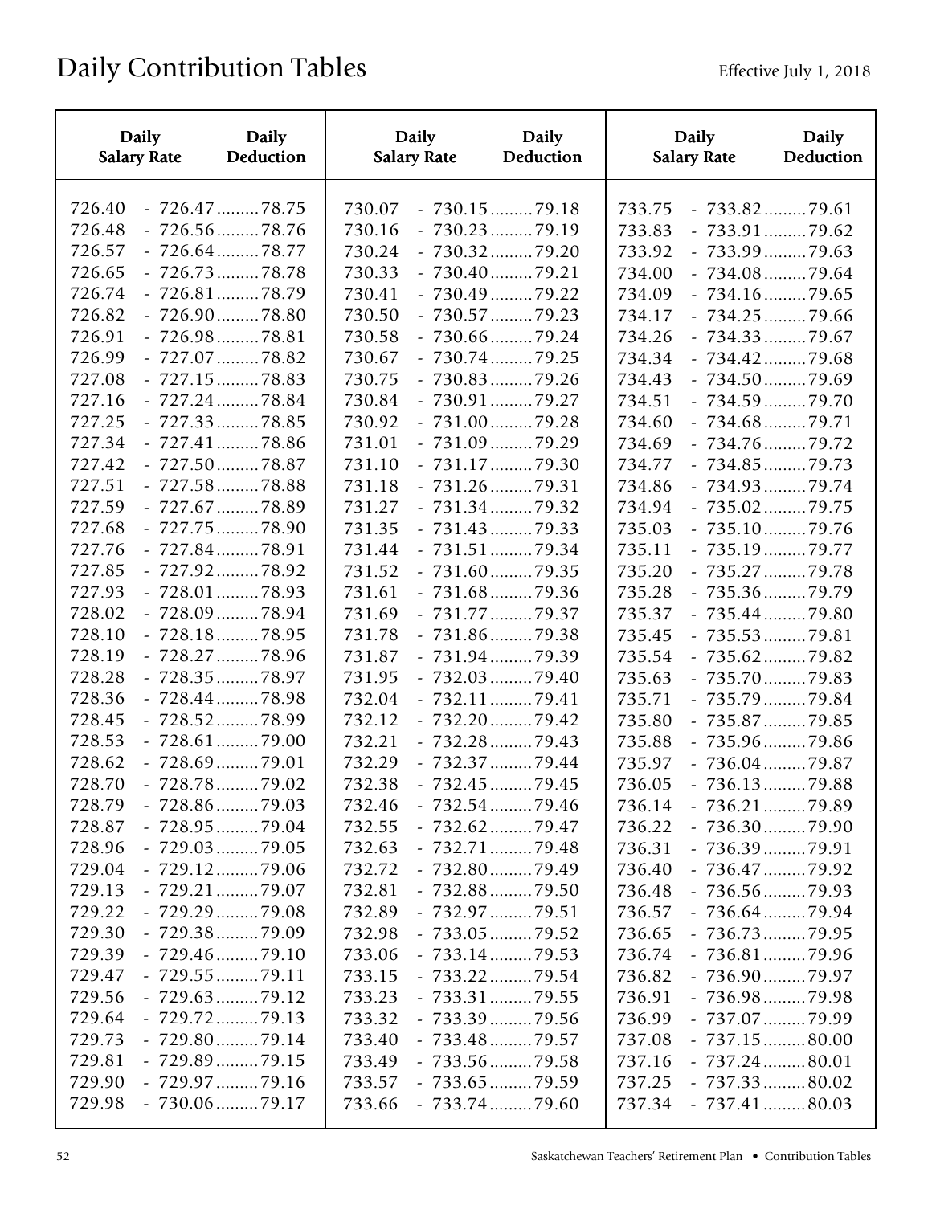# Daily Contribution Tables

Effective July 1, 2018

| Daily Salary Rate | Daily Deduction | Daily Salary Rate | Daily Deduction | Daily Salary Rate | Daily Deduction |
|---|---|---|---|---|---|
| 726.40 - 726.47 | 78.75 | 730.07 - 730.15 | 79.18 | 733.75 - 733.82 | 79.61 |
| 726.48 - 726.56 | 78.76 | 730.16 - 730.23 | 79.19 | 733.83 - 733.91 | 79.62 |
| 726.57 - 726.64 | 78.77 | 730.24 - 730.32 | 79.20 | 733.92 - 733.99 | 79.63 |
| 726.65 - 726.73 | 78.78 | 730.33 - 730.40 | 79.21 | 734.00 - 734.08 | 79.64 |
| 726.74 - 726.81 | 78.79 | 730.41 - 730.49 | 79.22 | 734.09 - 734.16 | 79.65 |
| 726.82 - 726.90 | 78.80 | 730.50 - 730.57 | 79.23 | 734.17 - 734.25 | 79.66 |
| 726.91 - 726.98 | 78.81 | 730.58 - 730.66 | 79.24 | 734.26 - 734.33 | 79.67 |
| 726.99 - 727.07 | 78.82 | 730.67 - 730.74 | 79.25 | 734.34 - 734.42 | 79.68 |
| 727.08 - 727.15 | 78.83 | 730.75 - 730.83 | 79.26 | 734.43 - 734.50 | 79.69 |
| 727.16 - 727.24 | 78.84 | 730.84 - 730.91 | 79.27 | 734.51 - 734.59 | 79.70 |
| 727.25 - 727.33 | 78.85 | 730.92 - 731.00 | 79.28 | 734.60 - 734.68 | 79.71 |
| 727.34 - 727.41 | 78.86 | 731.01 - 731.09 | 79.29 | 734.69 - 734.76 | 79.72 |
| 727.42 - 727.50 | 78.87 | 731.10 - 731.17 | 79.30 | 734.77 - 734.85 | 79.73 |
| 727.51 - 727.58 | 78.88 | 731.18 - 731.26 | 79.31 | 734.86 - 734.93 | 79.74 |
| 727.59 - 727.67 | 78.89 | 731.27 - 731.34 | 79.32 | 734.94 - 735.02 | 79.75 |
| 727.68 - 727.75 | 78.90 | 731.35 - 731.43 | 79.33 | 735.03 - 735.10 | 79.76 |
| 727.76 - 727.84 | 78.91 | 731.44 - 731.51 | 79.34 | 735.11 - 735.19 | 79.77 |
| 727.85 - 727.92 | 78.92 | 731.52 - 731.60 | 79.35 | 735.20 - 735.27 | 79.78 |
| 727.93 - 728.01 | 78.93 | 731.61 - 731.68 | 79.36 | 735.28 - 735.36 | 79.79 |
| 728.02 - 728.09 | 78.94 | 731.69 - 731.77 | 79.37 | 735.37 - 735.44 | 79.80 |
| 728.10 - 728.18 | 78.95 | 731.78 - 731.86 | 79.38 | 735.45 - 735.53 | 79.81 |
| 728.19 - 728.27 | 78.96 | 731.87 - 731.94 | 79.39 | 735.54 - 735.62 | 79.82 |
| 728.28 - 728.35 | 78.97 | 731.95 - 732.03 | 79.40 | 735.63 - 735.70 | 79.83 |
| 728.36 - 728.44 | 78.98 | 732.04 - 732.11 | 79.41 | 735.71 - 735.79 | 79.84 |
| 728.45 - 728.52 | 78.99 | 732.12 - 732.20 | 79.42 | 735.80 - 735.87 | 79.85 |
| 728.53 - 728.61 | 79.00 | 732.21 - 732.28 | 79.43 | 735.88 - 735.96 | 79.86 |
| 728.62 - 728.69 | 79.01 | 732.29 - 732.37 | 79.44 | 735.97 - 736.04 | 79.87 |
| 728.70 - 728.78 | 79.02 | 732.38 - 732.45 | 79.45 | 736.05 - 736.13 | 79.88 |
| 728.79 - 728.86 | 79.03 | 732.46 - 732.54 | 79.46 | 736.14 - 736.21 | 79.89 |
| 728.87 - 728.95 | 79.04 | 732.55 - 732.62 | 79.47 | 736.22 - 736.30 | 79.90 |
| 728.96 - 729.03 | 79.05 | 732.63 - 732.71 | 79.48 | 736.31 - 736.39 | 79.91 |
| 729.04 - 729.12 | 79.06 | 732.72 - 732.80 | 79.49 | 736.40 - 736.47 | 79.92 |
| 729.13 - 729.21 | 79.07 | 732.81 - 732.88 | 79.50 | 736.48 - 736.56 | 79.93 |
| 729.22 - 729.29 | 79.08 | 732.89 - 732.97 | 79.51 | 736.57 - 736.64 | 79.94 |
| 729.30 - 729.38 | 79.09 | 732.98 - 733.05 | 79.52 | 736.65 - 736.73 | 79.95 |
| 729.39 - 729.46 | 79.10 | 733.06 - 733.14 | 79.53 | 736.74 - 736.81 | 79.96 |
| 729.47 - 729.55 | 79.11 | 733.15 - 733.22 | 79.54 | 736.82 - 736.90 | 79.97 |
| 729.56 - 729.63 | 79.12 | 733.23 - 733.31 | 79.55 | 736.91 - 736.98 | 79.98 |
| 729.64 - 729.72 | 79.13 | 733.32 - 733.39 | 79.56 | 736.99 - 737.07 | 79.99 |
| 729.73 - 729.80 | 79.14 | 733.40 - 733.48 | 79.57 | 737.08 - 737.15 | 80.00 |
| 729.81 - 729.89 | 79.15 | 733.49 - 733.56 | 79.58 | 737.16 - 737.24 | 80.01 |
| 729.90 - 729.97 | 79.16 | 733.57 - 733.65 | 79.59 | 737.25 - 737.33 | 80.02 |
| 729.98 - 730.06 | 79.17 | 733.66 - 733.74 | 79.60 | 737.34 - 737.41 | 80.03 |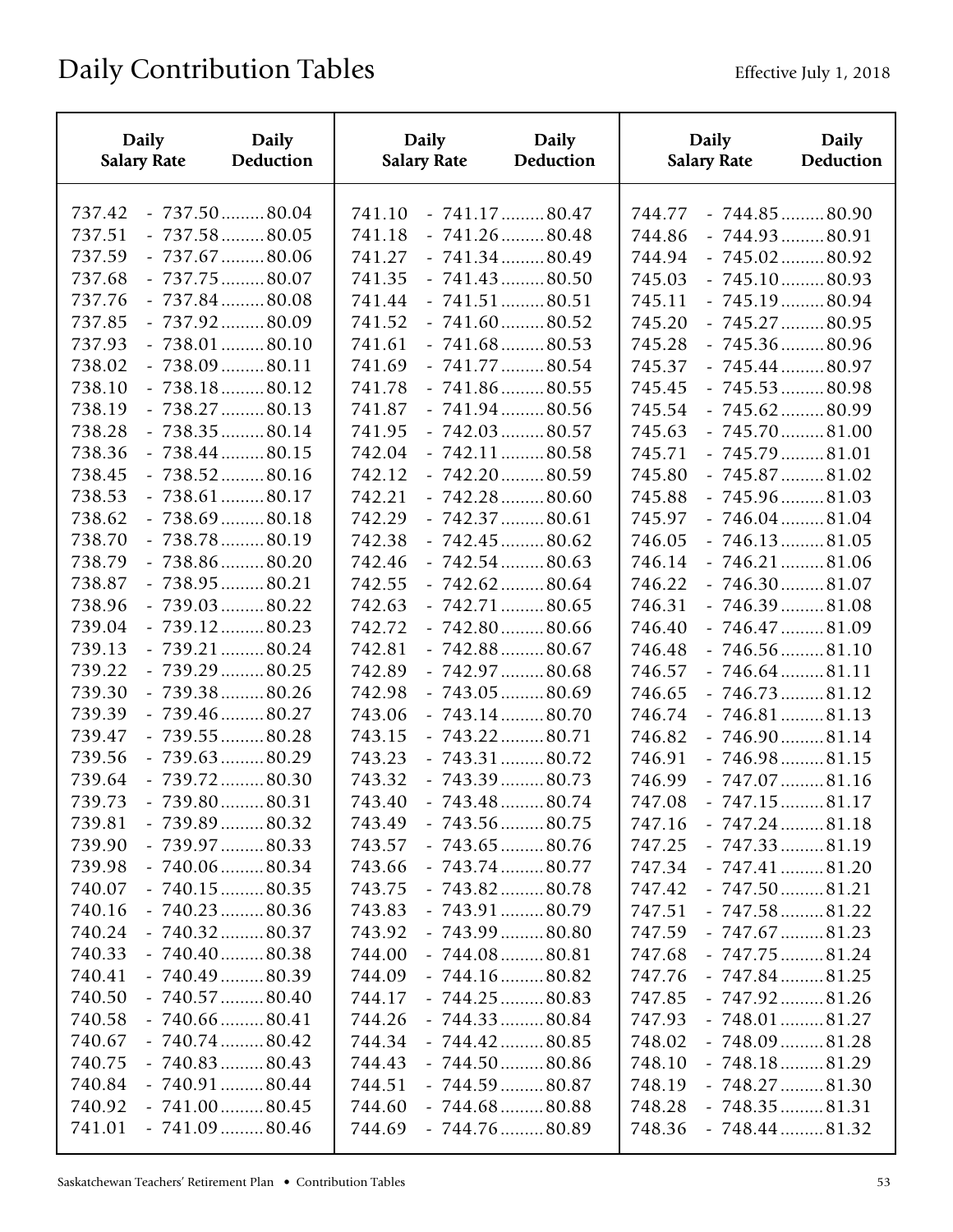# Daily Contribution Tables

Effective July 1, 2018

| Daily Salary Rate | Daily Deduction | Daily Salary Rate | Daily Deduction | Daily Salary Rate | Daily Deduction |
|---|---|---|---|---|---|
| 737.42 - 737.50 | 80.04 | 741.10 - 741.17 | 80.47 | 744.77 - 744.85 | 80.90 |
| 737.51 - 737.58 | 80.05 | 741.18 - 741.26 | 80.48 | 744.86 - 744.93 | 80.91 |
| 737.59 - 737.67 | 80.06 | 741.27 - 741.34 | 80.49 | 744.94 - 745.02 | 80.92 |
| 737.68 - 737.75 | 80.07 | 741.35 - 741.43 | 80.50 | 745.03 - 745.10 | 80.93 |
| 737.76 - 737.84 | 80.08 | 741.44 - 741.51 | 80.51 | 745.11 - 745.19 | 80.94 |
| 737.85 - 737.92 | 80.09 | 741.52 - 741.60 | 80.52 | 745.20 - 745.27 | 80.95 |
| 737.93 - 738.01 | 80.10 | 741.61 - 741.68 | 80.53 | 745.28 - 745.36 | 80.96 |
| 738.02 - 738.09 | 80.11 | 741.69 - 741.77 | 80.54 | 745.37 - 745.44 | 80.97 |
| 738.10 - 738.18 | 80.12 | 741.78 - 741.86 | 80.55 | 745.45 - 745.53 | 80.98 |
| 738.19 - 738.27 | 80.13 | 741.87 - 741.94 | 80.56 | 745.54 - 745.62 | 80.99 |
| 738.28 - 738.35 | 80.14 | 741.95 - 742.03 | 80.57 | 745.63 - 745.70 | 81.00 |
| 738.36 - 738.44 | 80.15 | 742.04 - 742.11 | 80.58 | 745.71 - 745.79 | 81.01 |
| 738.45 - 738.52 | 80.16 | 742.12 - 742.20 | 80.59 | 745.80 - 745.87 | 81.02 |
| 738.53 - 738.61 | 80.17 | 742.21 - 742.28 | 80.60 | 745.88 - 745.96 | 81.03 |
| 738.62 - 738.69 | 80.18 | 742.29 - 742.37 | 80.61 | 745.97 - 746.04 | 81.04 |
| 738.70 - 738.78 | 80.19 | 742.38 - 742.45 | 80.62 | 746.05 - 746.13 | 81.05 |
| 738.79 - 738.86 | 80.20 | 742.46 - 742.54 | 80.63 | 746.14 - 746.21 | 81.06 |
| 738.87 - 738.95 | 80.21 | 742.55 - 742.62 | 80.64 | 746.22 - 746.30 | 81.07 |
| 738.96 - 739.03 | 80.22 | 742.63 - 742.71 | 80.65 | 746.31 - 746.39 | 81.08 |
| 739.04 - 739.12 | 80.23 | 742.72 - 742.80 | 80.66 | 746.40 - 746.47 | 81.09 |
| 739.13 - 739.21 | 80.24 | 742.81 - 742.88 | 80.67 | 746.48 - 746.56 | 81.10 |
| 739.22 - 739.29 | 80.25 | 742.89 - 742.97 | 80.68 | 746.57 - 746.64 | 81.11 |
| 739.30 - 739.38 | 80.26 | 742.98 - 743.05 | 80.69 | 746.65 - 746.73 | 81.12 |
| 739.39 - 739.46 | 80.27 | 743.06 - 743.14 | 80.70 | 746.74 - 746.81 | 81.13 |
| 739.47 - 739.55 | 80.28 | 743.15 - 743.22 | 80.71 | 746.82 - 746.90 | 81.14 |
| 739.56 - 739.63 | 80.29 | 743.23 - 743.31 | 80.72 | 746.91 - 746.98 | 81.15 |
| 739.64 - 739.72 | 80.30 | 743.32 - 743.39 | 80.73 | 746.99 - 747.07 | 81.16 |
| 739.73 - 739.80 | 80.31 | 743.40 - 743.48 | 80.74 | 747.08 - 747.15 | 81.17 |
| 739.81 - 739.89 | 80.32 | 743.49 - 743.56 | 80.75 | 747.16 - 747.24 | 81.18 |
| 739.90 - 739.97 | 80.33 | 743.57 - 743.65 | 80.76 | 747.25 - 747.33 | 81.19 |
| 739.98 - 740.06 | 80.34 | 743.66 - 743.74 | 80.77 | 747.34 - 747.41 | 81.20 |
| 740.07 - 740.15 | 80.35 | 743.75 - 743.82 | 80.78 | 747.42 - 747.50 | 81.21 |
| 740.16 - 740.23 | 80.36 | 743.83 - 743.91 | 80.79 | 747.51 - 747.58 | 81.22 |
| 740.24 - 740.32 | 80.37 | 743.92 - 743.99 | 80.80 | 747.59 - 747.67 | 81.23 |
| 740.33 - 740.40 | 80.38 | 744.00 - 744.08 | 80.81 | 747.68 - 747.75 | 81.24 |
| 740.41 - 740.49 | 80.39 | 744.09 - 744.16 | 80.82 | 747.76 - 747.84 | 81.25 |
| 740.50 - 740.57 | 80.40 | 744.17 - 744.25 | 80.83 | 747.85 - 747.92 | 81.26 |
| 740.58 - 740.66 | 80.41 | 744.26 - 744.33 | 80.84 | 747.93 - 748.01 | 81.27 |
| 740.67 - 740.74 | 80.42 | 744.34 - 744.42 | 80.85 | 748.02 - 748.09 | 81.28 |
| 740.75 - 740.83 | 80.43 | 744.43 - 744.50 | 80.86 | 748.10 - 748.18 | 81.29 |
| 740.84 - 740.91 | 80.44 | 744.51 - 744.59 | 80.87 | 748.19 - 748.27 | 81.30 |
| 740.92 - 741.00 | 80.45 | 744.60 - 744.68 | 80.88 | 748.28 - 748.35 | 81.31 |
| 741.01 - 741.09 | 80.46 | 744.69 - 744.76 | 80.89 | 748.36 - 748.44 | 81.32 |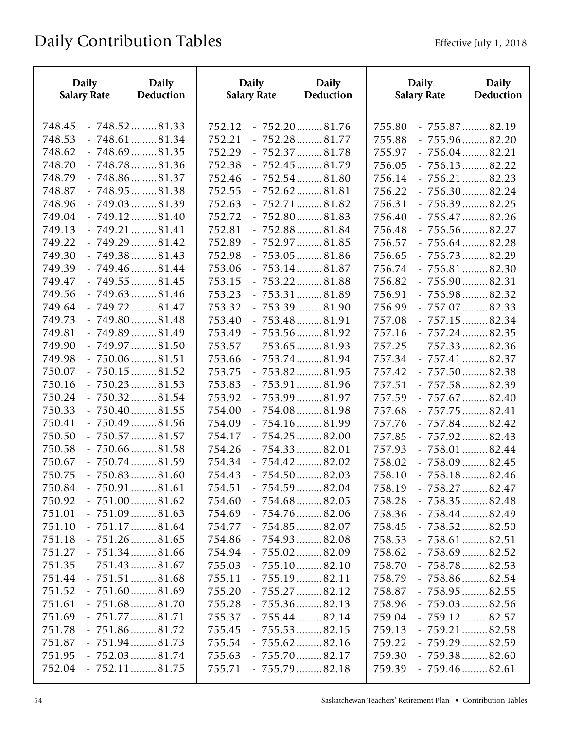# Daily Contribution Tables

Effective July 1, 2018

| Daily Salary Rate | Daily Deduction | Daily Salary Rate | Daily Deduction | Daily Salary Rate | Daily Deduction |
|---|---|---|---|---|---|
| 748.45 - 748.52 | 81.33 | 752.12 - 752.20 | 81.76 | 755.80 - 755.87 | 82.19 |
| 748.53 - 748.61 | 81.34 | 752.21 - 752.28 | 81.77 | 755.88 - 755.96 | 82.20 |
| 748.62 - 748.69 | 81.35 | 752.29 - 752.37 | 81.78 | 755.97 - 756.04 | 82.21 |
| 748.70 - 748.78 | 81.36 | 752.38 - 752.45 | 81.79 | 756.05 - 756.13 | 82.22 |
| 748.79 - 748.86 | 81.37 | 752.46 - 752.54 | 81.80 | 756.14 - 756.21 | 82.23 |
| 748.87 - 748.95 | 81.38 | 752.55 - 752.62 | 81.81 | 756.22 - 756.30 | 82.24 |
| 748.96 - 749.03 | 81.39 | 752.63 - 752.71 | 81.82 | 756.31 - 756.39 | 82.25 |
| 749.04 - 749.12 | 81.40 | 752.72 - 752.80 | 81.83 | 756.40 - 756.47 | 82.26 |
| 749.13 - 749.21 | 81.41 | 752.81 - 752.88 | 81.84 | 756.48 - 756.56 | 82.27 |
| 749.22 - 749.29 | 81.42 | 752.89 - 752.97 | 81.85 | 756.57 - 756.64 | 82.28 |
| 749.30 - 749.38 | 81.43 | 752.98 - 753.05 | 81.86 | 756.65 - 756.73 | 82.29 |
| 749.39 - 749.46 | 81.44 | 753.06 - 753.14 | 81.87 | 756.74 - 756.81 | 82.30 |
| 749.47 - 749.55 | 81.45 | 753.15 - 753.22 | 81.88 | 756.82 - 756.90 | 82.31 |
| 749.56 - 749.63 | 81.46 | 753.23 - 753.31 | 81.89 | 756.91 - 756.98 | 82.32 |
| 749.64 - 749.72 | 81.47 | 753.32 - 753.39 | 81.90 | 756.99 - 757.07 | 82.33 |
| 749.73 - 749.80 | 81.48 | 753.40 - 753.48 | 81.91 | 757.08 - 757.15 | 82.34 |
| 749.81 - 749.89 | 81.49 | 753.49 - 753.56 | 81.92 | 757.16 - 757.24 | 82.35 |
| 749.90 - 749.97 | 81.50 | 753.57 - 753.65 | 81.93 | 757.25 - 757.33 | 82.36 |
| 749.98 - 750.06 | 81.51 | 753.66 - 753.74 | 81.94 | 757.34 - 757.41 | 82.37 |
| 750.07 - 750.15 | 81.52 | 753.75 - 753.82 | 81.95 | 757.42 - 757.50 | 82.38 |
| 750.16 - 750.23 | 81.53 | 753.83 - 753.91 | 81.96 | 757.51 - 757.58 | 82.39 |
| 750.24 - 750.32 | 81.54 | 753.92 - 753.99 | 81.97 | 757.59 - 757.67 | 82.40 |
| 750.33 - 750.40 | 81.55 | 754.00 - 754.08 | 81.98 | 757.68 - 757.75 | 82.41 |
| 750.41 - 750.49 | 81.56 | 754.09 - 754.16 | 81.99 | 757.76 - 757.84 | 82.42 |
| 750.50 - 750.57 | 81.57 | 754.17 - 754.25 | 82.00 | 757.85 - 757.92 | 82.43 |
| 750.58 - 750.66 | 81.58 | 754.26 - 754.33 | 82.01 | 757.93 - 758.01 | 82.44 |
| 750.67 - 750.74 | 81.59 | 754.34 - 754.42 | 82.02 | 758.02 - 758.09 | 82.45 |
| 750.75 - 750.83 | 81.60 | 754.43 - 754.50 | 82.03 | 758.10 - 758.18 | 82.46 |
| 750.84 - 750.91 | 81.61 | 754.51 - 754.59 | 82.04 | 758.19 - 758.27 | 82.47 |
| 750.92 - 751.00 | 81.62 | 754.60 - 754.68 | 82.05 | 758.28 - 758.35 | 82.48 |
| 751.01 - 751.09 | 81.63 | 754.69 - 754.76 | 82.06 | 758.36 - 758.44 | 82.49 |
| 751.10 - 751.17 | 81.64 | 754.77 - 754.85 | 82.07 | 758.45 - 758.52 | 82.50 |
| 751.18 - 751.26 | 81.65 | 754.86 - 754.93 | 82.08 | 758.53 - 758.61 | 82.51 |
| 751.27 - 751.34 | 81.66 | 754.94 - 755.02 | 82.09 | 758.62 - 758.69 | 82.52 |
| 751.35 - 751.43 | 81.67 | 755.03 - 755.10 | 82.10 | 758.70 - 758.78 | 82.53 |
| 751.44 - 751.51 | 81.68 | 755.11 - 755.19 | 82.11 | 758.79 - 758.86 | 82.54 |
| 751.52 - 751.60 | 81.69 | 755.20 - 755.27 | 82.12 | 758.87 - 758.95 | 82.55 |
| 751.61 - 751.68 | 81.70 | 755.28 - 755.36 | 82.13 | 758.96 - 759.03 | 82.56 |
| 751.69 - 751.77 | 81.71 | 755.37 - 755.44 | 82.14 | 759.04 - 759.12 | 82.57 |
| 751.78 - 751.86 | 81.72 | 755.45 - 755.53 | 82.15 | 759.13 - 759.21 | 82.58 |
| 751.87 - 751.94 | 81.73 | 755.54 - 755.62 | 82.16 | 759.22 - 759.29 | 82.59 |
| 751.95 - 752.03 | 81.74 | 755.63 - 755.70 | 82.17 | 759.30 - 759.38 | 82.60 |
| 752.04 - 752.11 | 81.75 | 755.71 - 755.79 | 82.18 | 759.39 - 759.46 | 82.61 |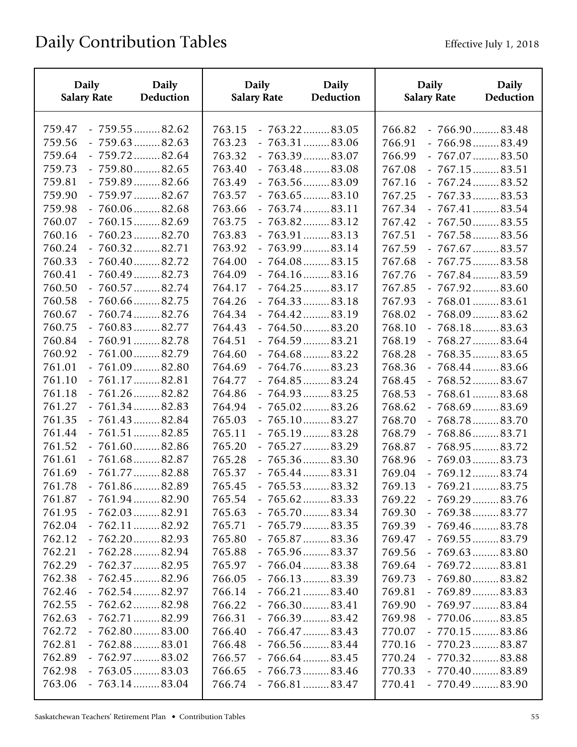# Daily Contribution Tables

Effective July 1, 2018

| Daily Salary Rate | Daily Deduction | Daily Salary Rate | Daily Deduction | Daily Salary Rate | Daily Deduction |
|---|---|---|---|---|---|
| 759.47 - 759.55 | 82.62 | 763.15 - 763.22 | 83.05 | 766.82 - 766.90 | 83.48 |
| 759.56 - 759.63 | 82.63 | 763.23 - 763.31 | 83.06 | 766.91 - 766.98 | 83.49 |
| 759.64 - 759.72 | 82.64 | 763.32 - 763.39 | 83.07 | 766.99 - 767.07 | 83.50 |
| 759.73 - 759.80 | 82.65 | 763.40 - 763.48 | 83.08 | 767.08 - 767.15 | 83.51 |
| 759.81 - 759.89 | 82.66 | 763.49 - 763.56 | 83.09 | 767.16 - 767.24 | 83.52 |
| 759.90 - 759.97 | 82.67 | 763.57 - 763.65 | 83.10 | 767.25 - 767.33 | 83.53 |
| 759.98 - 760.06 | 82.68 | 763.66 - 763.74 | 83.11 | 767.34 - 767.41 | 83.54 |
| 760.07 - 760.15 | 82.69 | 763.75 - 763.82 | 83.12 | 767.42 - 767.50 | 83.55 |
| 760.16 - 760.23 | 82.70 | 763.83 - 763.91 | 83.13 | 767.51 - 767.58 | 83.56 |
| 760.24 - 760.32 | 82.71 | 763.92 - 763.99 | 83.14 | 767.59 - 767.67 | 83.57 |
| 760.33 - 760.40 | 82.72 | 764.00 - 764.08 | 83.15 | 767.68 - 767.75 | 83.58 |
| 760.41 - 760.49 | 82.73 | 764.09 - 764.16 | 83.16 | 767.76 - 767.84 | 83.59 |
| 760.50 - 760.57 | 82.74 | 764.17 - 764.25 | 83.17 | 767.85 - 767.92 | 83.60 |
| 760.58 - 760.66 | 82.75 | 764.26 - 764.33 | 83.18 | 767.93 - 768.01 | 83.61 |
| 760.67 - 760.74 | 82.76 | 764.34 - 764.42 | 83.19 | 768.02 - 768.09 | 83.62 |
| 760.75 - 760.83 | 82.77 | 764.43 - 764.50 | 83.20 | 768.10 - 768.18 | 83.63 |
| 760.84 - 760.91 | 82.78 | 764.51 - 764.59 | 83.21 | 768.19 - 768.27 | 83.64 |
| 760.92 - 761.00 | 82.79 | 764.60 - 764.68 | 83.22 | 768.28 - 768.35 | 83.65 |
| 761.01 - 761.09 | 82.80 | 764.69 - 764.76 | 83.23 | 768.36 - 768.44 | 83.66 |
| 761.10 - 761.17 | 82.81 | 764.77 - 764.85 | 83.24 | 768.45 - 768.52 | 83.67 |
| 761.18 - 761.26 | 82.82 | 764.86 - 764.93 | 83.25 | 768.53 - 768.61 | 83.68 |
| 761.27 - 761.34 | 82.83 | 764.94 - 765.02 | 83.26 | 768.62 - 768.69 | 83.69 |
| 761.35 - 761.43 | 82.84 | 765.03 - 765.10 | 83.27 | 768.70 - 768.78 | 83.70 |
| 761.44 - 761.51 | 82.85 | 765.11 - 765.19 | 83.28 | 768.79 - 768.86 | 83.71 |
| 761.52 - 761.60 | 82.86 | 765.20 - 765.27 | 83.29 | 768.87 - 768.95 | 83.72 |
| 761.61 - 761.68 | 82.87 | 765.28 - 765.36 | 83.30 | 768.96 - 769.03 | 83.73 |
| 761.69 - 761.77 | 82.88 | 765.37 - 765.44 | 83.31 | 769.04 - 769.12 | 83.74 |
| 761.78 - 761.86 | 82.89 | 765.45 - 765.53 | 83.32 | 769.13 - 769.21 | 83.75 |
| 761.87 - 761.94 | 82.90 | 765.54 - 765.62 | 83.33 | 769.22 - 769.29 | 83.76 |
| 761.95 - 762.03 | 82.91 | 765.63 - 765.70 | 83.34 | 769.30 - 769.38 | 83.77 |
| 762.04 - 762.11 | 82.92 | 765.71 - 765.79 | 83.35 | 769.39 - 769.46 | 83.78 |
| 762.12 - 762.20 | 82.93 | 765.80 - 765.87 | 83.36 | 769.47 - 769.55 | 83.79 |
| 762.21 - 762.28 | 82.94 | 765.88 - 765.96 | 83.37 | 769.56 - 769.63 | 83.80 |
| 762.29 - 762.37 | 82.95 | 765.97 - 766.04 | 83.38 | 769.64 - 769.72 | 83.81 |
| 762.38 - 762.45 | 82.96 | 766.05 - 766.13 | 83.39 | 769.73 - 769.80 | 83.82 |
| 762.46 - 762.54 | 82.97 | 766.14 - 766.21 | 83.40 | 769.81 - 769.89 | 83.83 |
| 762.55 - 762.62 | 82.98 | 766.22 - 766.30 | 83.41 | 769.90 - 769.97 | 83.84 |
| 762.63 - 762.71 | 82.99 | 766.31 - 766.39 | 83.42 | 769.98 - 770.06 | 83.85 |
| 762.72 - 762.80 | 83.00 | 766.40 - 766.47 | 83.43 | 770.07 - 770.15 | 83.86 |
| 762.81 - 762.88 | 83.01 | 766.48 - 766.56 | 83.44 | 770.16 - 770.23 | 83.87 |
| 762.89 - 762.97 | 83.02 | 766.57 - 766.64 | 83.45 | 770.24 - 770.32 | 83.88 |
| 762.98 - 763.05 | 83.03 | 766.65 - 766.73 | 83.46 | 770.33 - 770.40 | 83.89 |
| 763.06 - 763.14 | 83.04 | 766.74 - 766.81 | 83.47 | 770.41 - 770.49 | 83.90 |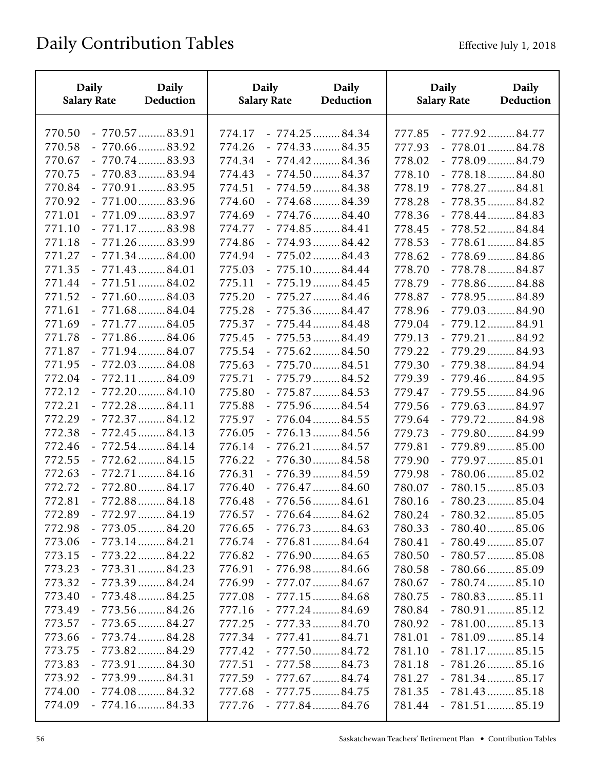# Daily Contribution Tables

Effective July 1, 2018

| Daily Salary Rate | Daily Deduction |
|---|---|
| 770.50 - 770.57 | 83.91 |
| 770.58 - 770.66 | 83.92 |
| 770.67 - 770.74 | 83.93 |
| 770.75 - 770.83 | 83.94 |
| 770.84 - 770.91 | 83.95 |
| 770.92 - 771.00 | 83.96 |
| 771.01 - 771.09 | 83.97 |
| 771.10 - 771.17 | 83.98 |
| 771.18 - 771.26 | 83.99 |
| 771.27 - 771.34 | 84.00 |
| 771.35 - 771.43 | 84.01 |
| 771.44 - 771.51 | 84.02 |
| 771.52 - 771.60 | 84.03 |
| 771.61 - 771.68 | 84.04 |
| 771.69 - 771.77 | 84.05 |
| 771.78 - 771.86 | 84.06 |
| 771.87 - 771.94 | 84.07 |
| 771.95 - 772.03 | 84.08 |
| 772.04 - 772.11 | 84.09 |
| 772.12 - 772.20 | 84.10 |
| 772.21 - 772.28 | 84.11 |
| 772.29 - 772.37 | 84.12 |
| 772.38 - 772.45 | 84.13 |
| 772.46 - 772.54 | 84.14 |
| 772.55 - 772.62 | 84.15 |
| 772.63 - 772.71 | 84.16 |
| 772.72 - 772.80 | 84.17 |
| 772.81 - 772.88 | 84.18 |
| 772.89 - 772.97 | 84.19 |
| 772.98 - 773.05 | 84.20 |
| 773.06 - 773.14 | 84.21 |
| 773.15 - 773.22 | 84.22 |
| 773.23 - 773.31 | 84.23 |
| 773.32 - 773.39 | 84.24 |
| 773.40 - 773.48 | 84.25 |
| 773.49 - 773.56 | 84.26 |
| 773.57 - 773.65 | 84.27 |
| 773.66 - 773.74 | 84.28 |
| 773.75 - 773.82 | 84.29 |
| 773.83 - 773.91 | 84.30 |
| 773.92 - 773.99 | 84.31 |
| 774.00 - 774.08 | 84.32 |
| 774.09 - 774.16 | 84.33 |
| 774.17 - 774.25 | 84.34 |
| 774.26 - 774.33 | 84.35 |
| 774.34 - 774.42 | 84.36 |
| 774.43 - 774.50 | 84.37 |
| 774.51 - 774.59 | 84.38 |
| 774.60 - 774.68 | 84.39 |
| 774.69 - 774.76 | 84.40 |
| 774.77 - 774.85 | 84.41 |
| 774.86 - 774.93 | 84.42 |
| 774.94 - 775.02 | 84.43 |
| 775.03 - 775.10 | 84.44 |
| 775.11 - 775.19 | 84.45 |
| 775.20 - 775.27 | 84.46 |
| 775.28 - 775.36 | 84.47 |
| 775.37 - 775.44 | 84.48 |
| 775.45 - 775.53 | 84.49 |
| 775.54 - 775.62 | 84.50 |
| 775.63 - 775.70 | 84.51 |
| 775.71 - 775.79 | 84.52 |
| 775.80 - 775.87 | 84.53 |
| 775.88 - 775.96 | 84.54 |
| 775.97 - 776.04 | 84.55 |
| 776.05 - 776.13 | 84.56 |
| 776.14 - 776.21 | 84.57 |
| 776.22 - 776.30 | 84.58 |
| 776.31 - 776.39 | 84.59 |
| 776.40 - 776.47 | 84.60 |
| 776.48 - 776.56 | 84.61 |
| 776.57 - 776.64 | 84.62 |
| 776.65 - 776.73 | 84.63 |
| 776.74 - 776.81 | 84.64 |
| 776.82 - 776.90 | 84.65 |
| 776.91 - 776.98 | 84.66 |
| 776.99 - 777.07 | 84.67 |
| 777.08 - 777.15 | 84.68 |
| 777.16 - 777.24 | 84.69 |
| 777.25 - 777.33 | 84.70 |
| 777.34 - 777.41 | 84.71 |
| 777.42 - 777.50 | 84.72 |
| 777.51 - 777.58 | 84.73 |
| 777.59 - 777.67 | 84.74 |
| 777.68 - 777.75 | 84.75 |
| 777.76 - 777.84 | 84.76 |
| 777.85 - 777.92 | 84.77 |
| 777.93 - 778.01 | 84.78 |
| 778.02 - 778.09 | 84.79 |
| 778.10 - 778.18 | 84.80 |
| 778.19 - 778.27 | 84.81 |
| 778.28 - 778.35 | 84.82 |
| 778.36 - 778.44 | 84.83 |
| 778.45 - 778.52 | 84.84 |
| 778.53 - 778.61 | 84.85 |
| 778.62 - 778.69 | 84.86 |
| 778.70 - 778.78 | 84.87 |
| 778.79 - 778.86 | 84.88 |
| 778.87 - 778.95 | 84.89 |
| 778.96 - 779.03 | 84.90 |
| 779.04 - 779.12 | 84.91 |
| 779.13 - 779.21 | 84.92 |
| 779.22 - 779.29 | 84.93 |
| 779.30 - 779.38 | 84.94 |
| 779.39 - 779.46 | 84.95 |
| 779.47 - 779.55 | 84.96 |
| 779.56 - 779.63 | 84.97 |
| 779.64 - 779.72 | 84.98 |
| 779.73 - 779.80 | 84.99 |
| 779.81 - 779.89 | 85.00 |
| 779.90 - 779.97 | 85.01 |
| 779.98 - 780.06 | 85.02 |
| 780.07 - 780.15 | 85.03 |
| 780.16 - 780.23 | 85.04 |
| 780.24 - 780.32 | 85.05 |
| 780.33 - 780.40 | 85.06 |
| 780.41 - 780.49 | 85.07 |
| 780.50 - 780.57 | 85.08 |
| 780.58 - 780.66 | 85.09 |
| 780.67 - 780.74 | 85.10 |
| 780.75 - 780.83 | 85.11 |
| 780.84 - 780.91 | 85.12 |
| 780.92 - 781.00 | 85.13 |
| 781.01 - 781.09 | 85.14 |
| 781.10 - 781.17 | 85.15 |
| 781.18 - 781.26 | 85.16 |
| 781.27 - 781.34 | 85.17 |
| 781.35 - 781.43 | 85.18 |
| 781.44 - 781.51 | 85.19 |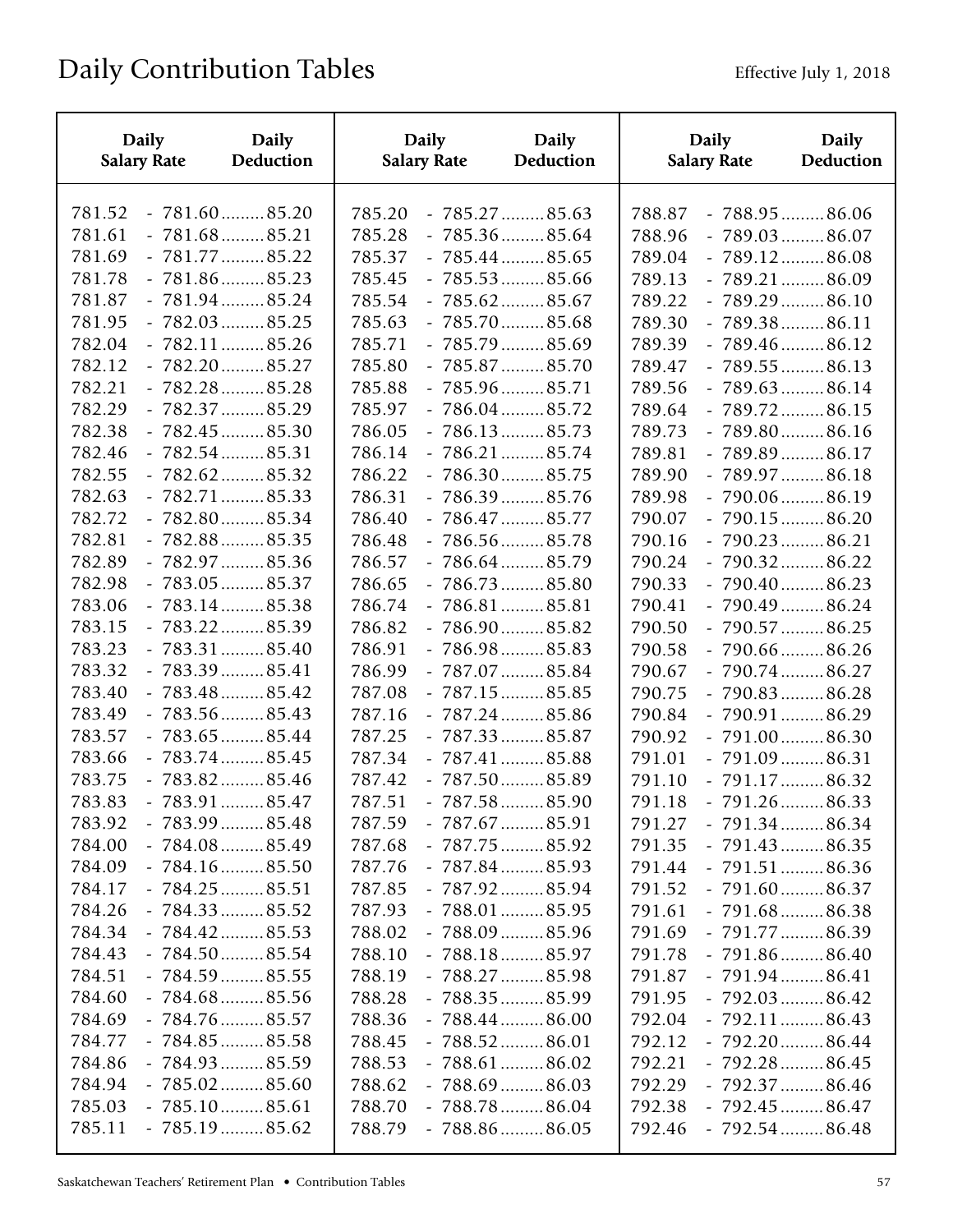# Daily Contribution Tables

Effective July 1, 2018

| Daily Salary Rate | Daily Deduction | Daily Salary Rate | Daily Deduction | Daily Salary Rate | Daily Deduction |
|---|---|---|---|---|---|
| 781.52 - 781.60 | 85.20 | 785.20 - 785.27 | 85.63 | 788.87 - 788.95 | 86.06 |
| 781.61 - 781.68 | 85.21 | 785.28 - 785.36 | 85.64 | 788.96 - 789.03 | 86.07 |
| 781.69 - 781.77 | 85.22 | 785.37 - 785.44 | 85.65 | 789.04 - 789.12 | 86.08 |
| 781.78 - 781.86 | 85.23 | 785.45 - 785.53 | 85.66 | 789.13 - 789.21 | 86.09 |
| 781.87 - 781.94 | 85.24 | 785.54 - 785.62 | 85.67 | 789.22 - 789.29 | 86.10 |
| 781.95 - 782.03 | 85.25 | 785.63 - 785.70 | 85.68 | 789.30 - 789.38 | 86.11 |
| 782.04 - 782.11 | 85.26 | 785.71 - 785.79 | 85.69 | 789.39 - 789.46 | 86.12 |
| 782.12 - 782.20 | 85.27 | 785.80 - 785.87 | 85.70 | 789.47 - 789.55 | 86.13 |
| 782.21 - 782.28 | 85.28 | 785.88 - 785.96 | 85.71 | 789.56 - 789.63 | 86.14 |
| 782.29 - 782.37 | 85.29 | 785.97 - 786.04 | 85.72 | 789.64 - 789.72 | 86.15 |
| 782.38 - 782.45 | 85.30 | 786.05 - 786.13 | 85.73 | 789.73 - 789.80 | 86.16 |
| 782.46 - 782.54 | 85.31 | 786.14 - 786.21 | 85.74 | 789.81 - 789.89 | 86.17 |
| 782.55 - 782.62 | 85.32 | 786.22 - 786.30 | 85.75 | 789.90 - 789.97 | 86.18 |
| 782.63 - 782.71 | 85.33 | 786.31 - 786.39 | 85.76 | 789.98 - 790.06 | 86.19 |
| 782.72 - 782.80 | 85.34 | 786.40 - 786.47 | 85.77 | 790.07 - 790.15 | 86.20 |
| 782.81 - 782.88 | 85.35 | 786.48 - 786.56 | 85.78 | 790.16 - 790.23 | 86.21 |
| 782.89 - 782.97 | 85.36 | 786.57 - 786.64 | 85.79 | 790.24 - 790.32 | 86.22 |
| 782.98 - 783.05 | 85.37 | 786.65 - 786.73 | 85.80 | 790.33 - 790.40 | 86.23 |
| 783.06 - 783.14 | 85.38 | 786.74 - 786.81 | 85.81 | 790.41 - 790.49 | 86.24 |
| 783.15 - 783.22 | 85.39 | 786.82 - 786.90 | 85.82 | 790.50 - 790.57 | 86.25 |
| 783.23 - 783.31 | 85.40 | 786.91 - 786.98 | 85.83 | 790.58 - 790.66 | 86.26 |
| 783.32 - 783.39 | 85.41 | 786.99 - 787.07 | 85.84 | 790.67 - 790.74 | 86.27 |
| 783.40 - 783.48 | 85.42 | 787.08 - 787.15 | 85.85 | 790.75 - 790.83 | 86.28 |
| 783.49 - 783.56 | 85.43 | 787.16 - 787.24 | 85.86 | 790.84 - 790.91 | 86.29 |
| 783.57 - 783.65 | 85.44 | 787.25 - 787.33 | 85.87 | 790.92 - 791.00 | 86.30 |
| 783.66 - 783.74 | 85.45 | 787.34 - 787.41 | 85.88 | 791.01 - 791.09 | 86.31 |
| 783.75 - 783.82 | 85.46 | 787.42 - 787.50 | 85.89 | 791.10 - 791.17 | 86.32 |
| 783.83 - 783.91 | 85.47 | 787.51 - 787.58 | 85.90 | 791.18 - 791.26 | 86.33 |
| 783.92 - 783.99 | 85.48 | 787.59 - 787.67 | 85.91 | 791.27 - 791.34 | 86.34 |
| 784.00 - 784.08 | 85.49 | 787.68 - 787.75 | 85.92 | 791.35 - 791.43 | 86.35 |
| 784.09 - 784.16 | 85.50 | 787.76 - 787.84 | 85.93 | 791.44 - 791.51 | 86.36 |
| 784.17 - 784.25 | 85.51 | 787.85 - 787.92 | 85.94 | 791.52 - 791.60 | 86.37 |
| 784.26 - 784.33 | 85.52 | 787.93 - 788.01 | 85.95 | 791.61 - 791.68 | 86.38 |
| 784.34 - 784.42 | 85.53 | 788.02 - 788.09 | 85.96 | 791.69 - 791.77 | 86.39 |
| 784.43 - 784.50 | 85.54 | 788.10 - 788.18 | 85.97 | 791.78 - 791.86 | 86.40 |
| 784.51 - 784.59 | 85.55 | 788.19 - 788.27 | 85.98 | 791.87 - 791.94 | 86.41 |
| 784.60 - 784.68 | 85.56 | 788.28 - 788.35 | 85.99 | 791.95 - 792.03 | 86.42 |
| 784.69 - 784.76 | 85.57 | 788.36 - 788.44 | 86.00 | 792.04 - 792.11 | 86.43 |
| 784.77 - 784.85 | 85.58 | 788.45 - 788.52 | 86.01 | 792.12 - 792.20 | 86.44 |
| 784.86 - 784.93 | 85.59 | 788.53 - 788.61 | 86.02 | 792.21 - 792.28 | 86.45 |
| 784.94 - 785.02 | 85.60 | 788.62 - 788.69 | 86.03 | 792.29 - 792.37 | 86.46 |
| 785.03 - 785.10 | 85.61 | 788.70 - 788.78 | 86.04 | 792.38 - 792.45 | 86.47 |
| 785.11 - 785.19 | 85.62 | 788.79 - 788.86 | 86.05 | 792.46 - 792.54 | 86.48 |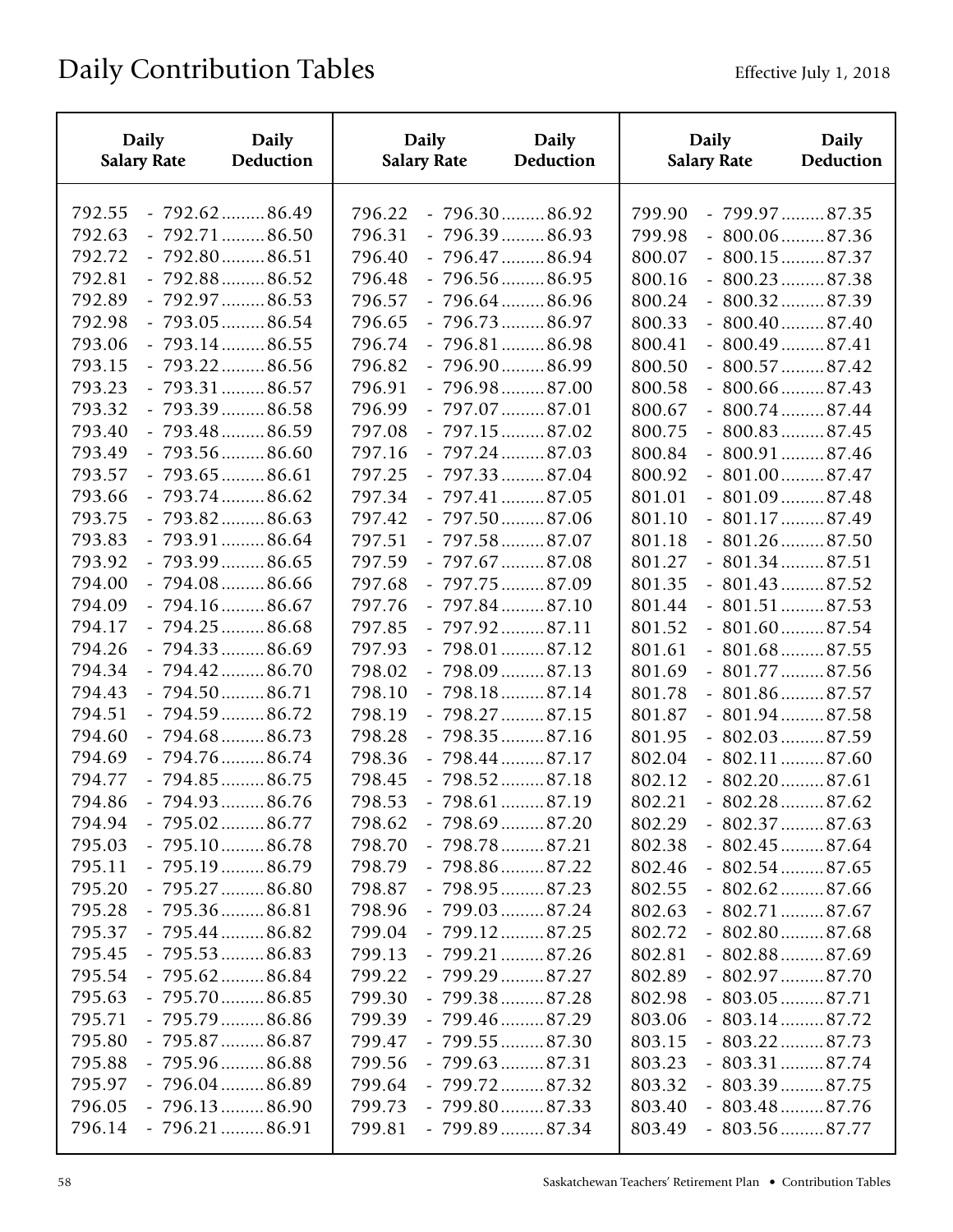# Daily Contribution Tables

Effective July 1, 2018

| Daily Salary Rate | Daily Deduction |
|---|---|
| 792.55 - 792.62 | 86.49 |
| 792.63 - 792.71 | 86.50 |
| 792.72 - 792.80 | 86.51 |
| 792.81 - 792.88 | 86.52 |
| 792.89 - 792.97 | 86.53 |
| 792.98 - 793.05 | 86.54 |
| 793.06 - 793.14 | 86.55 |
| 793.15 - 793.22 | 86.56 |
| 793.23 - 793.31 | 86.57 |
| 793.32 - 793.39 | 86.58 |
| 793.40 - 793.48 | 86.59 |
| 793.49 - 793.56 | 86.60 |
| 793.57 - 793.65 | 86.61 |
| 793.66 - 793.74 | 86.62 |
| 793.75 - 793.82 | 86.63 |
| 793.83 - 793.91 | 86.64 |
| 793.92 - 793.99 | 86.65 |
| 794.00 - 794.08 | 86.66 |
| 794.09 - 794.16 | 86.67 |
| 794.17 - 794.25 | 86.68 |
| 794.26 - 794.33 | 86.69 |
| 794.34 - 794.42 | 86.70 |
| 794.43 - 794.50 | 86.71 |
| 794.51 - 794.59 | 86.72 |
| 794.60 - 794.68 | 86.73 |
| 794.69 - 794.76 | 86.74 |
| 794.77 - 794.85 | 86.75 |
| 794.86 - 794.93 | 86.76 |
| 794.94 - 795.02 | 86.77 |
| 795.03 - 795.10 | 86.78 |
| 795.11 - 795.19 | 86.79 |
| 795.20 - 795.27 | 86.80 |
| 795.28 - 795.36 | 86.81 |
| 795.37 - 795.44 | 86.82 |
| 795.45 - 795.53 | 86.83 |
| 795.54 - 795.62 | 86.84 |
| 795.63 - 795.70 | 86.85 |
| 795.71 - 795.79 | 86.86 |
| 795.80 - 795.87 | 86.87 |
| 795.88 - 795.96 | 86.88 |
| 795.97 - 796.04 | 86.89 |
| 796.05 - 796.13 | 86.90 |
| 796.14 - 796.21 | 86.91 |
| 796.22 - 796.30 | 86.92 |
| 796.31 - 796.39 | 86.93 |
| 796.40 - 796.47 | 86.94 |
| 796.48 - 796.56 | 86.95 |
| 796.57 - 796.64 | 86.96 |
| 796.65 - 796.73 | 86.97 |
| 796.74 - 796.81 | 86.98 |
| 796.82 - 796.90 | 86.99 |
| 796.91 - 796.98 | 87.00 |
| 796.99 - 797.07 | 87.01 |
| 797.08 - 797.15 | 87.02 |
| 797.16 - 797.24 | 87.03 |
| 797.25 - 797.33 | 87.04 |
| 797.34 - 797.41 | 87.05 |
| 797.42 - 797.50 | 87.06 |
| 797.51 - 797.58 | 87.07 |
| 797.59 - 797.67 | 87.08 |
| 797.68 - 797.75 | 87.09 |
| 797.76 - 797.84 | 87.10 |
| 797.85 - 797.92 | 87.11 |
| 797.93 - 798.01 | 87.12 |
| 798.02 - 798.09 | 87.13 |
| 798.10 - 798.18 | 87.14 |
| 798.19 - 798.27 | 87.15 |
| 798.28 - 798.35 | 87.16 |
| 798.36 - 798.44 | 87.17 |
| 798.45 - 798.52 | 87.18 |
| 798.53 - 798.61 | 87.19 |
| 798.62 - 798.69 | 87.20 |
| 798.70 - 798.78 | 87.21 |
| 798.79 - 798.86 | 87.22 |
| 798.87 - 798.95 | 87.23 |
| 798.96 - 799.03 | 87.24 |
| 799.04 - 799.12 | 87.25 |
| 799.13 - 799.21 | 87.26 |
| 799.22 - 799.29 | 87.27 |
| 799.30 - 799.38 | 87.28 |
| 799.39 - 799.46 | 87.29 |
| 799.47 - 799.55 | 87.30 |
| 799.56 - 799.63 | 87.31 |
| 799.64 - 799.72 | 87.32 |
| 799.73 - 799.80 | 87.33 |
| 799.81 - 799.89 | 87.34 |
| 799.90 - 799.97 | 87.35 |
| 799.98 - 800.06 | 87.36 |
| 800.07 - 800.15 | 87.37 |
| 800.16 - 800.23 | 87.38 |
| 800.24 - 800.32 | 87.39 |
| 800.33 - 800.40 | 87.40 |
| 800.41 - 800.49 | 87.41 |
| 800.50 - 800.57 | 87.42 |
| 800.58 - 800.66 | 87.43 |
| 800.67 - 800.74 | 87.44 |
| 800.75 - 800.83 | 87.45 |
| 800.84 - 800.91 | 87.46 |
| 800.92 - 801.00 | 87.47 |
| 801.01 - 801.09 | 87.48 |
| 801.10 - 801.17 | 87.49 |
| 801.18 - 801.26 | 87.50 |
| 801.27 - 801.34 | 87.51 |
| 801.35 - 801.43 | 87.52 |
| 801.44 - 801.51 | 87.53 |
| 801.52 - 801.60 | 87.54 |
| 801.61 - 801.68 | 87.55 |
| 801.69 - 801.77 | 87.56 |
| 801.78 - 801.86 | 87.57 |
| 801.87 - 801.94 | 87.58 |
| 801.95 - 802.03 | 87.59 |
| 802.04 - 802.11 | 87.60 |
| 802.12 - 802.20 | 87.61 |
| 802.21 - 802.28 | 87.62 |
| 802.29 - 802.37 | 87.63 |
| 802.38 - 802.45 | 87.64 |
| 802.46 - 802.54 | 87.65 |
| 802.55 - 802.62 | 87.66 |
| 802.63 - 802.71 | 87.67 |
| 802.72 - 802.80 | 87.68 |
| 802.81 - 802.88 | 87.69 |
| 802.89 - 802.97 | 87.70 |
| 802.98 - 803.05 | 87.71 |
| 803.06 - 803.14 | 87.72 |
| 803.15 - 803.22 | 87.73 |
| 803.23 - 803.31 | 87.74 |
| 803.32 - 803.39 | 87.75 |
| 803.40 - 803.48 | 87.76 |
| 803.49 - 803.56 | 87.77 |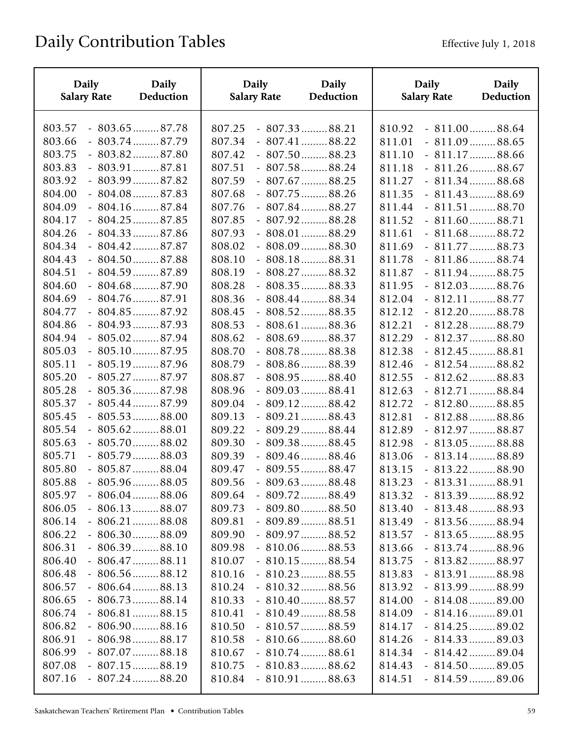# Daily Contribution Tables

Effective July 1, 2018

| Daily Salary Rate | Daily Deduction | Daily Salary Rate | Daily Deduction | Daily Salary Rate | Daily Deduction |
|---|---|---|---|---|---|
| 803.57 - 803.65 | 87.78 | 807.25 - 807.33 | 88.21 | 810.92 - 811.00 | 88.64 |
| 803.66 - 803.74 | 87.79 | 807.34 - 807.41 | 88.22 | 811.01 - 811.09 | 88.65 |
| 803.75 - 803.82 | 87.80 | 807.42 - 807.50 | 88.23 | 811.10 - 811.17 | 88.66 |
| 803.83 - 803.91 | 87.81 | 807.51 - 807.58 | 88.24 | 811.18 - 811.26 | 88.67 |
| 803.92 - 803.99 | 87.82 | 807.59 - 807.67 | 88.25 | 811.27 - 811.34 | 88.68 |
| 804.00 - 804.08 | 87.83 | 807.68 - 807.75 | 88.26 | 811.35 - 811.43 | 88.69 |
| 804.09 - 804.16 | 87.84 | 807.76 - 807.84 | 88.27 | 811.44 - 811.51 | 88.70 |
| 804.17 - 804.25 | 87.85 | 807.85 - 807.92 | 88.28 | 811.52 - 811.60 | 88.71 |
| 804.26 - 804.33 | 87.86 | 807.93 - 808.01 | 88.29 | 811.61 - 811.68 | 88.72 |
| 804.34 - 804.42 | 87.87 | 808.02 - 808.09 | 88.30 | 811.69 - 811.77 | 88.73 |
| 804.43 - 804.50 | 87.88 | 808.10 - 808.18 | 88.31 | 811.78 - 811.86 | 88.74 |
| 804.51 - 804.59 | 87.89 | 808.19 - 808.27 | 88.32 | 811.87 - 811.94 | 88.75 |
| 804.60 - 804.68 | 87.90 | 808.28 - 808.35 | 88.33 | 811.95 - 812.03 | 88.76 |
| 804.69 - 804.76 | 87.91 | 808.36 - 808.44 | 88.34 | 812.04 - 812.11 | 88.77 |
| 804.77 - 804.85 | 87.92 | 808.45 - 808.52 | 88.35 | 812.12 - 812.20 | 88.78 |
| 804.86 - 804.93 | 87.93 | 808.53 - 808.61 | 88.36 | 812.21 - 812.28 | 88.79 |
| 804.94 - 805.02 | 87.94 | 808.62 - 808.69 | 88.37 | 812.29 - 812.37 | 88.80 |
| 805.03 - 805.10 | 87.95 | 808.70 - 808.78 | 88.38 | 812.38 - 812.45 | 88.81 |
| 805.11 - 805.19 | 87.96 | 808.79 - 808.86 | 88.39 | 812.46 - 812.54 | 88.82 |
| 805.20 - 805.27 | 87.97 | 808.87 - 808.95 | 88.40 | 812.55 - 812.62 | 88.83 |
| 805.28 - 805.36 | 87.98 | 808.96 - 809.03 | 88.41 | 812.63 - 812.71 | 88.84 |
| 805.37 - 805.44 | 87.99 | 809.04 - 809.12 | 88.42 | 812.72 - 812.80 | 88.85 |
| 805.45 - 805.53 | 88.00 | 809.13 - 809.21 | 88.43 | 812.81 - 812.88 | 88.86 |
| 805.54 - 805.62 | 88.01 | 809.22 - 809.29 | 88.44 | 812.89 - 812.97 | 88.87 |
| 805.63 - 805.70 | 88.02 | 809.30 - 809.38 | 88.45 | 812.98 - 813.05 | 88.88 |
| 805.71 - 805.79 | 88.03 | 809.39 - 809.46 | 88.46 | 813.06 - 813.14 | 88.89 |
| 805.80 - 805.87 | 88.04 | 809.47 - 809.55 | 88.47 | 813.15 - 813.22 | 88.90 |
| 805.88 - 805.96 | 88.05 | 809.56 - 809.63 | 88.48 | 813.23 - 813.31 | 88.91 |
| 805.97 - 806.04 | 88.06 | 809.64 - 809.72 | 88.49 | 813.32 - 813.39 | 88.92 |
| 806.05 - 806.13 | 88.07 | 809.73 - 809.80 | 88.50 | 813.40 - 813.48 | 88.93 |
| 806.14 - 806.21 | 88.08 | 809.81 - 809.89 | 88.51 | 813.49 - 813.56 | 88.94 |
| 806.22 - 806.30 | 88.09 | 809.90 - 809.97 | 88.52 | 813.57 - 813.65 | 88.95 |
| 806.31 - 806.39 | 88.10 | 809.98 - 810.06 | 88.53 | 813.66 - 813.74 | 88.96 |
| 806.40 - 806.47 | 88.11 | 810.07 - 810.15 | 88.54 | 813.75 - 813.82 | 88.97 |
| 806.48 - 806.56 | 88.12 | 810.16 - 810.23 | 88.55 | 813.83 - 813.91 | 88.98 |
| 806.57 - 806.64 | 88.13 | 810.24 - 810.32 | 88.56 | 813.92 - 813.99 | 88.99 |
| 806.65 - 806.73 | 88.14 | 810.33 - 810.40 | 88.57 | 814.00 - 814.08 | 89.00 |
| 806.74 - 806.81 | 88.15 | 810.41 - 810.49 | 88.58 | 814.09 - 814.16 | 89.01 |
| 806.82 - 806.90 | 88.16 | 810.50 - 810.57 | 88.59 | 814.17 - 814.25 | 89.02 |
| 806.91 - 806.98 | 88.17 | 810.58 - 810.66 | 88.60 | 814.26 - 814.33 | 89.03 |
| 806.99 - 807.07 | 88.18 | 810.67 - 810.74 | 88.61 | 814.34 - 814.42 | 89.04 |
| 807.08 - 807.15 | 88.19 | 810.75 - 810.83 | 88.62 | 814.43 - 814.50 | 89.05 |
| 807.16 - 807.24 | 88.20 | 810.84 - 810.91 | 88.63 | 814.51 - 814.59 | 89.06 |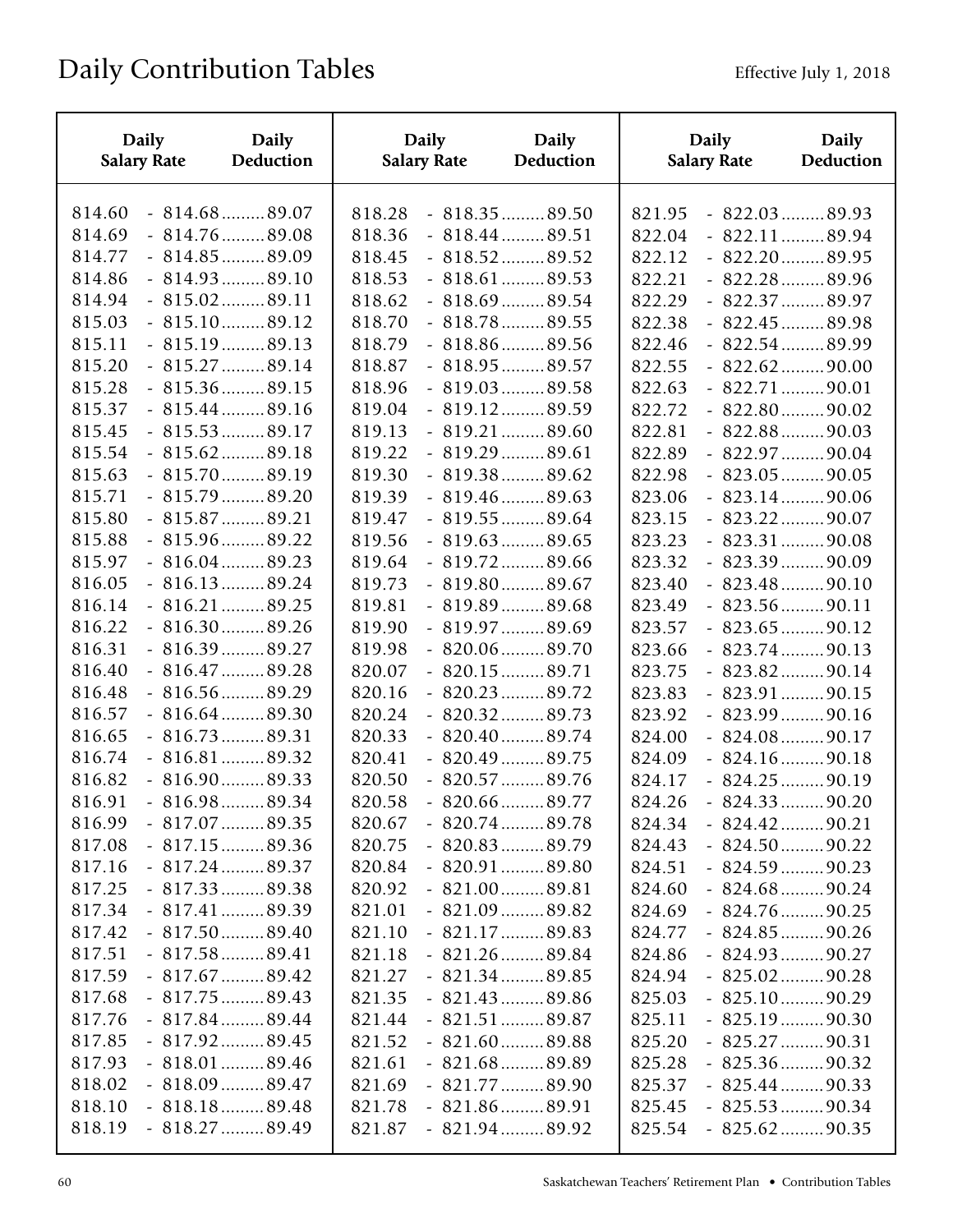# Daily Contribution Tables

Effective July 1, 2018

| Daily Salary Rate | Daily Deduction | Daily Salary Rate | Daily Deduction | Daily Salary Rate | Daily Deduction |
|---|---|---|---|---|---|
| 814.60 - 814.68 | 89.07 | 818.28 - 818.35 | 89.50 | 821.95 - 822.03 | 89.93 |
| 814.69 - 814.76 | 89.08 | 818.36 - 818.44 | 89.51 | 822.04 - 822.11 | 89.94 |
| 814.77 - 814.85 | 89.09 | 818.45 - 818.52 | 89.52 | 822.12 - 822.20 | 89.95 |
| 814.86 - 814.93 | 89.10 | 818.53 - 818.61 | 89.53 | 822.21 - 822.28 | 89.96 |
| 814.94 - 815.02 | 89.11 | 818.62 - 818.69 | 89.54 | 822.29 - 822.37 | 89.97 |
| 815.03 - 815.10 | 89.12 | 818.70 - 818.78 | 89.55 | 822.38 - 822.45 | 89.98 |
| 815.11 - 815.19 | 89.13 | 818.79 - 818.86 | 89.56 | 822.46 - 822.54 | 89.99 |
| 815.20 - 815.27 | 89.14 | 818.87 - 818.95 | 89.57 | 822.55 - 822.62 | 90.00 |
| 815.28 - 815.36 | 89.15 | 818.96 - 819.03 | 89.58 | 822.63 - 822.71 | 90.01 |
| 815.37 - 815.44 | 89.16 | 819.04 - 819.12 | 89.59 | 822.72 - 822.80 | 90.02 |
| 815.45 - 815.53 | 89.17 | 819.13 - 819.21 | 89.60 | 822.81 - 822.88 | 90.03 |
| 815.54 - 815.62 | 89.18 | 819.22 - 819.29 | 89.61 | 822.89 - 822.97 | 90.04 |
| 815.63 - 815.70 | 89.19 | 819.30 - 819.38 | 89.62 | 822.98 - 823.05 | 90.05 |
| 815.71 - 815.79 | 89.20 | 819.39 - 819.46 | 89.63 | 823.06 - 823.14 | 90.06 |
| 815.80 - 815.87 | 89.21 | 819.47 - 819.55 | 89.64 | 823.15 - 823.22 | 90.07 |
| 815.88 - 815.96 | 89.22 | 819.56 - 819.63 | 89.65 | 823.23 - 823.31 | 90.08 |
| 815.97 - 816.04 | 89.23 | 819.64 - 819.72 | 89.66 | 823.32 - 823.39 | 90.09 |
| 816.05 - 816.13 | 89.24 | 819.73 - 819.80 | 89.67 | 823.40 - 823.48 | 90.10 |
| 816.14 - 816.21 | 89.25 | 819.81 - 819.89 | 89.68 | 823.49 - 823.56 | 90.11 |
| 816.22 - 816.30 | 89.26 | 819.90 - 819.97 | 89.69 | 823.57 - 823.65 | 90.12 |
| 816.31 - 816.39 | 89.27 | 819.98 - 820.06 | 89.70 | 823.66 - 823.74 | 90.13 |
| 816.40 - 816.47 | 89.28 | 820.07 - 820.15 | 89.71 | 823.75 - 823.82 | 90.14 |
| 816.48 - 816.56 | 89.29 | 820.16 - 820.23 | 89.72 | 823.83 - 823.91 | 90.15 |
| 816.57 - 816.64 | 89.30 | 820.24 - 820.32 | 89.73 | 823.92 - 823.99 | 90.16 |
| 816.65 - 816.73 | 89.31 | 820.33 - 820.40 | 89.74 | 824.00 - 824.08 | 90.17 |
| 816.74 - 816.81 | 89.32 | 820.41 - 820.49 | 89.75 | 824.09 - 824.16 | 90.18 |
| 816.82 - 816.90 | 89.33 | 820.50 - 820.57 | 89.76 | 824.17 - 824.25 | 90.19 |
| 816.91 - 816.98 | 89.34 | 820.58 - 820.66 | 89.77 | 824.26 - 824.33 | 90.20 |
| 816.99 - 817.07 | 89.35 | 820.67 - 820.74 | 89.78 | 824.34 - 824.42 | 90.21 |
| 817.08 - 817.15 | 89.36 | 820.75 - 820.83 | 89.79 | 824.43 - 824.50 | 90.22 |
| 817.16 - 817.24 | 89.37 | 820.84 - 820.91 | 89.80 | 824.51 - 824.59 | 90.23 |
| 817.25 - 817.33 | 89.38 | 820.92 - 821.00 | 89.81 | 824.60 - 824.68 | 90.24 |
| 817.34 - 817.41 | 89.39 | 821.01 - 821.09 | 89.82 | 824.69 - 824.76 | 90.25 |
| 817.42 - 817.50 | 89.40 | 821.10 - 821.17 | 89.83 | 824.77 - 824.85 | 90.26 |
| 817.51 - 817.58 | 89.41 | 821.18 - 821.26 | 89.84 | 824.86 - 824.93 | 90.27 |
| 817.59 - 817.67 | 89.42 | 821.27 - 821.34 | 89.85 | 824.94 - 825.02 | 90.28 |
| 817.68 - 817.75 | 89.43 | 821.35 - 821.43 | 89.86 | 825.03 - 825.10 | 90.29 |
| 817.76 - 817.84 | 89.44 | 821.44 - 821.51 | 89.87 | 825.11 - 825.19 | 90.30 |
| 817.85 - 817.92 | 89.45 | 821.52 - 821.60 | 89.88 | 825.20 - 825.27 | 90.31 |
| 817.93 - 818.01 | 89.46 | 821.61 - 821.68 | 89.89 | 825.28 - 825.36 | 90.32 |
| 818.02 - 818.09 | 89.47 | 821.69 - 821.77 | 89.90 | 825.37 - 825.44 | 90.33 |
| 818.10 - 818.18 | 89.48 | 821.78 - 821.86 | 89.91 | 825.45 - 825.53 | 90.34 |
| 818.19 - 818.27 | 89.49 | 821.87 - 821.94 | 89.92 | 825.54 - 825.62 | 90.35 |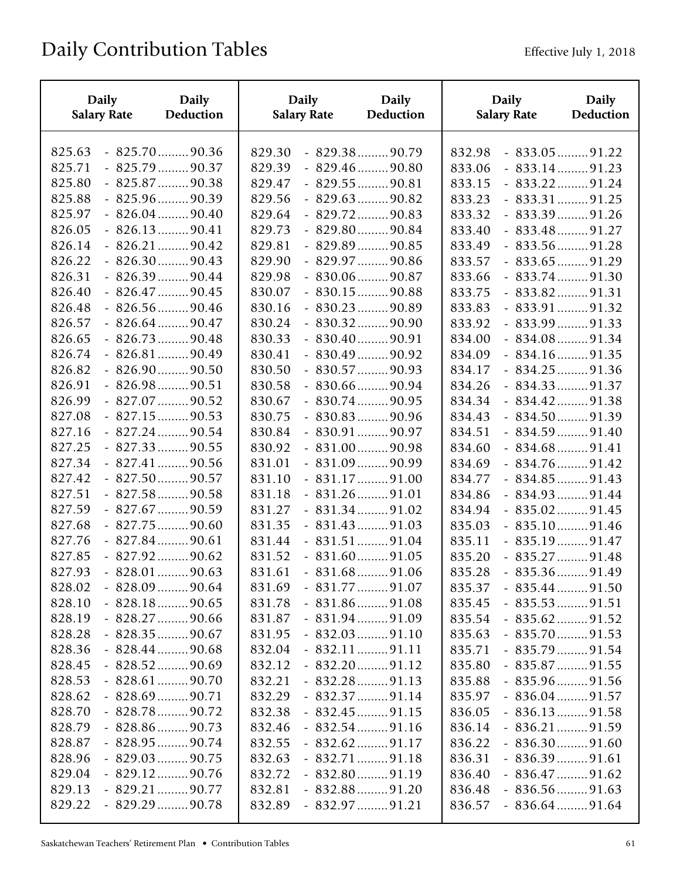# Daily Contribution Tables

Effective July 1, 2018

| Daily Salary Rate | Daily Deduction | Daily Salary Rate | Daily Deduction | Daily Salary Rate | Daily Deduction |
|---|---|---|---|---|---|
| 825.63 - 825.70 | 90.36 | 829.30 - 829.38 | 90.79 | 832.98 - 833.05 | 91.22 |
| 825.71 - 825.79 | 90.37 | 829.39 - 829.46 | 90.80 | 833.06 - 833.14 | 91.23 |
| 825.80 - 825.87 | 90.38 | 829.47 - 829.55 | 90.81 | 833.15 - 833.22 | 91.24 |
| 825.88 - 825.96 | 90.39 | 829.56 - 829.63 | 90.82 | 833.23 - 833.31 | 91.25 |
| 825.97 - 826.04 | 90.40 | 829.64 - 829.72 | 90.83 | 833.32 - 833.39 | 91.26 |
| 826.05 - 826.13 | 90.41 | 829.73 - 829.80 | 90.84 | 833.40 - 833.48 | 91.27 |
| 826.14 - 826.21 | 90.42 | 829.81 - 829.89 | 90.85 | 833.49 - 833.56 | 91.28 |
| 826.22 - 826.30 | 90.43 | 829.90 - 829.97 | 90.86 | 833.57 - 833.65 | 91.29 |
| 826.31 - 826.39 | 90.44 | 829.98 - 830.06 | 90.87 | 833.66 - 833.74 | 91.30 |
| 826.40 - 826.47 | 90.45 | 830.07 - 830.15 | 90.88 | 833.75 - 833.82 | 91.31 |
| 826.48 - 826.56 | 90.46 | 830.16 - 830.23 | 90.89 | 833.83 - 833.91 | 91.32 |
| 826.57 - 826.64 | 90.47 | 830.24 - 830.32 | 90.90 | 833.92 - 833.99 | 91.33 |
| 826.65 - 826.73 | 90.48 | 830.33 - 830.40 | 90.91 | 834.00 - 834.08 | 91.34 |
| 826.74 - 826.81 | 90.49 | 830.41 - 830.49 | 90.92 | 834.09 - 834.16 | 91.35 |
| 826.82 - 826.90 | 90.50 | 830.50 - 830.57 | 90.93 | 834.17 - 834.25 | 91.36 |
| 826.91 - 826.98 | 90.51 | 830.58 - 830.66 | 90.94 | 834.26 - 834.33 | 91.37 |
| 826.99 - 827.07 | 90.52 | 830.67 - 830.74 | 90.95 | 834.34 - 834.42 | 91.38 |
| 827.08 - 827.15 | 90.53 | 830.75 - 830.83 | 90.96 | 834.43 - 834.50 | 91.39 |
| 827.16 - 827.24 | 90.54 | 830.84 - 830.91 | 90.97 | 834.51 - 834.59 | 91.40 |
| 827.25 - 827.33 | 90.55 | 830.92 - 831.00 | 90.98 | 834.60 - 834.68 | 91.41 |
| 827.34 - 827.41 | 90.56 | 831.01 - 831.09 | 90.99 | 834.69 - 834.76 | 91.42 |
| 827.42 - 827.50 | 90.57 | 831.10 - 831.17 | 91.00 | 834.77 - 834.85 | 91.43 |
| 827.51 - 827.58 | 90.58 | 831.18 - 831.26 | 91.01 | 834.86 - 834.93 | 91.44 |
| 827.59 - 827.67 | 90.59 | 831.27 - 831.34 | 91.02 | 834.94 - 835.02 | 91.45 |
| 827.68 - 827.75 | 90.60 | 831.35 - 831.43 | 91.03 | 835.03 - 835.10 | 91.46 |
| 827.76 - 827.84 | 90.61 | 831.44 - 831.51 | 91.04 | 835.11 - 835.19 | 91.47 |
| 827.85 - 827.92 | 90.62 | 831.52 - 831.60 | 91.05 | 835.20 - 835.27 | 91.48 |
| 827.93 - 828.01 | 90.63 | 831.61 - 831.68 | 91.06 | 835.28 - 835.36 | 91.49 |
| 828.02 - 828.09 | 90.64 | 831.69 - 831.77 | 91.07 | 835.37 - 835.44 | 91.50 |
| 828.10 - 828.18 | 90.65 | 831.78 - 831.86 | 91.08 | 835.45 - 835.53 | 91.51 |
| 828.19 - 828.27 | 90.66 | 831.87 - 831.94 | 91.09 | 835.54 - 835.62 | 91.52 |
| 828.28 - 828.35 | 90.67 | 831.95 - 832.03 | 91.10 | 835.63 - 835.70 | 91.53 |
| 828.36 - 828.44 | 90.68 | 832.04 - 832.11 | 91.11 | 835.71 - 835.79 | 91.54 |
| 828.45 - 828.52 | 90.69 | 832.12 - 832.20 | 91.12 | 835.80 - 835.87 | 91.55 |
| 828.53 - 828.61 | 90.70 | 832.21 - 832.28 | 91.13 | 835.88 - 835.96 | 91.56 |
| 828.62 - 828.69 | 90.71 | 832.29 - 832.37 | 91.14 | 835.97 - 836.04 | 91.57 |
| 828.70 - 828.78 | 90.72 | 832.38 - 832.45 | 91.15 | 836.05 - 836.13 | 91.58 |
| 828.79 - 828.86 | 90.73 | 832.46 - 832.54 | 91.16 | 836.14 - 836.21 | 91.59 |
| 828.87 - 828.95 | 90.74 | 832.55 - 832.62 | 91.17 | 836.22 - 836.30 | 91.60 |
| 828.96 - 829.03 | 90.75 | 832.63 - 832.71 | 91.18 | 836.31 - 836.39 | 91.61 |
| 829.04 - 829.12 | 90.76 | 832.72 - 832.80 | 91.19 | 836.40 - 836.47 | 91.62 |
| 829.13 - 829.21 | 90.77 | 832.81 - 832.88 | 91.20 | 836.48 - 836.56 | 91.63 |
| 829.22 - 829.29 | 90.78 | 832.89 - 832.97 | 91.21 | 836.57 - 836.64 | 91.64 |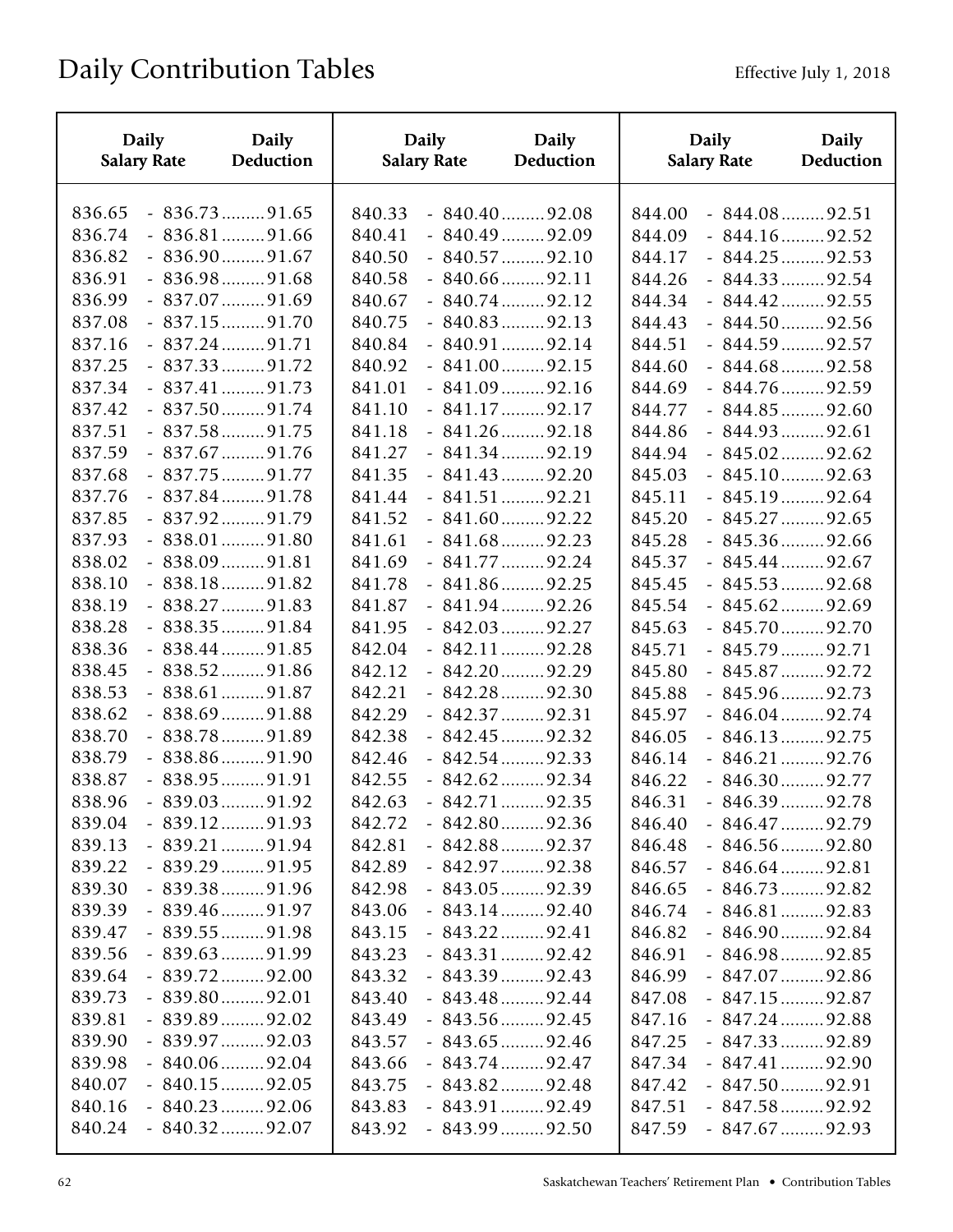# Daily Contribution Tables

Effective July 1, 2018

| Daily Salary Rate | Daily Deduction |
|---|---|
| 836.65 - 836.73 | 91.65 |
| 836.74 - 836.81 | 91.66 |
| 836.82 - 836.90 | 91.67 |
| 836.91 - 836.98 | 91.68 |
| 836.99 - 837.07 | 91.69 |
| 837.08 - 837.15 | 91.70 |
| 837.16 - 837.24 | 91.71 |
| 837.25 - 837.33 | 91.72 |
| 837.34 - 837.41 | 91.73 |
| 837.42 - 837.50 | 91.74 |
| 837.51 - 837.58 | 91.75 |
| 837.59 - 837.67 | 91.76 |
| 837.68 - 837.75 | 91.77 |
| 837.76 - 837.84 | 91.78 |
| 837.85 - 837.92 | 91.79 |
| 837.93 - 838.01 | 91.80 |
| 838.02 - 838.09 | 91.81 |
| 838.10 - 838.18 | 91.82 |
| 838.19 - 838.27 | 91.83 |
| 838.28 - 838.35 | 91.84 |
| 838.36 - 838.44 | 91.85 |
| 838.45 - 838.52 | 91.86 |
| 838.53 - 838.61 | 91.87 |
| 838.62 - 838.69 | 91.88 |
| 838.70 - 838.78 | 91.89 |
| 838.79 - 838.86 | 91.90 |
| 838.87 - 838.95 | 91.91 |
| 838.96 - 839.03 | 91.92 |
| 839.04 - 839.12 | 91.93 |
| 839.13 - 839.21 | 91.94 |
| 839.22 - 839.29 | 91.95 |
| 839.30 - 839.38 | 91.96 |
| 839.39 - 839.46 | 91.97 |
| 839.47 - 839.55 | 91.98 |
| 839.56 - 839.63 | 91.99 |
| 839.64 - 839.72 | 92.00 |
| 839.73 - 839.80 | 92.01 |
| 839.81 - 839.89 | 92.02 |
| 839.90 - 839.97 | 92.03 |
| 839.98 - 840.06 | 92.04 |
| 840.07 - 840.15 | 92.05 |
| 840.16 - 840.23 | 92.06 |
| 840.24 - 840.32 | 92.07 |
| 840.33 - 840.40 | 92.08 |
| 840.41 - 840.49 | 92.09 |
| 840.50 - 840.57 | 92.10 |
| 840.58 - 840.66 | 92.11 |
| 840.67 - 840.74 | 92.12 |
| 840.75 - 840.83 | 92.13 |
| 840.84 - 840.91 | 92.14 |
| 840.92 - 841.00 | 92.15 |
| 841.01 - 841.09 | 92.16 |
| 841.10 - 841.17 | 92.17 |
| 841.18 - 841.26 | 92.18 |
| 841.27 - 841.34 | 92.19 |
| 841.35 - 841.43 | 92.20 |
| 841.44 - 841.51 | 92.21 |
| 841.52 - 841.60 | 92.22 |
| 841.61 - 841.68 | 92.23 |
| 841.69 - 841.77 | 92.24 |
| 841.78 - 841.86 | 92.25 |
| 841.87 - 841.94 | 92.26 |
| 841.95 - 842.03 | 92.27 |
| 842.04 - 842.11 | 92.28 |
| 842.12 - 842.20 | 92.29 |
| 842.21 - 842.28 | 92.30 |
| 842.29 - 842.37 | 92.31 |
| 842.38 - 842.45 | 92.32 |
| 842.46 - 842.54 | 92.33 |
| 842.55 - 842.62 | 92.34 |
| 842.63 - 842.71 | 92.35 |
| 842.72 - 842.80 | 92.36 |
| 842.81 - 842.88 | 92.37 |
| 842.89 - 842.97 | 92.38 |
| 842.98 - 843.05 | 92.39 |
| 843.06 - 843.14 | 92.40 |
| 843.15 - 843.22 | 92.41 |
| 843.23 - 843.31 | 92.42 |
| 843.32 - 843.39 | 92.43 |
| 843.40 - 843.48 | 92.44 |
| 843.49 - 843.56 | 92.45 |
| 843.57 - 843.65 | 92.46 |
| 843.66 - 843.74 | 92.47 |
| 843.75 - 843.82 | 92.48 |
| 843.83 - 843.91 | 92.49 |
| 843.92 - 843.99 | 92.50 |
| 844.00 - 844.08 | 92.51 |
| 844.09 - 844.16 | 92.52 |
| 844.17 - 844.25 | 92.53 |
| 844.26 - 844.33 | 92.54 |
| 844.34 - 844.42 | 92.55 |
| 844.43 - 844.50 | 92.56 |
| 844.51 - 844.59 | 92.57 |
| 844.60 - 844.68 | 92.58 |
| 844.69 - 844.76 | 92.59 |
| 844.77 - 844.85 | 92.60 |
| 844.86 - 844.93 | 92.61 |
| 844.94 - 845.02 | 92.62 |
| 845.03 - 845.10 | 92.63 |
| 845.11 - 845.19 | 92.64 |
| 845.20 - 845.27 | 92.65 |
| 845.28 - 845.36 | 92.66 |
| 845.37 - 845.44 | 92.67 |
| 845.45 - 845.53 | 92.68 |
| 845.54 - 845.62 | 92.69 |
| 845.63 - 845.70 | 92.70 |
| 845.71 - 845.79 | 92.71 |
| 845.80 - 845.87 | 92.72 |
| 845.88 - 845.96 | 92.73 |
| 845.97 - 846.04 | 92.74 |
| 846.05 - 846.13 | 92.75 |
| 846.14 - 846.21 | 92.76 |
| 846.22 - 846.30 | 92.77 |
| 846.31 - 846.39 | 92.78 |
| 846.40 - 846.47 | 92.79 |
| 846.48 - 846.56 | 92.80 |
| 846.57 - 846.64 | 92.81 |
| 846.65 - 846.73 | 92.82 |
| 846.74 - 846.81 | 92.83 |
| 846.82 - 846.90 | 92.84 |
| 846.91 - 846.98 | 92.85 |
| 846.99 - 847.07 | 92.86 |
| 847.08 - 847.15 | 92.87 |
| 847.16 - 847.24 | 92.88 |
| 847.25 - 847.33 | 92.89 |
| 847.34 - 847.41 | 92.90 |
| 847.42 - 847.50 | 92.91 |
| 847.51 - 847.58 | 92.92 |
| 847.59 - 847.67 | 92.93 |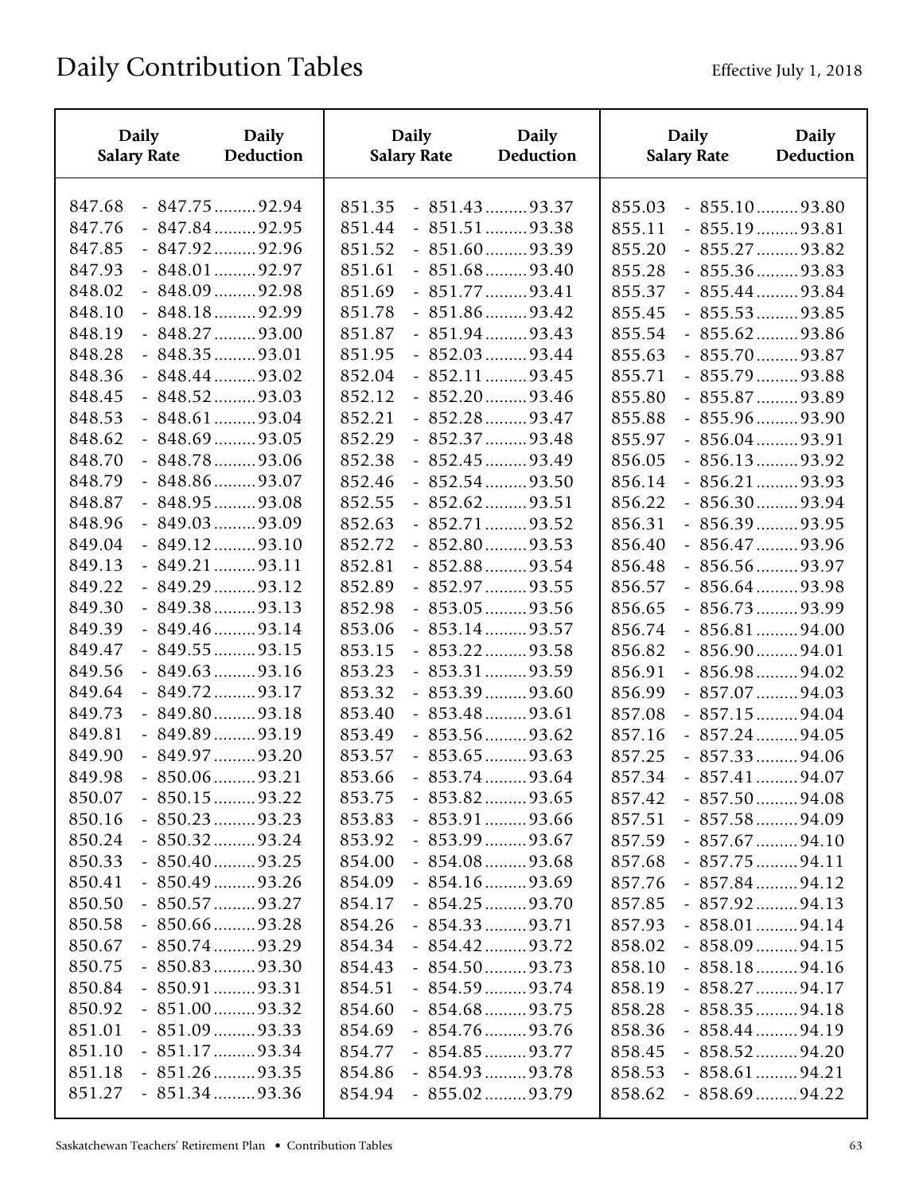# Daily Contribution Tables

Effective July 1, 2018

| Daily Salary Rate | Daily Deduction | Daily Salary Rate | Daily Deduction | Daily Salary Rate | Daily Deduction |
|---|---|---|---|---|---|
| 847.68 - 847.75 | 92.94 | 851.35 - 851.43 | 93.37 | 855.03 - 855.10 | 93.80 |
| 847.76 - 847.84 | 92.95 | 851.44 - 851.51 | 93.38 | 855.11 - 855.19 | 93.81 |
| 847.85 - 847.92 | 92.96 | 851.52 - 851.60 | 93.39 | 855.20 - 855.27 | 93.82 |
| 847.93 - 848.01 | 92.97 | 851.61 - 851.68 | 93.40 | 855.28 - 855.36 | 93.83 |
| 848.02 - 848.09 | 92.98 | 851.69 - 851.77 | 93.41 | 855.37 - 855.44 | 93.84 |
| 848.10 - 848.18 | 92.99 | 851.78 - 851.86 | 93.42 | 855.45 - 855.53 | 93.85 |
| 848.19 - 848.27 | 93.00 | 851.87 - 851.94 | 93.43 | 855.54 - 855.62 | 93.86 |
| 848.28 - 848.35 | 93.01 | 851.95 - 852.03 | 93.44 | 855.63 - 855.70 | 93.87 |
| 848.36 - 848.44 | 93.02 | 852.04 - 852.11 | 93.45 | 855.71 - 855.79 | 93.88 |
| 848.45 - 848.52 | 93.03 | 852.12 - 852.20 | 93.46 | 855.80 - 855.87 | 93.89 |
| 848.53 - 848.61 | 93.04 | 852.21 - 852.28 | 93.47 | 855.88 - 855.96 | 93.90 |
| 848.62 - 848.69 | 93.05 | 852.29 - 852.37 | 93.48 | 855.97 - 856.04 | 93.91 |
| 848.70 - 848.78 | 93.06 | 852.38 - 852.45 | 93.49 | 856.05 - 856.13 | 93.92 |
| 848.79 - 848.86 | 93.07 | 852.46 - 852.54 | 93.50 | 856.14 - 856.21 | 93.93 |
| 848.87 - 848.95 | 93.08 | 852.55 - 852.62 | 93.51 | 856.22 - 856.30 | 93.94 |
| 848.96 - 849.03 | 93.09 | 852.63 - 852.71 | 93.52 | 856.31 - 856.39 | 93.95 |
| 849.04 - 849.12 | 93.10 | 852.72 - 852.80 | 93.53 | 856.40 - 856.47 | 93.96 |
| 849.13 - 849.21 | 93.11 | 852.81 - 852.88 | 93.54 | 856.48 - 856.56 | 93.97 |
| 849.22 - 849.29 | 93.12 | 852.89 - 852.97 | 93.55 | 856.57 - 856.64 | 93.98 |
| 849.30 - 849.38 | 93.13 | 852.98 - 853.05 | 93.56 | 856.65 - 856.73 | 93.99 |
| 849.39 - 849.46 | 93.14 | 853.06 - 853.14 | 93.57 | 856.74 - 856.81 | 94.00 |
| 849.47 - 849.55 | 93.15 | 853.15 - 853.22 | 93.58 | 856.82 - 856.90 | 94.01 |
| 849.56 - 849.63 | 93.16 | 853.23 - 853.31 | 93.59 | 856.91 - 856.98 | 94.02 |
| 849.64 - 849.72 | 93.17 | 853.32 - 853.39 | 93.60 | 856.99 - 857.07 | 94.03 |
| 849.73 - 849.80 | 93.18 | 853.40 - 853.48 | 93.61 | 857.08 - 857.15 | 94.04 |
| 849.81 - 849.89 | 93.19 | 853.49 - 853.56 | 93.62 | 857.16 - 857.24 | 94.05 |
| 849.90 - 849.97 | 93.20 | 853.57 - 853.65 | 93.63 | 857.25 - 857.33 | 94.06 |
| 849.98 - 850.06 | 93.21 | 853.66 - 853.74 | 93.64 | 857.34 - 857.41 | 94.07 |
| 850.07 - 850.15 | 93.22 | 853.75 - 853.82 | 93.65 | 857.42 - 857.50 | 94.08 |
| 850.16 - 850.23 | 93.23 | 853.83 - 853.91 | 93.66 | 857.51 - 857.58 | 94.09 |
| 850.24 - 850.32 | 93.24 | 853.92 - 853.99 | 93.67 | 857.59 - 857.67 | 94.10 |
| 850.33 - 850.40 | 93.25 | 854.00 - 854.08 | 93.68 | 857.68 - 857.75 | 94.11 |
| 850.41 - 850.49 | 93.26 | 854.09 - 854.16 | 93.69 | 857.76 - 857.84 | 94.12 |
| 850.50 - 850.57 | 93.27 | 854.17 - 854.25 | 93.70 | 857.85 - 857.92 | 94.13 |
| 850.58 - 850.66 | 93.28 | 854.26 - 854.33 | 93.71 | 857.93 - 858.01 | 94.14 |
| 850.67 - 850.74 | 93.29 | 854.34 - 854.42 | 93.72 | 858.02 - 858.09 | 94.15 |
| 850.75 - 850.83 | 93.30 | 854.43 - 854.50 | 93.73 | 858.10 - 858.18 | 94.16 |
| 850.84 - 850.91 | 93.31 | 854.51 - 854.59 | 93.74 | 858.19 - 858.27 | 94.17 |
| 850.92 - 851.00 | 93.32 | 854.60 - 854.68 | 93.75 | 858.28 - 858.35 | 94.18 |
| 851.01 - 851.09 | 93.33 | 854.69 - 854.76 | 93.76 | 858.36 - 858.44 | 94.19 |
| 851.10 - 851.17 | 93.34 | 854.77 - 854.85 | 93.77 | 858.45 - 858.52 | 94.20 |
| 851.18 - 851.26 | 93.35 | 854.86 - 854.93 | 93.78 | 858.53 - 858.61 | 94.21 |
| 851.27 - 851.34 | 93.36 | 854.94 - 855.02 | 93.79 | 858.62 - 858.69 | 94.22 |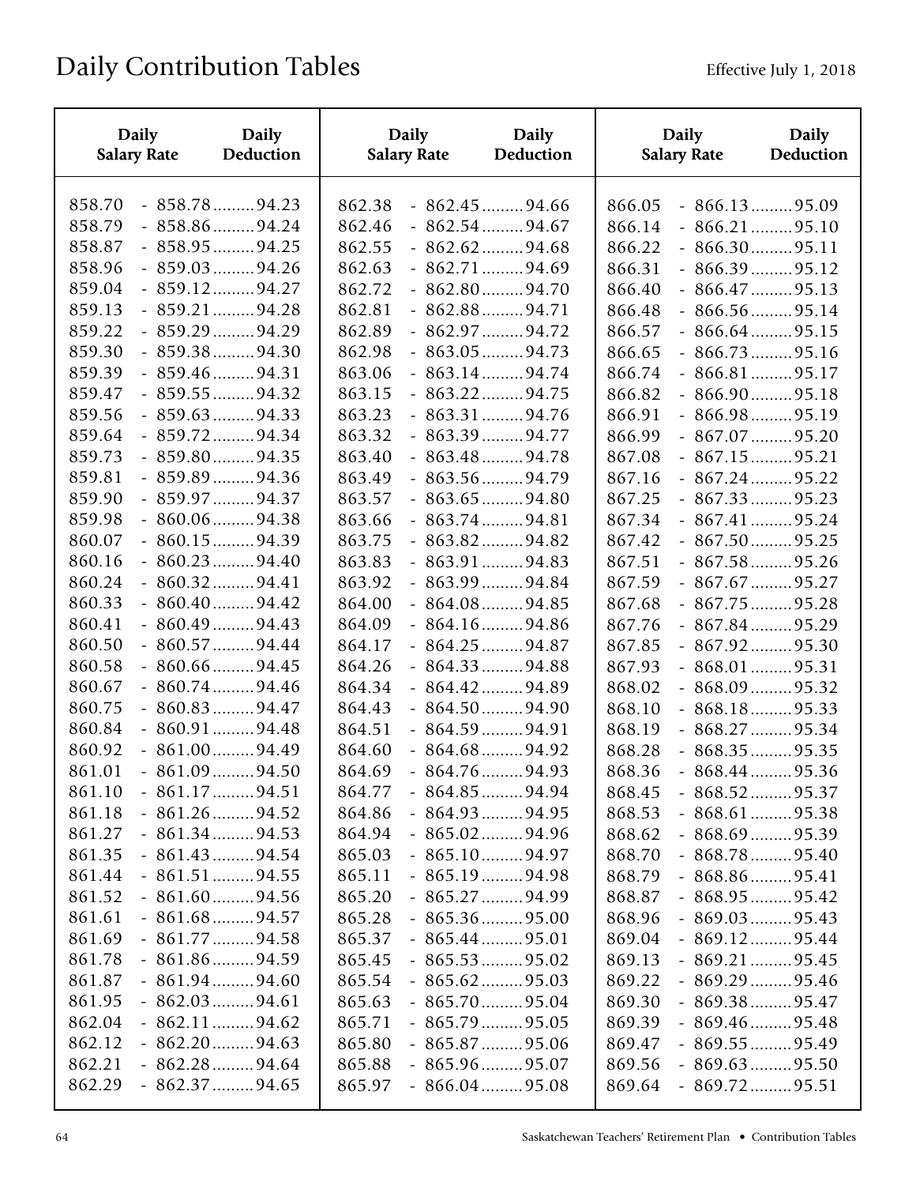# Daily Contribution Tables

Effective July 1, 2018

| Daily Salary Rate | Daily Deduction |
|---|---|
| 858.70 - 858.78 | 94.23 |
| 858.79 - 858.86 | 94.24 |
| 858.87 - 858.95 | 94.25 |
| 858.96 - 859.03 | 94.26 |
| 859.04 - 859.12 | 94.27 |
| 859.13 - 859.21 | 94.28 |
| 859.22 - 859.29 | 94.29 |
| 859.30 - 859.38 | 94.30 |
| 859.39 - 859.46 | 94.31 |
| 859.47 - 859.55 | 94.32 |
| 859.56 - 859.63 | 94.33 |
| 859.64 - 859.72 | 94.34 |
| 859.73 - 859.80 | 94.35 |
| 859.81 - 859.89 | 94.36 |
| 859.90 - 859.97 | 94.37 |
| 859.98 - 860.06 | 94.38 |
| 860.07 - 860.15 | 94.39 |
| 860.16 - 860.23 | 94.40 |
| 860.24 - 860.32 | 94.41 |
| 860.33 - 860.40 | 94.42 |
| 860.41 - 860.49 | 94.43 |
| 860.50 - 860.57 | 94.44 |
| 860.58 - 860.66 | 94.45 |
| 860.67 - 860.74 | 94.46 |
| 860.75 - 860.83 | 94.47 |
| 860.84 - 860.91 | 94.48 |
| 860.92 - 861.00 | 94.49 |
| 861.01 - 861.09 | 94.50 |
| 861.10 - 861.17 | 94.51 |
| 861.18 - 861.26 | 94.52 |
| 861.27 - 861.34 | 94.53 |
| 861.35 - 861.43 | 94.54 |
| 861.44 - 861.51 | 94.55 |
| 861.52 - 861.60 | 94.56 |
| 861.61 - 861.68 | 94.57 |
| 861.69 - 861.77 | 94.58 |
| 861.78 - 861.86 | 94.59 |
| 861.87 - 861.94 | 94.60 |
| 861.95 - 862.03 | 94.61 |
| 862.04 - 862.11 | 94.62 |
| 862.12 - 862.20 | 94.63 |
| 862.21 - 862.28 | 94.64 |
| 862.29 - 862.37 | 94.65 |
| 862.38 - 862.45 | 94.66 |
| 862.46 - 862.54 | 94.67 |
| 862.55 - 862.62 | 94.68 |
| 862.63 - 862.71 | 94.69 |
| 862.72 - 862.80 | 94.70 |
| 862.81 - 862.88 | 94.71 |
| 862.89 - 862.97 | 94.72 |
| 862.98 - 863.05 | 94.73 |
| 863.06 - 863.14 | 94.74 |
| 863.15 - 863.22 | 94.75 |
| 863.23 - 863.31 | 94.76 |
| 863.32 - 863.39 | 94.77 |
| 863.40 - 863.48 | 94.78 |
| 863.49 - 863.56 | 94.79 |
| 863.57 - 863.65 | 94.80 |
| 863.66 - 863.74 | 94.81 |
| 863.75 - 863.82 | 94.82 |
| 863.83 - 863.91 | 94.83 |
| 863.92 - 863.99 | 94.84 |
| 864.00 - 864.08 | 94.85 |
| 864.09 - 864.16 | 94.86 |
| 864.17 - 864.25 | 94.87 |
| 864.26 - 864.33 | 94.88 |
| 864.34 - 864.42 | 94.89 |
| 864.43 - 864.50 | 94.90 |
| 864.51 - 864.59 | 94.91 |
| 864.60 - 864.68 | 94.92 |
| 864.69 - 864.76 | 94.93 |
| 864.77 - 864.85 | 94.94 |
| 864.86 - 864.93 | 94.95 |
| 864.94 - 865.02 | 94.96 |
| 865.03 - 865.10 | 94.97 |
| 865.11 - 865.19 | 94.98 |
| 865.20 - 865.27 | 94.99 |
| 865.28 - 865.36 | 95.00 |
| 865.37 - 865.44 | 95.01 |
| 865.45 - 865.53 | 95.02 |
| 865.54 - 865.62 | 95.03 |
| 865.63 - 865.70 | 95.04 |
| 865.71 - 865.79 | 95.05 |
| 865.80 - 865.87 | 95.06 |
| 865.88 - 865.96 | 95.07 |
| 865.97 - 866.04 | 95.08 |
| 866.05 - 866.13 | 95.09 |
| 866.14 - 866.21 | 95.10 |
| 866.22 - 866.30 | 95.11 |
| 866.31 - 866.39 | 95.12 |
| 866.40 - 866.47 | 95.13 |
| 866.48 - 866.56 | 95.14 |
| 866.57 - 866.64 | 95.15 |
| 866.65 - 866.73 | 95.16 |
| 866.74 - 866.81 | 95.17 |
| 866.82 - 866.90 | 95.18 |
| 866.91 - 866.98 | 95.19 |
| 866.99 - 867.07 | 95.20 |
| 867.08 - 867.15 | 95.21 |
| 867.16 - 867.24 | 95.22 |
| 867.25 - 867.33 | 95.23 |
| 867.34 - 867.41 | 95.24 |
| 867.42 - 867.50 | 95.25 |
| 867.51 - 867.58 | 95.26 |
| 867.59 - 867.67 | 95.27 |
| 867.68 - 867.75 | 95.28 |
| 867.76 - 867.84 | 95.29 |
| 867.85 - 867.92 | 95.30 |
| 867.93 - 868.01 | 95.31 |
| 868.02 - 868.09 | 95.32 |
| 868.10 - 868.18 | 95.33 |
| 868.19 - 868.27 | 95.34 |
| 868.28 - 868.35 | 95.35 |
| 868.36 - 868.44 | 95.36 |
| 868.45 - 868.52 | 95.37 |
| 868.53 - 868.61 | 95.38 |
| 868.62 - 868.69 | 95.39 |
| 868.70 - 868.78 | 95.40 |
| 868.79 - 868.86 | 95.41 |
| 868.87 - 868.95 | 95.42 |
| 868.96 - 869.03 | 95.43 |
| 869.04 - 869.12 | 95.44 |
| 869.13 - 869.21 | 95.45 |
| 869.22 - 869.29 | 95.46 |
| 869.30 - 869.38 | 95.47 |
| 869.39 - 869.46 | 95.48 |
| 869.47 - 869.55 | 95.49 |
| 869.56 - 869.63 | 95.50 |
| 869.64 - 869.72 | 95.51 |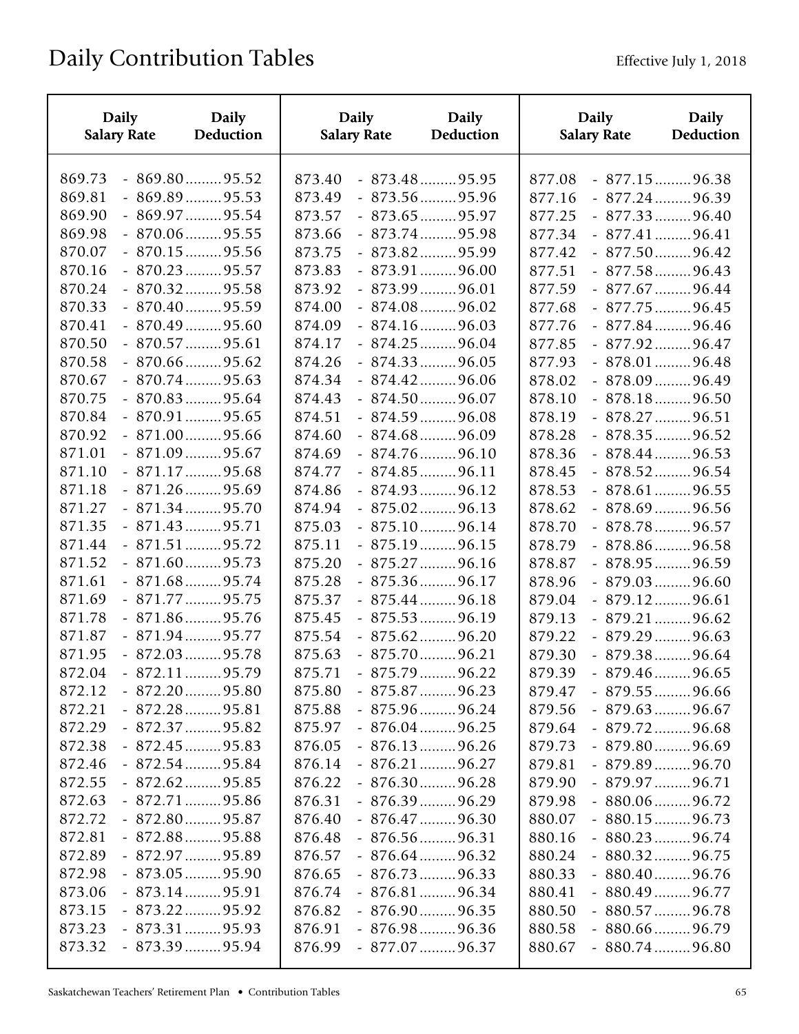# Daily Contribution Tables

Effective July 1, 2018

| Daily Salary Rate | Daily Deduction | Daily Salary Rate | Daily Deduction | Daily Salary Rate | Daily Deduction |
|---|---|---|---|---|---|
| 869.73 - 869.80 | 95.52 | 873.40 - 873.48 | 95.95 | 877.08 - 877.15 | 96.38 |
| 869.81 - 869.89 | 95.53 | 873.49 - 873.56 | 95.96 | 877.16 - 877.24 | 96.39 |
| 869.90 - 869.97 | 95.54 | 873.57 - 873.65 | 95.97 | 877.25 - 877.33 | 96.40 |
| 869.98 - 870.06 | 95.55 | 873.66 - 873.74 | 95.98 | 877.34 - 877.41 | 96.41 |
| 870.07 - 870.15 | 95.56 | 873.75 - 873.82 | 95.99 | 877.42 - 877.50 | 96.42 |
| 870.16 - 870.23 | 95.57 | 873.83 - 873.91 | 96.00 | 877.51 - 877.58 | 96.43 |
| 870.24 - 870.32 | 95.58 | 873.92 - 873.99 | 96.01 | 877.59 - 877.67 | 96.44 |
| 870.33 - 870.40 | 95.59 | 874.00 - 874.08 | 96.02 | 877.68 - 877.75 | 96.45 |
| 870.41 - 870.49 | 95.60 | 874.09 - 874.16 | 96.03 | 877.76 - 877.84 | 96.46 |
| 870.50 - 870.57 | 95.61 | 874.17 - 874.25 | 96.04 | 877.85 - 877.92 | 96.47 |
| 870.58 - 870.66 | 95.62 | 874.26 - 874.33 | 96.05 | 877.93 - 878.01 | 96.48 |
| 870.67 - 870.74 | 95.63 | 874.34 - 874.42 | 96.06 | 878.02 - 878.09 | 96.49 |
| 870.75 - 870.83 | 95.64 | 874.43 - 874.50 | 96.07 | 878.10 - 878.18 | 96.50 |
| 870.84 - 870.91 | 95.65 | 874.51 - 874.59 | 96.08 | 878.19 - 878.27 | 96.51 |
| 870.92 - 871.00 | 95.66 | 874.60 - 874.68 | 96.09 | 878.28 - 878.35 | 96.52 |
| 871.01 - 871.09 | 95.67 | 874.69 - 874.76 | 96.10 | 878.36 - 878.44 | 96.53 |
| 871.10 - 871.17 | 95.68 | 874.77 - 874.85 | 96.11 | 878.45 - 878.52 | 96.54 |
| 871.18 - 871.26 | 95.69 | 874.86 - 874.93 | 96.12 | 878.53 - 878.61 | 96.55 |
| 871.27 - 871.34 | 95.70 | 874.94 - 875.02 | 96.13 | 878.62 - 878.69 | 96.56 |
| 871.35 - 871.43 | 95.71 | 875.03 - 875.10 | 96.14 | 878.70 - 878.78 | 96.57 |
| 871.44 - 871.51 | 95.72 | 875.11 - 875.19 | 96.15 | 878.79 - 878.86 | 96.58 |
| 871.52 - 871.60 | 95.73 | 875.20 - 875.27 | 96.16 | 878.87 - 878.95 | 96.59 |
| 871.61 - 871.68 | 95.74 | 875.28 - 875.36 | 96.17 | 878.96 - 879.03 | 96.60 |
| 871.69 - 871.77 | 95.75 | 875.37 - 875.44 | 96.18 | 879.04 - 879.12 | 96.61 |
| 871.78 - 871.86 | 95.76 | 875.45 - 875.53 | 96.19 | 879.13 - 879.21 | 96.62 |
| 871.87 - 871.94 | 95.77 | 875.54 - 875.62 | 96.20 | 879.22 - 879.29 | 96.63 |
| 871.95 - 872.03 | 95.78 | 875.63 - 875.70 | 96.21 | 879.30 - 879.38 | 96.64 |
| 872.04 - 872.11 | 95.79 | 875.71 - 875.79 | 96.22 | 879.39 - 879.46 | 96.65 |
| 872.12 - 872.20 | 95.80 | 875.80 - 875.87 | 96.23 | 879.47 - 879.55 | 96.66 |
| 872.21 - 872.28 | 95.81 | 875.88 - 875.96 | 96.24 | 879.56 - 879.63 | 96.67 |
| 872.29 - 872.37 | 95.82 | 875.97 - 876.04 | 96.25 | 879.64 - 879.72 | 96.68 |
| 872.38 - 872.45 | 95.83 | 876.05 - 876.13 | 96.26 | 879.73 - 879.80 | 96.69 |
| 872.46 - 872.54 | 95.84 | 876.14 - 876.21 | 96.27 | 879.81 - 879.89 | 96.70 |
| 872.55 - 872.62 | 95.85 | 876.22 - 876.30 | 96.28 | 879.90 - 879.97 | 96.71 |
| 872.63 - 872.71 | 95.86 | 876.31 - 876.39 | 96.29 | 879.98 - 880.06 | 96.72 |
| 872.72 - 872.80 | 95.87 | 876.40 - 876.47 | 96.30 | 880.07 - 880.15 | 96.73 |
| 872.81 - 872.88 | 95.88 | 876.48 - 876.56 | 96.31 | 880.16 - 880.23 | 96.74 |
| 872.89 - 872.97 | 95.89 | 876.57 - 876.64 | 96.32 | 880.24 - 880.32 | 96.75 |
| 872.98 - 873.05 | 95.90 | 876.65 - 876.73 | 96.33 | 880.33 - 880.40 | 96.76 |
| 873.06 - 873.14 | 95.91 | 876.74 - 876.81 | 96.34 | 880.41 - 880.49 | 96.77 |
| 873.15 - 873.22 | 95.92 | 876.82 - 876.90 | 96.35 | 880.50 - 880.57 | 96.78 |
| 873.23 - 873.31 | 95.93 | 876.91 - 876.98 | 96.36 | 880.58 - 880.66 | 96.79 |
| 873.32 - 873.39 | 95.94 | 876.99 - 877.07 | 96.37 | 880.67 - 880.74 | 96.80 |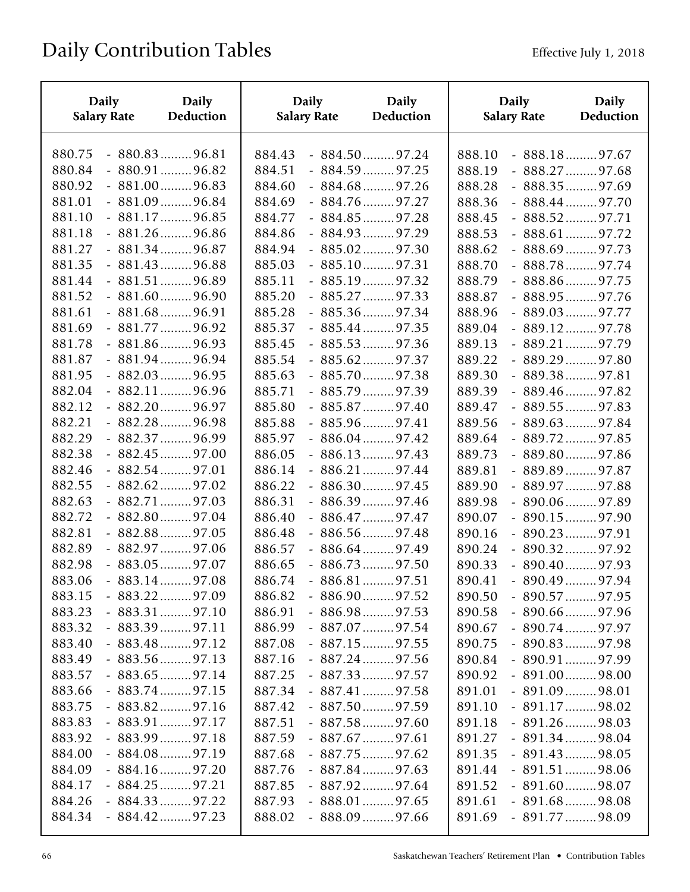# Daily Contribution Tables

Effective July 1, 2018

| Daily Salary Rate | Daily Deduction | Daily Salary Rate | Daily Deduction | Daily Salary Rate | Daily Deduction |
|---|---|---|---|---|---|
| 880.75 - 880.83 | 96.81 | 884.43 - 884.50 | 97.24 | 888.10 - 888.18 | 97.67 |
| 880.84 - 880.91 | 96.82 | 884.51 - 884.59 | 97.25 | 888.19 - 888.27 | 97.68 |
| 880.92 - 881.00 | 96.83 | 884.60 - 884.68 | 97.26 | 888.28 - 888.35 | 97.69 |
| 881.01 - 881.09 | 96.84 | 884.69 - 884.76 | 97.27 | 888.36 - 888.44 | 97.70 |
| 881.10 - 881.17 | 96.85 | 884.77 - 884.85 | 97.28 | 888.45 - 888.52 | 97.71 |
| 881.18 - 881.26 | 96.86 | 884.86 - 884.93 | 97.29 | 888.53 - 888.61 | 97.72 |
| 881.27 - 881.34 | 96.87 | 884.94 - 885.02 | 97.30 | 888.62 - 888.69 | 97.73 |
| 881.35 - 881.43 | 96.88 | 885.03 - 885.10 | 97.31 | 888.70 - 888.78 | 97.74 |
| 881.44 - 881.51 | 96.89 | 885.11 - 885.19 | 97.32 | 888.79 - 888.86 | 97.75 |
| 881.52 - 881.60 | 96.90 | 885.20 - 885.27 | 97.33 | 888.87 - 888.95 | 97.76 |
| 881.61 - 881.68 | 96.91 | 885.28 - 885.36 | 97.34 | 888.96 - 889.03 | 97.77 |
| 881.69 - 881.77 | 96.92 | 885.37 - 885.44 | 97.35 | 889.04 - 889.12 | 97.78 |
| 881.78 - 881.86 | 96.93 | 885.45 - 885.53 | 97.36 | 889.13 - 889.21 | 97.79 |
| 881.87 - 881.94 | 96.94 | 885.54 - 885.62 | 97.37 | 889.22 - 889.29 | 97.80 |
| 881.95 - 882.03 | 96.95 | 885.63 - 885.70 | 97.38 | 889.30 - 889.38 | 97.81 |
| 882.04 - 882.11 | 96.96 | 885.71 - 885.79 | 97.39 | 889.39 - 889.46 | 97.82 |
| 882.12 - 882.20 | 96.97 | 885.80 - 885.87 | 97.40 | 889.47 - 889.55 | 97.83 |
| 882.21 - 882.28 | 96.98 | 885.88 - 885.96 | 97.41 | 889.56 - 889.63 | 97.84 |
| 882.29 - 882.37 | 96.99 | 885.97 - 886.04 | 97.42 | 889.64 - 889.72 | 97.85 |
| 882.38 - 882.45 | 97.00 | 886.05 - 886.13 | 97.43 | 889.73 - 889.80 | 97.86 |
| 882.46 - 882.54 | 97.01 | 886.14 - 886.21 | 97.44 | 889.81 - 889.89 | 97.87 |
| 882.55 - 882.62 | 97.02 | 886.22 - 886.30 | 97.45 | 889.90 - 889.97 | 97.88 |
| 882.63 - 882.71 | 97.03 | 886.31 - 886.39 | 97.46 | 889.98 - 890.06 | 97.89 |
| 882.72 - 882.80 | 97.04 | 886.40 - 886.47 | 97.47 | 890.07 - 890.15 | 97.90 |
| 882.81 - 882.88 | 97.05 | 886.48 - 886.56 | 97.48 | 890.16 - 890.23 | 97.91 |
| 882.89 - 882.97 | 97.06 | 886.57 - 886.64 | 97.49 | 890.24 - 890.32 | 97.92 |
| 882.98 - 883.05 | 97.07 | 886.65 - 886.73 | 97.50 | 890.33 - 890.40 | 97.93 |
| 883.06 - 883.14 | 97.08 | 886.74 - 886.81 | 97.51 | 890.41 - 890.49 | 97.94 |
| 883.15 - 883.22 | 97.09 | 886.82 - 886.90 | 97.52 | 890.50 - 890.57 | 97.95 |
| 883.23 - 883.31 | 97.10 | 886.91 - 886.98 | 97.53 | 890.58 - 890.66 | 97.96 |
| 883.32 - 883.39 | 97.11 | 886.99 - 887.07 | 97.54 | 890.67 - 890.74 | 97.97 |
| 883.40 - 883.48 | 97.12 | 887.08 - 887.15 | 97.55 | 890.75 - 890.83 | 97.98 |
| 883.49 - 883.56 | 97.13 | 887.16 - 887.24 | 97.56 | 890.84 - 890.91 | 97.99 |
| 883.57 - 883.65 | 97.14 | 887.25 - 887.33 | 97.57 | 890.92 - 891.00 | 98.00 |
| 883.66 - 883.74 | 97.15 | 887.34 - 887.41 | 97.58 | 891.01 - 891.09 | 98.01 |
| 883.75 - 883.82 | 97.16 | 887.42 - 887.50 | 97.59 | 891.10 - 891.17 | 98.02 |
| 883.83 - 883.91 | 97.17 | 887.51 - 887.58 | 97.60 | 891.18 - 891.26 | 98.03 |
| 883.92 - 883.99 | 97.18 | 887.59 - 887.67 | 97.61 | 891.27 - 891.34 | 98.04 |
| 884.00 - 884.08 | 97.19 | 887.68 - 887.75 | 97.62 | 891.35 - 891.43 | 98.05 |
| 884.09 - 884.16 | 97.20 | 887.76 - 887.84 | 97.63 | 891.44 - 891.51 | 98.06 |
| 884.17 - 884.25 | 97.21 | 887.85 - 887.92 | 97.64 | 891.52 - 891.60 | 98.07 |
| 884.26 - 884.33 | 97.22 | 887.93 - 888.01 | 97.65 | 891.61 - 891.68 | 98.08 |
| 884.34 - 884.42 | 97.23 | 888.02 - 888.09 | 97.66 | 891.69 - 891.77 | 98.09 |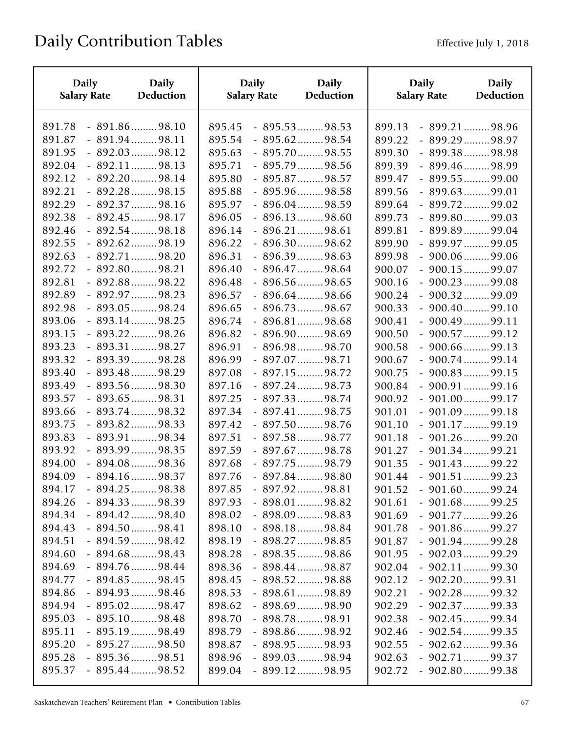# Daily Contribution Tables

Effective July 1, 2018

| Daily Salary Rate | Daily Deduction | Daily Salary Rate | Daily Deduction | Daily Salary Rate | Daily Deduction |
|---|---|---|---|---|---|
| 891.78 - 891.86 | 98.10 | 895.45 - 895.53 | 98.53 | 899.13 - 899.21 | 98.96 |
| 891.87 - 891.94 | 98.11 | 895.54 - 895.62 | 98.54 | 899.22 - 899.29 | 98.97 |
| 891.95 - 892.03 | 98.12 | 895.63 - 895.70 | 98.55 | 899.30 - 899.38 | 98.98 |
| 892.04 - 892.11 | 98.13 | 895.71 - 895.79 | 98.56 | 899.39 - 899.46 | 98.99 |
| 892.12 - 892.20 | 98.14 | 895.80 - 895.87 | 98.57 | 899.47 - 899.55 | 99.00 |
| 892.21 - 892.28 | 98.15 | 895.88 - 895.96 | 98.58 | 899.56 - 899.63 | 99.01 |
| 892.29 - 892.37 | 98.16 | 895.97 - 896.04 | 98.59 | 899.64 - 899.72 | 99.02 |
| 892.38 - 892.45 | 98.17 | 896.05 - 896.13 | 98.60 | 899.73 - 899.80 | 99.03 |
| 892.46 - 892.54 | 98.18 | 896.14 - 896.21 | 98.61 | 899.81 - 899.89 | 99.04 |
| 892.55 - 892.62 | 98.19 | 896.22 - 896.30 | 98.62 | 899.90 - 899.97 | 99.05 |
| 892.63 - 892.71 | 98.20 | 896.31 - 896.39 | 98.63 | 899.98 - 900.06 | 99.06 |
| 892.72 - 892.80 | 98.21 | 896.40 - 896.47 | 98.64 | 900.07 - 900.15 | 99.07 |
| 892.81 - 892.88 | 98.22 | 896.48 - 896.56 | 98.65 | 900.16 - 900.23 | 99.08 |
| 892.89 - 892.97 | 98.23 | 896.57 - 896.64 | 98.66 | 900.24 - 900.32 | 99.09 |
| 892.98 - 893.05 | 98.24 | 896.65 - 896.73 | 98.67 | 900.33 - 900.40 | 99.10 |
| 893.06 - 893.14 | 98.25 | 896.74 - 896.81 | 98.68 | 900.41 - 900.49 | 99.11 |
| 893.15 - 893.22 | 98.26 | 896.82 - 896.90 | 98.69 | 900.50 - 900.57 | 99.12 |
| 893.23 - 893.31 | 98.27 | 896.91 - 896.98 | 98.70 | 900.58 - 900.66 | 99.13 |
| 893.32 - 893.39 | 98.28 | 896.99 - 897.07 | 98.71 | 900.67 - 900.74 | 99.14 |
| 893.40 - 893.48 | 98.29 | 897.08 - 897.15 | 98.72 | 900.75 - 900.83 | 99.15 |
| 893.49 - 893.56 | 98.30 | 897.16 - 897.24 | 98.73 | 900.84 - 900.91 | 99.16 |
| 893.57 - 893.65 | 98.31 | 897.25 - 897.33 | 98.74 | 900.92 - 901.00 | 99.17 |
| 893.66 - 893.74 | 98.32 | 897.34 - 897.41 | 98.75 | 901.01 - 901.09 | 99.18 |
| 893.75 - 893.82 | 98.33 | 897.42 - 897.50 | 98.76 | 901.10 - 901.17 | 99.19 |
| 893.83 - 893.91 | 98.34 | 897.51 - 897.58 | 98.77 | 901.18 - 901.26 | 99.20 |
| 893.92 - 893.99 | 98.35 | 897.59 - 897.67 | 98.78 | 901.27 - 901.34 | 99.21 |
| 894.00 - 894.08 | 98.36 | 897.68 - 897.75 | 98.79 | 901.35 - 901.43 | 99.22 |
| 894.09 - 894.16 | 98.37 | 897.76 - 897.84 | 98.80 | 901.44 - 901.51 | 99.23 |
| 894.17 - 894.25 | 98.38 | 897.85 - 897.92 | 98.81 | 901.52 - 901.60 | 99.24 |
| 894.26 - 894.33 | 98.39 | 897.93 - 898.01 | 98.82 | 901.61 - 901.68 | 99.25 |
| 894.34 - 894.42 | 98.40 | 898.02 - 898.09 | 98.83 | 901.69 - 901.77 | 99.26 |
| 894.43 - 894.50 | 98.41 | 898.10 - 898.18 | 98.84 | 901.78 - 901.86 | 99.27 |
| 894.51 - 894.59 | 98.42 | 898.19 - 898.27 | 98.85 | 901.87 - 901.94 | 99.28 |
| 894.60 - 894.68 | 98.43 | 898.28 - 898.35 | 98.86 | 901.95 - 902.03 | 99.29 |
| 894.69 - 894.76 | 98.44 | 898.36 - 898.44 | 98.87 | 902.04 - 902.11 | 99.30 |
| 894.77 - 894.85 | 98.45 | 898.45 - 898.52 | 98.88 | 902.12 - 902.20 | 99.31 |
| 894.86 - 894.93 | 98.46 | 898.53 - 898.61 | 98.89 | 902.21 - 902.28 | 99.32 |
| 894.94 - 895.02 | 98.47 | 898.62 - 898.69 | 98.90 | 902.29 - 902.37 | 99.33 |
| 895.03 - 895.10 | 98.48 | 898.70 - 898.78 | 98.91 | 902.38 - 902.45 | 99.34 |
| 895.11 - 895.19 | 98.49 | 898.79 - 898.86 | 98.92 | 902.46 - 902.54 | 99.35 |
| 895.20 - 895.27 | 98.50 | 898.87 - 898.95 | 98.93 | 902.55 - 902.62 | 99.36 |
| 895.28 - 895.36 | 98.51 | 898.96 - 899.03 | 98.94 | 902.63 - 902.71 | 99.37 |
| 895.37 - 895.44 | 98.52 | 899.04 - 899.12 | 98.95 | 902.72 - 902.80 | 99.38 |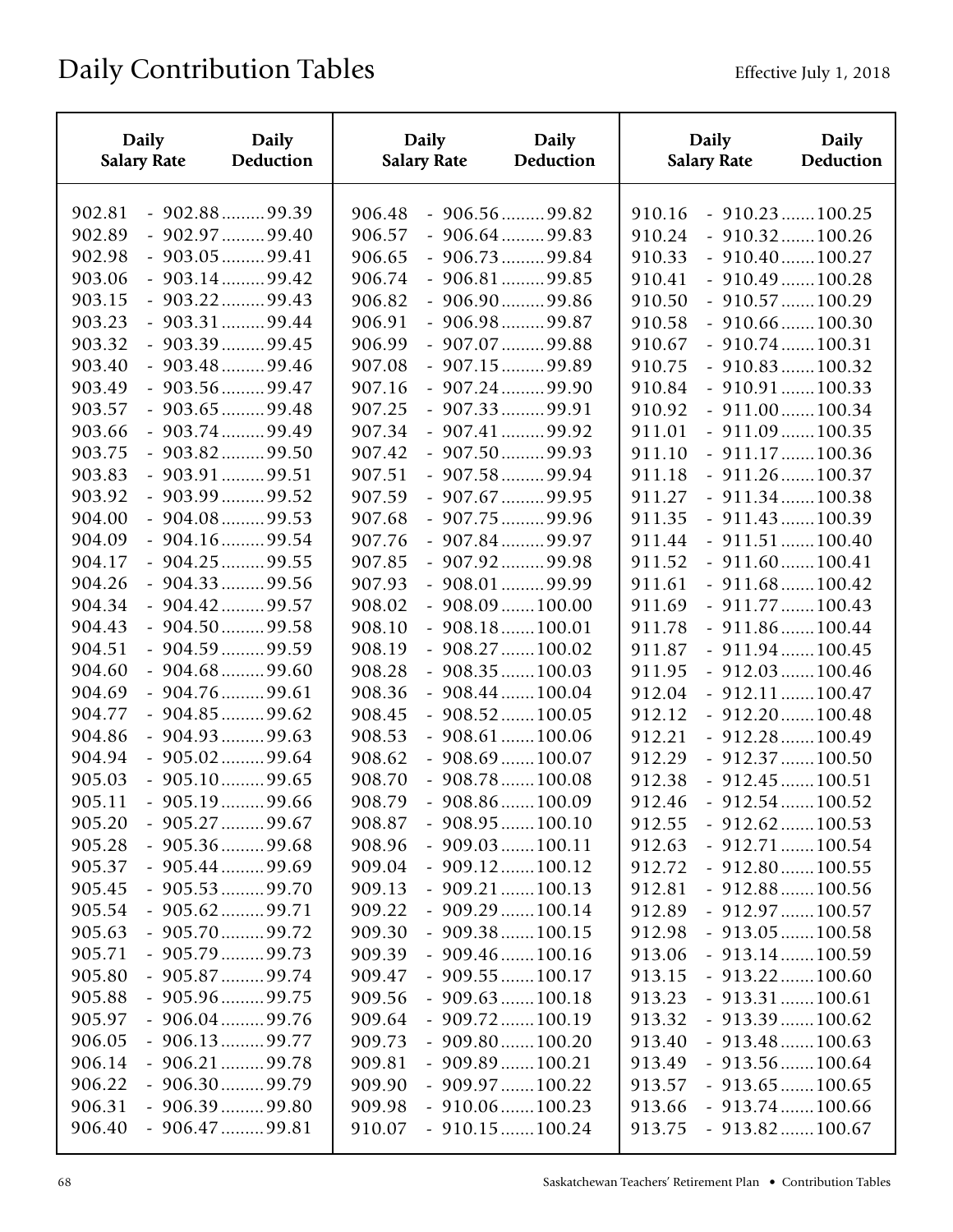# Daily Contribution Tables

Effective July 1, 2018

| Daily Salary Rate | Daily Deduction |
|---|---|
| 902.81 - 902.88 | 99.39 |
| 902.89 - 902.97 | 99.40 |
| 902.98 - 903.05 | 99.41 |
| 903.06 - 903.14 | 99.42 |
| 903.15 - 903.22 | 99.43 |
| 903.23 - 903.31 | 99.44 |
| 903.32 - 903.39 | 99.45 |
| 903.40 - 903.48 | 99.46 |
| 903.49 - 903.56 | 99.47 |
| 903.57 - 903.65 | 99.48 |
| 903.66 - 903.74 | 99.49 |
| 903.75 - 903.82 | 99.50 |
| 903.83 - 903.91 | 99.51 |
| 903.92 - 903.99 | 99.52 |
| 904.00 - 904.08 | 99.53 |
| 904.09 - 904.16 | 99.54 |
| 904.17 - 904.25 | 99.55 |
| 904.26 - 904.33 | 99.56 |
| 904.34 - 904.42 | 99.57 |
| 904.43 - 904.50 | 99.58 |
| 904.51 - 904.59 | 99.59 |
| 904.60 - 904.68 | 99.60 |
| 904.69 - 904.76 | 99.61 |
| 904.77 - 904.85 | 99.62 |
| 904.86 - 904.93 | 99.63 |
| 904.94 - 905.02 | 99.64 |
| 905.03 - 905.10 | 99.65 |
| 905.11 - 905.19 | 99.66 |
| 905.20 - 905.27 | 99.67 |
| 905.28 - 905.36 | 99.68 |
| 905.37 - 905.44 | 99.69 |
| 905.45 - 905.53 | 99.70 |
| 905.54 - 905.62 | 99.71 |
| 905.63 - 905.70 | 99.72 |
| 905.71 - 905.79 | 99.73 |
| 905.80 - 905.87 | 99.74 |
| 905.88 - 905.96 | 99.75 |
| 905.97 - 906.04 | 99.76 |
| 906.05 - 906.13 | 99.77 |
| 906.14 - 906.21 | 99.78 |
| 906.22 - 906.30 | 99.79 |
| 906.31 - 906.39 | 99.80 |
| 906.40 - 906.47 | 99.81 |
| 906.48 - 906.56 | 99.82 |
| 906.57 - 906.64 | 99.83 |
| 906.65 - 906.73 | 99.84 |
| 906.74 - 906.81 | 99.85 |
| 906.82 - 906.90 | 99.86 |
| 906.91 - 906.98 | 99.87 |
| 906.99 - 907.07 | 99.88 |
| 907.08 - 907.15 | 99.89 |
| 907.16 - 907.24 | 99.90 |
| 907.25 - 907.33 | 99.91 |
| 907.34 - 907.41 | 99.92 |
| 907.42 - 907.50 | 99.93 |
| 907.51 - 907.58 | 99.94 |
| 907.59 - 907.67 | 99.95 |
| 907.68 - 907.75 | 99.96 |
| 907.76 - 907.84 | 99.97 |
| 907.85 - 907.92 | 99.98 |
| 907.93 - 908.01 | 99.99 |
| 908.02 - 908.09 | 100.00 |
| 908.10 - 908.18 | 100.01 |
| 908.19 - 908.27 | 100.02 |
| 908.28 - 908.35 | 100.03 |
| 908.36 - 908.44 | 100.04 |
| 908.45 - 908.52 | 100.05 |
| 908.53 - 908.61 | 100.06 |
| 908.62 - 908.69 | 100.07 |
| 908.70 - 908.78 | 100.08 |
| 908.79 - 908.86 | 100.09 |
| 908.87 - 908.95 | 100.10 |
| 908.96 - 909.03 | 100.11 |
| 909.04 - 909.12 | 100.12 |
| 909.13 - 909.21 | 100.13 |
| 909.22 - 909.29 | 100.14 |
| 909.30 - 909.38 | 100.15 |
| 909.39 - 909.46 | 100.16 |
| 909.47 - 909.55 | 100.17 |
| 909.56 - 909.63 | 100.18 |
| 909.64 - 909.72 | 100.19 |
| 909.73 - 909.80 | 100.20 |
| 909.81 - 909.89 | 100.21 |
| 909.90 - 909.97 | 100.22 |
| 909.98 - 910.06 | 100.23 |
| 910.07 - 910.15 | 100.24 |
| 910.16 - 910.23 | 100.25 |
| 910.24 - 910.32 | 100.26 |
| 910.33 - 910.40 | 100.27 |
| 910.41 - 910.49 | 100.28 |
| 910.50 - 910.57 | 100.29 |
| 910.58 - 910.66 | 100.30 |
| 910.67 - 910.74 | 100.31 |
| 910.75 - 910.83 | 100.32 |
| 910.84 - 910.91 | 100.33 |
| 910.92 - 911.00 | 100.34 |
| 911.01 - 911.09 | 100.35 |
| 911.10 - 911.17 | 100.36 |
| 911.18 - 911.26 | 100.37 |
| 911.27 - 911.34 | 100.38 |
| 911.35 - 911.43 | 100.39 |
| 911.44 - 911.51 | 100.40 |
| 911.52 - 911.60 | 100.41 |
| 911.61 - 911.68 | 100.42 |
| 911.69 - 911.77 | 100.43 |
| 911.78 - 911.86 | 100.44 |
| 911.87 - 911.94 | 100.45 |
| 911.95 - 912.03 | 100.46 |
| 912.04 - 912.11 | 100.47 |
| 912.12 - 912.20 | 100.48 |
| 912.21 - 912.28 | 100.49 |
| 912.29 - 912.37 | 100.50 |
| 912.38 - 912.45 | 100.51 |
| 912.46 - 912.54 | 100.52 |
| 912.55 - 912.62 | 100.53 |
| 912.63 - 912.71 | 100.54 |
| 912.72 - 912.80 | 100.55 |
| 912.81 - 912.88 | 100.56 |
| 912.89 - 912.97 | 100.57 |
| 912.98 - 913.05 | 100.58 |
| 913.06 - 913.14 | 100.59 |
| 913.15 - 913.22 | 100.60 |
| 913.23 - 913.31 | 100.61 |
| 913.32 - 913.39 | 100.62 |
| 913.40 - 913.48 | 100.63 |
| 913.49 - 913.56 | 100.64 |
| 913.57 - 913.65 | 100.65 |
| 913.66 - 913.74 | 100.66 |
| 913.75 - 913.82 | 100.67 |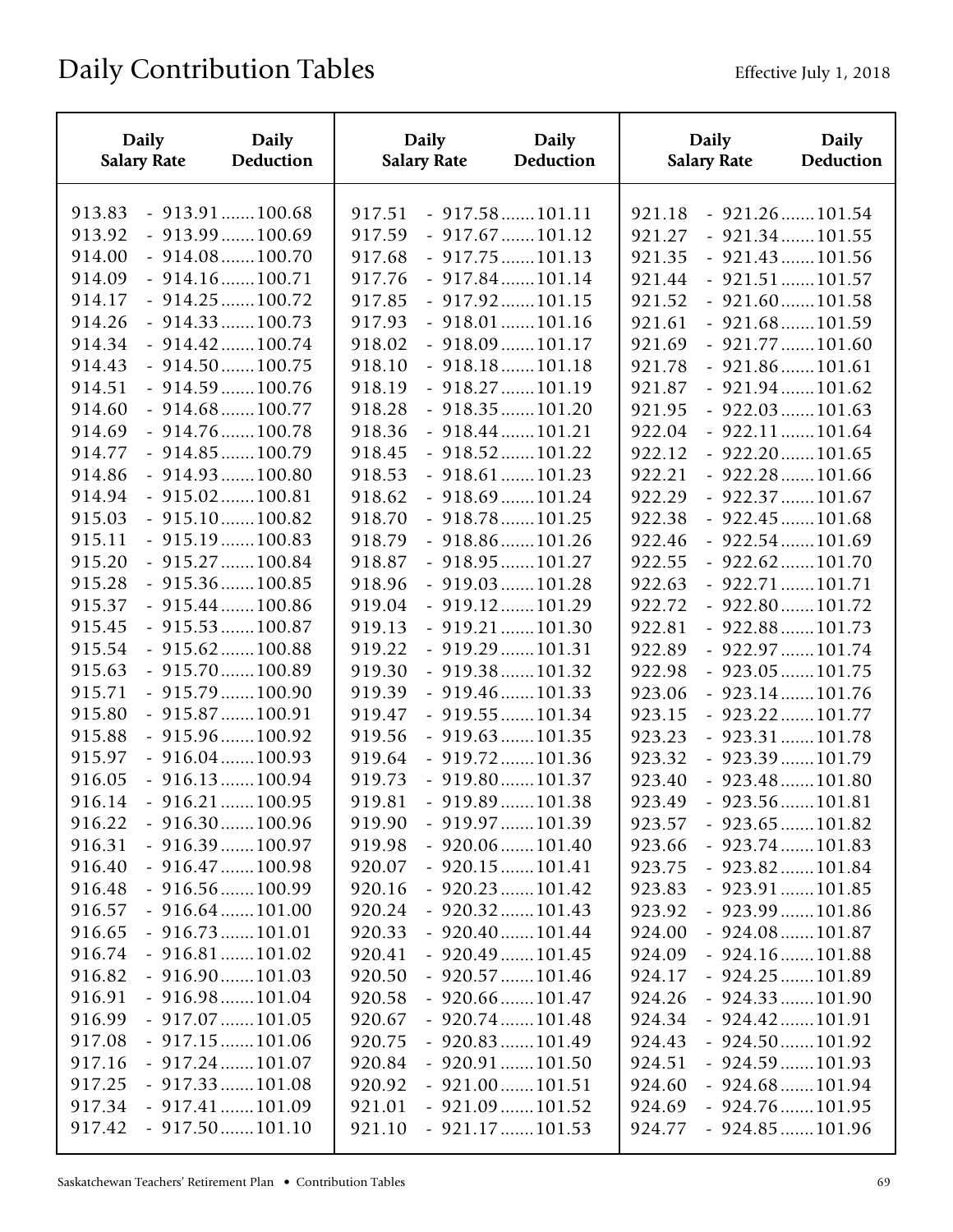# Daily Contribution Tables

Effective July 1, 2018

| Daily Salary Rate | Daily Deduction | Daily Salary Rate | Daily Deduction | Daily Salary Rate | Daily Deduction |
|---|---|---|---|---|---|
| 913.83 - 913.91 | 100.68 | 917.51 - 917.58 | 101.11 | 921.18 - 921.26 | 101.54 |
| 913.92 - 913.99 | 100.69 | 917.59 - 917.67 | 101.12 | 921.27 - 921.34 | 101.55 |
| 914.00 - 914.08 | 100.70 | 917.68 - 917.75 | 101.13 | 921.35 - 921.43 | 101.56 |
| 914.09 - 914.16 | 100.71 | 917.76 - 917.84 | 101.14 | 921.44 - 921.51 | 101.57 |
| 914.17 - 914.25 | 100.72 | 917.85 - 917.92 | 101.15 | 921.52 - 921.60 | 101.58 |
| 914.26 - 914.33 | 100.73 | 917.93 - 918.01 | 101.16 | 921.61 - 921.68 | 101.59 |
| 914.34 - 914.42 | 100.74 | 918.02 - 918.09 | 101.17 | 921.69 - 921.77 | 101.60 |
| 914.43 - 914.50 | 100.75 | 918.10 - 918.18 | 101.18 | 921.78 - 921.86 | 101.61 |
| 914.51 - 914.59 | 100.76 | 918.19 - 918.27 | 101.19 | 921.87 - 921.94 | 101.62 |
| 914.60 - 914.68 | 100.77 | 918.28 - 918.35 | 101.20 | 921.95 - 922.03 | 101.63 |
| 914.69 - 914.76 | 100.78 | 918.36 - 918.44 | 101.21 | 922.04 - 922.11 | 101.64 |
| 914.77 - 914.85 | 100.79 | 918.45 - 918.52 | 101.22 | 922.12 - 922.20 | 101.65 |
| 914.86 - 914.93 | 100.80 | 918.53 - 918.61 | 101.23 | 922.21 - 922.28 | 101.66 |
| 914.94 - 915.02 | 100.81 | 918.62 - 918.69 | 101.24 | 922.29 - 922.37 | 101.67 |
| 915.03 - 915.10 | 100.82 | 918.70 - 918.78 | 101.25 | 922.38 - 922.45 | 101.68 |
| 915.11 - 915.19 | 100.83 | 918.79 - 918.86 | 101.26 | 922.46 - 922.54 | 101.69 |
| 915.20 - 915.27 | 100.84 | 918.87 - 918.95 | 101.27 | 922.55 - 922.62 | 101.70 |
| 915.28 - 915.36 | 100.85 | 918.96 - 919.03 | 101.28 | 922.63 - 922.71 | 101.71 |
| 915.37 - 915.44 | 100.86 | 919.04 - 919.12 | 101.29 | 922.72 - 922.80 | 101.72 |
| 915.45 - 915.53 | 100.87 | 919.13 - 919.21 | 101.30 | 922.81 - 922.88 | 101.73 |
| 915.54 - 915.62 | 100.88 | 919.22 - 919.29 | 101.31 | 922.89 - 922.97 | 101.74 |
| 915.63 - 915.70 | 100.89 | 919.30 - 919.38 | 101.32 | 922.98 - 923.05 | 101.75 |
| 915.71 - 915.79 | 100.90 | 919.39 - 919.46 | 101.33 | 923.06 - 923.14 | 101.76 |
| 915.80 - 915.87 | 100.91 | 919.47 - 919.55 | 101.34 | 923.15 - 923.22 | 101.77 |
| 915.88 - 915.96 | 100.92 | 919.56 - 919.63 | 101.35 | 923.23 - 923.31 | 101.78 |
| 915.97 - 916.04 | 100.93 | 919.64 - 919.72 | 101.36 | 923.32 - 923.39 | 101.79 |
| 916.05 - 916.13 | 100.94 | 919.73 - 919.80 | 101.37 | 923.40 - 923.48 | 101.80 |
| 916.14 - 916.21 | 100.95 | 919.81 - 919.89 | 101.38 | 923.49 - 923.56 | 101.81 |
| 916.22 - 916.30 | 100.96 | 919.90 - 919.97 | 101.39 | 923.57 - 923.65 | 101.82 |
| 916.31 - 916.39 | 100.97 | 919.98 - 920.06 | 101.40 | 923.66 - 923.74 | 101.83 |
| 916.40 - 916.47 | 100.98 | 920.07 - 920.15 | 101.41 | 923.75 - 923.82 | 101.84 |
| 916.48 - 916.56 | 100.99 | 920.16 - 920.23 | 101.42 | 923.83 - 923.91 | 101.85 |
| 916.57 - 916.64 | 101.00 | 920.24 - 920.32 | 101.43 | 923.92 - 923.99 | 101.86 |
| 916.65 - 916.73 | 101.01 | 920.33 - 920.40 | 101.44 | 924.00 - 924.08 | 101.87 |
| 916.74 - 916.81 | 101.02 | 920.41 - 920.49 | 101.45 | 924.09 - 924.16 | 101.88 |
| 916.82 - 916.90 | 101.03 | 920.50 - 920.57 | 101.46 | 924.17 - 924.25 | 101.89 |
| 916.91 - 916.98 | 101.04 | 920.58 - 920.66 | 101.47 | 924.26 - 924.33 | 101.90 |
| 916.99 - 917.07 | 101.05 | 920.67 - 920.74 | 101.48 | 924.34 - 924.42 | 101.91 |
| 917.08 - 917.15 | 101.06 | 920.75 - 920.83 | 101.49 | 924.43 - 924.50 | 101.92 |
| 917.16 - 917.24 | 101.07 | 920.84 - 920.91 | 101.50 | 924.51 - 924.59 | 101.93 |
| 917.25 - 917.33 | 101.08 | 920.92 - 921.00 | 101.51 | 924.60 - 924.68 | 101.94 |
| 917.34 - 917.41 | 101.09 | 921.01 - 921.09 | 101.52 | 924.69 - 924.76 | 101.95 |
| 917.42 - 917.50 | 101.10 | 921.10 - 921.17 | 101.53 | 924.77 - 924.85 | 101.96 |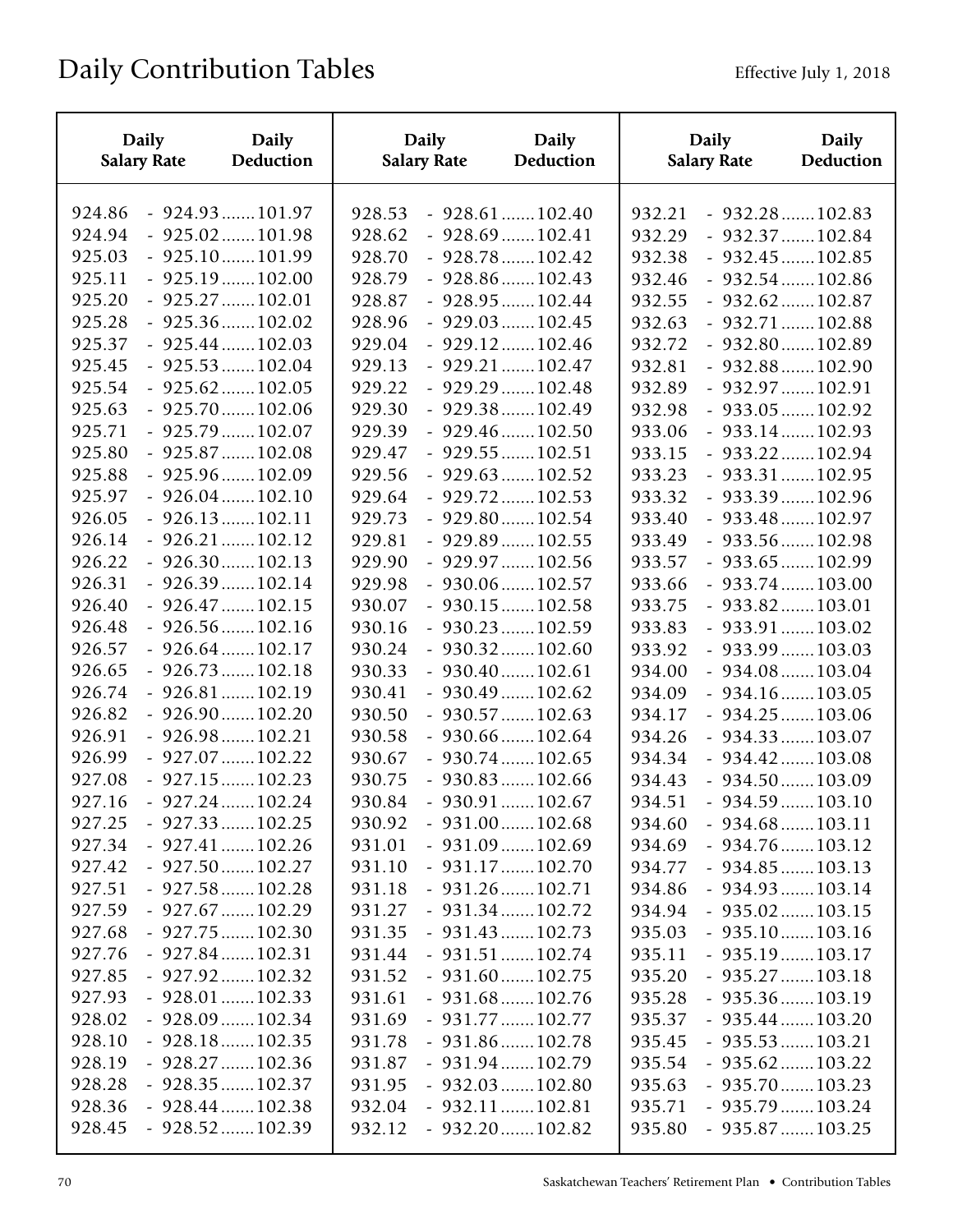# Daily Contribution Tables

Effective July 1, 2018

| Daily Salary Rate | Daily Deduction | Daily Salary Rate | Daily Deduction | Daily Salary Rate | Daily Deduction |
|---|---|---|---|---|---|
| 924.86 - 924.93 | 101.97 | 928.53 - 928.61 | 102.40 | 932.21 - 932.28 | 102.83 |
| 924.94 - 925.02 | 101.98 | 928.62 - 928.69 | 102.41 | 932.29 - 932.37 | 102.84 |
| 925.03 - 925.10 | 101.99 | 928.70 - 928.78 | 102.42 | 932.38 - 932.45 | 102.85 |
| 925.11 - 925.19 | 102.00 | 928.79 - 928.86 | 102.43 | 932.46 - 932.54 | 102.86 |
| 925.20 - 925.27 | 102.01 | 928.87 - 928.95 | 102.44 | 932.55 - 932.62 | 102.87 |
| 925.28 - 925.36 | 102.02 | 928.96 - 929.03 | 102.45 | 932.63 - 932.71 | 102.88 |
| 925.37 - 925.44 | 102.03 | 929.04 - 929.12 | 102.46 | 932.72 - 932.80 | 102.89 |
| 925.45 - 925.53 | 102.04 | 929.13 - 929.21 | 102.47 | 932.81 - 932.88 | 102.90 |
| 925.54 - 925.62 | 102.05 | 929.22 - 929.29 | 102.48 | 932.89 - 932.97 | 102.91 |
| 925.63 - 925.70 | 102.06 | 929.30 - 929.38 | 102.49 | 932.98 - 933.05 | 102.92 |
| 925.71 - 925.79 | 102.07 | 929.39 - 929.46 | 102.50 | 933.06 - 933.14 | 102.93 |
| 925.80 - 925.87 | 102.08 | 929.47 - 929.55 | 102.51 | 933.15 - 933.22 | 102.94 |
| 925.88 - 925.96 | 102.09 | 929.56 - 929.63 | 102.52 | 933.23 - 933.31 | 102.95 |
| 925.97 - 926.04 | 102.10 | 929.64 - 929.72 | 102.53 | 933.32 - 933.39 | 102.96 |
| 926.05 - 926.13 | 102.11 | 929.73 - 929.80 | 102.54 | 933.40 - 933.48 | 102.97 |
| 926.14 - 926.21 | 102.12 | 929.81 - 929.89 | 102.55 | 933.49 - 933.56 | 102.98 |
| 926.22 - 926.30 | 102.13 | 929.90 - 929.97 | 102.56 | 933.57 - 933.65 | 102.99 |
| 926.31 - 926.39 | 102.14 | 929.98 - 930.06 | 102.57 | 933.66 - 933.74 | 103.00 |
| 926.40 - 926.47 | 102.15 | 930.07 - 930.15 | 102.58 | 933.75 - 933.82 | 103.01 |
| 926.48 - 926.56 | 102.16 | 930.16 - 930.23 | 102.59 | 933.83 - 933.91 | 103.02 |
| 926.57 - 926.64 | 102.17 | 930.24 - 930.32 | 102.60 | 933.92 - 933.99 | 103.03 |
| 926.65 - 926.73 | 102.18 | 930.33 - 930.40 | 102.61 | 934.00 - 934.08 | 103.04 |
| 926.74 - 926.81 | 102.19 | 930.41 - 930.49 | 102.62 | 934.09 - 934.16 | 103.05 |
| 926.82 - 926.90 | 102.20 | 930.50 - 930.57 | 102.63 | 934.17 - 934.25 | 103.06 |
| 926.91 - 926.98 | 102.21 | 930.58 - 930.66 | 102.64 | 934.26 - 934.33 | 103.07 |
| 926.99 - 927.07 | 102.22 | 930.67 - 930.74 | 102.65 | 934.34 - 934.42 | 103.08 |
| 927.08 - 927.15 | 102.23 | 930.75 - 930.83 | 102.66 | 934.43 - 934.50 | 103.09 |
| 927.16 - 927.24 | 102.24 | 930.84 - 930.91 | 102.67 | 934.51 - 934.59 | 103.10 |
| 927.25 - 927.33 | 102.25 | 930.92 - 931.00 | 102.68 | 934.60 - 934.68 | 103.11 |
| 927.34 - 927.41 | 102.26 | 931.01 - 931.09 | 102.69 | 934.69 - 934.76 | 103.12 |
| 927.42 - 927.50 | 102.27 | 931.10 - 931.17 | 102.70 | 934.77 - 934.85 | 103.13 |
| 927.51 - 927.58 | 102.28 | 931.18 - 931.26 | 102.71 | 934.86 - 934.93 | 103.14 |
| 927.59 - 927.67 | 102.29 | 931.27 - 931.34 | 102.72 | 934.94 - 935.02 | 103.15 |
| 927.68 - 927.75 | 102.30 | 931.35 - 931.43 | 102.73 | 935.03 - 935.10 | 103.16 |
| 927.76 - 927.84 | 102.31 | 931.44 - 931.51 | 102.74 | 935.11 - 935.19 | 103.17 |
| 927.85 - 927.92 | 102.32 | 931.52 - 931.60 | 102.75 | 935.20 - 935.27 | 103.18 |
| 927.93 - 928.01 | 102.33 | 931.61 - 931.68 | 102.76 | 935.28 - 935.36 | 103.19 |
| 928.02 - 928.09 | 102.34 | 931.69 - 931.77 | 102.77 | 935.37 - 935.44 | 103.20 |
| 928.10 - 928.18 | 102.35 | 931.78 - 931.86 | 102.78 | 935.45 - 935.53 | 103.21 |
| 928.19 - 928.27 | 102.36 | 931.87 - 931.94 | 102.79 | 935.54 - 935.62 | 103.22 |
| 928.28 - 928.35 | 102.37 | 931.95 - 932.03 | 102.80 | 935.63 - 935.70 | 103.23 |
| 928.36 - 928.44 | 102.38 | 932.04 - 932.11 | 102.81 | 935.71 - 935.79 | 103.24 |
| 928.45 - 928.52 | 102.39 | 932.12 - 932.20 | 102.82 | 935.80 - 935.87 | 103.25 |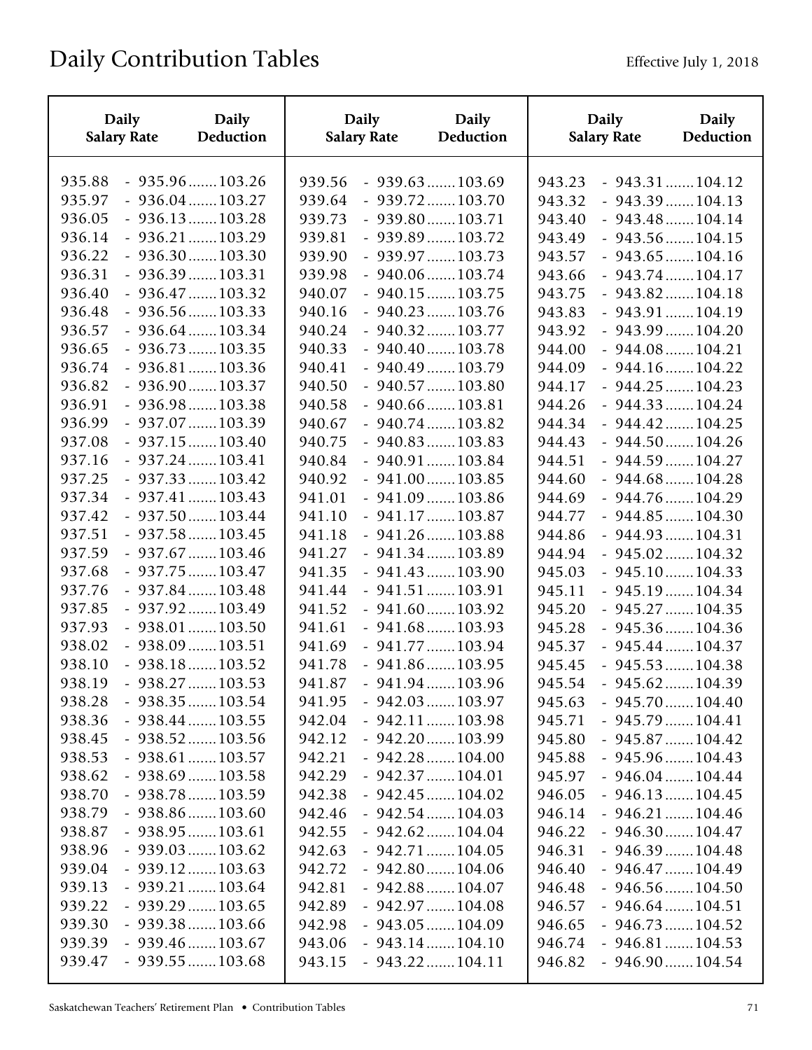# Daily Contribution Tables

Effective July 1, 2018

| Daily Salary Rate | Daily Deduction |
|---|---|
| 935.88 - 935.96 | 103.26 |
| 935.97 - 936.04 | 103.27 |
| 936.05 - 936.13 | 103.28 |
| 936.14 - 936.21 | 103.29 |
| 936.22 - 936.30 | 103.30 |
| 936.31 - 936.39 | 103.31 |
| 936.40 - 936.47 | 103.32 |
| 936.48 - 936.56 | 103.33 |
| 936.57 - 936.64 | 103.34 |
| 936.65 - 936.73 | 103.35 |
| 936.74 - 936.81 | 103.36 |
| 936.82 - 936.90 | 103.37 |
| 936.91 - 936.98 | 103.38 |
| 936.99 - 937.07 | 103.39 |
| 937.08 - 937.15 | 103.40 |
| 937.16 - 937.24 | 103.41 |
| 937.25 - 937.33 | 103.42 |
| 937.34 - 937.41 | 103.43 |
| 937.42 - 937.50 | 103.44 |
| 937.51 - 937.58 | 103.45 |
| 937.59 - 937.67 | 103.46 |
| 937.68 - 937.75 | 103.47 |
| 937.76 - 937.84 | 103.48 |
| 937.85 - 937.92 | 103.49 |
| 937.93 - 938.01 | 103.50 |
| 938.02 - 938.09 | 103.51 |
| 938.10 - 938.18 | 103.52 |
| 938.19 - 938.27 | 103.53 |
| 938.28 - 938.35 | 103.54 |
| 938.36 - 938.44 | 103.55 |
| 938.45 - 938.52 | 103.56 |
| 938.53 - 938.61 | 103.57 |
| 938.62 - 938.69 | 103.58 |
| 938.70 - 938.78 | 103.59 |
| 938.79 - 938.86 | 103.60 |
| 938.87 - 938.95 | 103.61 |
| 938.96 - 939.03 | 103.62 |
| 939.04 - 939.12 | 103.63 |
| 939.13 - 939.21 | 103.64 |
| 939.22 - 939.29 | 103.65 |
| 939.30 - 939.38 | 103.66 |
| 939.39 - 939.46 | 103.67 |
| 939.47 - 939.55 | 103.68 |
| 939.56 - 939.63 | 103.69 |
| 939.64 - 939.72 | 103.70 |
| 939.73 - 939.80 | 103.71 |
| 939.81 - 939.89 | 103.72 |
| 939.90 - 939.97 | 103.73 |
| 939.98 - 940.06 | 103.74 |
| 940.07 - 940.15 | 103.75 |
| 940.16 - 940.23 | 103.76 |
| 940.24 - 940.32 | 103.77 |
| 940.33 - 940.40 | 103.78 |
| 940.41 - 940.49 | 103.79 |
| 940.50 - 940.57 | 103.80 |
| 940.58 - 940.66 | 103.81 |
| 940.67 - 940.74 | 103.82 |
| 940.75 - 940.83 | 103.83 |
| 940.84 - 940.91 | 103.84 |
| 940.92 - 941.00 | 103.85 |
| 941.01 - 941.09 | 103.86 |
| 941.10 - 941.17 | 103.87 |
| 941.18 - 941.26 | 103.88 |
| 941.27 - 941.34 | 103.89 |
| 941.35 - 941.43 | 103.90 |
| 941.44 - 941.51 | 103.91 |
| 941.52 - 941.60 | 103.92 |
| 941.61 - 941.68 | 103.93 |
| 941.69 - 941.77 | 103.94 |
| 941.78 - 941.86 | 103.95 |
| 941.87 - 941.94 | 103.96 |
| 941.95 - 942.03 | 103.97 |
| 942.04 - 942.11 | 103.98 |
| 942.12 - 942.20 | 103.99 |
| 942.21 - 942.28 | 104.00 |
| 942.29 - 942.37 | 104.01 |
| 942.38 - 942.45 | 104.02 |
| 942.46 - 942.54 | 104.03 |
| 942.55 - 942.62 | 104.04 |
| 942.63 - 942.71 | 104.05 |
| 942.72 - 942.80 | 104.06 |
| 942.81 - 942.88 | 104.07 |
| 942.89 - 942.97 | 104.08 |
| 942.98 - 943.05 | 104.09 |
| 943.06 - 943.14 | 104.10 |
| 943.15 - 943.22 | 104.11 |
| 943.23 - 943.31 | 104.12 |
| 943.32 - 943.39 | 104.13 |
| 943.40 - 943.48 | 104.14 |
| 943.49 - 943.56 | 104.15 |
| 943.57 - 943.65 | 104.16 |
| 943.66 - 943.74 | 104.17 |
| 943.75 - 943.82 | 104.18 |
| 943.83 - 943.91 | 104.19 |
| 943.92 - 943.99 | 104.20 |
| 944.00 - 944.08 | 104.21 |
| 944.09 - 944.16 | 104.22 |
| 944.17 - 944.25 | 104.23 |
| 944.26 - 944.33 | 104.24 |
| 944.34 - 944.42 | 104.25 |
| 944.43 - 944.50 | 104.26 |
| 944.51 - 944.59 | 104.27 |
| 944.60 - 944.68 | 104.28 |
| 944.69 - 944.76 | 104.29 |
| 944.77 - 944.85 | 104.30 |
| 944.86 - 944.93 | 104.31 |
| 944.94 - 945.02 | 104.32 |
| 945.03 - 945.10 | 104.33 |
| 945.11 - 945.19 | 104.34 |
| 945.20 - 945.27 | 104.35 |
| 945.28 - 945.36 | 104.36 |
| 945.37 - 945.44 | 104.37 |
| 945.45 - 945.53 | 104.38 |
| 945.54 - 945.62 | 104.39 |
| 945.63 - 945.70 | 104.40 |
| 945.71 - 945.79 | 104.41 |
| 945.80 - 945.87 | 104.42 |
| 945.88 - 945.96 | 104.43 |
| 945.97 - 946.04 | 104.44 |
| 946.05 - 946.13 | 104.45 |
| 946.14 - 946.21 | 104.46 |
| 946.22 - 946.30 | 104.47 |
| 946.31 - 946.39 | 104.48 |
| 946.40 - 946.47 | 104.49 |
| 946.48 - 946.56 | 104.50 |
| 946.57 - 946.64 | 104.51 |
| 946.65 - 946.73 | 104.52 |
| 946.74 - 946.81 | 104.53 |
| 946.82 - 946.90 | 104.54 |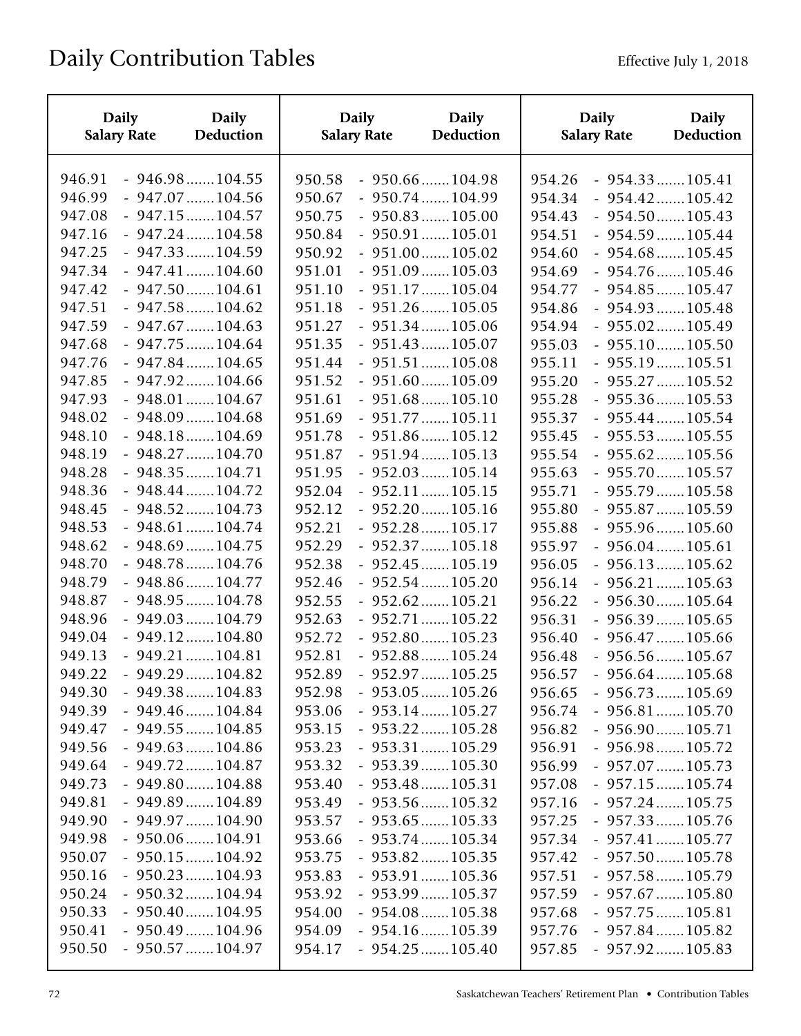# Daily Contribution Tables

Effective July 1, 2018

| Daily Salary Rate | Daily Deduction | Daily Salary Rate | Daily Deduction | Daily Salary Rate | Daily Deduction |
|---|---|---|---|---|---|
| 946.91 - 946.98 | 104.55 | 950.58 - 950.66 | 104.98 | 954.26 - 954.33 | 105.41 |
| 946.99 - 947.07 | 104.56 | 950.67 - 950.74 | 104.99 | 954.34 - 954.42 | 105.42 |
| 947.08 - 947.15 | 104.57 | 950.75 - 950.83 | 105.00 | 954.43 - 954.50 | 105.43 |
| 947.16 - 947.24 | 104.58 | 950.84 - 950.91 | 105.01 | 954.51 - 954.59 | 105.44 |
| 947.25 - 947.33 | 104.59 | 950.92 - 951.00 | 105.02 | 954.60 - 954.68 | 105.45 |
| 947.34 - 947.41 | 104.60 | 951.01 - 951.09 | 105.03 | 954.69 - 954.76 | 105.46 |
| 947.42 - 947.50 | 104.61 | 951.10 - 951.17 | 105.04 | 954.77 - 954.85 | 105.47 |
| 947.51 - 947.58 | 104.62 | 951.18 - 951.26 | 105.05 | 954.86 - 954.93 | 105.48 |
| 947.59 - 947.67 | 104.63 | 951.27 - 951.34 | 105.06 | 954.94 - 955.02 | 105.49 |
| 947.68 - 947.75 | 104.64 | 951.35 - 951.43 | 105.07 | 955.03 - 955.10 | 105.50 |
| 947.76 - 947.84 | 104.65 | 951.44 - 951.51 | 105.08 | 955.11 - 955.19 | 105.51 |
| 947.85 - 947.92 | 104.66 | 951.52 - 951.60 | 105.09 | 955.20 - 955.27 | 105.52 |
| 947.93 - 948.01 | 104.67 | 951.61 - 951.68 | 105.10 | 955.28 - 955.36 | 105.53 |
| 948.02 - 948.09 | 104.68 | 951.69 - 951.77 | 105.11 | 955.37 - 955.44 | 105.54 |
| 948.10 - 948.18 | 104.69 | 951.78 - 951.86 | 105.12 | 955.45 - 955.53 | 105.55 |
| 948.19 - 948.27 | 104.70 | 951.87 - 951.94 | 105.13 | 955.54 - 955.62 | 105.56 |
| 948.28 - 948.35 | 104.71 | 951.95 - 952.03 | 105.14 | 955.63 - 955.70 | 105.57 |
| 948.36 - 948.44 | 104.72 | 952.04 - 952.11 | 105.15 | 955.71 - 955.79 | 105.58 |
| 948.45 - 948.52 | 104.73 | 952.12 - 952.20 | 105.16 | 955.80 - 955.87 | 105.59 |
| 948.53 - 948.61 | 104.74 | 952.21 - 952.28 | 105.17 | 955.88 - 955.96 | 105.60 |
| 948.62 - 948.69 | 104.75 | 952.29 - 952.37 | 105.18 | 955.97 - 956.04 | 105.61 |
| 948.70 - 948.78 | 104.76 | 952.38 - 952.45 | 105.19 | 956.05 - 956.13 | 105.62 |
| 948.79 - 948.86 | 104.77 | 952.46 - 952.54 | 105.20 | 956.14 - 956.21 | 105.63 |
| 948.87 - 948.95 | 104.78 | 952.55 - 952.62 | 105.21 | 956.22 - 956.30 | 105.64 |
| 948.96 - 949.03 | 104.79 | 952.63 - 952.71 | 105.22 | 956.31 - 956.39 | 105.65 |
| 949.04 - 949.12 | 104.80 | 952.72 - 952.80 | 105.23 | 956.40 - 956.47 | 105.66 |
| 949.13 - 949.21 | 104.81 | 952.81 - 952.88 | 105.24 | 956.48 - 956.56 | 105.67 |
| 949.22 - 949.29 | 104.82 | 952.89 - 952.97 | 105.25 | 956.57 - 956.64 | 105.68 |
| 949.30 - 949.38 | 104.83 | 952.98 - 953.05 | 105.26 | 956.65 - 956.73 | 105.69 |
| 949.39 - 949.46 | 104.84 | 953.06 - 953.14 | 105.27 | 956.74 - 956.81 | 105.70 |
| 949.47 - 949.55 | 104.85 | 953.15 - 953.22 | 105.28 | 956.82 - 956.90 | 105.71 |
| 949.56 - 949.63 | 104.86 | 953.23 - 953.31 | 105.29 | 956.91 - 956.98 | 105.72 |
| 949.64 - 949.72 | 104.87 | 953.32 - 953.39 | 105.30 | 956.99 - 957.07 | 105.73 |
| 949.73 - 949.80 | 104.88 | 953.40 - 953.48 | 105.31 | 957.08 - 957.15 | 105.74 |
| 949.81 - 949.89 | 104.89 | 953.49 - 953.56 | 105.32 | 957.16 - 957.24 | 105.75 |
| 949.90 - 949.97 | 104.90 | 953.57 - 953.65 | 105.33 | 957.25 - 957.33 | 105.76 |
| 949.98 - 950.06 | 104.91 | 953.66 - 953.74 | 105.34 | 957.34 - 957.41 | 105.77 |
| 950.07 - 950.15 | 104.92 | 953.75 - 953.82 | 105.35 | 957.42 - 957.50 | 105.78 |
| 950.16 - 950.23 | 104.93 | 953.83 - 953.91 | 105.36 | 957.51 - 957.58 | 105.79 |
| 950.24 - 950.32 | 104.94 | 953.92 - 953.99 | 105.37 | 957.59 - 957.67 | 105.80 |
| 950.33 - 950.40 | 104.95 | 954.00 - 954.08 | 105.38 | 957.68 - 957.75 | 105.81 |
| 950.41 - 950.49 | 104.96 | 954.09 - 954.16 | 105.39 | 957.76 - 957.84 | 105.82 |
| 950.50 - 950.57 | 104.97 | 954.17 - 954.25 | 105.40 | 957.85 - 957.92 | 105.83 |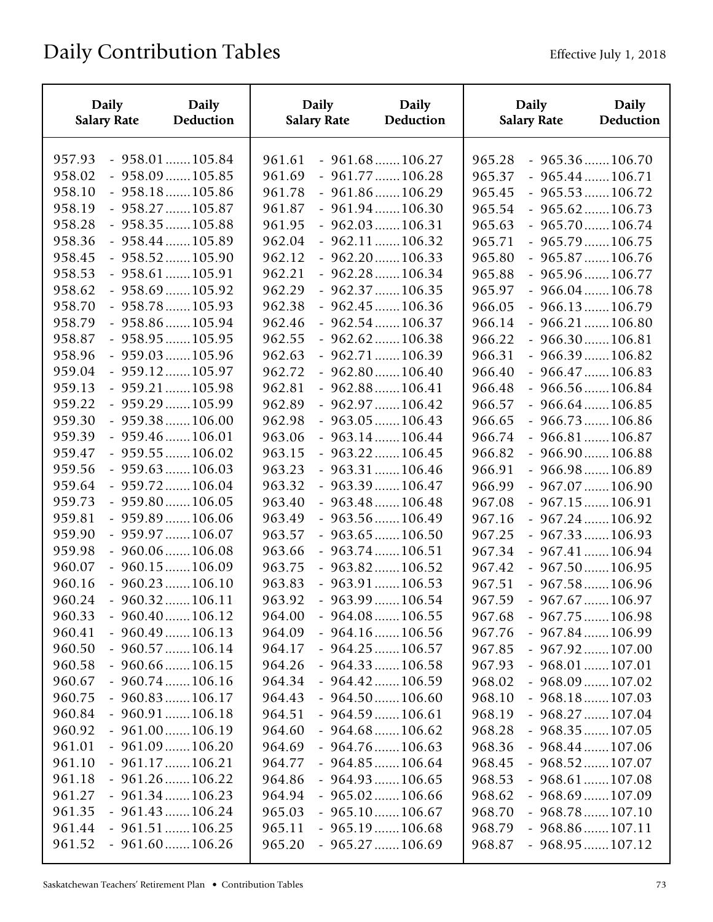# Daily Contribution Tables

Effective July 1, 2018

| Daily Salary Rate | Daily Deduction |
|---|---|
| 957.93 - 958.01 | 105.84 |
| 958.02 - 958.09 | 105.85 |
| 958.10 - 958.18 | 105.86 |
| 958.19 - 958.27 | 105.87 |
| 958.28 - 958.35 | 105.88 |
| 958.36 - 958.44 | 105.89 |
| 958.45 - 958.52 | 105.90 |
| 958.53 - 958.61 | 105.91 |
| 958.62 - 958.69 | 105.92 |
| 958.70 - 958.78 | 105.93 |
| 958.79 - 958.86 | 105.94 |
| 958.87 - 958.95 | 105.95 |
| 958.96 - 959.03 | 105.96 |
| 959.04 - 959.12 | 105.97 |
| 959.13 - 959.21 | 105.98 |
| 959.22 - 959.29 | 105.99 |
| 959.30 - 959.38 | 106.00 |
| 959.39 - 959.46 | 106.01 |
| 959.47 - 959.55 | 106.02 |
| 959.56 - 959.63 | 106.03 |
| 959.64 - 959.72 | 106.04 |
| 959.73 - 959.80 | 106.05 |
| 959.81 - 959.89 | 106.06 |
| 959.90 - 959.97 | 106.07 |
| 959.98 - 960.06 | 106.08 |
| 960.07 - 960.15 | 106.09 |
| 960.16 - 960.23 | 106.10 |
| 960.24 - 960.32 | 106.11 |
| 960.33 - 960.40 | 106.12 |
| 960.41 - 960.49 | 106.13 |
| 960.50 - 960.57 | 106.14 |
| 960.58 - 960.66 | 106.15 |
| 960.67 - 960.74 | 106.16 |
| 960.75 - 960.83 | 106.17 |
| 960.84 - 960.91 | 106.18 |
| 960.92 - 961.00 | 106.19 |
| 961.01 - 961.09 | 106.20 |
| 961.10 - 961.17 | 106.21 |
| 961.18 - 961.26 | 106.22 |
| 961.27 - 961.34 | 106.23 |
| 961.35 - 961.43 | 106.24 |
| 961.44 - 961.51 | 106.25 |
| 961.52 - 961.60 | 106.26 |
| 961.61 - 961.68 | 106.27 |
| 961.69 - 961.77 | 106.28 |
| 961.78 - 961.86 | 106.29 |
| 961.87 - 961.94 | 106.30 |
| 961.95 - 962.03 | 106.31 |
| 962.04 - 962.11 | 106.32 |
| 962.12 - 962.20 | 106.33 |
| 962.21 - 962.28 | 106.34 |
| 962.29 - 962.37 | 106.35 |
| 962.38 - 962.45 | 106.36 |
| 962.46 - 962.54 | 106.37 |
| 962.55 - 962.62 | 106.38 |
| 962.63 - 962.71 | 106.39 |
| 962.72 - 962.80 | 106.40 |
| 962.81 - 962.88 | 106.41 |
| 962.89 - 962.97 | 106.42 |
| 962.98 - 963.05 | 106.43 |
| 963.06 - 963.14 | 106.44 |
| 963.15 - 963.22 | 106.45 |
| 963.23 - 963.31 | 106.46 |
| 963.32 - 963.39 | 106.47 |
| 963.40 - 963.48 | 106.48 |
| 963.49 - 963.56 | 106.49 |
| 963.57 - 963.65 | 106.50 |
| 963.66 - 963.74 | 106.51 |
| 963.75 - 963.82 | 106.52 |
| 963.83 - 963.91 | 106.53 |
| 963.92 - 963.99 | 106.54 |
| 964.00 - 964.08 | 106.55 |
| 964.09 - 964.16 | 106.56 |
| 964.17 - 964.25 | 106.57 |
| 964.26 - 964.33 | 106.58 |
| 964.34 - 964.42 | 106.59 |
| 964.43 - 964.50 | 106.60 |
| 964.51 - 964.59 | 106.61 |
| 964.60 - 964.68 | 106.62 |
| 964.69 - 964.76 | 106.63 |
| 964.77 - 964.85 | 106.64 |
| 964.86 - 964.93 | 106.65 |
| 964.94 - 965.02 | 106.66 |
| 965.03 - 965.10 | 106.67 |
| 965.11 - 965.19 | 106.68 |
| 965.20 - 965.27 | 106.69 |
| 965.28 - 965.36 | 106.70 |
| 965.37 - 965.44 | 106.71 |
| 965.45 - 965.53 | 106.72 |
| 965.54 - 965.62 | 106.73 |
| 965.63 - 965.70 | 106.74 |
| 965.71 - 965.79 | 106.75 |
| 965.80 - 965.87 | 106.76 |
| 965.88 - 965.96 | 106.77 |
| 965.97 - 966.04 | 106.78 |
| 966.05 - 966.13 | 106.79 |
| 966.14 - 966.21 | 106.80 |
| 966.22 - 966.30 | 106.81 |
| 966.31 - 966.39 | 106.82 |
| 966.40 - 966.47 | 106.83 |
| 966.48 - 966.56 | 106.84 |
| 966.57 - 966.64 | 106.85 |
| 966.65 - 966.73 | 106.86 |
| 966.74 - 966.81 | 106.87 |
| 966.82 - 966.90 | 106.88 |
| 966.91 - 966.98 | 106.89 |
| 966.99 - 967.07 | 106.90 |
| 967.08 - 967.15 | 106.91 |
| 967.16 - 967.24 | 106.92 |
| 967.25 - 967.33 | 106.93 |
| 967.34 - 967.41 | 106.94 |
| 967.42 - 967.50 | 106.95 |
| 967.51 - 967.58 | 106.96 |
| 967.59 - 967.67 | 106.97 |
| 967.68 - 967.75 | 106.98 |
| 967.76 - 967.84 | 106.99 |
| 967.85 - 967.92 | 107.00 |
| 967.93 - 968.01 | 107.01 |
| 968.02 - 968.09 | 107.02 |
| 968.10 - 968.18 | 107.03 |
| 968.19 - 968.27 | 107.04 |
| 968.28 - 968.35 | 107.05 |
| 968.36 - 968.44 | 107.06 |
| 968.45 - 968.52 | 107.07 |
| 968.53 - 968.61 | 107.08 |
| 968.62 - 968.69 | 107.09 |
| 968.70 - 968.78 | 107.10 |
| 968.79 - 968.86 | 107.11 |
| 968.87 - 968.95 | 107.12 |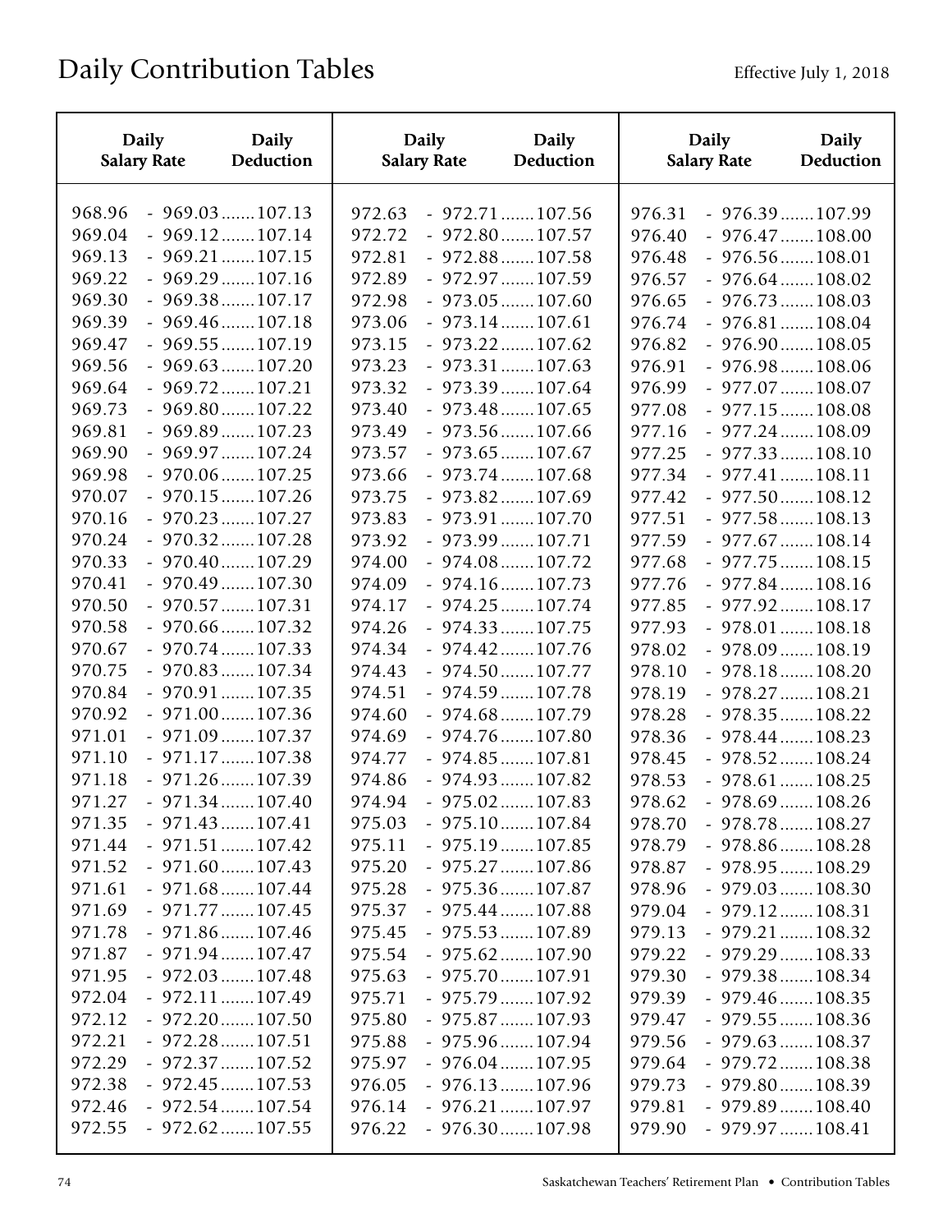# Daily Contribution Tables

Effective July 1, 2018

| Daily Salary Rate | Daily Deduction |
|---|---|
| 968.96 - 969.03 | 107.13 |
| 969.04 - 969.12 | 107.14 |
| 969.13 - 969.21 | 107.15 |
| 969.22 - 969.29 | 107.16 |
| 969.30 - 969.38 | 107.17 |
| 969.39 - 969.46 | 107.18 |
| 969.47 - 969.55 | 107.19 |
| 969.56 - 969.63 | 107.20 |
| 969.64 - 969.72 | 107.21 |
| 969.73 - 969.80 | 107.22 |
| 969.81 - 969.89 | 107.23 |
| 969.90 - 969.97 | 107.24 |
| 969.98 - 970.06 | 107.25 |
| 970.07 - 970.15 | 107.26 |
| 970.16 - 970.23 | 107.27 |
| 970.24 - 970.32 | 107.28 |
| 970.33 - 970.40 | 107.29 |
| 970.41 - 970.49 | 107.30 |
| 970.50 - 970.57 | 107.31 |
| 970.58 - 970.66 | 107.32 |
| 970.67 - 970.74 | 107.33 |
| 970.75 - 970.83 | 107.34 |
| 970.84 - 970.91 | 107.35 |
| 970.92 - 971.00 | 107.36 |
| 971.01 - 971.09 | 107.37 |
| 971.10 - 971.17 | 107.38 |
| 971.18 - 971.26 | 107.39 |
| 971.27 - 971.34 | 107.40 |
| 971.35 - 971.43 | 107.41 |
| 971.44 - 971.51 | 107.42 |
| 971.52 - 971.60 | 107.43 |
| 971.61 - 971.68 | 107.44 |
| 971.69 - 971.77 | 107.45 |
| 971.78 - 971.86 | 107.46 |
| 971.87 - 971.94 | 107.47 |
| 971.95 - 972.03 | 107.48 |
| 972.04 - 972.11 | 107.49 |
| 972.12 - 972.20 | 107.50 |
| 972.21 - 972.28 | 107.51 |
| 972.29 - 972.37 | 107.52 |
| 972.38 - 972.45 | 107.53 |
| 972.46 - 972.54 | 107.54 |
| 972.55 - 972.62 | 107.55 |
| 972.63 - 972.71 | 107.56 |
| 972.72 - 972.80 | 107.57 |
| 972.81 - 972.88 | 107.58 |
| 972.89 - 972.97 | 107.59 |
| 972.98 - 973.05 | 107.60 |
| 973.06 - 973.14 | 107.61 |
| 973.15 - 973.22 | 107.62 |
| 973.23 - 973.31 | 107.63 |
| 973.32 - 973.39 | 107.64 |
| 973.40 - 973.48 | 107.65 |
| 973.49 - 973.56 | 107.66 |
| 973.57 - 973.65 | 107.67 |
| 973.66 - 973.74 | 107.68 |
| 973.75 - 973.82 | 107.69 |
| 973.83 - 973.91 | 107.70 |
| 973.92 - 973.99 | 107.71 |
| 974.00 - 974.08 | 107.72 |
| 974.09 - 974.16 | 107.73 |
| 974.17 - 974.25 | 107.74 |
| 974.26 - 974.33 | 107.75 |
| 974.34 - 974.42 | 107.76 |
| 974.43 - 974.50 | 107.77 |
| 974.51 - 974.59 | 107.78 |
| 974.60 - 974.68 | 107.79 |
| 974.69 - 974.76 | 107.80 |
| 974.77 - 974.85 | 107.81 |
| 974.86 - 974.93 | 107.82 |
| 974.94 - 975.02 | 107.83 |
| 975.03 - 975.10 | 107.84 |
| 975.11 - 975.19 | 107.85 |
| 975.20 - 975.27 | 107.86 |
| 975.28 - 975.36 | 107.87 |
| 975.37 - 975.44 | 107.88 |
| 975.45 - 975.53 | 107.89 |
| 975.54 - 975.62 | 107.90 |
| 975.63 - 975.70 | 107.91 |
| 975.71 - 975.79 | 107.92 |
| 975.80 - 975.87 | 107.93 |
| 975.88 - 975.96 | 107.94 |
| 975.97 - 976.04 | 107.95 |
| 976.05 - 976.13 | 107.96 |
| 976.14 - 976.21 | 107.97 |
| 976.22 - 976.30 | 107.98 |
| 976.31 - 976.39 | 107.99 |
| 976.40 - 976.47 | 108.00 |
| 976.48 - 976.56 | 108.01 |
| 976.57 - 976.64 | 108.02 |
| 976.65 - 976.73 | 108.03 |
| 976.74 - 976.81 | 108.04 |
| 976.82 - 976.90 | 108.05 |
| 976.91 - 976.98 | 108.06 |
| 976.99 - 977.07 | 108.07 |
| 977.08 - 977.15 | 108.08 |
| 977.16 - 977.24 | 108.09 |
| 977.25 - 977.33 | 108.10 |
| 977.34 - 977.41 | 108.11 |
| 977.42 - 977.50 | 108.12 |
| 977.51 - 977.58 | 108.13 |
| 977.59 - 977.67 | 108.14 |
| 977.68 - 977.75 | 108.15 |
| 977.76 - 977.84 | 108.16 |
| 977.85 - 977.92 | 108.17 |
| 977.93 - 978.01 | 108.18 |
| 978.02 - 978.09 | 108.19 |
| 978.10 - 978.18 | 108.20 |
| 978.19 - 978.27 | 108.21 |
| 978.28 - 978.35 | 108.22 |
| 978.36 - 978.44 | 108.23 |
| 978.45 - 978.52 | 108.24 |
| 978.53 - 978.61 | 108.25 |
| 978.62 - 978.69 | 108.26 |
| 978.70 - 978.78 | 108.27 |
| 978.79 - 978.86 | 108.28 |
| 978.87 - 978.95 | 108.29 |
| 978.96 - 979.03 | 108.30 |
| 979.04 - 979.12 | 108.31 |
| 979.13 - 979.21 | 108.32 |
| 979.22 - 979.29 | 108.33 |
| 979.30 - 979.38 | 108.34 |
| 979.39 - 979.46 | 108.35 |
| 979.47 - 979.55 | 108.36 |
| 979.56 - 979.63 | 108.37 |
| 979.64 - 979.72 | 108.38 |
| 979.73 - 979.80 | 108.39 |
| 979.81 - 979.89 | 108.40 |
| 979.90 - 979.97 | 108.41 |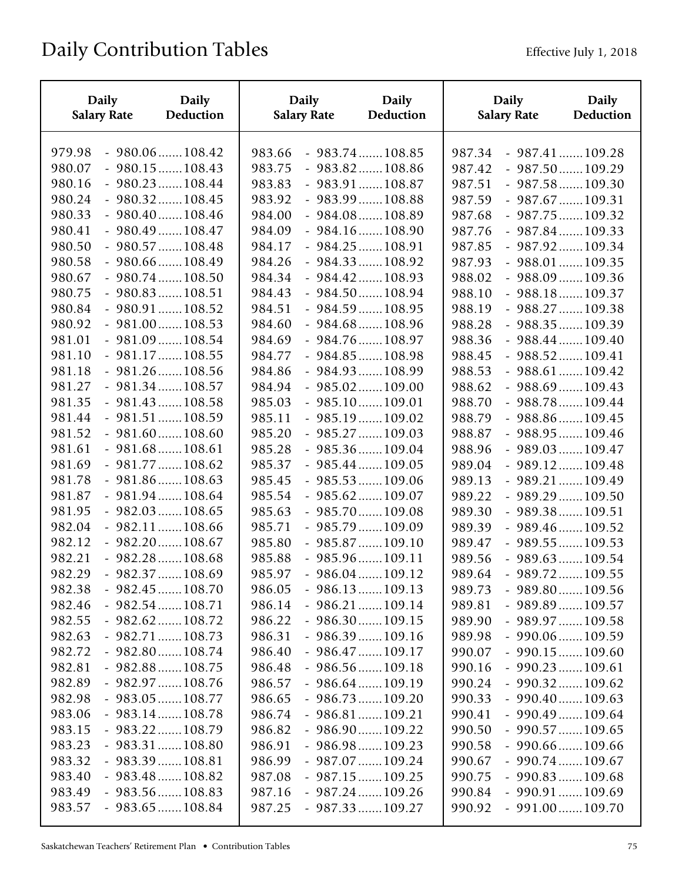# Daily Contribution Tables

Effective July 1, 2018

| Daily Salary Rate | Daily Deduction | Daily Salary Rate | Daily Deduction | Daily Salary Rate | Daily Deduction |
|---|---|---|---|---|---|
| 979.98 - 980.06 | 108.42 | 983.66 - 983.74 | 108.85 | 987.34 - 987.41 | 109.28 |
| 980.07 - 980.15 | 108.43 | 983.75 - 983.82 | 108.86 | 987.42 - 987.50 | 109.29 |
| 980.16 - 980.23 | 108.44 | 983.83 - 983.91 | 108.87 | 987.51 - 987.58 | 109.30 |
| 980.24 - 980.32 | 108.45 | 983.92 - 983.99 | 108.88 | 987.59 - 987.67 | 109.31 |
| 980.33 - 980.40 | 108.46 | 984.00 - 984.08 | 108.89 | 987.68 - 987.75 | 109.32 |
| 980.41 - 980.49 | 108.47 | 984.09 - 984.16 | 108.90 | 987.76 - 987.84 | 109.33 |
| 980.50 - 980.57 | 108.48 | 984.17 - 984.25 | 108.91 | 987.85 - 987.92 | 109.34 |
| 980.58 - 980.66 | 108.49 | 984.26 - 984.33 | 108.92 | 987.93 - 988.01 | 109.35 |
| 980.67 - 980.74 | 108.50 | 984.34 - 984.42 | 108.93 | 988.02 - 988.09 | 109.36 |
| 980.75 - 980.83 | 108.51 | 984.43 - 984.50 | 108.94 | 988.10 - 988.18 | 109.37 |
| 980.84 - 980.91 | 108.52 | 984.51 - 984.59 | 108.95 | 988.19 - 988.27 | 109.38 |
| 980.92 - 981.00 | 108.53 | 984.60 - 984.68 | 108.96 | 988.28 - 988.35 | 109.39 |
| 981.01 - 981.09 | 108.54 | 984.69 - 984.76 | 108.97 | 988.36 - 988.44 | 109.40 |
| 981.10 - 981.17 | 108.55 | 984.77 - 984.85 | 108.98 | 988.45 - 988.52 | 109.41 |
| 981.18 - 981.26 | 108.56 | 984.86 - 984.93 | 108.99 | 988.53 - 988.61 | 109.42 |
| 981.27 - 981.34 | 108.57 | 984.94 - 985.02 | 109.00 | 988.62 - 988.69 | 109.43 |
| 981.35 - 981.43 | 108.58 | 985.03 - 985.10 | 109.01 | 988.70 - 988.78 | 109.44 |
| 981.44 - 981.51 | 108.59 | 985.11 - 985.19 | 109.02 | 988.79 - 988.86 | 109.45 |
| 981.52 - 981.60 | 108.60 | 985.20 - 985.27 | 109.03 | 988.87 - 988.95 | 109.46 |
| 981.61 - 981.68 | 108.61 | 985.28 - 985.36 | 109.04 | 988.96 - 989.03 | 109.47 |
| 981.69 - 981.77 | 108.62 | 985.37 - 985.44 | 109.05 | 989.04 - 989.12 | 109.48 |
| 981.78 - 981.86 | 108.63 | 985.45 - 985.53 | 109.06 | 989.13 - 989.21 | 109.49 |
| 981.87 - 981.94 | 108.64 | 985.54 - 985.62 | 109.07 | 989.22 - 989.29 | 109.50 |
| 981.95 - 982.03 | 108.65 | 985.63 - 985.70 | 109.08 | 989.30 - 989.38 | 109.51 |
| 982.04 - 982.11 | 108.66 | 985.71 - 985.79 | 109.09 | 989.39 - 989.46 | 109.52 |
| 982.12 - 982.20 | 108.67 | 985.80 - 985.87 | 109.10 | 989.47 - 989.55 | 109.53 |
| 982.21 - 982.28 | 108.68 | 985.88 - 985.96 | 109.11 | 989.56 - 989.63 | 109.54 |
| 982.29 - 982.37 | 108.69 | 985.97 - 986.04 | 109.12 | 989.64 - 989.72 | 109.55 |
| 982.38 - 982.45 | 108.70 | 986.05 - 986.13 | 109.13 | 989.73 - 989.80 | 109.56 |
| 982.46 - 982.54 | 108.71 | 986.14 - 986.21 | 109.14 | 989.81 - 989.89 | 109.57 |
| 982.55 - 982.62 | 108.72 | 986.22 - 986.30 | 109.15 | 989.90 - 989.97 | 109.58 |
| 982.63 - 982.71 | 108.73 | 986.31 - 986.39 | 109.16 | 989.98 - 990.06 | 109.59 |
| 982.72 - 982.80 | 108.74 | 986.40 - 986.47 | 109.17 | 990.07 - 990.15 | 109.60 |
| 982.81 - 982.88 | 108.75 | 986.48 - 986.56 | 109.18 | 990.16 - 990.23 | 109.61 |
| 982.89 - 982.97 | 108.76 | 986.57 - 986.64 | 109.19 | 990.24 - 990.32 | 109.62 |
| 982.98 - 983.05 | 108.77 | 986.65 - 986.73 | 109.20 | 990.33 - 990.40 | 109.63 |
| 983.06 - 983.14 | 108.78 | 986.74 - 986.81 | 109.21 | 990.41 - 990.49 | 109.64 |
| 983.15 - 983.22 | 108.79 | 986.82 - 986.90 | 109.22 | 990.50 - 990.57 | 109.65 |
| 983.23 - 983.31 | 108.80 | 986.91 - 986.98 | 109.23 | 990.58 - 990.66 | 109.66 |
| 983.32 - 983.39 | 108.81 | 986.99 - 987.07 | 109.24 | 990.67 - 990.74 | 109.67 |
| 983.40 - 983.48 | 108.82 | 987.08 - 987.15 | 109.25 | 990.75 - 990.83 | 109.68 |
| 983.49 - 983.56 | 108.83 | 987.16 - 987.24 | 109.26 | 990.84 - 990.91 | 109.69 |
| 983.57 - 983.65 | 108.84 | 987.25 - 987.33 | 109.27 | 990.92 - 991.00 | 109.70 |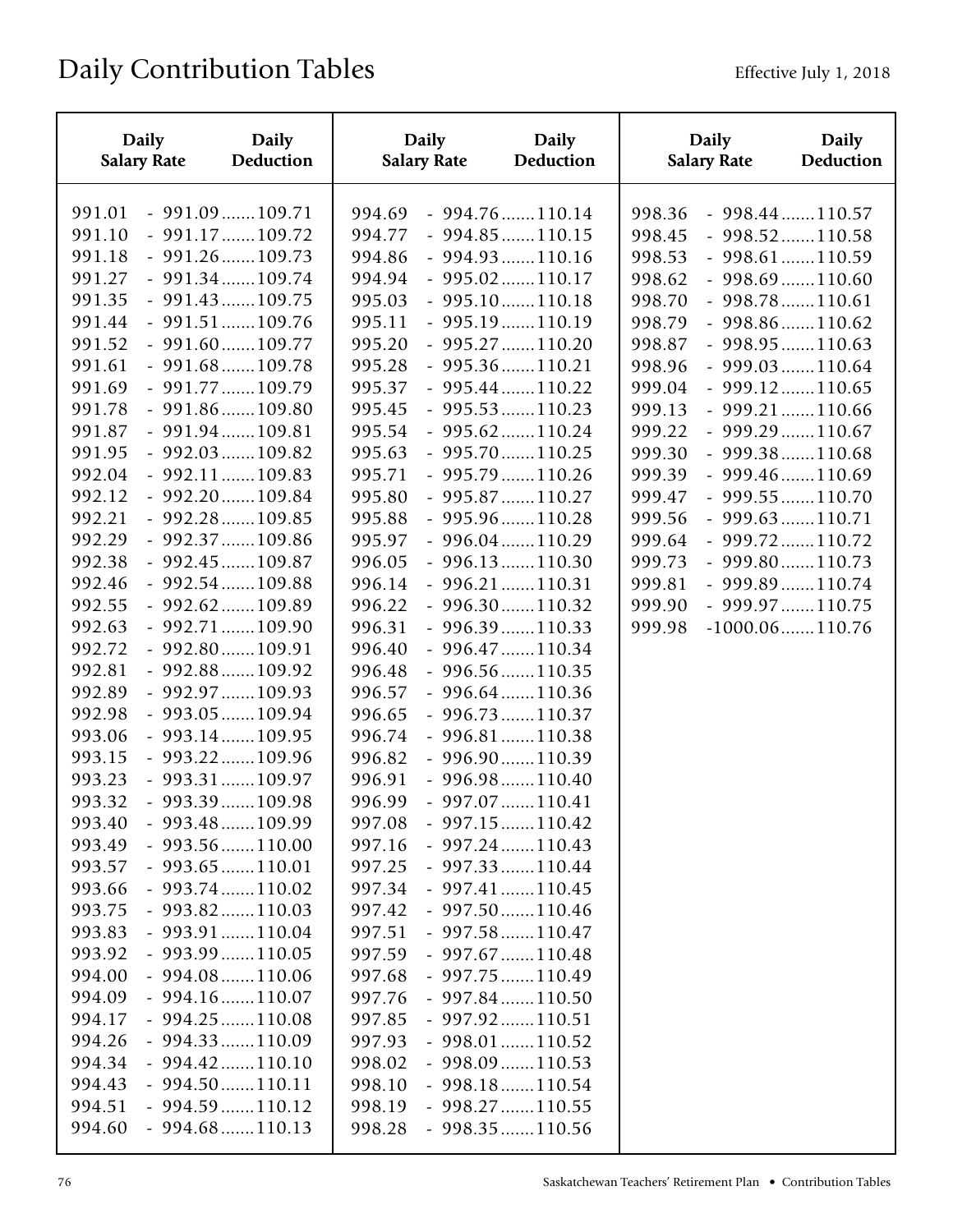# Daily Contribution Tables

Effective July 1, 2018

| Daily Salary Rate | Daily Deduction | Daily Salary Rate | Daily Deduction | Daily Salary Rate | Daily Deduction |
|---|---|---|---|---|---|
| 991.01 - 991.09 | 109.71 | 994.69 - 994.76 | 110.14 | 998.36 - 998.44 | 110.57 |
| 991.10 - 991.17 | 109.72 | 994.77 - 994.85 | 110.15 | 998.45 - 998.52 | 110.58 |
| 991.18 - 991.26 | 109.73 | 994.86 - 994.93 | 110.16 | 998.53 - 998.61 | 110.59 |
| 991.27 - 991.34 | 109.74 | 994.94 - 995.02 | 110.17 | 998.62 - 998.69 | 110.60 |
| 991.35 - 991.43 | 109.75 | 995.03 - 995.10 | 110.18 | 998.70 - 998.78 | 110.61 |
| 991.44 - 991.51 | 109.76 | 995.11 - 995.19 | 110.19 | 998.79 - 998.86 | 110.62 |
| 991.52 - 991.60 | 109.77 | 995.20 - 995.27 | 110.20 | 998.87 - 998.95 | 110.63 |
| 991.61 - 991.68 | 109.78 | 995.28 - 995.36 | 110.21 | 998.96 - 999.03 | 110.64 |
| 991.69 - 991.77 | 109.79 | 995.37 - 995.44 | 110.22 | 999.04 - 999.12 | 110.65 |
| 991.78 - 991.86 | 109.80 | 995.45 - 995.53 | 110.23 | 999.13 - 999.21 | 110.66 |
| 991.87 - 991.94 | 109.81 | 995.54 - 995.62 | 110.24 | 999.22 - 999.29 | 110.67 |
| 991.95 - 992.03 | 109.82 | 995.63 - 995.70 | 110.25 | 999.30 - 999.38 | 110.68 |
| 992.04 - 992.11 | 109.83 | 995.71 - 995.79 | 110.26 | 999.39 - 999.46 | 110.69 |
| 992.12 - 992.20 | 109.84 | 995.80 - 995.87 | 110.27 | 999.47 - 999.55 | 110.70 |
| 992.21 - 992.28 | 109.85 | 995.88 - 995.96 | 110.28 | 999.56 - 999.63 | 110.71 |
| 992.29 - 992.37 | 109.86 | 995.97 - 996.04 | 110.29 | 999.64 - 999.72 | 110.72 |
| 992.38 - 992.45 | 109.87 | 996.05 - 996.13 | 110.30 | 999.73 - 999.80 | 110.73 |
| 992.46 - 992.54 | 109.88 | 996.14 - 996.21 | 110.31 | 999.81 - 999.89 | 110.74 |
| 992.55 - 992.62 | 109.89 | 996.22 - 996.30 | 110.32 | 999.90 - 999.97 | 110.75 |
| 992.63 - 992.71 | 109.90 | 996.31 - 996.39 | 110.33 | 999.98 -1000.06 | 110.76 |
| 992.72 - 992.80 | 109.91 | 996.40 - 996.47 | 110.34 | | |
| 992.81 - 992.88 | 109.92 | 996.48 - 996.56 | 110.35 | | |
| 992.89 - 992.97 | 109.93 | 996.57 - 996.64 | 110.36 | | |
| 992.98 - 993.05 | 109.94 | 996.65 - 996.73 | 110.37 | | |
| 993.06 - 993.14 | 109.95 | 996.74 - 996.81 | 110.38 | | |
| 993.15 - 993.22 | 109.96 | 996.82 - 996.90 | 110.39 | | |
| 993.23 - 993.31 | 109.97 | 996.91 - 996.98 | 110.40 | | |
| 993.32 - 993.39 | 109.98 | 996.99 - 997.07 | 110.41 | | |
| 993.40 - 993.48 | 109.99 | 997.08 - 997.15 | 110.42 | | |
| 993.49 - 993.56 | 110.00 | 997.16 - 997.24 | 110.43 | | |
| 993.57 - 993.65 | 110.01 | 997.25 - 997.33 | 110.44 | | |
| 993.66 - 993.74 | 110.02 | 997.34 - 997.41 | 110.45 | | |
| 993.75 - 993.82 | 110.03 | 997.42 - 997.50 | 110.46 | | |
| 993.83 - 993.91 | 110.04 | 997.51 - 997.58 | 110.47 | | |
| 993.92 - 993.99 | 110.05 | 997.59 - 997.67 | 110.48 | | |
| 994.00 - 994.08 | 110.06 | 997.68 - 997.75 | 110.49 | | |
| 994.09 - 994.16 | 110.07 | 997.76 - 997.84 | 110.50 | | |
| 994.17 - 994.25 | 110.08 | 997.85 - 997.92 | 110.51 | | |
| 994.26 - 994.33 | 110.09 | 997.93 - 998.01 | 110.52 | | |
| 994.34 - 994.42 | 110.10 | 998.02 - 998.09 | 110.53 | | |
| 994.43 - 994.50 | 110.11 | 998.10 - 998.18 | 110.54 | | |
| 994.51 - 994.59 | 110.12 | 998.19 - 998.27 | 110.55 | | |
| 994.60 - 994.68 | 110.13 | 998.28 - 998.35 | 110.56 | | |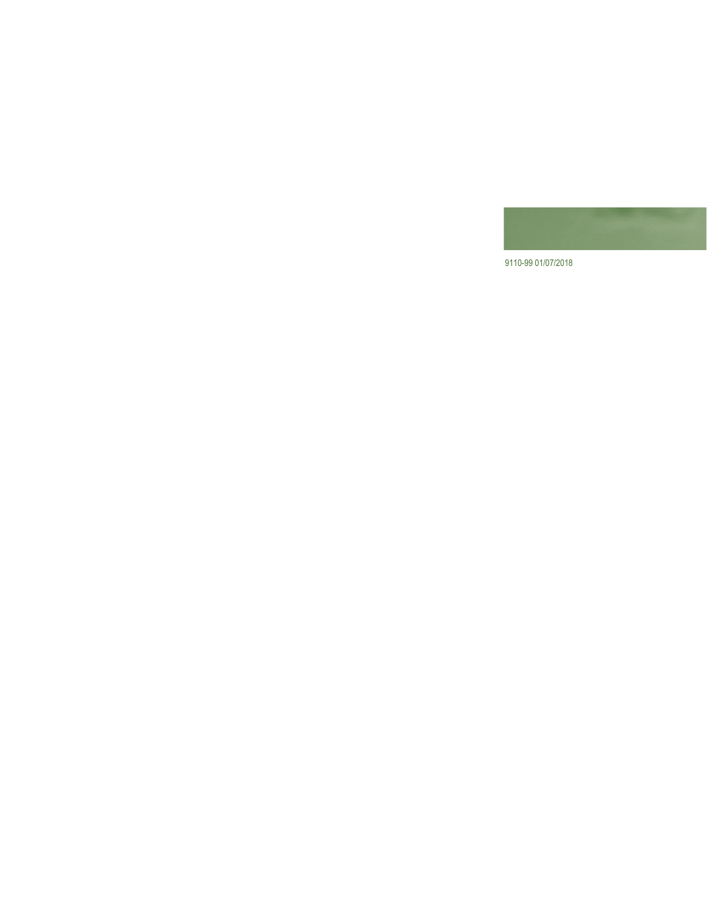9110-99 01/07/2018